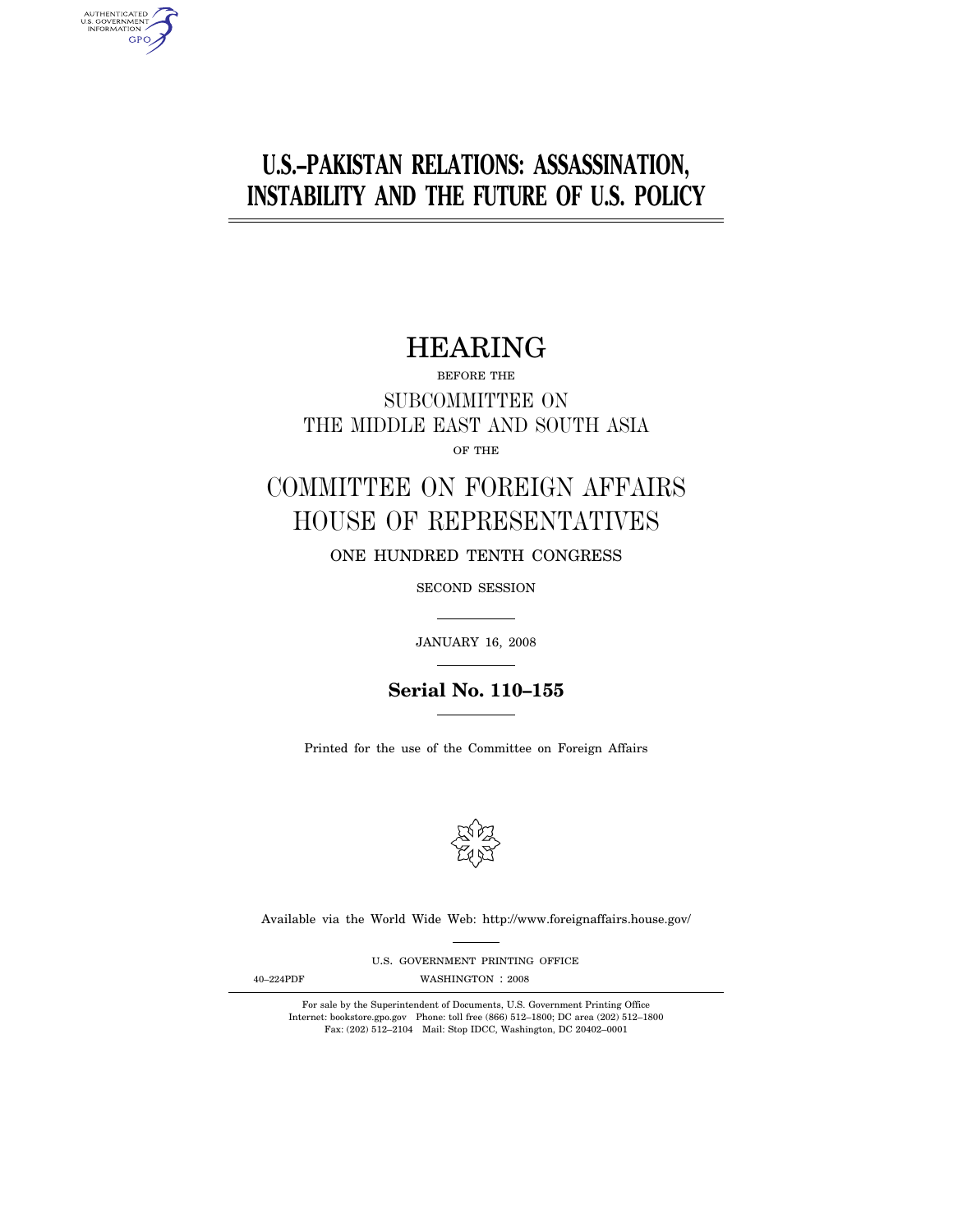# U.S.–PAKISTAN RELATIONS: ASSASSINATION, INSTABILITY AND THE FUTURE OF U.S. POLICY

## HEARING

BEFORE THE

SUBCOMMITTEE ON
THE MIDDLE EAST AND SOUTH ASIA

OF THE

## COMMITTEE ON FOREIGN AFFAIRS
## HOUSE OF REPRESENTATIVES

ONE HUNDRED TENTH CONGRESS

SECOND SESSION

JANUARY 16, 2008

**Serial No. 110–155**

Printed for the use of the Committee on Foreign Affairs

Available via the World Wide Web: http://www.foreignaffairs.house.gov/

U.S. GOVERNMENT PRINTING OFFICE

40–224PDF WASHINGTON : 2008

For sale by the Superintendent of Documents, U.S. Government Printing Office
Internet: bookstore.gpo.gov Phone: toll free (866) 512–1800; DC area (202) 512–1800
Fax: (202) 512–2104 Mail: Stop IDCC, Washington, DC 20402–0001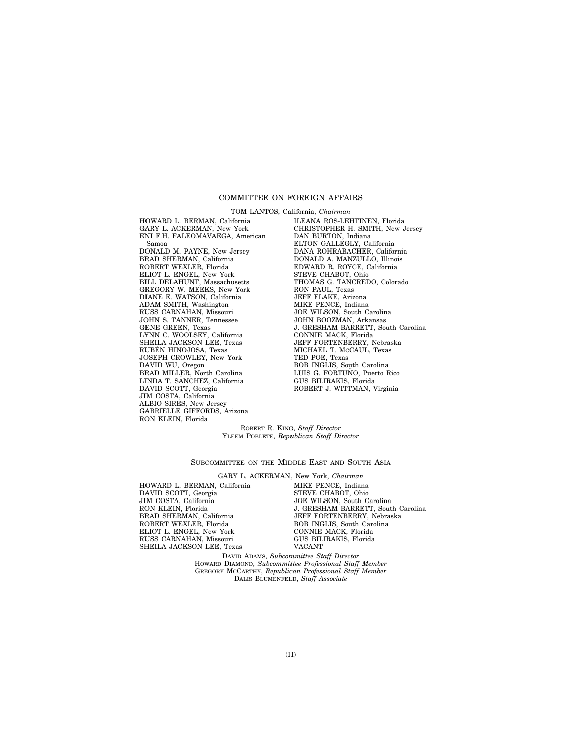## COMMITTEE ON FOREIGN AFFAIRS

TOM LANTOS, California, *Chairman*

HOWARD L. BERMAN, California
GARY L. ACKERMAN, New York
ENI F.H. FALEOMAVAEGA, American Samoa
DONALD M. PAYNE, New Jersey
BRAD SHERMAN, California
ROBERT WEXLER, Florida
ELIOT L. ENGEL, New York
BILL DELAHUNT, Massachusetts
GREGORY W. MEEKS, New York
DIANE E. WATSON, California
ADAM SMITH, Washington
RUSS CARNAHAN, Missouri
JOHN S. TANNER, Tennessee
GENE GREEN, Texas
LYNN C. WOOLSEY, California
SHEILA JACKSON LEE, Texas
RUBÉN HINOJOSA, Texas
JOSEPH CROWLEY, New York
DAVID WU, Oregon
BRAD MILLER, North Carolina
LINDA T. SÁNCHEZ, California
DAVID SCOTT, Georgia
JIM COSTA, California
ALBIO SIRES, New Jersey
GABRIELLE GIFFORDS, Arizona
RON KLEIN, Florida

ILEANA ROS-LEHTINEN, Florida
CHRISTOPHER H. SMITH, New Jersey
DAN BURTON, Indiana
ELTON GALLEGLY, California
DANA ROHRABACHER, California
DONALD A. MANZULLO, Illinois
EDWARD R. ROYCE, California
STEVE CHABOT, Ohio
THOMAS G. TANCREDO, Colorado
RON PAUL, Texas
JEFF FLAKE, Arizona
MIKE PENCE, Indiana
JOE WILSON, South Carolina
JOHN BOOZMAN, Arkansas
J. GRESHAM BARRETT, South Carolina
CONNIE MACK, Florida
JEFF FORTENBERRY, Nebraska
MICHAEL T. MCCAUL, Texas
TED POE, Texas
BOB INGLIS, South Carolina
LUIS G. FORTUÑO, Puerto Rico
GUS BILIRAKIS, Florida
ROBERT J. WITTMAN, Virginia

ROBERT R. KING, *Staff Director*
YLEEM POBLETE, *Republican Staff Director*

---

## SUBCOMMITTEE ON THE MIDDLE EAST AND SOUTH ASIA

GARY L. ACKERMAN, New York, *Chairman*

HOWARD L. BERMAN, California
DAVID SCOTT, Georgia
JIM COSTA, California
RON KLEIN, Florida
BRAD SHERMAN, California
ROBERT WEXLER, Florida
ELIOT L. ENGEL, New York
RUSS CARNAHAN, Missouri
SHEILA JACKSON LEE, Texas

MIKE PENCE, Indiana
STEVE CHABOT, Ohio
JOE WILSON, South Carolina
J. GRESHAM BARRETT, South Carolina
JEFF FORTENBERRY, Nebraska
BOB INGLIS, South Carolina
CONNIE MACK, Florida
GUS BILIRAKIS, Florida
VACANT

DAVID ADAMS, *Subcommittee Staff Director*
HOWARD DIAMOND, *Subcommittee Professional Staff Member*
GREGORY MCCARTHY, *Republican Professional Staff Member*
DALIS BLUMENFELD, *Staff Associate*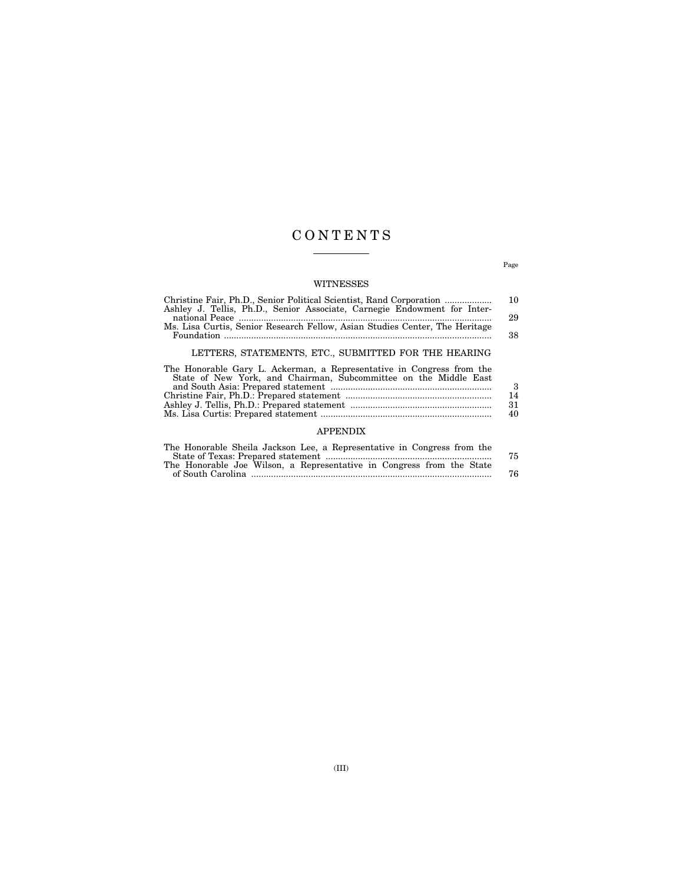# CONTENTS

| | Page |
|---|---|
| **WITNESSES** | |
| Christine Fair, Ph.D., Senior Political Scientist, Rand Corporation | 10 |
| Ashley J. Tellis, Ph.D., Senior Associate, Carnegie Endowment for International Peace | 29 |
| Ms. Lisa Curtis, Senior Research Fellow, Asian Studies Center, The Heritage Foundation | 38 |
| **LETTERS, STATEMENTS, ETC., SUBMITTED FOR THE HEARING** | |
| The Honorable Gary L. Ackerman, a Representative in Congress from the State of New York, and Chairman, Subcommittee on the Middle East and South Asia: Prepared statement | 3 |
| Christine Fair, Ph.D.: Prepared statement | 14 |
| Ashley J. Tellis, Ph.D.: Prepared statement | 31 |
| Ms. Lisa Curtis: Prepared statement | 40 |
| **APPENDIX** | |
| The Honorable Sheila Jackson Lee, a Representative in Congress from the State of Texas: Prepared statement | 75 |
| The Honorable Joe Wilson, a Representative in Congress from the State of South Carolina | 76 |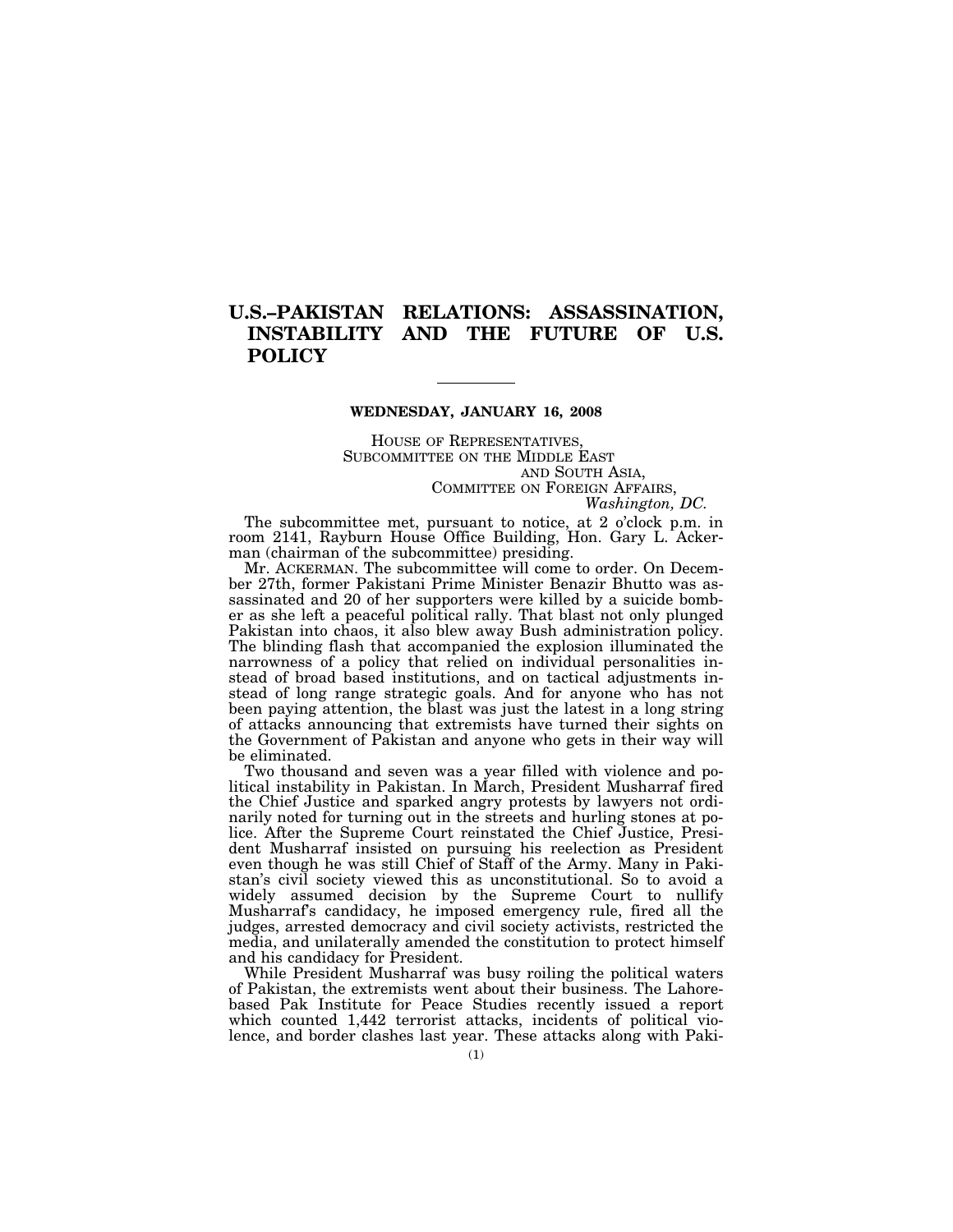# U.S.–PAKISTAN RELATIONS: ASSASSINATION, INSTABILITY AND THE FUTURE OF U.S. POLICY

---

**WEDNESDAY, JANUARY 16, 2008**

HOUSE OF REPRESENTATIVES,
SUBCOMMITTEE ON THE MIDDLE EAST AND SOUTH ASIA,
COMMITTEE ON FOREIGN AFFAIRS,
*Washington, DC.*

The subcommittee met, pursuant to notice, at 2 o'clock p.m. in room 2141, Rayburn House Office Building, Hon. Gary L. Ackerman (chairman of the subcommittee) presiding.

Mr. ACKERMAN. The subcommittee will come to order. On December 27th, former Pakistani Prime Minister Benazir Bhutto was assassinated and 20 of her supporters were killed by a suicide bomber as she left a peaceful political rally. That blast not only plunged Pakistan into chaos, it also blew away Bush administration policy. The blinding flash that accompanied the explosion illuminated the narrowness of a policy that relied on individual personalities instead of broad based institutions, and on tactical adjustments instead of long range strategic goals. And for anyone who has not been paying attention, the blast was just the latest in a long string of attacks announcing that extremists have turned their sights on the Government of Pakistan and anyone who gets in their way will be eliminated.

Two thousand and seven was a year filled with violence and political instability in Pakistan. In March, President Musharraf fired the Chief Justice and sparked angry protests by lawyers not ordinarily noted for turning out in the streets and hurling stones at police. After the Supreme Court reinstated the Chief Justice, President Musharraf insisted on pursuing his reelection as President even though he was still Chief of Staff of the Army. Many in Pakistan's civil society viewed this as unconstitutional. So to avoid a widely assumed decision by the Supreme Court to nullify Musharraf's candidacy, he imposed emergency rule, fired all the judges, arrested democracy and civil society activists, restricted the media, and unilaterally amended the constitution to protect himself and his candidacy for President.

While President Musharraf was busy roiling the political waters of Pakistan, the extremists went about their business. The Lahore-based Pak Institute for Peace Studies recently issued a report which counted 1,442 terrorist attacks, incidents of political violence, and border clashes last year. These attacks along with Paki-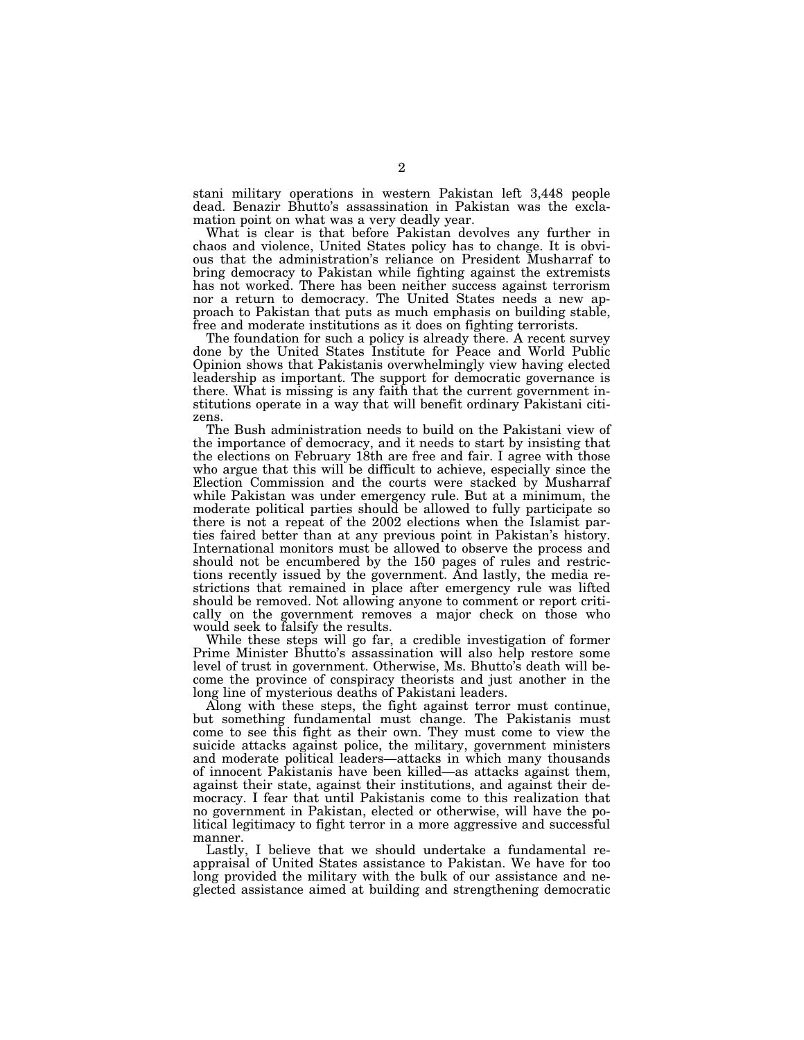stani military operations in western Pakistan left 3,448 people dead. Benazir Bhutto's assassination in Pakistan was the exclamation point on what was a very deadly year.

What is clear is that before Pakistan devolves any further in chaos and violence, United States policy has to change. It is obvious that the administration's reliance on President Musharraf to bring democracy to Pakistan while fighting against the extremists has not worked. There has been neither success against terrorism nor a return to democracy. The United States needs a new approach to Pakistan that puts as much emphasis on building stable, free and moderate institutions as it does on fighting terrorists.

The foundation for such a policy is already there. A recent survey done by the United States Institute for Peace and World Public Opinion shows that Pakistanis overwhelmingly view having elected leadership as important. The support for democratic governance is there. What is missing is any faith that the current government institutions operate in a way that will benefit ordinary Pakistani citizens.

The Bush administration needs to build on the Pakistani view of the importance of democracy, and it needs to start by insisting that the elections on February 18th are free and fair. I agree with those who argue that this will be difficult to achieve, especially since the Election Commission and the courts were stacked by Musharraf while Pakistan was under emergency rule. But at a minimum, the moderate political parties should be allowed to fully participate so there is not a repeat of the 2002 elections when the Islamist parties faired better than at any previous point in Pakistan's history. International monitors must be allowed to observe the process and should not be encumbered by the 150 pages of rules and restrictions recently issued by the government. And lastly, the media restrictions that remained in place after emergency rule was lifted should be removed. Not allowing anyone to comment or report critically on the government removes a major check on those who would seek to falsify the results.

While these steps will go far, a credible investigation of former Prime Minister Bhutto's assassination will also help restore some level of trust in government. Otherwise, Ms. Bhutto's death will become the province of conspiracy theorists and just another in the long line of mysterious deaths of Pakistani leaders.

Along with these steps, the fight against terror must continue, but something fundamental must change. The Pakistanis must come to see this fight as their own. They must come to view the suicide attacks against police, the military, government ministers and moderate political leaders—attacks in which many thousands of innocent Pakistanis have been killed—as attacks against them, against their state, against their institutions, and against their democracy. I fear that until Pakistanis come to this realization that no government in Pakistan, elected or otherwise, will have the political legitimacy to fight terror in a more aggressive and successful manner.

Lastly, I believe that we should undertake a fundamental reappraisal of United States assistance to Pakistan. We have for too long provided the military with the bulk of our assistance and neglected assistance aimed at building and strengthening democratic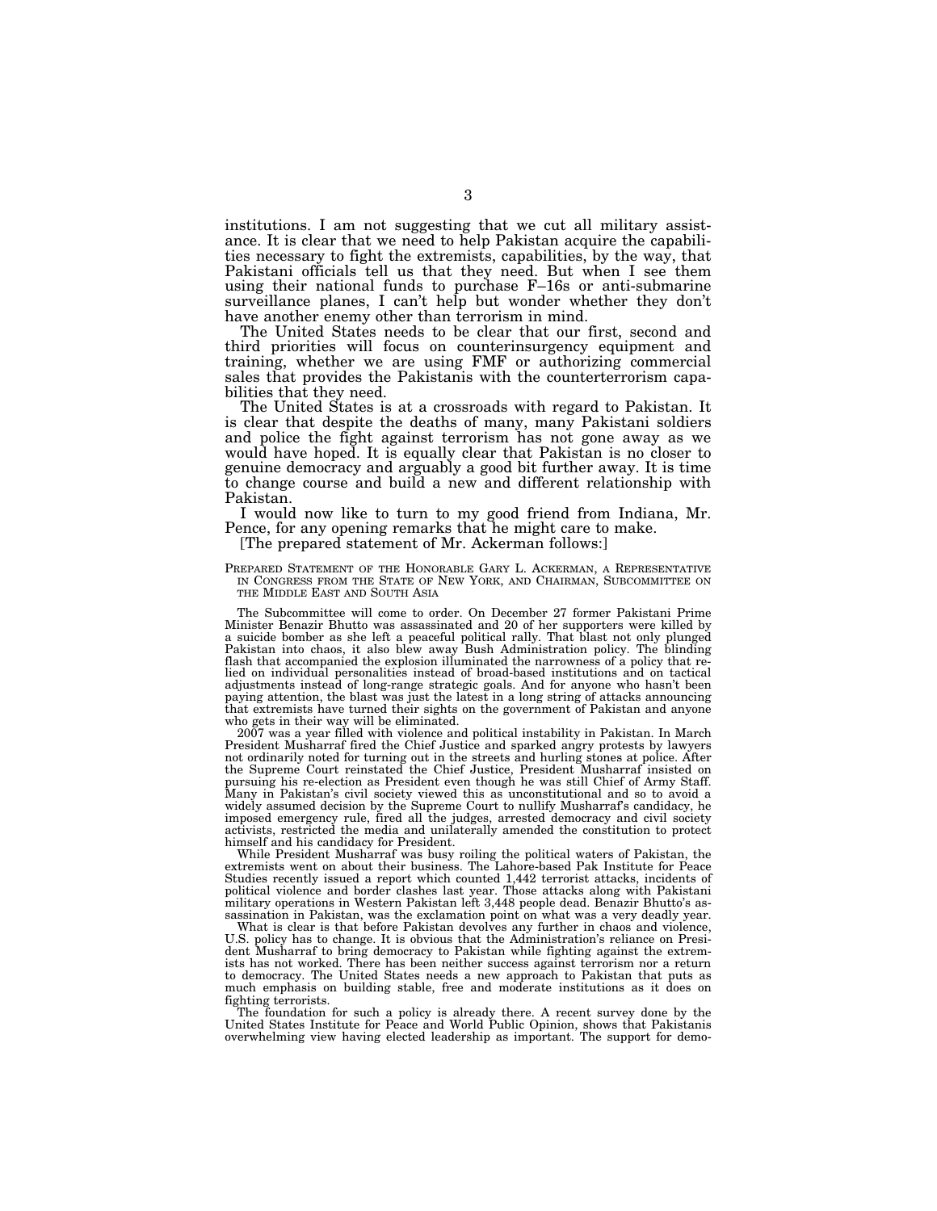institutions. I am not suggesting that we cut all military assistance. It is clear that we need to help Pakistan acquire the capabilities necessary to fight the extremists, capabilities, by the way, that Pakistani officials tell us that they need. But when I see them using their national funds to purchase F–16s or anti-submarine surveillance planes, I can't help but wonder whether they don't have another enemy other than terrorism in mind.

The United States needs to be clear that our first, second and third priorities will focus on counterinsurgency equipment and training, whether we are using FMF or authorizing commercial sales that provides the Pakistanis with the counterterrorism capabilities that they need.

The United States is at a crossroads with regard to Pakistan. It is clear that despite the deaths of many, many Pakistani soldiers and police the fight against terrorism has not gone away as we would have hoped. It is equally clear that Pakistan is no closer to genuine democracy and arguably a good bit further away. It is time to change course and build a new and different relationship with Pakistan.

I would now like to turn to my good friend from Indiana, Mr. Pence, for any opening remarks that he might care to make.

[The prepared statement of Mr. Ackerman follows:]

PREPARED STATEMENT OF THE HONORABLE GARY L. ACKERMAN, A REPRESENTATIVE IN CONGRESS FROM THE STATE OF NEW YORK, AND CHAIRMAN, SUBCOMMITTEE ON THE MIDDLE EAST AND SOUTH ASIA

The Subcommittee will come to order. On December 27 former Pakistani Prime Minister Benazir Bhutto was assassinated and 20 of her supporters were killed by a suicide bomber as she left a peaceful political rally. That blast not only plunged Pakistan into chaos, it also blew away Bush Administration policy. The blinding flash that accompanied the explosion illuminated the narrowness of a policy that relied on individual personalities instead of broad-based institutions and on tactical adjustments instead of long-range strategic goals. And for anyone who hasn't been paying attention, the blast was just the latest in a long string of attacks announcing that extremists have turned their sights on the government of Pakistan and anyone who gets in their way will be eliminated.

2007 was a year filled with violence and political instability in Pakistan. In March President Musharraf fired the Chief Justice and sparked angry protests by lawyers not ordinarily noted for turning out in the streets and hurling stones at police. After the Supreme Court reinstated the Chief Justice, President Musharraf insisted on pursuing his re-election as President even though he was still Chief of Army Staff. Many in Pakistan's civil society viewed this as unconstitutional and so to avoid a widely assumed decision by the Supreme Court to nullify Musharraf's candidacy, he imposed emergency rule, fired all the judges, arrested democracy and civil society activists, restricted the media and unilaterally amended the constitution to protect himself and his candidacy for President.

While President Musharraf was busy roiling the political waters of Pakistan, the extremists went on about their business. The Lahore-based Pak Institute for Peace Studies recently issued a report which counted 1,442 terrorist attacks, incidents of political violence and border clashes last year. Those attacks along with Pakistani military operations in Western Pakistan left 3,448 people dead. Benazir Bhutto's assassination in Pakistan, was the exclamation point on what was a very deadly year.

What is clear is that before Pakistan devolves any further in chaos and violence, U.S. policy has to change. It is obvious that the Administration's reliance on President Musharraf to bring democracy to Pakistan while fighting against the extremists has not worked. There has been neither success against terrorism nor a return to democracy. The United States needs a new approach to Pakistan that puts as much emphasis on building stable, free and moderate institutions as it does on fighting terrorists.

The foundation for such a policy is already there. A recent survey done by the United States Institute for Peace and World Public Opinion, shows that Pakistanis overwhelming view having elected leadership as important. The support for demo-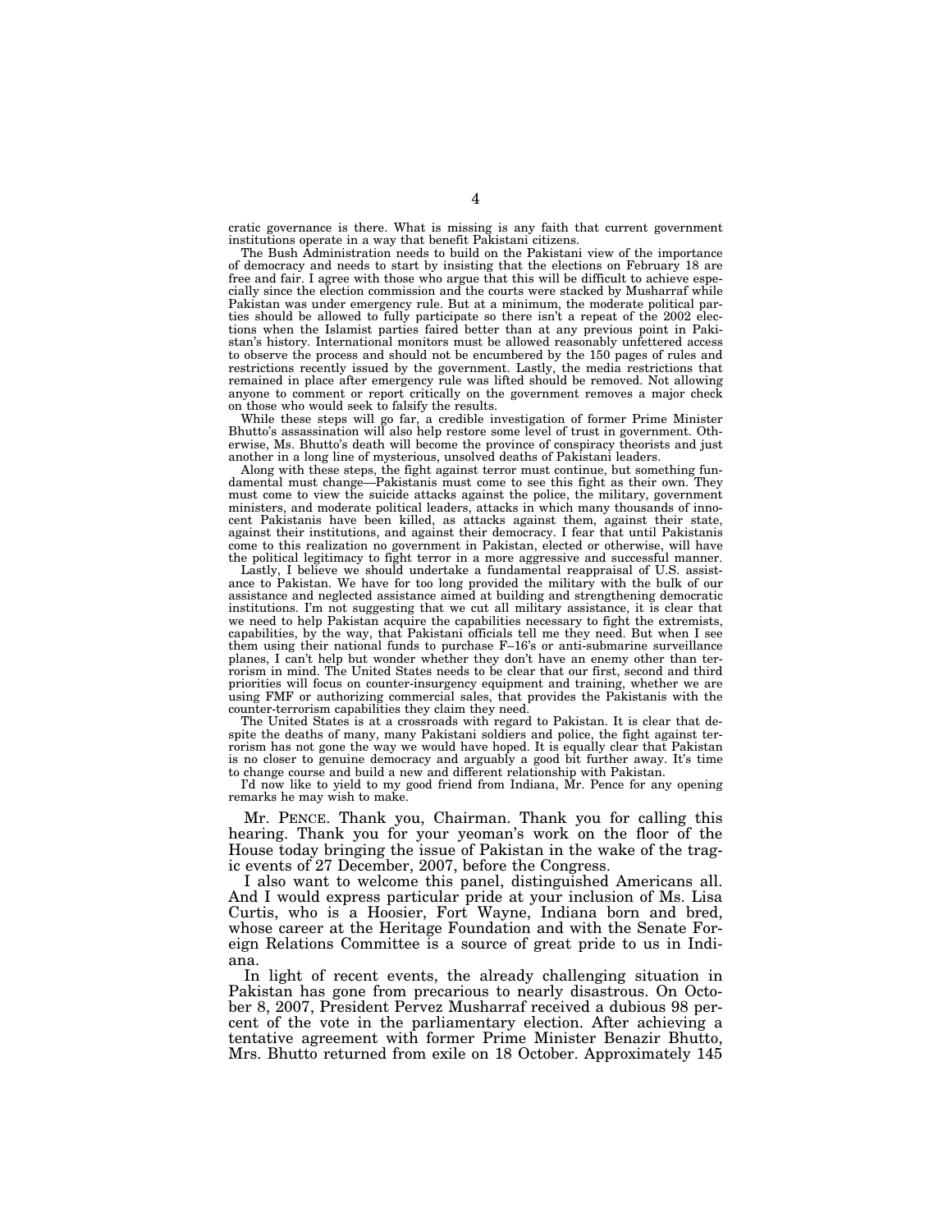cratic governance is there. What is missing is any faith that current government institutions operate in a way that benefit Pakistani citizens.

The Bush Administration needs to build on the Pakistani view of the importance of democracy and needs to start by insisting that the elections on February 18 are free and fair. I agree with those who argue that this will be difficult to achieve especially since the election commission and the courts were stacked by Musharraf while Pakistan was under emergency rule. But at a minimum, the moderate political parties should be allowed to fully participate so there isn't a repeat of the 2002 elections when the Islamist parties faired better than at any previous point in Pakistan's history. International monitors must be allowed reasonably unfettered access to observe the process and should not be encumbered by the 150 pages of rules and restrictions recently issued by the government. Lastly, the media restrictions that remained in place after emergency rule was lifted should be removed. Not allowing anyone to comment or report critically on the government removes a major check on those who would seek to falsify the results.

While these steps will go far, a credible investigation of former Prime Minister Bhutto's assassination will also help restore some level of trust in government. Otherwise, Ms. Bhutto's death will become the province of conspiracy theorists and just another in a long line of mysterious, unsolved deaths of Pakistani leaders.

Along with these steps, the fight against terror must continue, but something fundamental must change—Pakistanis must come to see this fight as their own. They must come to view the suicide attacks against the police, the military, government ministers, and moderate political leaders, attacks in which many thousands of innocent Pakistanis have been killed, as attacks against them, against their state, against their institutions, and against their democracy. I fear that until Pakistanis come to this realization no government in Pakistan, elected or otherwise, will have the political legitimacy to fight terror in a more aggressive and successful manner.

Lastly, I believe we should undertake a fundamental reappraisal of U.S. assistance to Pakistan. We have for too long provided the military with the bulk of our assistance and neglected assistance aimed at building and strengthening democratic institutions. I'm not suggesting that we cut all military assistance, it is clear that we need to help Pakistan acquire the capabilities necessary to fight the extremists, capabilities, by the way, that Pakistani officials tell me they need. But when I see them using their national funds to purchase F–16's or anti-submarine surveillance planes, I can't help but wonder whether they don't have an enemy other than terrorism in mind. The United States needs to be clear that our first, second and third priorities will focus on counter-insurgency equipment and training, whether we are using FMF or authorizing commercial sales, that provides the Pakistanis with the counter-terrorism capabilities they claim they need.

The United States is at a crossroads with regard to Pakistan. It is clear that despite the deaths of many, many Pakistani soldiers and police, the fight against terrorism has not gone the way we would have hoped. It is equally clear that Pakistan is no closer to genuine democracy and arguably a good bit further away. It's time to change course and build a new and different relationship with Pakistan.

I'd now like to yield to my good friend from Indiana, Mr. Pence for any opening remarks he may wish to make.

Mr. PENCE. Thank you, Chairman. Thank you for calling this hearing. Thank you for your yeoman's work on the floor of the House today bringing the issue of Pakistan in the wake of the tragic events of 27 December, 2007, before the Congress.

I also want to welcome this panel, distinguished Americans all. And I would express particular pride at your inclusion of Ms. Lisa Curtis, who is a Hoosier, Fort Wayne, Indiana born and bred, whose career at the Heritage Foundation and with the Senate Foreign Relations Committee is a source of great pride to us in Indiana.

In light of recent events, the already challenging situation in Pakistan has gone from precarious to nearly disastrous. On October 8, 2007, President Pervez Musharraf received a dubious 98 percent of the vote in the parliamentary election. After achieving a tentative agreement with former Prime Minister Benazir Bhutto, Mrs. Bhutto returned from exile on 18 October. Approximately 145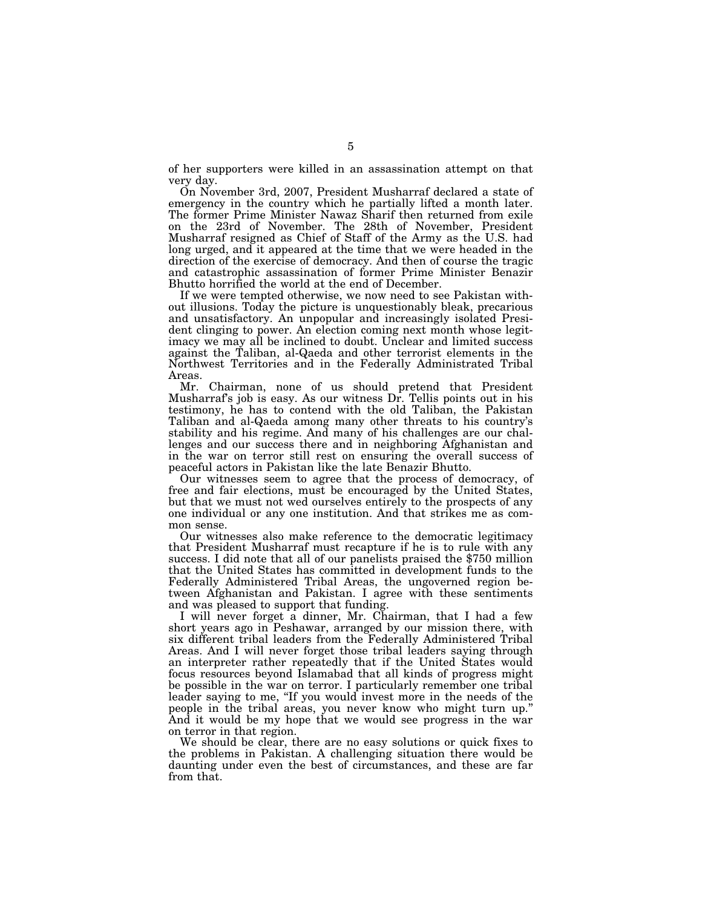of her supporters were killed in an assassination attempt on that very day.

On November 3rd, 2007, President Musharraf declared a state of emergency in the country which he partially lifted a month later. The former Prime Minister Nawaz Sharif then returned from exile on the 23rd of November. The 28th of November, President Musharraf resigned as Chief of Staff of the Army as the U.S. had long urged, and it appeared at the time that we were headed in the direction of the exercise of democracy. And then of course the tragic and catastrophic assassination of former Prime Minister Benazir Bhutto horrified the world at the end of December.

If we were tempted otherwise, we now need to see Pakistan without illusions. Today the picture is unquestionably bleak, precarious and unsatisfactory. An unpopular and increasingly isolated President clinging to power. An election coming next month whose legitimacy we may all be inclined to doubt. Unclear and limited success against the Taliban, al-Qaeda and other terrorist elements in the Northwest Territories and in the Federally Administrated Tribal Areas.

Mr. Chairman, none of us should pretend that President Musharraf's job is easy. As our witness Dr. Tellis points out in his testimony, he has to contend with the old Taliban, the Pakistan Taliban and al-Qaeda among many other threats to his country's stability and his regime. And many of his challenges are our challenges and our success there and in neighboring Afghanistan and in the war on terror still rest on ensuring the overall success of peaceful actors in Pakistan like the late Benazir Bhutto.

Our witnesses seem to agree that the process of democracy, of free and fair elections, must be encouraged by the United States, but that we must not wed ourselves entirely to the prospects of any one individual or any one institution. And that strikes me as common sense.

Our witnesses also make reference to the democratic legitimacy that President Musharraf must recapture if he is to rule with any success. I did note that all of our panelists praised the $750 million that the United States has committed in development funds to the Federally Administered Tribal Areas, the ungoverned region between Afghanistan and Pakistan. I agree with these sentiments and was pleased to support that funding.

I will never forget a dinner, Mr. Chairman, that I had a few short years ago in Peshawar, arranged by our mission there, with six different tribal leaders from the Federally Administered Tribal Areas. And I will never forget those tribal leaders saying through an interpreter rather repeatedly that if the United States would focus resources beyond Islamabad that all kinds of progress might be possible in the war on terror. I particularly remember one tribal leader saying to me, "If you would invest more in the needs of the people in the tribal areas, you never know who might turn up." And it would be my hope that we would see progress in the war on terror in that region.

We should be clear, there are no easy solutions or quick fixes to the problems in Pakistan. A challenging situation there would be daunting under even the best of circumstances, and these are far from that.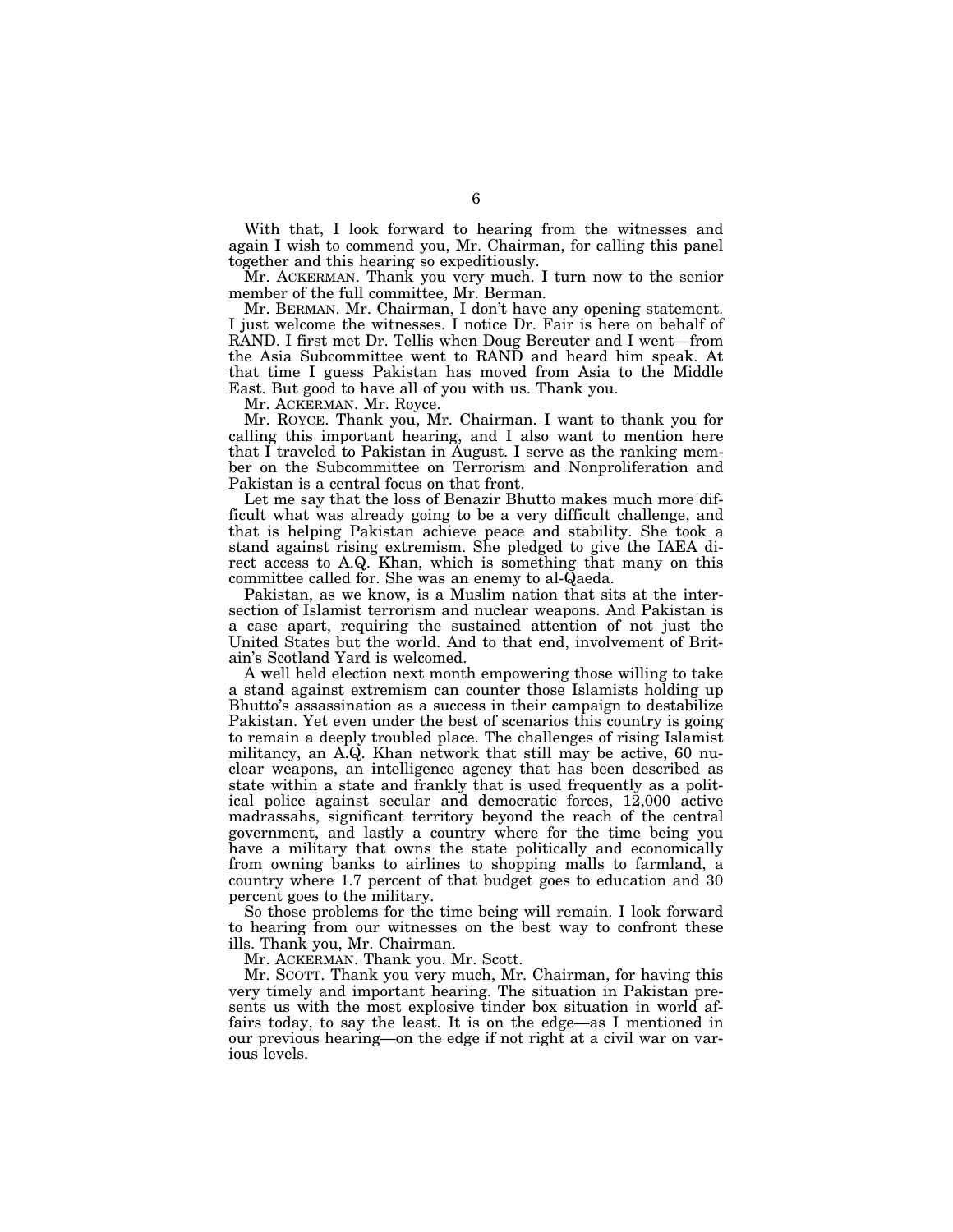With that, I look forward to hearing from the witnesses and again I wish to commend you, Mr. Chairman, for calling this panel together and this hearing so expeditiously.

Mr. ACKERMAN. Thank you very much. I turn now to the senior member of the full committee, Mr. Berman.

Mr. BERMAN. Mr. Chairman, I don't have any opening statement. I just welcome the witnesses. I notice Dr. Fair is here on behalf of RAND. I first met Dr. Tellis when Doug Bereuter and I went—from the Asia Subcommittee went to RAND and heard him speak. At that time I guess Pakistan has moved from Asia to the Middle East. But good to have all of you with us. Thank you.

Mr. ACKERMAN. Mr. Royce.

Mr. ROYCE. Thank you, Mr. Chairman. I want to thank you for calling this important hearing, and I also want to mention here that I traveled to Pakistan in August. I serve as the ranking member on the Subcommittee on Terrorism and Nonproliferation and Pakistan is a central focus on that front.

Let me say that the loss of Benazir Bhutto makes much more difficult what was already going to be a very difficult challenge, and that is helping Pakistan achieve peace and stability. She took a stand against rising extremism. She pledged to give the IAEA direct access to A.Q. Khan, which is something that many on this committee called for. She was an enemy to al-Qaeda.

Pakistan, as we know, is a Muslim nation that sits at the intersection of Islamist terrorism and nuclear weapons. And Pakistan is a case apart, requiring the sustained attention of not just the United States but the world. And to that end, involvement of Britain's Scotland Yard is welcomed.

A well held election next month empowering those willing to take a stand against extremism can counter those Islamists holding up Bhutto's assassination as a success in their campaign to destabilize Pakistan. Yet even under the best of scenarios this country is going to remain a deeply troubled place. The challenges of rising Islamist militancy, an A.Q. Khan network that still may be active, 60 nuclear weapons, an intelligence agency that has been described as state within a state and frankly that is used frequently as a political police against secular and democratic forces, 12,000 active madrassahs, significant territory beyond the reach of the central government, and lastly a country where for the time being you have a military that owns the state politically and economically from owning banks to airlines to shopping malls to farmland, a country where 1.7 percent of that budget goes to education and 30 percent goes to the military.

So those problems for the time being will remain. I look forward to hearing from our witnesses on the best way to confront these ills. Thank you, Mr. Chairman.

Mr. ACKERMAN. Thank you. Mr. Scott.

Mr. SCOTT. Thank you very much, Mr. Chairman, for having this very timely and important hearing. The situation in Pakistan presents us with the most explosive tinder box situation in world affairs today, to say the least. It is on the edge—as I mentioned in our previous hearing—on the edge if not right at a civil war on various levels.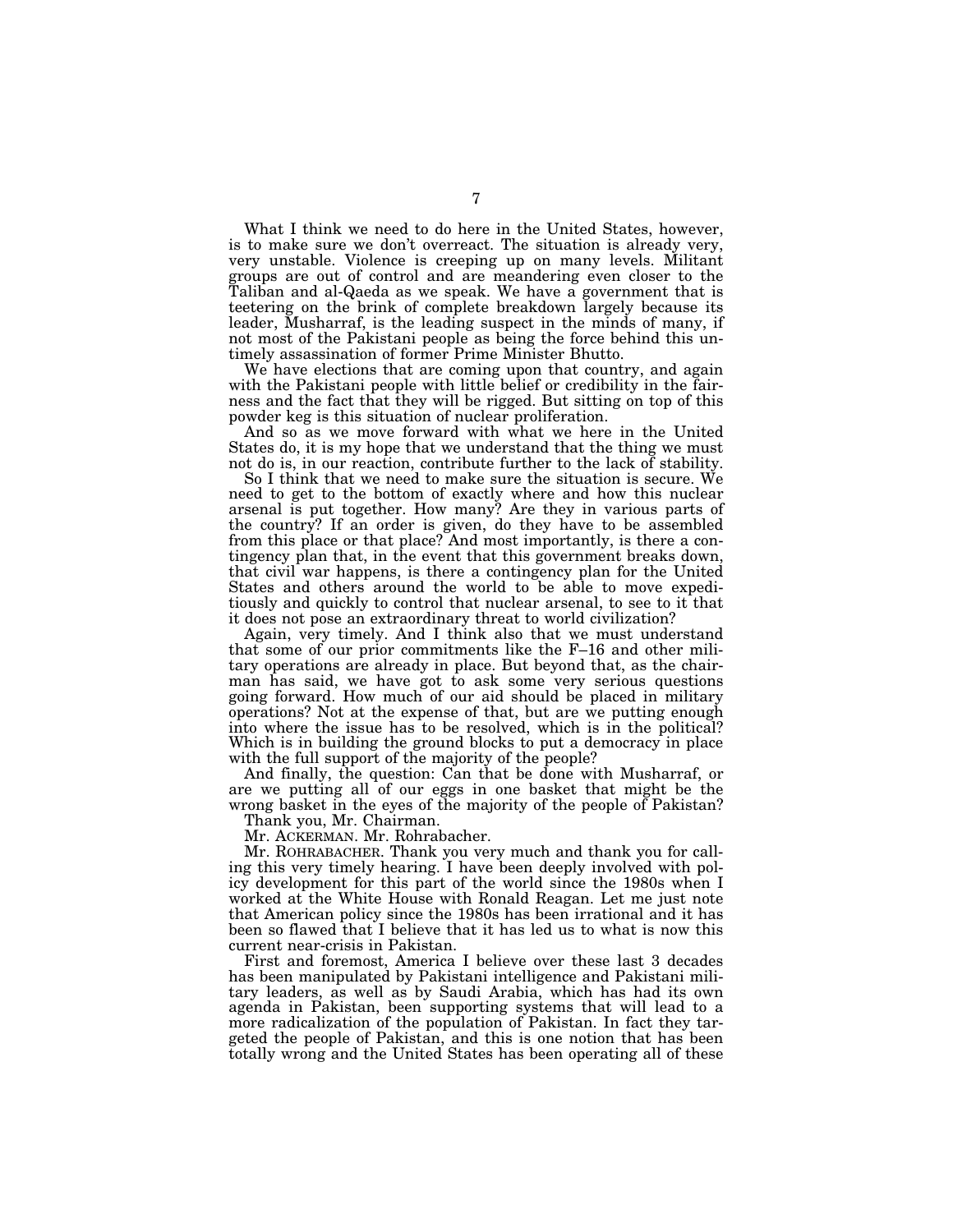What I think we need to do here in the United States, however, is to make sure we don't overreact. The situation is already very, very unstable. Violence is creeping up on many levels. Militant groups are out of control and are meandering even closer to the Taliban and al-Qaeda as we speak. We have a government that is teetering on the brink of complete breakdown largely because its leader, Musharraf, is the leading suspect in the minds of many, if not most of the Pakistani people as being the force behind this untimely assassination of former Prime Minister Bhutto.

We have elections that are coming upon that country, and again with the Pakistani people with little belief or credibility in the fairness and the fact that they will be rigged. But sitting on top of this powder keg is this situation of nuclear proliferation.

And so as we move forward with what we here in the United States do, it is my hope that we understand that the thing we must not do is, in our reaction, contribute further to the lack of stability.

So I think that we need to make sure the situation is secure. We need to get to the bottom of exactly where and how this nuclear arsenal is put together. How many? Are they in various parts of the country? If an order is given, do they have to be assembled from this place or that place? And most importantly, is there a contingency plan that, in the event that this government breaks down, that civil war happens, is there a contingency plan for the United States and others around the world to be able to move expeditiously and quickly to control that nuclear arsenal, to see to it that it does not pose an extraordinary threat to world civilization?

Again, very timely. And I think also that we must understand that some of our prior commitments like the F–16 and other military operations are already in place. But beyond that, as the chairman has said, we have got to ask some very serious questions going forward. How much of our aid should be placed in military operations? Not at the expense of that, but are we putting enough into where the issue has to be resolved, which is in the political? Which is in building the ground blocks to put a democracy in place with the full support of the majority of the people?

And finally, the question: Can that be done with Musharraf, or are we putting all of our eggs in one basket that might be the wrong basket in the eyes of the majority of the people of Pakistan?

Thank you, Mr. Chairman.

Mr. ACKERMAN. Mr. Rohrabacher.

Mr. ROHRABACHER. Thank you very much and thank you for calling this very timely hearing. I have been deeply involved with policy development for this part of the world since the 1980s when I worked at the White House with Ronald Reagan. Let me just note that American policy since the 1980s has been irrational and it has been so flawed that I believe that it has led us to what is now this current near-crisis in Pakistan.

First and foremost, America I believe over these last 3 decades has been manipulated by Pakistani intelligence and Pakistani military leaders, as well as by Saudi Arabia, which has had its own agenda in Pakistan, been supporting systems that will lead to a more radicalization of the population of Pakistan. In fact they targeted the people of Pakistan, and this is one notion that has been totally wrong and the United States has been operating all of these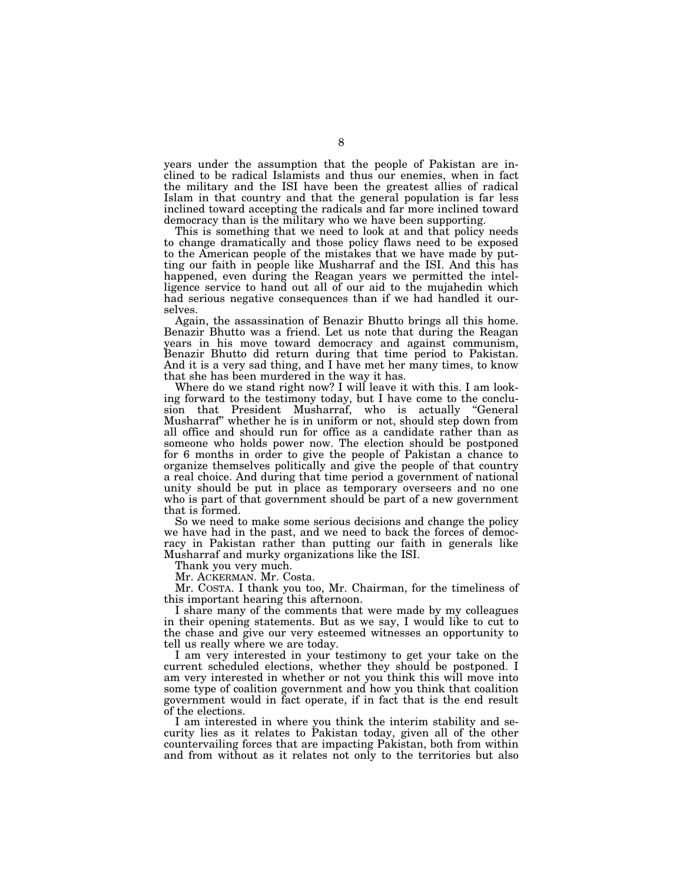years under the assumption that the people of Pakistan are inclined to be radical Islamists and thus our enemies, when in fact the military and the ISI have been the greatest allies of radical Islam in that country and that the general population is far less inclined toward accepting the radicals and far more inclined toward democracy than is the military who we have been supporting.

This is something that we need to look at and that policy needs to change dramatically and those policy flaws need to be exposed to the American people of the mistakes that we have made by putting our faith in people like Musharraf and the ISI. And this has happened, even during the Reagan years we permitted the intelligence service to hand out all of our aid to the mujahedin which had serious negative consequences than if we had handled it ourselves.

Again, the assassination of Benazir Bhutto brings all this home. Benazir Bhutto was a friend. Let us note that during the Reagan years in his move toward democracy and against communism, Benazir Bhutto did return during that time period to Pakistan. And it is a very sad thing, and I have met her many times, to know that she has been murdered in the way it has.

Where do we stand right now? I will leave it with this. I am looking forward to the testimony today, but I have come to the conclusion that President Musharraf, who is actually "General Musharraf" whether he is in uniform or not, should step down from all office and should run for office as a candidate rather than as someone who holds power now. The election should be postponed for 6 months in order to give the people of Pakistan a chance to organize themselves politically and give the people of that country a real choice. And during that time period a government of national unity should be put in place as temporary overseers and no one who is part of that government should be part of a new government that is formed.

So we need to make some serious decisions and change the policy we have had in the past, and we need to back the forces of democracy in Pakistan rather than putting our faith in generals like Musharraf and murky organizations like the ISI.

Thank you very much.

Mr. ACKERMAN. Mr. Costa.

Mr. COSTA. I thank you too, Mr. Chairman, for the timeliness of this important hearing this afternoon.

I share many of the comments that were made by my colleagues in their opening statements. But as we say, I would like to cut to the chase and give our very esteemed witnesses an opportunity to tell us really where we are today.

I am very interested in your testimony to get your take on the current scheduled elections, whether they should be postponed. I am very interested in whether or not you think this will move into some type of coalition government and how you think that coalition government would in fact operate, if in fact that is the end result of the elections.

I am interested in where you think the interim stability and security lies as it relates to Pakistan today, given all of the other countervailing forces that are impacting Pakistan, both from within and from without as it relates not only to the territories but also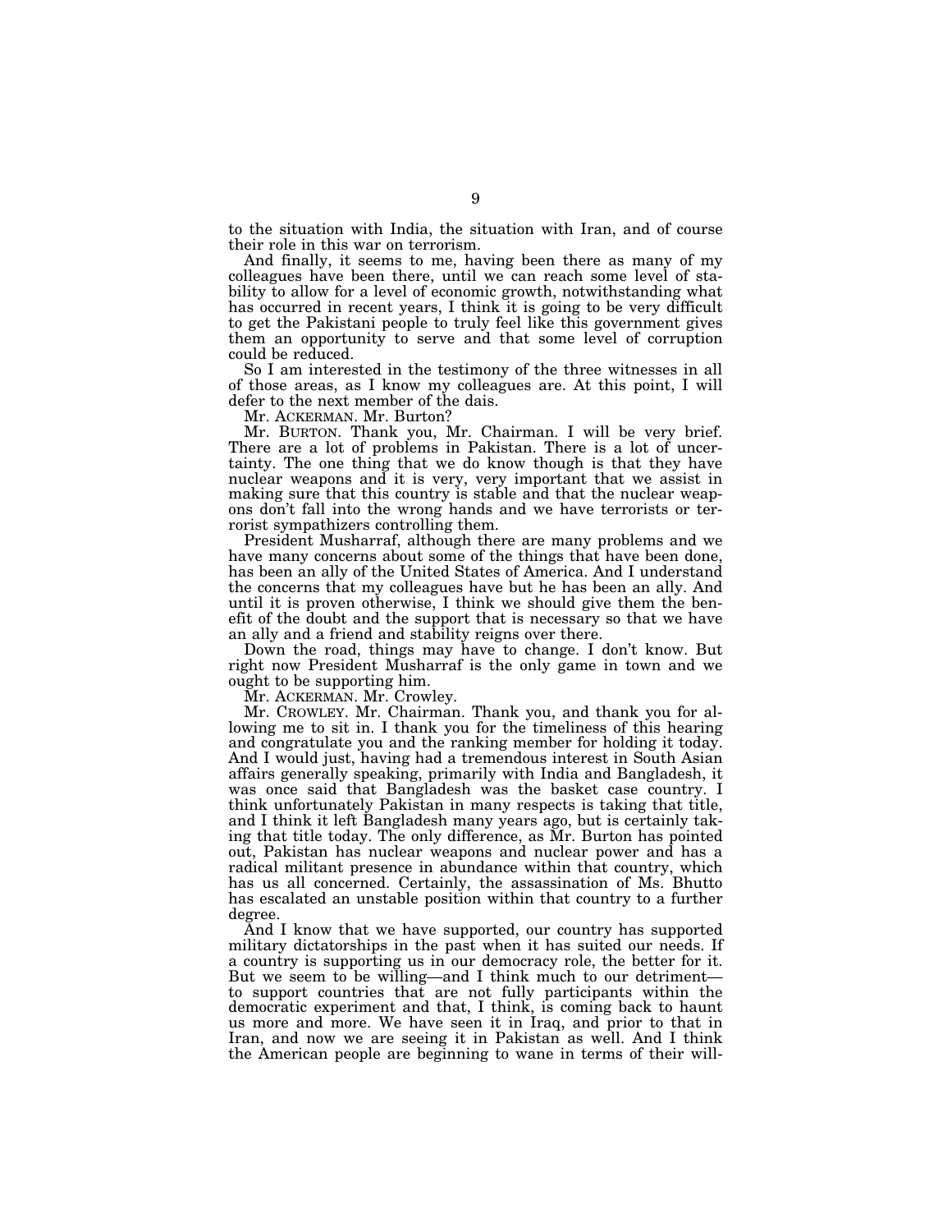to the situation with India, the situation with Iran, and of course their role in this war on terrorism.

And finally, it seems to me, having been there as many of my colleagues have been there, until we can reach some level of stability to allow for a level of economic growth, notwithstanding what has occurred in recent years, I think it is going to be very difficult to get the Pakistani people to truly feel like this government gives them an opportunity to serve and that some level of corruption could be reduced.

So I am interested in the testimony of the three witnesses in all of those areas, as I know my colleagues are. At this point, I will defer to the next member of the dais.

Mr. ACKERMAN. Mr. Burton?

Mr. BURTON. Thank you, Mr. Chairman. I will be very brief. There are a lot of problems in Pakistan. There is a lot of uncertainty. The one thing that we do know though is that they have nuclear weapons and it is very, very important that we assist in making sure that this country is stable and that the nuclear weapons don't fall into the wrong hands and we have terrorists or terrorist sympathizers controlling them.

President Musharraf, although there are many problems and we have many concerns about some of the things that have been done, has been an ally of the United States of America. And I understand the concerns that my colleagues have but he has been an ally. And until it is proven otherwise, I think we should give them the benefit of the doubt and the support that is necessary so that we have an ally and a friend and stability reigns over there.

Down the road, things may have to change. I don't know. But right now President Musharraf is the only game in town and we ought to be supporting him.

Mr. ACKERMAN. Mr. Crowley.

Mr. CROWLEY. Mr. Chairman. Thank you, and thank you for allowing me to sit in. I thank you for the timeliness of this hearing and congratulate you and the ranking member for holding it today. And I would just, having had a tremendous interest in South Asian affairs generally speaking, primarily with India and Bangladesh, it was once said that Bangladesh was the basket case country. I think unfortunately Pakistan in many respects is taking that title, and I think it left Bangladesh many years ago, but is certainly taking that title today. The only difference, as Mr. Burton has pointed out, Pakistan has nuclear weapons and nuclear power and has a radical militant presence in abundance within that country, which has us all concerned. Certainly, the assassination of Ms. Bhutto has escalated an unstable position within that country to a further degree.

And I know that we have supported, our country has supported military dictatorships in the past when it has suited our needs. If a country is supporting us in our democracy role, the better for it. But we seem to be willing—and I think much to our detriment—to support countries that are not fully participants within the democratic experiment and that, I think, is coming back to haunt us more and more. We have seen it in Iraq, and prior to that in Iran, and now we are seeing it in Pakistan as well. And I think the American people are beginning to wane in terms of their will-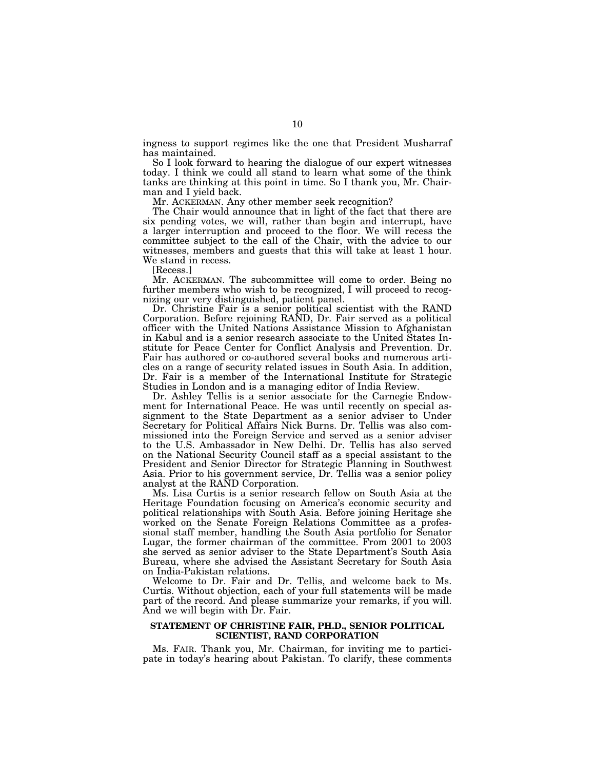ingness to support regimes like the one that President Musharraf has maintained.

So I look forward to hearing the dialogue of our expert witnesses today. I think we could all stand to learn what some of the think tanks are thinking at this point in time. So I thank you, Mr. Chairman and I yield back.

Mr. ACKERMAN. Any other member seek recognition?

The Chair would announce that in light of the fact that there are six pending votes, we will, rather than begin and interrupt, have a larger interruption and proceed to the floor. We will recess the committee subject to the call of the Chair, with the advice to our witnesses, members and guests that this will take at least 1 hour. We stand in recess.

[Recess.]

Mr. ACKERMAN. The subcommittee will come to order. Being no further members who wish to be recognized, I will proceed to recognizing our very distinguished, patient panel.

Dr. Christine Fair is a senior political scientist with the RAND Corporation. Before rejoining RAND, Dr. Fair served as a political officer with the United Nations Assistance Mission to Afghanistan in Kabul and is a senior research associate to the United States Institute for Peace Center for Conflict Analysis and Prevention. Dr. Fair has authored or co-authored several books and numerous articles on a range of security related issues in South Asia. In addition, Dr. Fair is a member of the International Institute for Strategic Studies in London and is a managing editor of India Review.

Dr. Ashley Tellis is a senior associate for the Carnegie Endowment for International Peace. He was until recently on special assignment to the State Department as a senior adviser to Under Secretary for Political Affairs Nick Burns. Dr. Tellis was also commissioned into the Foreign Service and served as a senior adviser to the U.S. Ambassador in New Delhi. Dr. Tellis has also served on the National Security Council staff as a special assistant to the President and Senior Director for Strategic Planning in Southwest Asia. Prior to his government service, Dr. Tellis was a senior policy analyst at the RAND Corporation.

Ms. Lisa Curtis is a senior research fellow on South Asia at the Heritage Foundation focusing on America's economic security and political relationships with South Asia. Before joining Heritage she worked on the Senate Foreign Relations Committee as a professional staff member, handling the South Asia portfolio for Senator Lugar, the former chairman of the committee. From 2001 to 2003 she served as senior adviser to the State Department's South Asia Bureau, where she advised the Assistant Secretary for South Asia on India-Pakistan relations.

Welcome to Dr. Fair and Dr. Tellis, and welcome back to Ms. Curtis. Without objection, each of your full statements will be made part of the record. And please summarize your remarks, if you will. And we will begin with Dr. Fair.

## STATEMENT OF CHRISTINE FAIR, PH.D., SENIOR POLITICAL SCIENTIST, RAND CORPORATION

Ms. FAIR. Thank you, Mr. Chairman, for inviting me to participate in today's hearing about Pakistan. To clarify, these comments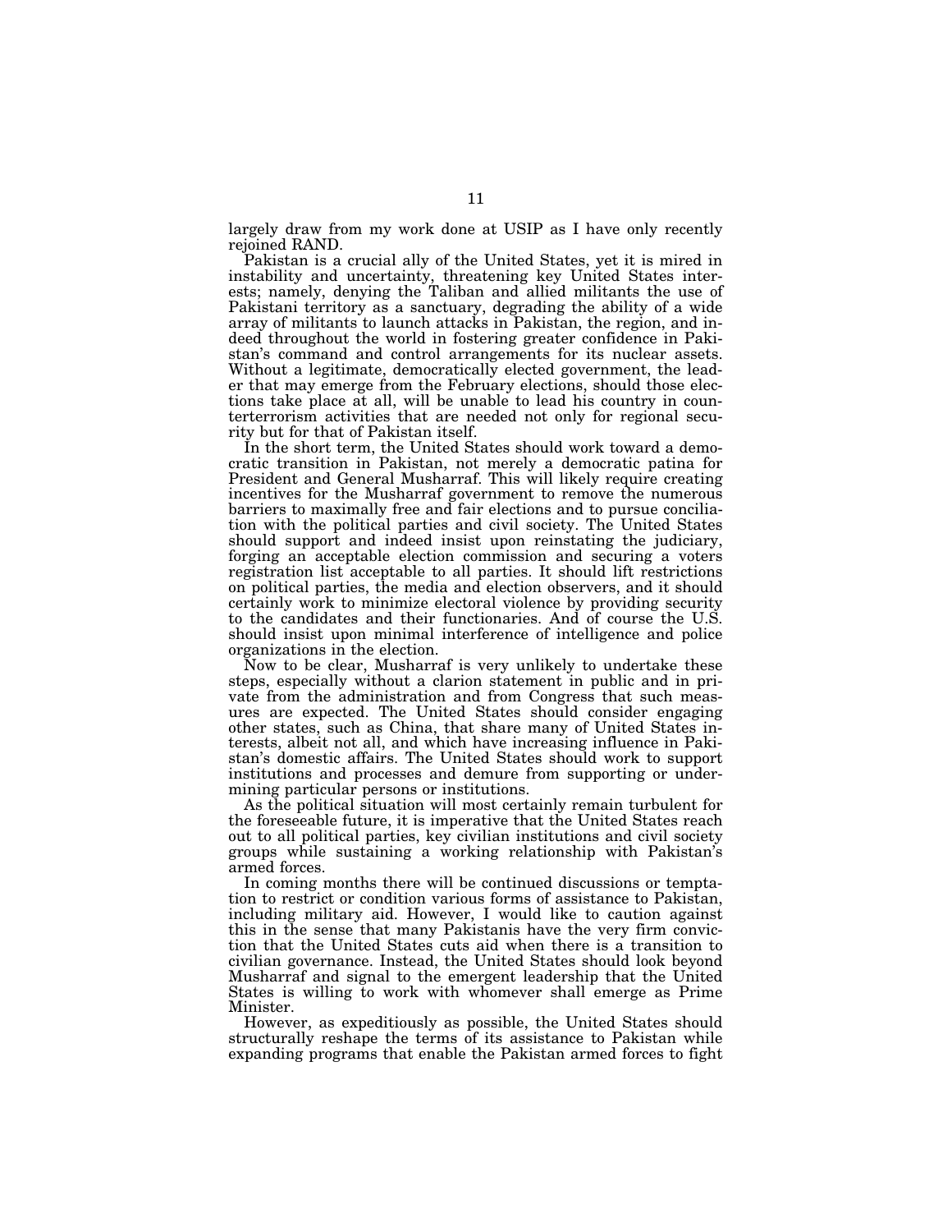largely draw from my work done at USIP as I have only recently rejoined RAND.

Pakistan is a crucial ally of the United States, yet it is mired in instability and uncertainty, threatening key United States interests; namely, denying the Taliban and allied militants the use of Pakistani territory as a sanctuary, degrading the ability of a wide array of militants to launch attacks in Pakistan, the region, and indeed throughout the world in fostering greater confidence in Pakistan's command and control arrangements for its nuclear assets. Without a legitimate, democratically elected government, the leader that may emerge from the February elections, should those elections take place at all, will be unable to lead his country in counterterrorism activities that are needed not only for regional security but for that of Pakistan itself.

In the short term, the United States should work toward a democratic transition in Pakistan, not merely a democratic patina for President and General Musharraf. This will likely require creating incentives for the Musharraf government to remove the numerous barriers to maximally free and fair elections and to pursue conciliation with the political parties and civil society. The United States should support and indeed insist upon reinstating the judiciary, forging an acceptable election commission and securing a voters registration list acceptable to all parties. It should lift restrictions on political parties, the media and election observers, and it should certainly work to minimize electoral violence by providing security to the candidates and their functionaries. And of course the U.S. should insist upon minimal interference of intelligence and police organizations in the election.

Now to be clear, Musharraf is very unlikely to undertake these steps, especially without a clarion statement in public and in private from the administration and from Congress that such measures are expected. The United States should consider engaging other states, such as China, that share many of United States interests, albeit not all, and which have increasing influence in Pakistan's domestic affairs. The United States should work to support institutions and processes and demure from supporting or undermining particular persons or institutions.

As the political situation will most certainly remain turbulent for the foreseeable future, it is imperative that the United States reach out to all political parties, key civilian institutions and civil society groups while sustaining a working relationship with Pakistan's armed forces.

In coming months there will be continued discussions or temptation to restrict or condition various forms of assistance to Pakistan, including military aid. However, I would like to caution against this in the sense that many Pakistanis have the very firm conviction that the United States cuts aid when there is a transition to civilian governance. Instead, the United States should look beyond Musharraf and signal to the emergent leadership that the United States is willing to work with whomever shall emerge as Prime Minister.

However, as expeditiously as possible, the United States should structurally reshape the terms of its assistance to Pakistan while expanding programs that enable the Pakistan armed forces to fight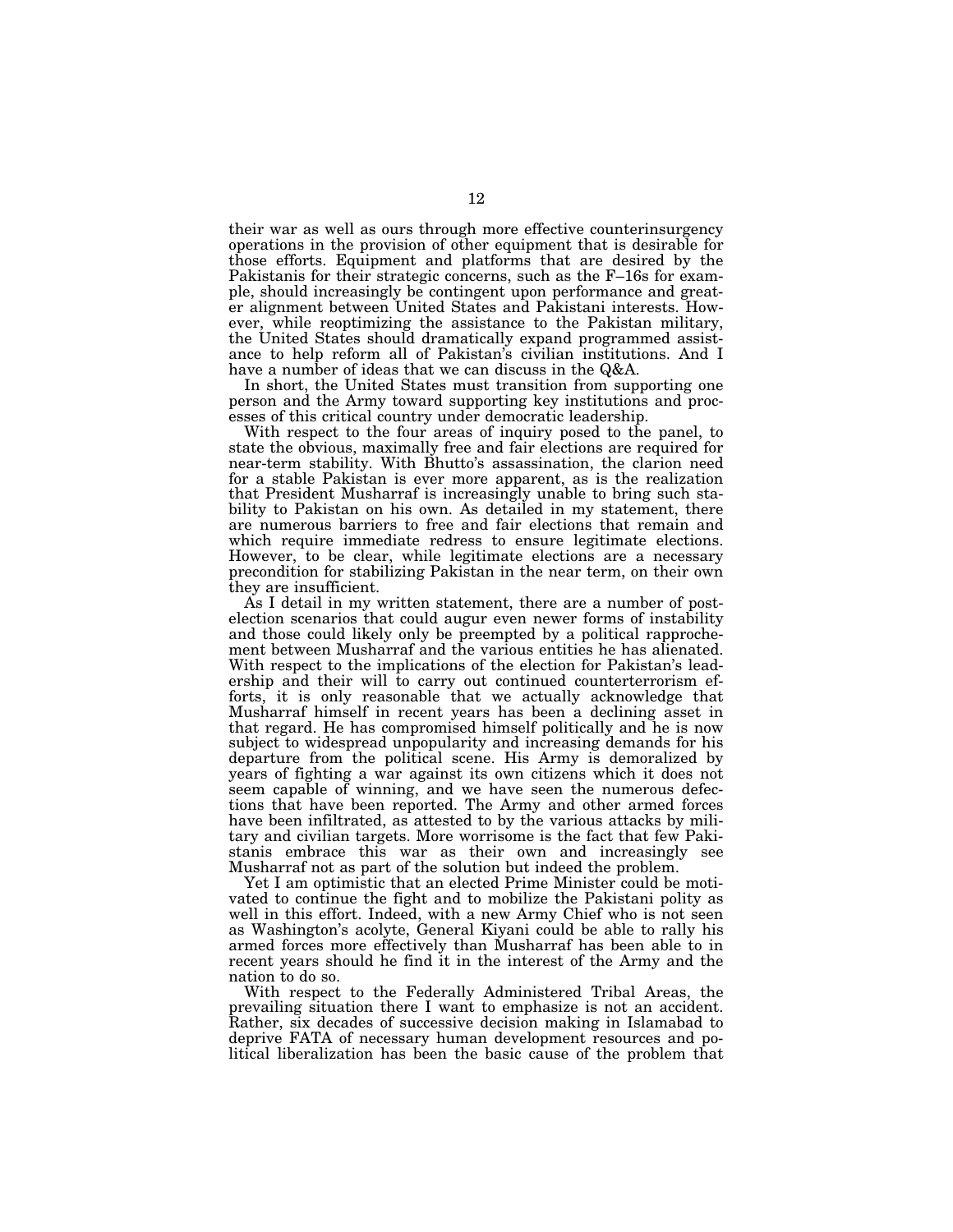their war as well as ours through more effective counterinsurgency operations in the provision of other equipment that is desirable for those efforts. Equipment and platforms that are desired by the Pakistanis for their strategic concerns, such as the F–16s for example, should increasingly be contingent upon performance and greater alignment between United States and Pakistani interests. However, while reoptimizing the assistance to the Pakistan military, the United States should dramatically expand programmed assistance to help reform all of Pakistan's civilian institutions. And I have a number of ideas that we can discuss in the Q&A.

In short, the United States must transition from supporting one person and the Army toward supporting key institutions and processes of this critical country under democratic leadership.

With respect to the four areas of inquiry posed to the panel, to state the obvious, maximally free and fair elections are required for near-term stability. With Bhutto's assassination, the clarion need for a stable Pakistan is ever more apparent, as is the realization that President Musharraf is increasingly unable to bring such stability to Pakistan on his own. As detailed in my statement, there are numerous barriers to free and fair elections that remain and which require immediate redress to ensure legitimate elections. However, to be clear, while legitimate elections are a necessary precondition for stabilizing Pakistan in the near term, on their own they are insufficient.

As I detail in my written statement, there are a number of post-election scenarios that could augur even newer forms of instability and those could likely only be preempted by a political rapprochement between Musharraf and the various entities he has alienated. With respect to the implications of the election for Pakistan's leadership and their will to carry out continued counterterrorism efforts, it is only reasonable that we actually acknowledge that Musharraf himself in recent years has been a declining asset in that regard. He has compromised himself politically and he is now subject to widespread unpopularity and increasing demands for his departure from the political scene. His Army is demoralized by years of fighting a war against its own citizens which it does not seem capable of winning, and we have seen the numerous defections that have been reported. The Army and other armed forces have been infiltrated, as attested to by the various attacks by military and civilian targets. More worrisome is the fact that few Pakistanis embrace this war as their own and increasingly see Musharraf not as part of the solution but indeed the problem.

Yet I am optimistic that an elected Prime Minister could be motivated to continue the fight and to mobilize the Pakistani polity as well in this effort. Indeed, with a new Army Chief who is not seen as Washington's acolyte, General Kiyani could be able to rally his armed forces more effectively than Musharraf has been able to in recent years should he find it in the interest of the Army and the nation to do so.

With respect to the Federally Administered Tribal Areas, the prevailing situation there I want to emphasize is not an accident. Rather, six decades of successive decision making in Islamabad to deprive FATA of necessary human development resources and political liberalization has been the basic cause of the problem that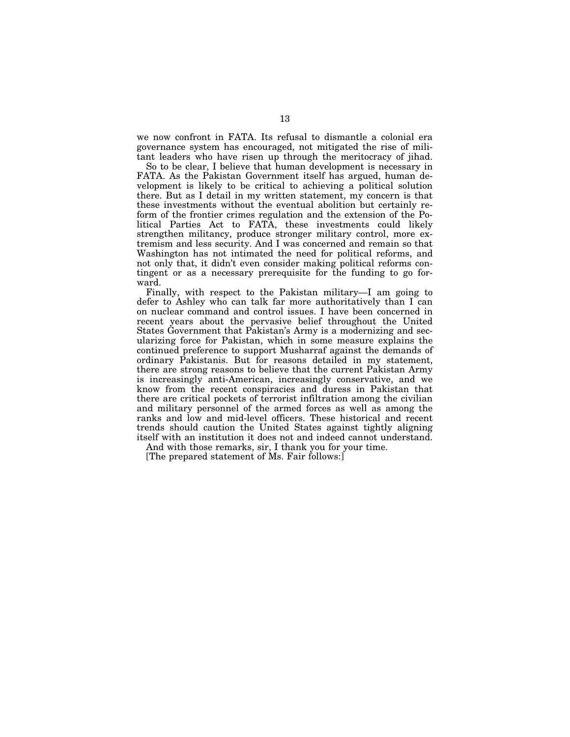we now confront in FATA. Its refusal to dismantle a colonial era governance system has encouraged, not mitigated the rise of militant leaders who have risen up through the meritocracy of jihad.

So to be clear, I believe that human development is necessary in FATA. As the Pakistan Government itself has argued, human development is likely to be critical to achieving a political solution there. But as I detail in my written statement, my concern is that these investments without the eventual abolition but certainly reform of the frontier crimes regulation and the extension of the Political Parties Act to FATA, these investments could likely strengthen militancy, produce stronger military control, more extremism and less security. And I was concerned and remain so that Washington has not intimated the need for political reforms, and not only that, it didn't even consider making political reforms contingent or as a necessary prerequisite for the funding to go forward.

Finally, with respect to the Pakistan military—I am going to defer to Ashley who can talk far more authoritatively than I can on nuclear command and control issues. I have been concerned in recent years about the pervasive belief throughout the United States Government that Pakistan's Army is a modernizing and secularizing force for Pakistan, which in some measure explains the continued preference to support Musharraf against the demands of ordinary Pakistanis. But for reasons detailed in my statement, there are strong reasons to believe that the current Pakistan Army is increasingly anti-American, increasingly conservative, and we know from the recent conspiracies and duress in Pakistan that there are critical pockets of terrorist infiltration among the civilian and military personnel of the armed forces as well as among the ranks and low and mid-level officers. These historical and recent trends should caution the United States against tightly aligning itself with an institution it does not and indeed cannot understand.

And with those remarks, sir, I thank you for your time.

[The prepared statement of Ms. Fair follows:]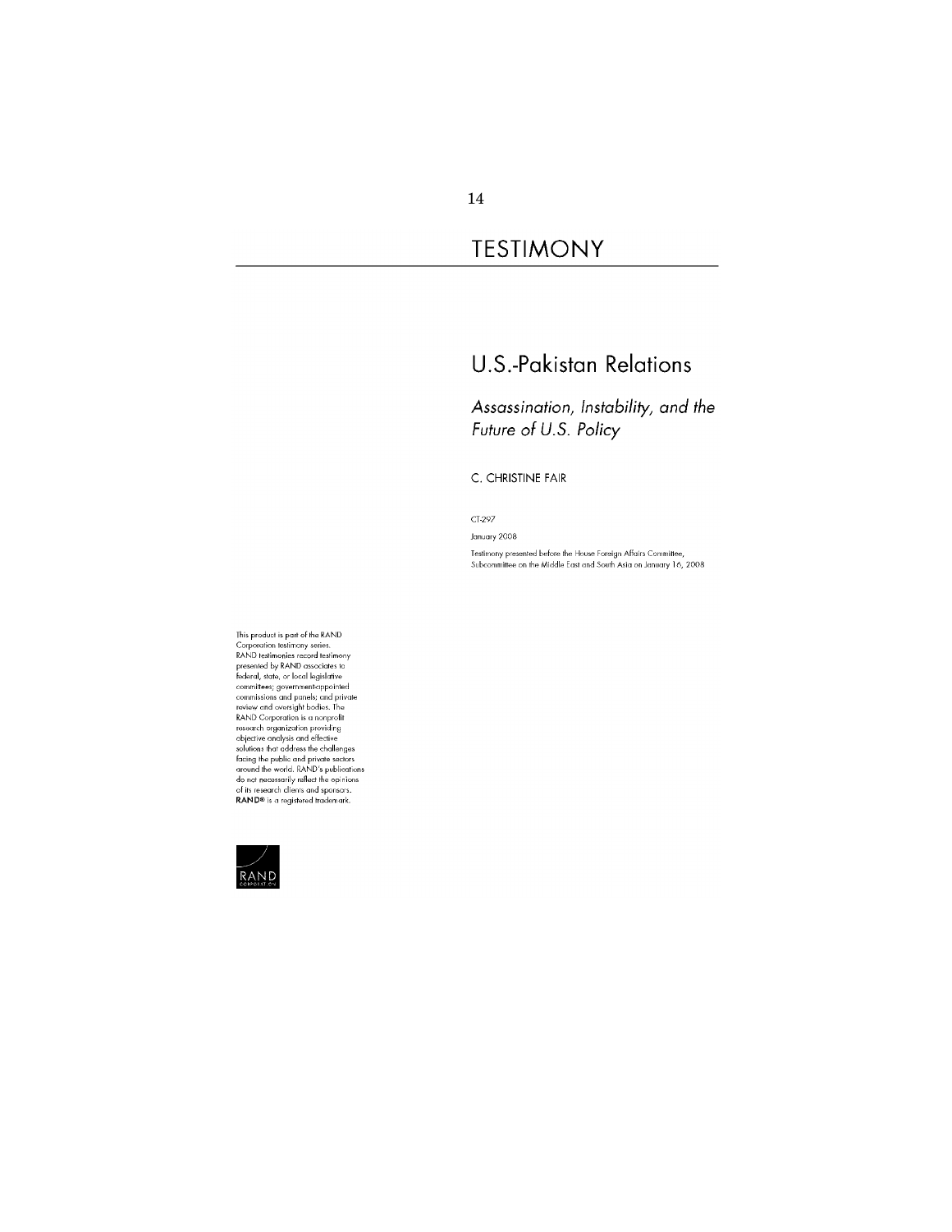# TESTIMONY

## U.S.-Pakistan Relations

### *Assassination, Instability, and the Future of U.S. Policy*

C. CHRISTINE FAIR

CT-297

January 2008

Testimony presented before the House Foreign Affairs Committee, Subcommittee on the Middle East and South Asia on January 16, 2008

This product is part of the RAND Corporation testimony series. RAND testimonies record testimony presented by RAND associates to federal, state, or local legislative committees; government-appointed commissions and panels; and private review and oversight bodies. The RAND Corporation is a nonprofit research organization providing objective analysis and effective solutions that address the challenges facing the public and private sectors around the world. RAND's publications do not necessarily reflect the opinions of its research clients and sponsors. **RAND®** is a registered trademark.

RAND CORPORATION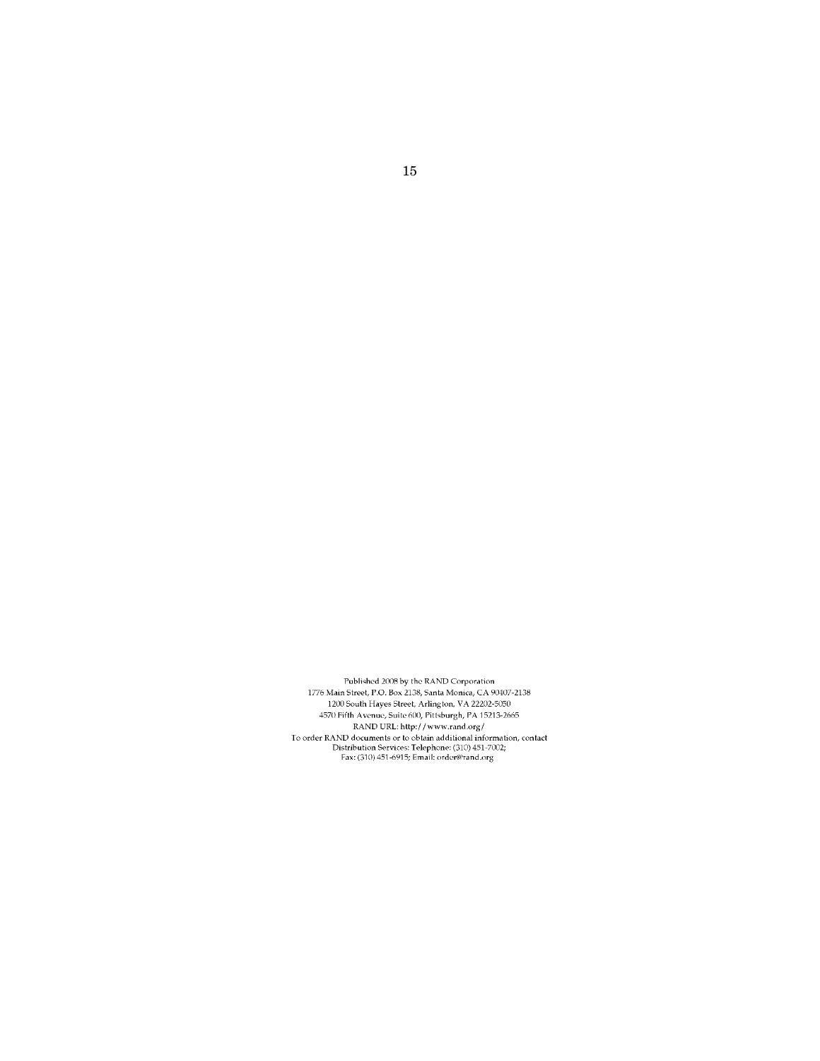Published 2008 by the RAND Corporation
1776 Main Street, P.O. Box 2138, Santa Monica, CA 90407-2138
1200 South Hayes Street, Arlington, VA 22202-5050
4570 Fifth Avenue, Suite 600, Pittsburgh, PA 15213-2665
RAND URL: http://www.rand.org/
To order RAND documents or to obtain additional information, contact
Distribution Services: Telephone: (310) 451-7002;
Fax: (310) 451-6915; Email: order@rand.org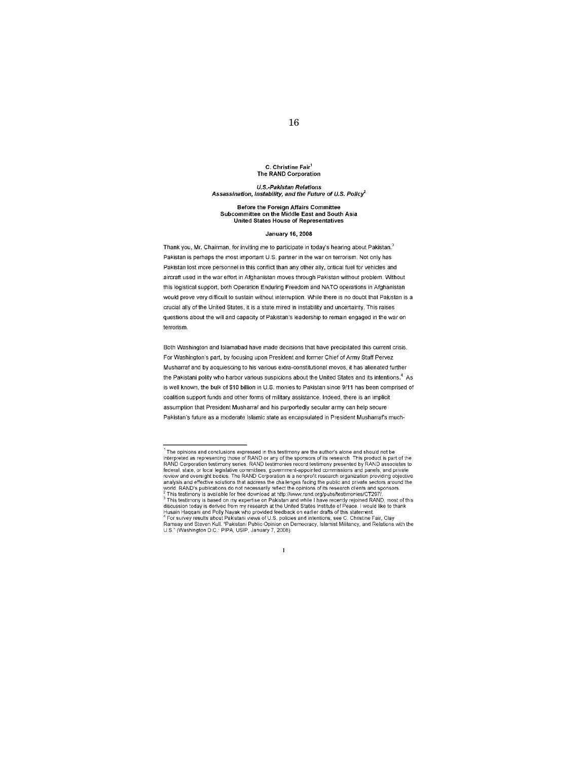**C. Christine Fair[1]**
**The RAND Corporation**

***U.S.-Pakistan Relations***
***Assassination, Instability, and the Future of U.S. Policy[2]***

**Before the Foreign Affairs Committee**
**Subcommittee on the Middle East and South Asia**
**United States House of Representatives**

**January 16, 2008**

Thank you, Mr. Chairman, for inviting me to participate in today's hearing about Pakistan.[3] Pakistan is perhaps the most important U.S. partner in the war on terrorism. Not only has Pakistan lost more personnel in this conflict than any other ally, critical fuel for vehicles and aircraft used in the war effort in Afghanistan moves through Pakistan without problem. Without this logistical support, both Operation Enduring Freedom and NATO operations in Afghanistan would prove very difficult to sustain without interruption. While there is no doubt that Pakistan is a crucial ally of the United States, it is a state mired in instability and uncertainty. This raises questions about the will and capacity of Pakistan's leadership to remain engaged in the war on terrorism.

Both Washington and Islamabad have made decisions that have precipitated this current crisis. For Washington's part, by focusing upon President and former Chief of Army Staff Pervez Musharraf and by acquiescing to his various extra-constitutional moves, it has alienated further the Pakistani polity who harbor various suspicions about the United States and its intentions.[4] As is well known, the bulk of $10 billion in U.S. monies to Pakistan since 9/11 has been comprised of coalition support funds and other forms of military assistance. Indeed, there is an implicit assumption that President Musharraf and his purportedly secular army can help secure Pakistan's future as a moderate Islamic state as encapsulated in President Musharraf's much-

---

[1] The opinions and conclusions expressed in this testimony are the author's alone and should not be interpreted as representing those of RAND or any of the sponsors of its research. This product is part of the RAND Corporation testimony series. RAND testimonies record testimony presented by RAND associates to federal, state, or local legislative committees; government-appointed commissions and panels; and private review and oversight bodies. The RAND Corporation is a nonprofit research organization providing objective analysis and effective solutions that address the challenges facing the public and private sectors around the world. RAND's publications do not necessarily reflect the opinions of its research clients and sponsors.

[2] This testimony is available for free download at http://www.rand.org/pubs/testimonies/CT297/.

[3] This testimony is based on my expertise on Pakistan and while I have recently rejoined RAND, most of this discussion today is derived from my research at the United States Institute of Peace. I would like to thank Husain Haqqani and Polly Nayak who provided feedback on earlier drafts of this statement.

[4] For survey results about Pakistani views of U.S. policies and intentions, see C. Christine Fair, Clay Ramsay and Steven Kull, "Pakistani Public Opinion on Democracy, Islamist Militancy, and Relations with the U.S." (Washington D.C.: PIPA, USIP, January 7, 2008).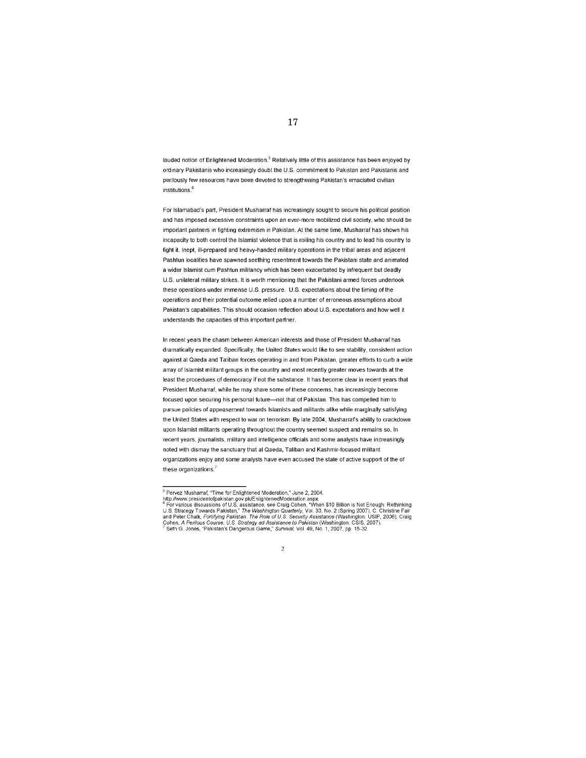lauded notion of Enlightened Moderation.[5] Relatively little of this assistance has been enjoyed by ordinary Pakistanis who increasingly doubt the U.S. commitment to Pakistan and Pakistanis and perilously few resources have been devoted to strengthening Pakistan's emaciated civilian institutions.[6]

For Islamabad's part, President Musharraf has increasingly sought to secure his political position and has imposed excessive constraints upon an ever-more mobilized civil society, who should be important partners in fighting extremism in Pakistan. At the same time, Musharraf has shown his incapacity to both control the Islamist violence that is roiling his country and to lead his country to fight it. Inept, ill-prepared and heavy-handed military operations in the tribal areas and adjacent Pashtun localities have spawned seething resentment towards the Pakistani state and animated a wider Islamist cum Pashtun militancy which has been exacerbated by infrequent but deadly U.S. unilateral military strikes. It is worth mentioning that the Pakistani armed forces undertook these operations under immense U.S. pressure. U.S. expectations about the timing of the operations and their potential outcome relied upon a number of erroneous assumptions about Pakistan's capabilities. This should occasion reflection about U.S. expectations and how well it understands the capacities of this important partner.

In recent years the chasm between American interests and those of President Musharraf has dramatically expanded. Specifically, the United States would like to see stability, consistent action against al Qaeda and Taliban forces operating in and from Pakistan, greater efforts to curb a wide array of Islamist militant groups in the country and most recently greater moves towards at the least the procedures of democracy if not the substance. It has become clear in recent years that President Musharraf, while he may share some of these concerns, has increasingly become focused upon securing his personal future—not that of Pakistan. This has compelled him to pursue policies of appeasement towards Islamists and militants alike while marginally satisfying the United States with respect to war on terrorism. By late 2004, Musharraf's ability to crackdown upon Islamist militants operating throughout the country seemed suspect and remains so. In recent years, journalists, military and intelligence officials and some analysts have increasingly noted with dismay the sanctuary that al Qaeda, Taliban and Kashmir-focused militant organizations enjoy and some analysts have even accused the state of active support of the of these organizations.[7]

---

[5] Pervez Musharraf, "Time for Enlightened Moderation," June 2, 2004. http://www.presidentofpakistan.gov.pk/EnlightenedModeration.aspx.

[6] For various discussions of U.S. assistance, see Craig Cohen, "When $10 Billion is Not Enough: Rethinking U.S. Strategy Towards Pakistan," *The Washington Quarterly*, Vol. 30, No. 2 (Spring 2007), C. Christine Fair and Peter Chalk, *Fortifying Pakistan. The Role of U.S. Security Assistance* (Washington: USIP, 2006); Craig Cohen, *A Perilous Course: U.S. Strategy ad Assistance to Pakistan* (Washington: CSIS, 2007).

[7] Seth G. Jones, "Pakistan's Dangerous Game," *Survival*, Vol. 49, No. 1, 2007, pp. 15-32.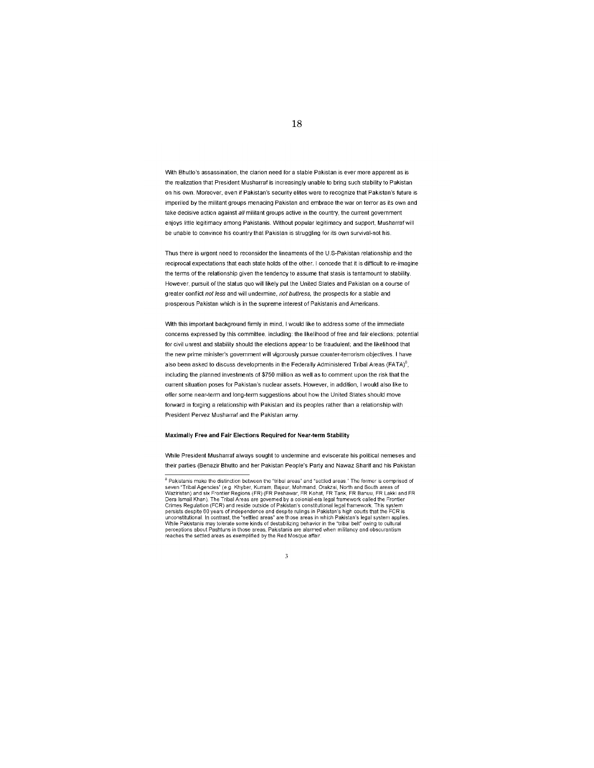With Bhutto's assassination, the clarion need for a stable Pakistan is ever more apparent as is the realization that President Musharraf is increasingly unable to bring such stability to Pakistan on his own. Moreover, even if Pakistan's security elites were to recognize that Pakistan's future is imperiled by the militant groups menacing Pakistan and embrace the war on terror as its own and take decisive action against *all* militant groups active in the country, the current government enjoys little legitimacy among Pakistanis. Without popular legitimacy and support, Musharraf will be unable to convince his country that Pakistan is struggling for its own survival-not his.

Thus there is urgent need to reconsider the lineaments of the U.S-Pakistan relationship and the reciprocal expectations that each state holds of the other. I concede that it is difficult to re-imagine the terms of the relationship given the tendency to assume that stasis is tantamount to stability. However, pursuit of the status quo will likely put the United States and Pakistan on a course of greater conflict *not less* and will undermine, *not buttress,* the prospects for a stable and prosperous Pakistan which is in the supreme interest of Pakistanis and Americans.

With this important background firmly in mind, I would like to address some of the immediate concerns expressed by this committee, including: the likelihood of free and fair elections; potential for civil unrest and stability should the elections appear to be fraudulent; and the likelihood that the new prime minister's government will vigorously pursue counter-terrorism objectives. I have also been asked to discuss developments in the Federally Administered Tribal Areas (FATA)[8], including the planned investments of $750 million as well as to comment upon the risk that the current situation poses for Pakistan's nuclear assets. However, in addition, I would also like to offer some near-term and long-term suggestions about how the United States should move forward in forging a relationship with Pakistan and its peoples rather than a relationship with President Pervez Musharraf and the Pakistan army.

**Maximally Free and Fair Elections Required for Near-term Stability**

While President Musharraf always sought to undermine and eviscerate his political nemeses and their parties (Benazir Bhutto and her Pakistan People's Party and Nawaz Sharif and his Pakistan

---

[8] Pakistanis make the distinction between the "tribal areas" and "settled areas." The former is comprised of seven "Tribal Agencies" (e.g. Khyber, Kurram, Bajaur, Mohmand, Orakzai, North and South areas of Waziristan) and six Frontier Regions (FR) (FR Peshawar, FR Kohat, FR Tank, FR Banuu, FR Lakki and FR Dera Ismail Khan). The Tribal Areas are governed by a colonial-era legal framework called the Frontier Crimes Regulation (FCR) and reside outside of Pakistan's constitutional legal framework. This system persists despite 60 years of independence and despite rulings in Pakistan's high courts that the FCR is unconstitutional. In contrast, the "settled areas" are those areas in which Pakistan's legal system applies. While Pakistanis may tolerate some kinds of destabilizing behavior in the "tribal belt" owing to cultural perceptions about Pashtuns in those areas, Pakistanis are alarmed when militancy and obscurantism reaches the settled areas as exemplified by the Red Mosque affair.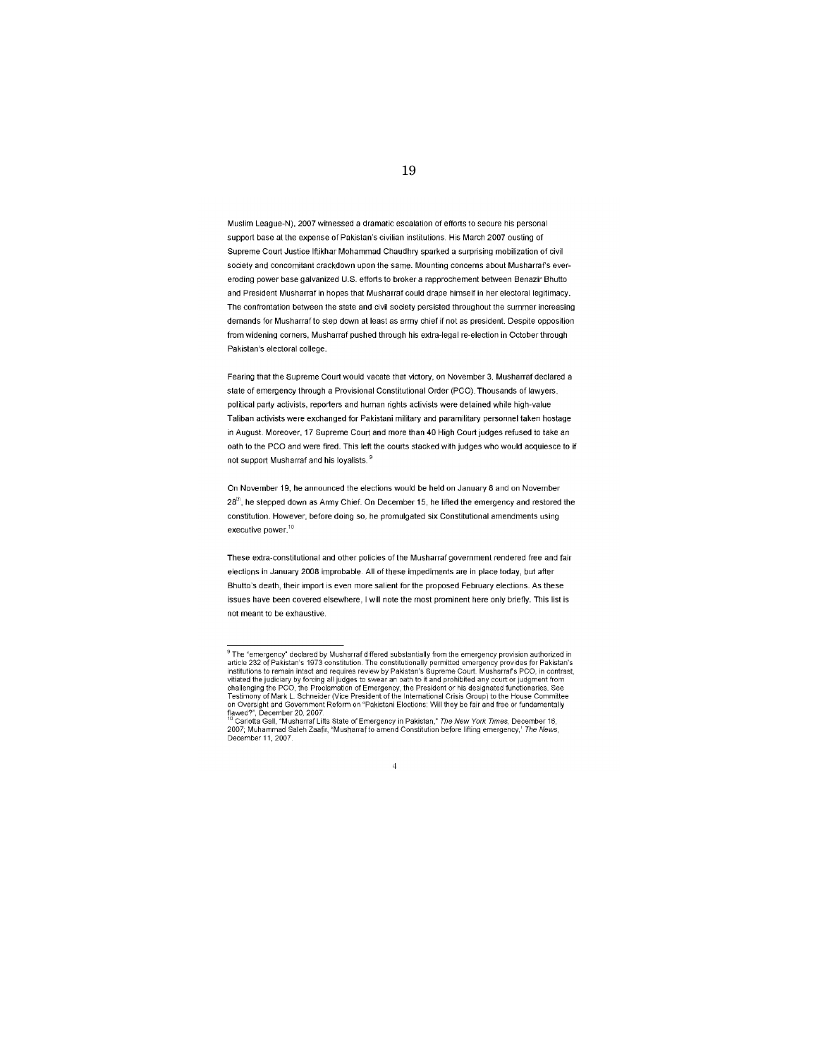Muslim League-N), 2007 witnessed a dramatic escalation of efforts to secure his personal support base at the expense of Pakistan's civilian institutions. His March 2007 ousting of Supreme Court Justice Iftikhar Mohammad Chaudhry sparked a surprising mobilization of civil society and concomitant crackdown upon the same. Mounting concerns about Musharraf's ever-eroding power base galvanized U.S. efforts to broker a rapprochement between Benazir Bhutto and President Musharraf in hopes that Musharraf could drape himself in her electoral legitimacy. The confrontation between the state and civil society persisted throughout the summer increasing demands for Musharraf to step down at least as army chief if not as president. Despite opposition from widening corners, Musharraf pushed through his extra-legal re-election in October through Pakistan's electoral college.

Fearing that the Supreme Court would vacate that victory, on November 3, Musharraf declared a state of emergency through a Provisional Constitutional Order (PCO). Thousands of lawyers, political party activists, reporters and human rights activists were detained while high-value Taliban activists were exchanged for Pakistani military and paramilitary personnel taken hostage in August. Moreover, 17 Supreme Court and more than 40 High Court judges refused to take an oath to the PCO and were fired. This left the courts stacked with judges who would acquiesce to if not support Musharraf and his loyalists.[9]

On November 19, he announced the elections would be held on January 8 and on November 28th, he stepped down as Army Chief. On December 15, he lifted the emergency and restored the constitution. However, before doing so, he promulgated six Constitutional amendments using executive power.[10]

These extra-constitutional and other policies of the Musharraf government rendered free and fair elections in January 2008 improbable. All of these impediments are in place today, but after Bhutto's death, their import is even more salient for the proposed February elections. As these issues have been covered elsewhere, I will note the most prominent here only briefly. This list is not meant to be exhaustive.

---

[9] The "emergency" declared by Musharraf differed substantially from the emergency provision authorized in article 232 of Pakistan's 1973 constitution. The constitutionally permitted emergency provides for Pakistan's institutions to remain intact and requires review by Pakistan's Supreme Court. Musharraf's PCO, in contrast, vitiated the judiciary by forcing all judges to swear an oath to it and prohibited any court or judgment from challenging the PCO, the Proclamation of Emergency, the President or his designated functionaries. See Testimony of Mark L. Schneider (Vice President of the International Crisis Group) to the House Committee on Oversight and Government Reform on "Pakistani Elections: Will they be fair and free or fundamentally flawed?", December 20, 2007

[10] Carlotta Gall, "Musharraf Lifts State of Emergency in Pakistan," *The New York Times*, December 16, 2007; Muhammad Saleh Zaafir, "Musharraf to amend Constitution before lifting emergency," *The News*, December 11, 2007.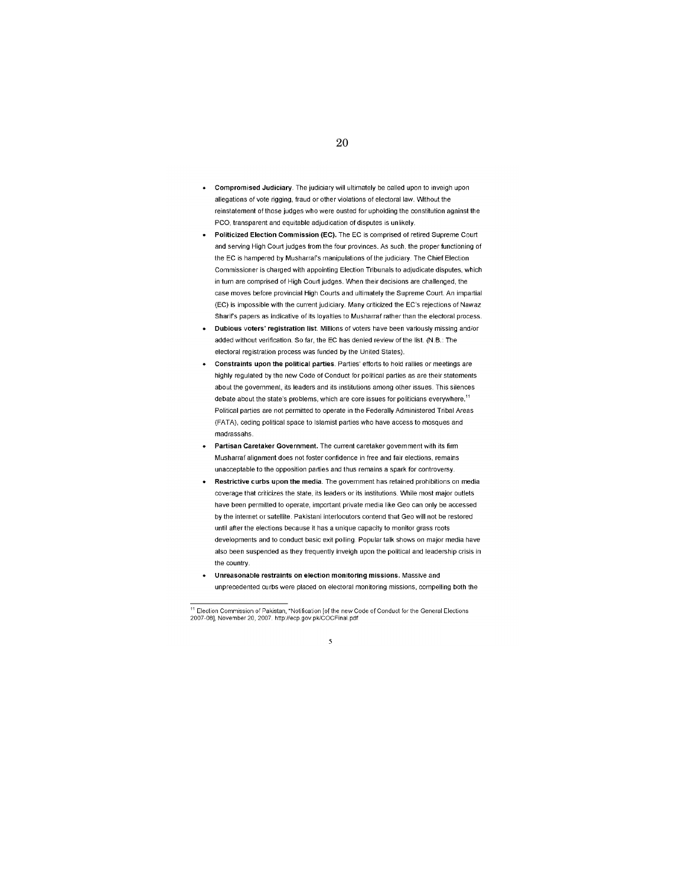- **Compromised Judiciary**. The judiciary will ultimately be called upon to inveigh upon allegations of vote rigging, fraud or other violations of electoral law. Without the reinstatement of those judges who were ousted for upholding the constitution against the PCO, transparent and equitable adjudication of disputes is unlikely.
- **Politicized Election Commission (EC).** The EC is comprised of retired Supreme Court and serving High Court judges from the four provinces. As such, the proper functioning of the EC is hampered by Musharraf's manipulations of the judiciary. The Chief Election Commissioner is charged with appointing Election Tribunals to adjudicate disputes, which in turn are comprised of High Court judges. When their decisions are challenged, the case moves before provincial High Courts and ultimately the Supreme Court. An impartial (EC) is impossible with the current judiciary. Many criticized the EC's rejections of Nawaz Sharif's papers as indicative of its loyalties to Musharraf rather than the electoral process.
- **Dubious voters' registration list**. Millions of voters have been variously missing and/or added without verification. So far, the EC has denied review of the list. (N.B.: The electoral registration process was funded by the United States).
- **Constraints upon the political parties**. Parties' efforts to hold rallies or meetings are highly regulated by the new Code of Conduct for political parties as are their statements about the government, its leaders and its institutions among other issues. This silences debate about the state's problems, which are core issues for politicians everywhere.[11] Political parties are not permitted to operate in the Federally Administered Tribal Areas (FATA), ceding political space to Islamist parties who have access to mosques and madrassahs.
- **Partisan Caretaker Government.** The current caretaker government with its firm Musharraf alignment does not foster confidence in free and fair elections, remains unacceptable to the opposition parties and thus remains a spark for controversy.
- **Restrictive curbs upon the media**. The government has retained prohibitions on media coverage that criticizes the state, its leaders or its institutions. While most major outlets have been permitted to operate, important private media like Geo can only be accessed by the internet or satellite. Pakistani interlocutors contend that Geo will not be restored until after the elections because it has a unique capacity to monitor grass roots developments and to conduct basic exit polling. Popular talk shows on major media have also been suspended as they frequently inveigh upon the political and leadership crisis in the country.
- **Unreasonable restraints on election monitoring missions.** Massive and unprecedented curbs were placed on electoral monitoring missions, compelling both the

[11] Election Commission of Pakistan, "Notification [of the new Code of Conduct for the General Elections 2007-08], November 20, 2007. http://ecp.gov.pk/COCFinal.pdf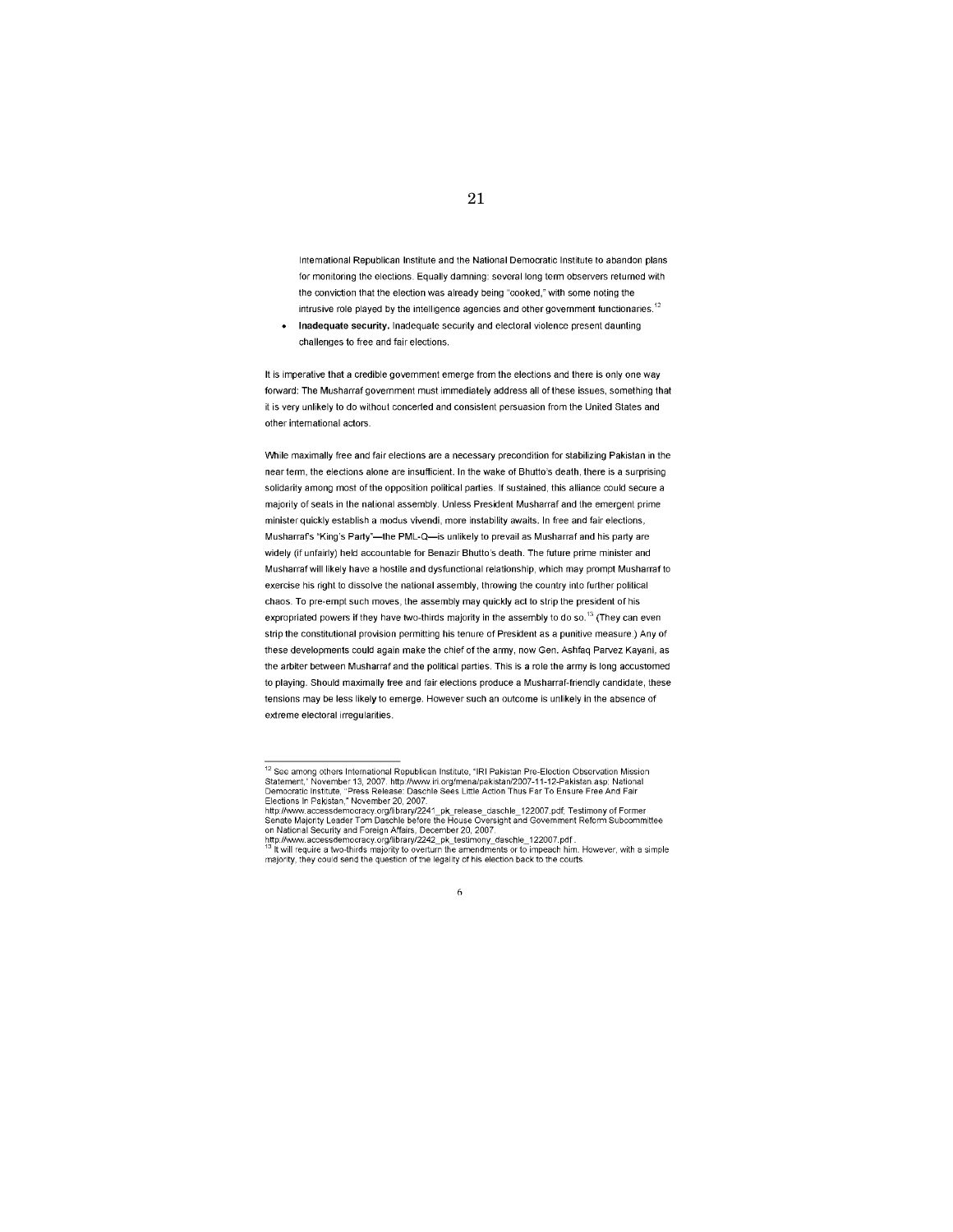International Republican Institute and the National Democratic Institute to abandon plans for monitoring the elections. Equally damning: several long term observers returned with the conviction that the election was already being "cooked," with some noting the intrusive role played by the intelligence agencies and other government functionaries.[12]

- **Inadequate security.** Inadequate security and electoral violence present daunting challenges to free and fair elections.

It is imperative that a credible government emerge from the elections and there is only one way forward: The Musharraf government must immediately address all of these issues, something that it is very unlikely to do without concerted and consistent persuasion from the United States and other international actors.

While maximally free and fair elections are a necessary precondition for stabilizing Pakistan in the near term, the elections alone are insufficient. In the wake of Bhutto's death, there is a surprising solidarity among most of the opposition political parties. If sustained, this alliance could secure a majority of seats in the national assembly. Unless President Musharraf and the emergent prime minister quickly establish a modus vivendi, more instability awaits. In free and fair elections, Musharraf's "King's Party"—the PML-Q—is unlikely to prevail as Musharraf and his party are widely (if unfairly) held accountable for Benazir Bhutto's death. The future prime minister and Musharraf will likely have a hostile and dysfunctional relationship, which may prompt Musharraf to exercise his right to dissolve the national assembly, throwing the country into further political chaos. To pre-empt such moves, the assembly may quickly act to strip the president of his expropriated powers if they have two-thirds majority in the assembly to do so.[13] (They can even strip the constitutional provision permitting his tenure of President as a punitive measure.) Any of these developments could again make the chief of the army, now Gen. Ashfaq Parvez Kayani, as the arbiter between Musharraf and the political parties. This is a role the army is long accustomed to playing. Should maximally free and fair elections produce a Musharraf-friendly candidate, these tensions may be less likely to emerge. However such an outcome is unlikely in the absence of extreme electoral irregularities.

---

[12] See among others International Republican Institute, "IRI Pakistan Pre-Election Observation Mission Statement," November 13, 2007. http://www.iri.org/mena/pakistan/2007-11-12-Pakistan.asp; National Democratic Institute, "Press Release: Daschle Sees Little Action Thus Far To Ensure Free And Fair Elections In Pakistan," November 20, 2007. http://www.accessdemocracy.org/library/2241_pk_release_daschle_122007.pdf; Testimony of Former Senate Majority Leader Tom Daschle before the House Oversight and Government Reform Subcommittee on National Security and Foreign Affairs, December 20, 2007. http://www.accessdemocracy.org/library/2242_pk_testimony_daschle_122007.pdf.

[13] It will require a two-thirds majority to overturn the amendments or to impeach him. However, with a simple majority, they could send the question of the legality of his election back to the courts.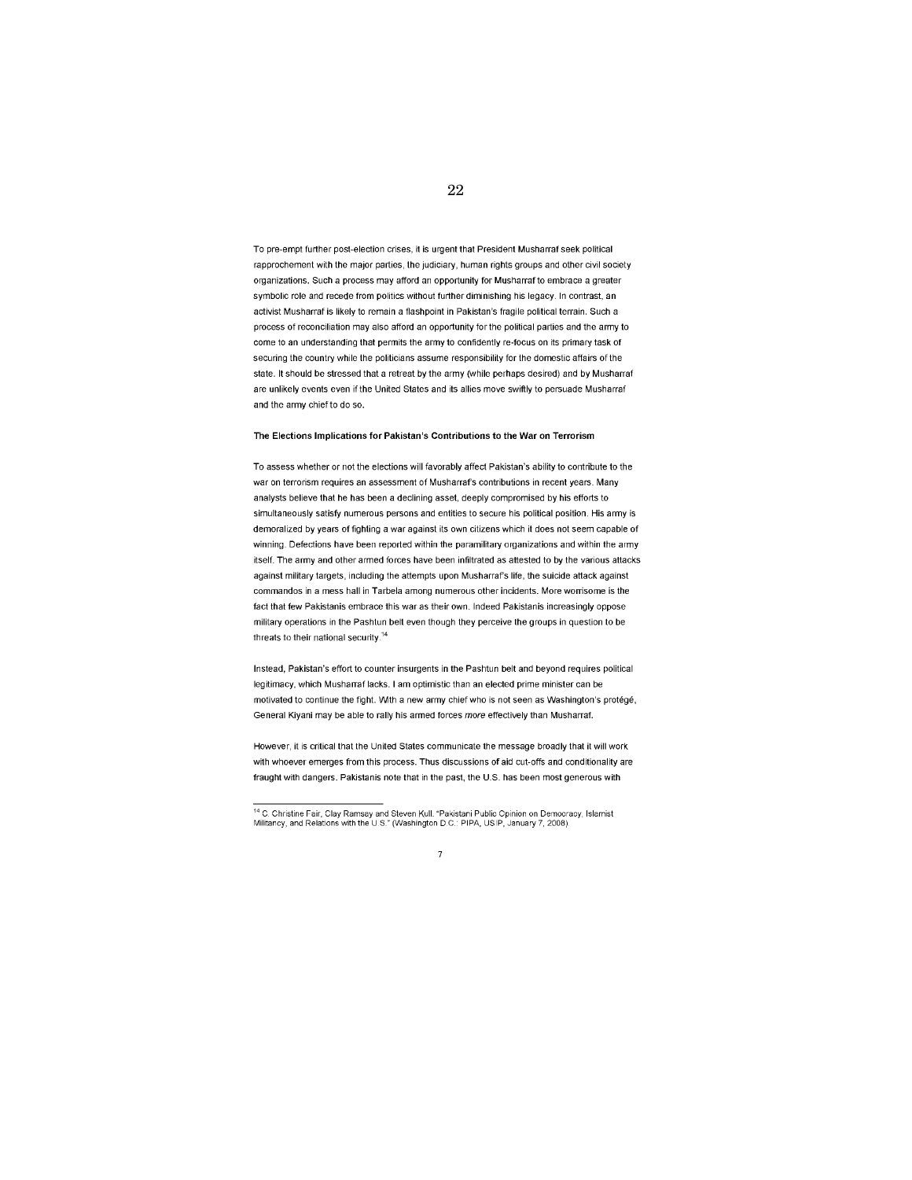To pre-empt further post-election crises, it is urgent that President Musharraf seek political rapprochement with the major parties, the judiciary, human rights groups and other civil society organizations. Such a process may afford an opportunity for Musharraf to embrace a greater symbolic role and recede from politics without further diminishing his legacy. In contrast, an activist Musharraf is likely to remain a flashpoint in Pakistan's fragile political terrain. Such a process of reconciliation may also afford an opportunity for the political parties and the army to come to an understanding that permits the army to confidently re-focus on its primary task of securing the country while the politicians assume responsibility for the domestic affairs of the state. It should be stressed that a retreat by the army (while perhaps desired) and by Musharraf are unlikely events even if the United States and its allies move swiftly to persuade Musharraf and the army chief to do so.

**The Elections Implications for Pakistan's Contributions to the War on Terrorism**

To assess whether or not the elections will favorably affect Pakistan's ability to contribute to the war on terrorism requires an assessment of Musharraf's contributions in recent years. Many analysts believe that he has been a declining asset, deeply compromised by his efforts to simultaneously satisfy numerous persons and entities to secure his political position. His army is demoralized by years of fighting a war against its own citizens which it does not seem capable of winning. Defections have been reported within the paramilitary organizations and within the army itself. The army and other armed forces have been infiltrated as attested to by the various attacks against military targets, including the attempts upon Musharraf's life, the suicide attack against commandos in a mess hall in Tarbela among numerous other incidents. More worrisome is the fact that few Pakistanis embrace this war as their own. Indeed Pakistanis increasingly oppose military operations in the Pashtun belt even though they perceive the groups in question to be threats to their national security.[14]

Instead, Pakistan's effort to counter insurgents in the Pashtun belt and beyond requires political legitimacy, which Musharraf lacks. I am optimistic than an elected prime minister can be motivated to continue the fight. With a new army chief who is not seen as Washington's protégé, General Kiyani may be able to rally his armed forces *more* effectively than Musharraf.

However, it is critical that the United States communicate the message broadly that it will work with whoever emerges from this process. Thus discussions of aid cut-offs and conditionality are fraught with dangers. Pakistanis note that in the past, the U.S. has been most generous with

---

[14] C. Christine Fair, Clay Ramsay and Steven Kull. "Pakistani Public Opinion on Democracy, Islamist Militancy, and Relations with the U.S." (Washington D.C.: PIPA, USIP, January 7, 2008).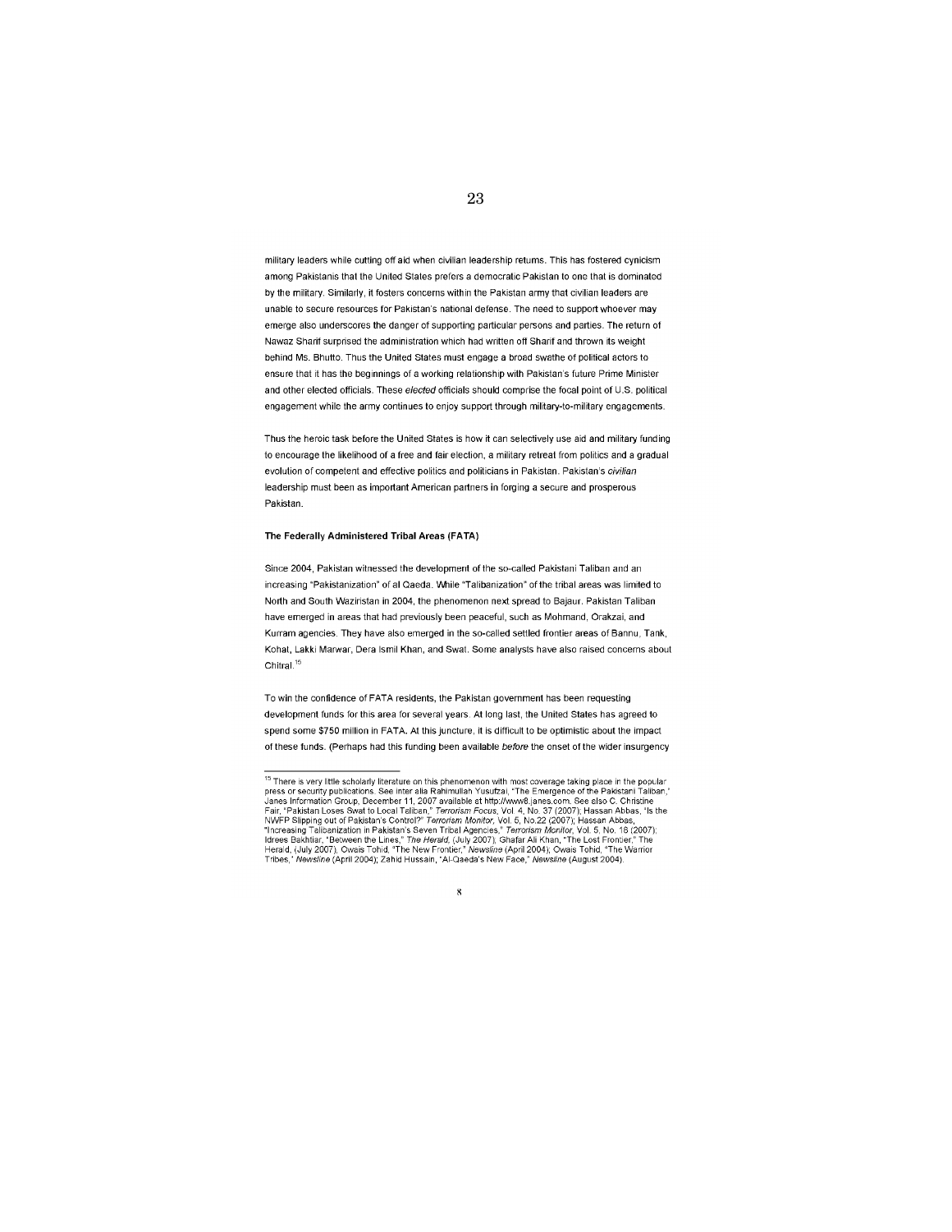military leaders while cutting off aid when civilian leadership returns. This has fostered cynicism among Pakistanis that the United States prefers a democratic Pakistan to one that is dominated by the military. Similarly, it fosters concerns within the Pakistan army that civilian leaders are unable to secure resources for Pakistan's national defense. The need to support whoever may emerge also underscores the danger of supporting particular persons and parties. The return of Nawaz Sharif surprised the administration which had written off Sharif and thrown its weight behind Ms. Bhutto. Thus the United States must engage a broad swathe of political actors to ensure that it has the beginnings of a working relationship with Pakistan's future Prime Minister and other elected officials. These *elected* officials should comprise the focal point of U.S. political engagement while the army continues to enjoy support through military-to-military engagements.

Thus the heroic task before the United States is how it can selectively use aid and military funding to encourage the likelihood of a free and fair election, a military retreat from politics and a gradual evolution of competent and effective politics and politicians in Pakistan. Pakistan's *civilian* leadership must been as important American partners in forging a secure and prosperous Pakistan.

**The Federally Administered Tribal Areas (FATA)**

Since 2004, Pakistan witnessed the development of the so-called Pakistani Taliban and an increasing "Pakistanization" of al Qaeda. While "Talibanization" of the tribal areas was limited to North and South Waziristan in 2004, the phenomenon next spread to Bajaur. Pakistan Taliban have emerged in areas that had previously been peaceful, such as Mohmand, Orakzai, and Kurram agencies. They have also emerged in the so-called settled frontier areas of Bannu, Tank, Kohat, Lakki Marwar, Dera Ismil Khan, and Swat. Some analysts have also raised concerns about Chitral.[15]

To win the confidence of FATA residents, the Pakistan government has been requesting development funds for this area for several years. At long last, the United States has agreed to spend some $750 million in FATA. At this juncture, it is difficult to be optimistic about the impact of these funds. (Perhaps had this funding been available *before* the onset of the wider insurgency

---

[15] There is very little scholarly literature on this phenomenon with most coverage taking place in the popular press or security publications. See inter alia Rahimullah Yusufzai, "The Emergence of the Pakistani Taliban," Janes Information Group, December 11, 2007 available at http://www8.janes.com. See also C. Christine Fair, "Pakistan Loses Swat to Local Taliban," *Terrorism Focus*, Vol. 4, No. 37 (2007); Hassan Abbas, "Is the NWFP Slipping out of Pakistan's Control?" *Terrorism Monitor*, Vol. 5, No.22 (2007); Hassan Abbas, "Increasing Talibanization in Pakistan's Seven Tribal Agencies," *Terrorism Monitor*, Vol. 5, No. 18 (2007); Idrees Bakhtiar, "Between the Lines," *The Herald*, (July 2007); Ghafar Ali Khan, "The Lost Frontier," The Herald, (July 2007); Owais Tohid, "The New Frontier," *Newsline* (April 2004); Owais Tohid, "The Warrior Tribes," *Newsline* (April 2004); Zahid Hussain, "Al-Qaeda's New Face," *Newsline* (August 2004).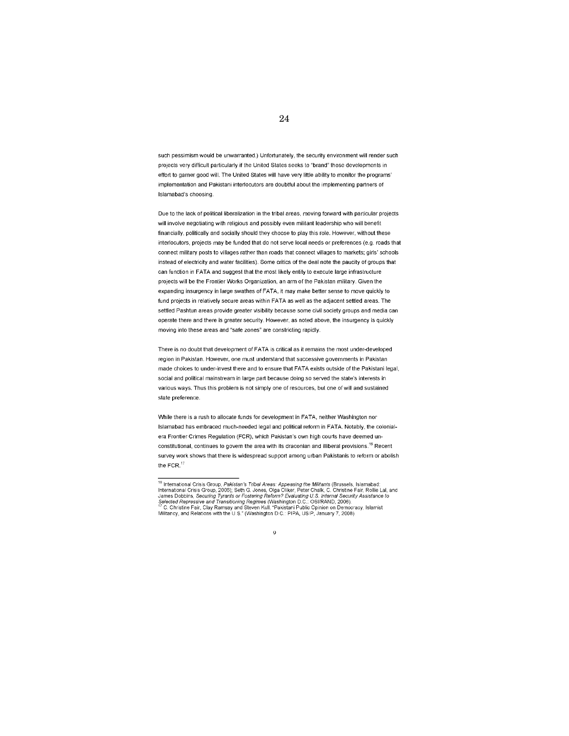such pessimism would be unwarranted.) Unfortunately, the security environment will render such projects very difficult particularly if the United States seeks to "brand" those developments in effort to garner good will. The United States will have very little ability to monitor the programs' implementation and Pakistani interlocutors are doubtful about the implementing partners of Islamabad's choosing.

Due to the lack of political liberalization in the tribal areas, moving forward with particular projects will involve negotiating with religious and possibly even militant leadership who will benefit financially, politically and socially should they choose to play this role. However, without these interlocutors, projects may be funded that do not serve local needs or preferences (e.g. roads that connect military posts to villages rather than roads that connect villages to markets; girls' schools instead of electricity and water facilities). Some critics of the deal note the paucity of groups that can function in FATA and suggest that the most likely entity to execute large infrastructure projects will be the Frontier Works Organization, an arm of the Pakistan military. Given the expanding insurgency in large swathes of FATA, it may make better sense to move quickly to fund projects in relatively secure areas within FATA as well as the adjacent settled areas. The settled Pashtun areas provide greater visibility because some civil society groups and media can operate there and there is greater security. However, as noted above, the insurgency is quickly moving into these areas and "safe zones" are constricting rapidly.

There is no doubt that development of FATA is critical as it remains the most under-developed region in Pakistan. However, one must understand that successive governments in Pakistan made choices to under-invest there and to ensure that FATA exists outside of the Pakistani legal, social and political mainstream in large part because doing so served the state's interests in various ways. Thus this problem is not simply one of resources, but one of will and sustained state preference.

While there is a rush to allocate funds for development in FATA, neither Washington nor Islamabad has embraced much-needed legal and political reform in FATA. Notably, the colonial-era Frontier Crimes Regulation (FCR), which Pakistan's own high courts have deemed un-constitutional, continues to govern the area with its draconian and illiberal provisions.[16] Recent survey work shows that there is widespread support among urban Pakistanis to reform or abolish the FCR.[17]

---

[16] International Crisis Group, *Pakistan's Tribal Areas: Appeasing the Militants* (Brussels, Islamabad: International Crisis Group, 2006); Seth G. Jones, Olga Oliker, Peter Chalk, C. Christine Fair, Rollie Lal, and James Dobbins, *Securing Tyrants or Fostering Reform? Evaluating U.S. Internal Security Assistance to Selected Repressive and Transitioning Regimes* (Washington D.C.: OSI/RAND, 2006).
[17] C. Christine Fair, Clay Ramsay and Steven Kull. "Pakistani Public Opinion on Democracy, Islamist Militancy, and Relations with the U.S." (Washington D.C.: PIPA, USIP, January 7, 2008).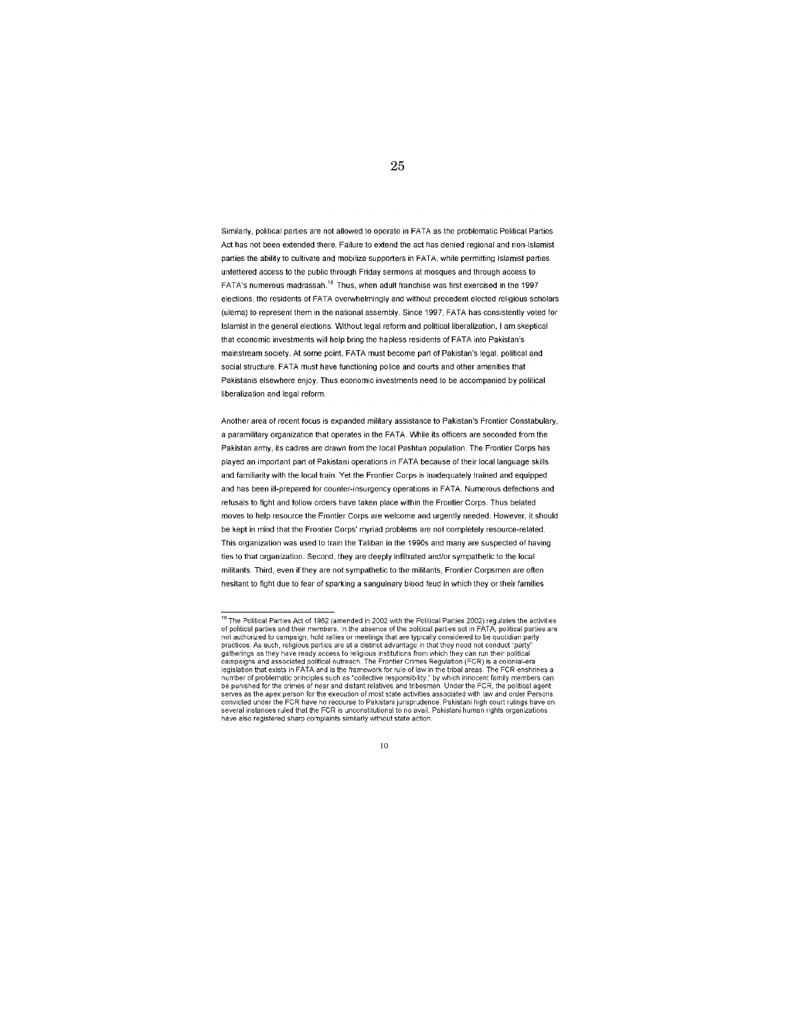Similarly, political parties are not allowed to operate in FATA as the problematic Political Parties Act has not been extended there. Failure to extend the act has denied regional and non-Islamist parties the ability to cultivate and mobilize supporters in FATA, while permitting Islamist parties unfettered access to the public through Friday sermons at mosques and through access to FATA's numerous madrassah.[18] Thus, when adult franchise was first exercised in the 1997 elections, the residents of FATA overwhelmingly and without precedent elected religious scholars (ulema) to represent them in the national assembly. Since 1997, FATA has consistently voted for Islamist in the general elections. Without legal reform and political liberalization, I am skeptical that economic investments will help bring the hapless residents of FATA into Pakistan's mainstream society. At some point, FATA must become part of Pakistan's legal, political and social structure. FATA must have functioning police and courts and other amenities that Pakistanis elsewhere enjoy. Thus economic investments need to be accompanied by political liberalization and legal reform.

Another area of recent focus is expanded military assistance to Pakistan's Frontier Constabulary, a paramilitary organization that operates in the FATA. While its officers are seconded from the Pakistan army, its cadres are drawn from the local Pashtun population. The Frontier Corps has played an important part of Pakistani operations in FATA because of their local language skills and familiarity with the local train. Yet the Frontier Corps is inadequately trained and equipped and has been ill-prepared for counter-insurgency operations in FATA. Numerous defections and refusals to fight and follow orders have taken place within the Frontier Corps. Thus belated moves to help resource the Frontier Corps are welcome and urgently needed. However, it should be kept in mind that the Frontier Corps' myriad problems are not completely resource-related. This organization was used to train the Taliban in the 1990s and many are suspected of having ties to that organization. Second, they are deeply infiltrated and/or sympathetic to the local militants. Third, even if they are not sympathetic to the militants, Frontier Corpsmen are often hesitant to fight due to fear of sparking a sanguinary blood feud in which they or their families

[18] The Political Parties Act of 1962 (amended in 2002 with the Political Parties 2002) regulates the activities of political parties and their members. In the absence of the political parties act in FATA, political parties are not authorized to campaign, hold rallies or meetings that are typically considered to be quotidian party practices. As such, religious parties are at a distinct advantage in that they need not conduct "party" gatherings as they have ready access to religious institutions from which they can run their political campaigns and associated political outreach. The Frontier Crimes Regulation (FCR) is a colonial-era legislation that exists in FATA and is the framework for rule of law in the tribal areas. The FCR enshrines a number of problematic principles such as "collective responsibility," by which innocent family members can be punished for the crimes of near and distant relatives and tribesmen. Under the FCR, the political agent serves as the apex person for the execution of most state activities associated with law and order Persons convicted under the FCR have no recourse to Pakistani jurisprudence. Pakistani high court rulings have on several instances ruled that the FCR is unconstitutional to no avail. Pakistani human rights organizations have also registered sharp complaints similarly without state action.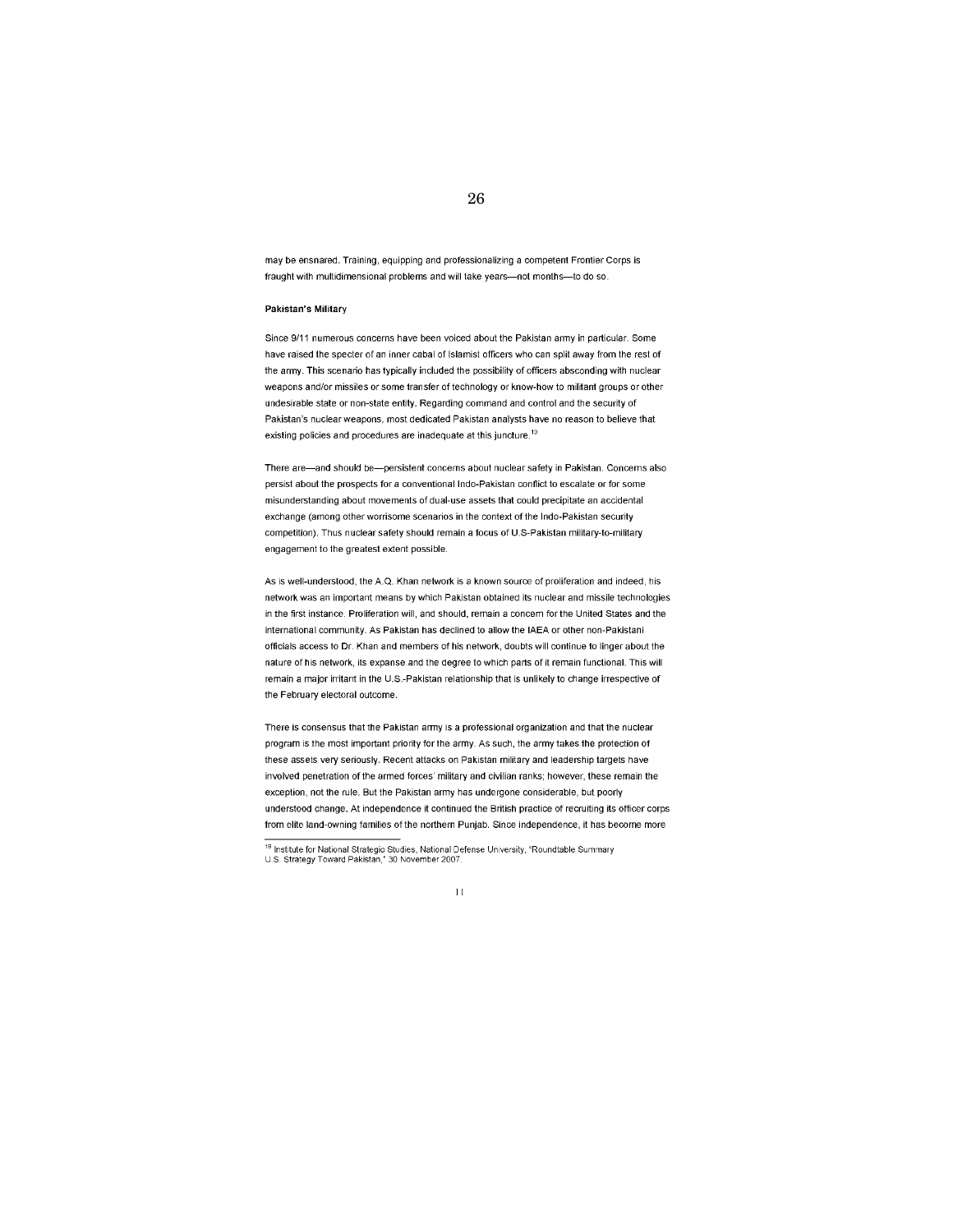may be ensnared. Training, equipping and professionalizing a competent Frontier Corps is fraught with multidimensional problems and will take years—not months—to do so.

**Pakistan's Military**

Since 9/11 numerous concerns have been voiced about the Pakistan army in particular. Some have raised the specter of an inner cabal of Islamist officers who can split away from the rest of the army. This scenario has typically included the possibility of officers absconding with nuclear weapons and/or missiles or some transfer of technology or know-how to militant groups or other undesirable state or non-state entity. Regarding command and control and the security of Pakistan's nuclear weapons, most dedicated Pakistan analysts have no reason to believe that existing policies and procedures are inadequate at this juncture.[19]

There are—and should be—persistent concerns about nuclear safety in Pakistan. Concerns also persist about the prospects for a conventional Indo-Pakistan conflict to escalate or for some misunderstanding about movements of dual-use assets that could precipitate an accidental exchange (among other worrisome scenarios in the context of the Indo-Pakistan security competition). Thus nuclear safety should remain a focus of U.S-Pakistan military-to-military engagement to the greatest extent possible.

As is well-understood, the A.Q. Khan network is a known source of proliferation and indeed, his network was an important means by which Pakistan obtained its nuclear and missile technologies in the first instance. Proliferation will, and should, remain a concern for the United States and the international community. As Pakistan has declined to allow the IAEA or other non-Pakistani officials access to Dr. Khan and members of his network, doubts will continue to linger about the nature of his network, its expanse and the degree to which parts of it remain functional. This will remain a major irritant in the U.S.-Pakistan relationship that is unlikely to change irrespective of the February electoral outcome.

There is consensus that the Pakistan army is a professional organization and that the nuclear program is the most important priority for the army. As such, the army takes the protection of these assets very seriously. Recent attacks on Pakistan military and leadership targets have involved penetration of the armed forces' military and civilian ranks; however, these remain the exception, not the rule. But the Pakistan army has undergone considerable, but poorly understood change. At independence it continued the British practice of recruiting its officer corps from elite land-owning families of the northern Punjab. Since independence, it has become more

---

[19] Institute for National Strategic Studies, National Defense University, "Roundtable Summary U.S. Strategy Toward Pakistan," 30 November 2007.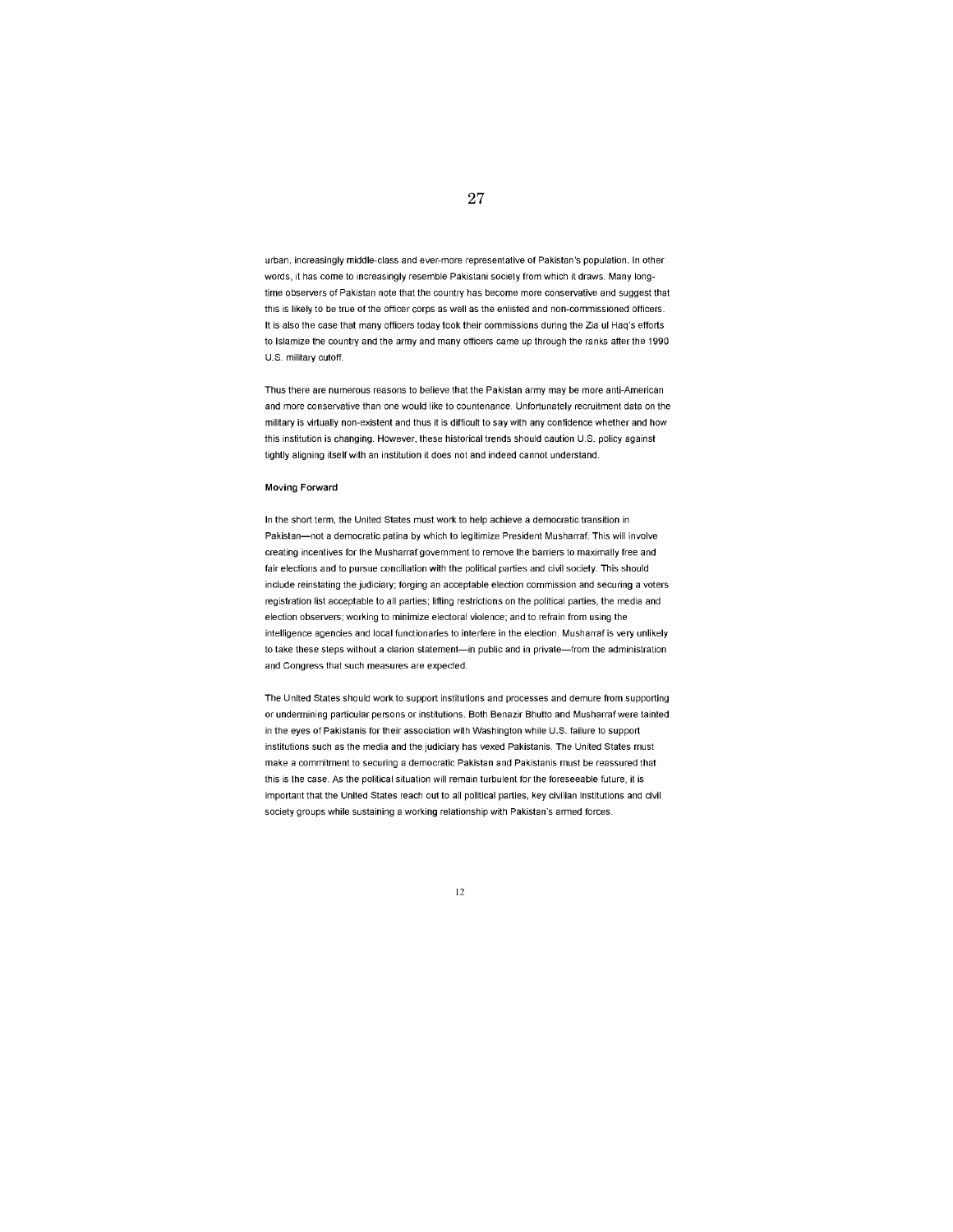urban, increasingly middle-class and ever-more representative of Pakistan's population. In other words, it has come to increasingly resemble Pakistani society from which it draws. Many long-time observers of Pakistan note that the country has become more conservative and suggest that this is likely to be true of the officer corps as well as the enlisted and non-commissioned officers. It is also the case that many officers today took their commissions during the Zia ul Haq's efforts to Islamize the country and the army and many officers came up through the ranks after the 1990 U.S. military cutoff.

Thus there are numerous reasons to believe that the Pakistan army may be more anti-American and more conservative than one would like to countenance. Unfortunately recruitment data on the military is virtually non-existent and thus it is difficult to say with any confidence whether and how this institution is changing. However, these historical trends should caution U.S. policy against tightly aligning itself with an institution it does not and indeed cannot understand.

**Moving Forward**

In the short term, the United States must work to help achieve a democratic transition in Pakistan—not a democratic patina by which to legitimize President Musharraf. This will involve creating incentives for the Musharraf government to remove the barriers to maximally free and fair elections and to pursue conciliation with the political parties and civil society. This should include reinstating the judiciary; forging an acceptable election commission and securing a voters registration list acceptable to all parties; lifting restrictions on the political parties, the media and election observers; working to minimize electoral violence; and to refrain from using the intelligence agencies and local functionaries to interfere in the election. Musharraf is very unlikely to take these steps without a clarion statement—in public and in private—from the administration and Congress that such measures are expected.

The United States should work to support institutions and processes and demure from supporting or undermining particular persons or institutions. Both Benazir Bhutto and Musharraf were tainted in the eyes of Pakistanis for their association with Washington while U.S. failure to support institutions such as the media and the judiciary has vexed Pakistanis. The United States must make a commitment to securing a democratic Pakistan and Pakistanis must be reassured that this is the case. As the political situation will remain turbulent for the foreseeable future, it is important that the United States reach out to all political parties, key civilian institutions and civil society groups while sustaining a working relationship with Pakistan's armed forces.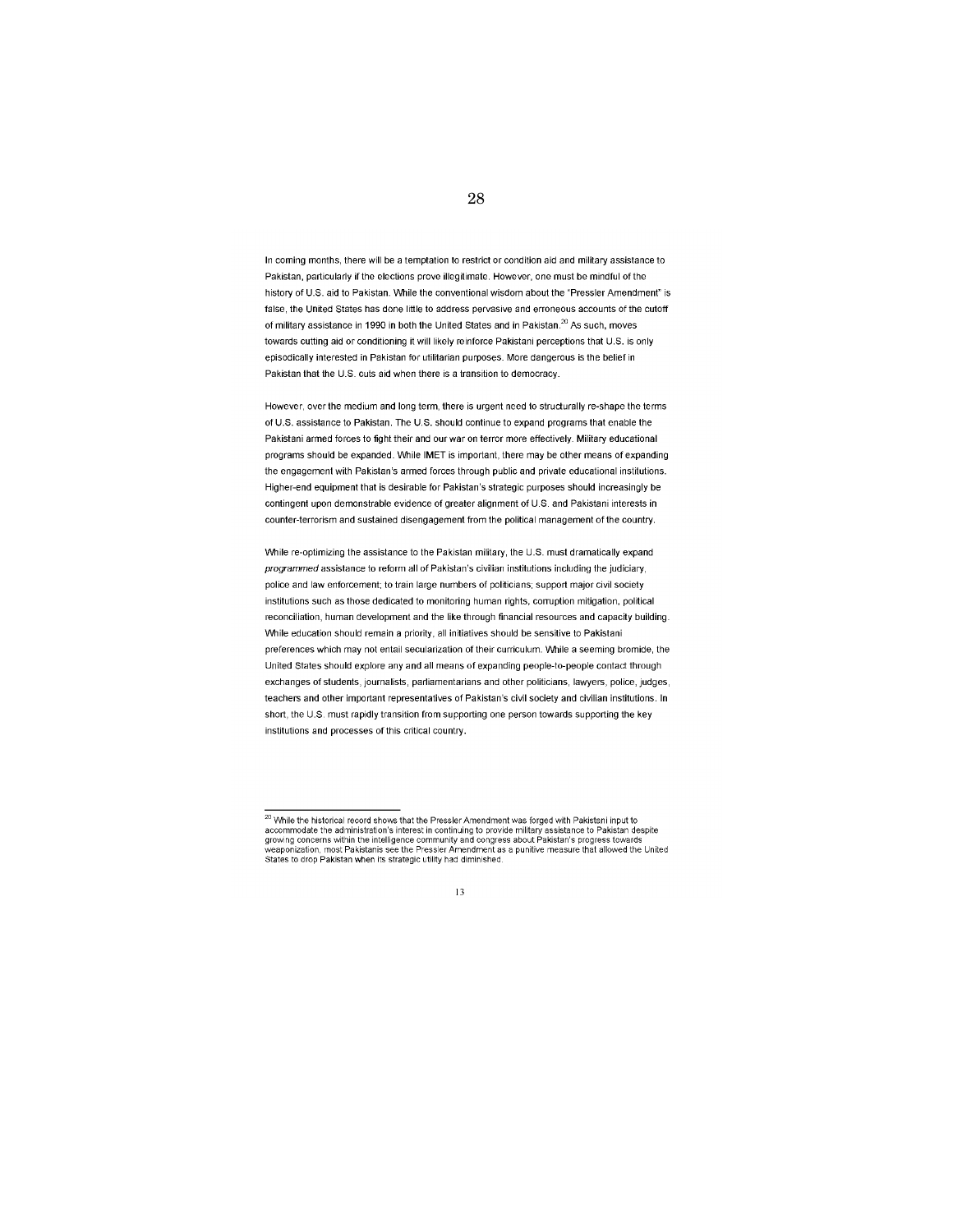In coming months, there will be a temptation to restrict or condition aid and military assistance to Pakistan, particularly if the elections prove illegitimate. However, one must be mindful of the history of U.S. aid to Pakistan. While the conventional wisdom about the "Pressler Amendment" is false, the United States has done little to address pervasive and erroneous accounts of the cutoff of military assistance in 1990 in both the United States and in Pakistan.[20] As such, moves towards cutting aid or conditioning it will likely reinforce Pakistani perceptions that U.S. is only episodically interested in Pakistan for utilitarian purposes. More dangerous is the belief in Pakistan that the U.S. cuts aid when there is a transition to democracy.

However, over the medium and long term, there is urgent need to structurally re-shape the terms of U.S. assistance to Pakistan. The U.S. should continue to expand programs that enable the Pakistani armed forces to fight their and our war on terror more effectively. Military educational programs should be expanded. While IMET is important, there may be other means of expanding the engagement with Pakistan's armed forces through public and private educational institutions. Higher-end equipment that is desirable for Pakistan's strategic purposes should increasingly be contingent upon demonstrable evidence of greater alignment of U.S. and Pakistani interests in counter-terrorism and sustained disengagement from the political management of the country.

While re-optimizing the assistance to the Pakistan military, the U.S. must dramatically expand *programmed* assistance to reform all of Pakistan's civilian institutions including the judiciary, police and law enforcement; to train large numbers of politicians; support major civil society institutions such as those dedicated to monitoring human rights, corruption mitigation, political reconciliation, human development and the like through financial resources and capacity building. While education should remain a priority, all initiatives should be sensitive to Pakistani preferences which may not entail secularization of their curriculum. While a seeming bromide, the United States should explore any and all means of expanding people-to-people contact through exchanges of students, journalists, parliamentarians and other politicians, lawyers, police, judges, teachers and other important representatives of Pakistan's civil society and civilian institutions. In short, the U.S. must rapidly transition from supporting one person towards supporting the key institutions and processes of this critical country.

---

[20] While the historical record shows that the Pressler Amendment was forged with Pakistani input to accommodate the administration's interest in continuing to provide military assistance to Pakistan despite growing concerns within the intelligence community and congress about Pakistan's progress towards weaponization, most Pakistanis see the Pressler Amendment as a punitive measure that allowed the United States to drop Pakistan when its strategic utility had diminished.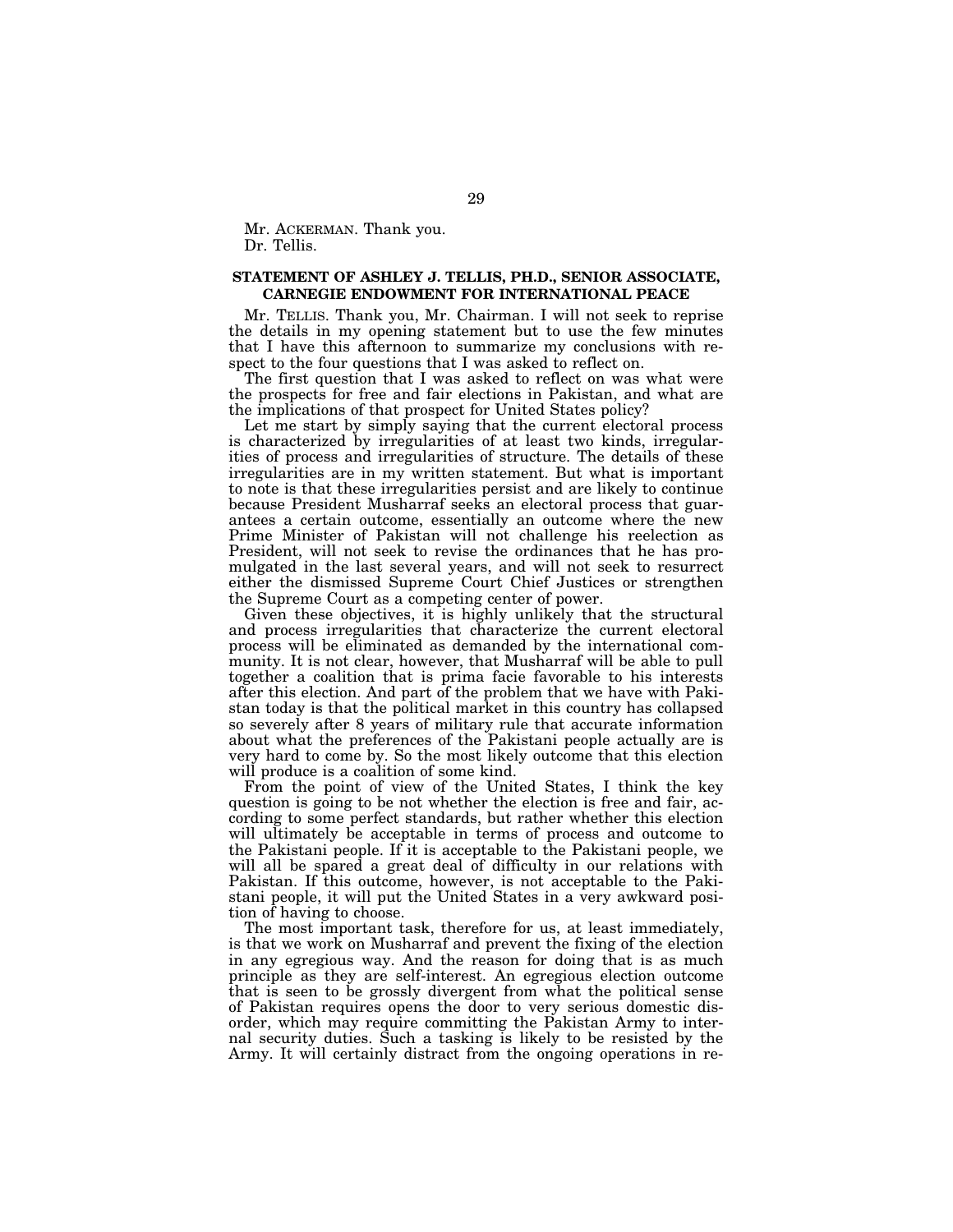Mr. ACKERMAN. Thank you.
Dr. Tellis.

## STATEMENT OF ASHLEY J. TELLIS, PH.D., SENIOR ASSOCIATE, CARNEGIE ENDOWMENT FOR INTERNATIONAL PEACE

Mr. TELLIS. Thank you, Mr. Chairman. I will not seek to reprise the details in my opening statement but to use the few minutes that I have this afternoon to summarize my conclusions with respect to the four questions that I was asked to reflect on.

The first question that I was asked to reflect on was what were the prospects for free and fair elections in Pakistan, and what are the implications of that prospect for United States policy?

Let me start by simply saying that the current electoral process is characterized by irregularities of at least two kinds, irregularities of process and irregularities of structure. The details of these irregularities are in my written statement. But what is important to note is that these irregularities persist and are likely to continue because President Musharraf seeks an electoral process that guarantees a certain outcome, essentially an outcome where the new Prime Minister of Pakistan will not challenge his reelection as President, will not seek to revise the ordinances that he has promulgated in the last several years, and will not seek to resurrect either the dismissed Supreme Court Chief Justices or strengthen the Supreme Court as a competing center of power.

Given these objectives, it is highly unlikely that the structural and process irregularities that characterize the current electoral process will be eliminated as demanded by the international community. It is not clear, however, that Musharraf will be able to pull together a coalition that is prima facie favorable to his interests after this election. And part of the problem that we have with Pakistan today is that the political market in this country has collapsed so severely after 8 years of military rule that accurate information about what the preferences of the Pakistani people actually are is very hard to come by. So the most likely outcome that this election will produce is a coalition of some kind.

From the point of view of the United States, I think the key question is going to be not whether the election is free and fair, according to some perfect standards, but rather whether this election will ultimately be acceptable in terms of process and outcome to the Pakistani people. If it is acceptable to the Pakistani people, we will all be spared a great deal of difficulty in our relations with Pakistan. If this outcome, however, is not acceptable to the Pakistani people, it will put the United States in a very awkward position of having to choose.

The most important task, therefore for us, at least immediately, is that we work on Musharraf and prevent the fixing of the election in any egregious way. And the reason for doing that is as much principle as they are self-interest. An egregious election outcome that is seen to be grossly divergent from what the political sense of Pakistan requires opens the door to very serious domestic disorder, which may require committing the Pakistan Army to internal security duties. Such a tasking is likely to be resisted by the Army. It will certainly distract from the ongoing operations in re-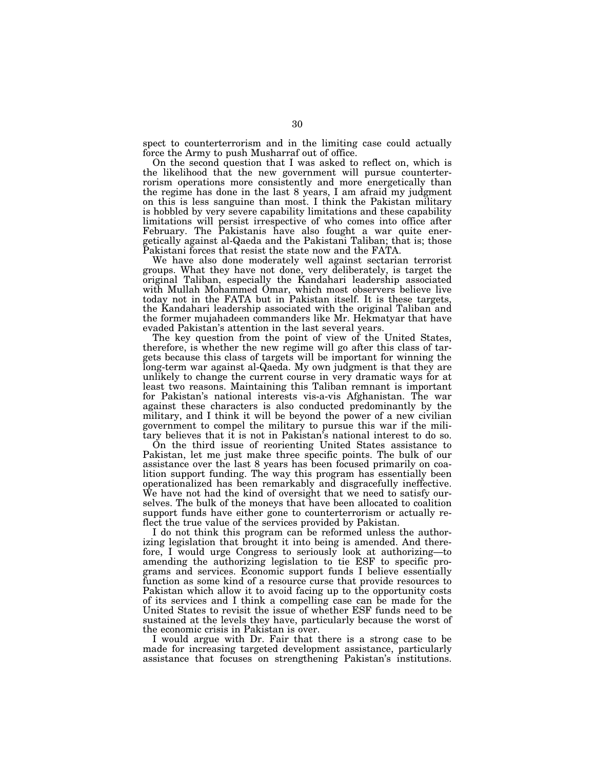spect to counterterrorism and in the limiting case could actually force the Army to push Musharraf out of office.

On the second question that I was asked to reflect on, which is the likelihood that the new government will pursue counterterrorism operations more consistently and more energetically than the regime has done in the last 8 years, I am afraid my judgment on this is less sanguine than most. I think the Pakistan military is hobbled by very severe capability limitations and these capability limitations will persist irrespective of who comes into office after February. The Pakistanis have also fought a war quite energetically against al-Qaeda and the Pakistani Taliban; that is; those Pakistani forces that resist the state now and the FATA.

We have also done moderately well against sectarian terrorist groups. What they have not done, very deliberately, is target the original Taliban, especially the Kandahari leadership associated with Mullah Mohammed Omar, which most observers believe live today not in the FATA but in Pakistan itself. It is these targets, the Kandahari leadership associated with the original Taliban and the former mujahadeen commanders like Mr. Hekmatyar that have evaded Pakistan's attention in the last several years.

The key question from the point of view of the United States, therefore, is whether the new regime will go after this class of targets because this class of targets will be important for winning the long-term war against al-Qaeda. My own judgment is that they are unlikely to change the current course in very dramatic ways for at least two reasons. Maintaining this Taliban remnant is important for Pakistan's national interests vis-a-vis Afghanistan. The war against these characters is also conducted predominantly by the military, and I think it will be beyond the power of a new civilian government to compel the military to pursue this war if the military believes that it is not in Pakistan's national interest to do so.

On the third issue of reorienting United States assistance to Pakistan, let me just make three specific points. The bulk of our assistance over the last 8 years has been focused primarily on coalition support funding. The way this program has essentially been operationalized has been remarkably and disgracefully ineffective. We have not had the kind of oversight that we need to satisfy ourselves. The bulk of the moneys that have been allocated to coalition support funds have either gone to counterterrorism or actually reflect the true value of the services provided by Pakistan.

I do not think this program can be reformed unless the authorizing legislation that brought it into being is amended. And therefore, I would urge Congress to seriously look at authorizing—to amending the authorizing legislation to tie ESF to specific programs and services. Economic support funds I believe essentially function as some kind of a resource curse that provide resources to Pakistan which allow it to avoid facing up to the opportunity costs of its services and I think a compelling case can be made for the United States to revisit the issue of whether ESF funds need to be sustained at the levels they have, particularly because the worst of the economic crisis in Pakistan is over.

I would argue with Dr. Fair that there is a strong case to be made for increasing targeted development assistance, particularly assistance that focuses on strengthening Pakistan's institutions.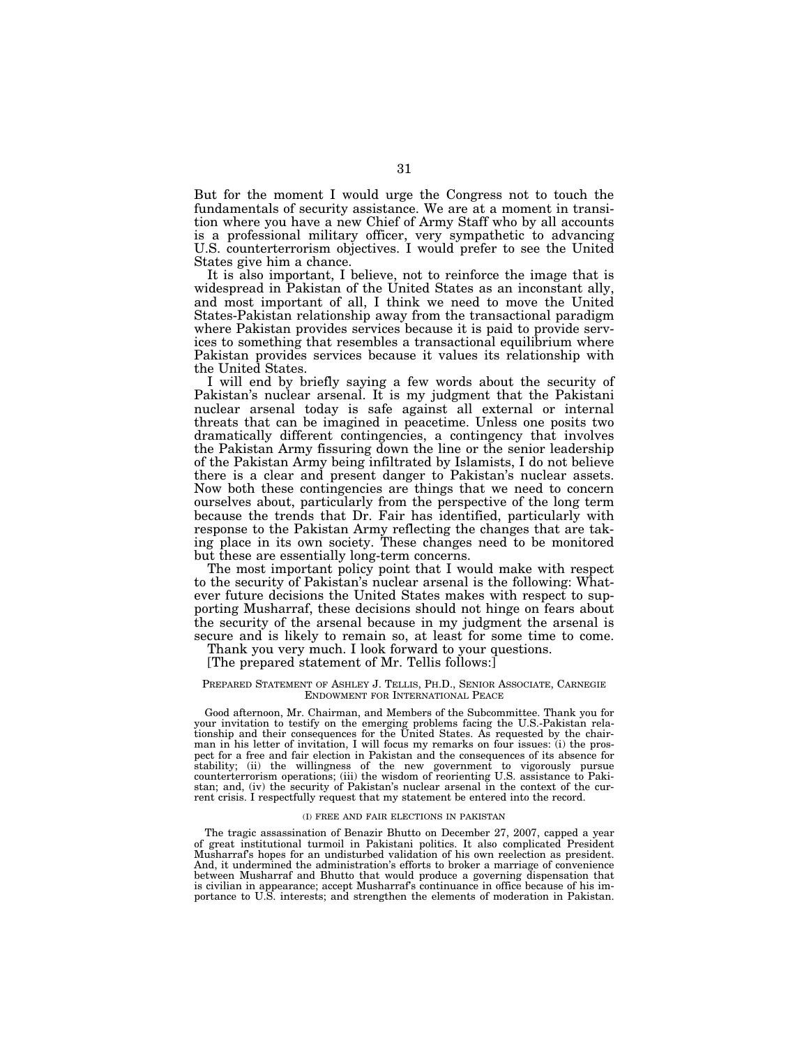But for the moment I would urge the Congress not to touch the fundamentals of security assistance. We are at a moment in transition where you have a new Chief of Army Staff who by all accounts is a professional military officer, very sympathetic to advancing U.S. counterterrorism objectives. I would prefer to see the United States give him a chance.

It is also important, I believe, not to reinforce the image that is widespread in Pakistan of the United States as an inconstant ally, and most important of all, I think we need to move the United States-Pakistan relationship away from the transactional paradigm where Pakistan provides services because it is paid to provide services to something that resembles a transactional equilibrium where Pakistan provides services because it values its relationship with the United States.

I will end by briefly saying a few words about the security of Pakistan's nuclear arsenal. It is my judgment that the Pakistani nuclear arsenal today is safe against all external or internal threats that can be imagined in peacetime. Unless one posits two dramatically different contingencies, a contingency that involves the Pakistan Army fissuring down the line or the senior leadership of the Pakistan Army being infiltrated by Islamists, I do not believe there is a clear and present danger to Pakistan's nuclear assets. Now both these contingencies are things that we need to concern ourselves about, particularly from the perspective of the long term because the trends that Dr. Fair has identified, particularly with response to the Pakistan Army reflecting the changes that are taking place in its own society. These changes need to be monitored but these are essentially long-term concerns.

The most important policy point that I would make with respect to the security of Pakistan's nuclear arsenal is the following: Whatever future decisions the United States makes with respect to supporting Musharraf, these decisions should not hinge on fears about the security of the arsenal because in my judgment the arsenal is secure and is likely to remain so, at least for some time to come.

Thank you very much. I look forward to your questions.

[The prepared statement of Mr. Tellis follows:]

PREPARED STATEMENT OF ASHLEY J. TELLIS, PH.D., SENIOR ASSOCIATE, CARNEGIE ENDOWMENT FOR INTERNATIONAL PEACE

Good afternoon, Mr. Chairman, and Members of the Subcommittee. Thank you for your invitation to testify on the emerging problems facing the U.S.-Pakistan relationship and their consequences for the United States. As requested by the chairman in his letter of invitation, I will focus my remarks on four issues: (i) the prospect for a free and fair election in Pakistan and the consequences of its absence for stability; (ii) the willingness of the new government to vigorously pursue counterterrorism operations; (iii) the wisdom of reorienting U.S. assistance to Pakistan; and, (iv) the security of Pakistan's nuclear arsenal in the context of the current crisis. I respectfully request that my statement be entered into the record.

(I) FREE AND FAIR ELECTIONS IN PAKISTAN

The tragic assassination of Benazir Bhutto on December 27, 2007, capped a year of great institutional turmoil in Pakistani politics. It also complicated President Musharraf's hopes for an undisturbed validation of his own reelection as president. And, it undermined the administration's efforts to broker a marriage of convenience between Musharraf and Bhutto that would produce a governing dispensation that is civilian in appearance; accept Musharraf's continuance in office because of his importance to U.S. interests; and strengthen the elements of moderation in Pakistan.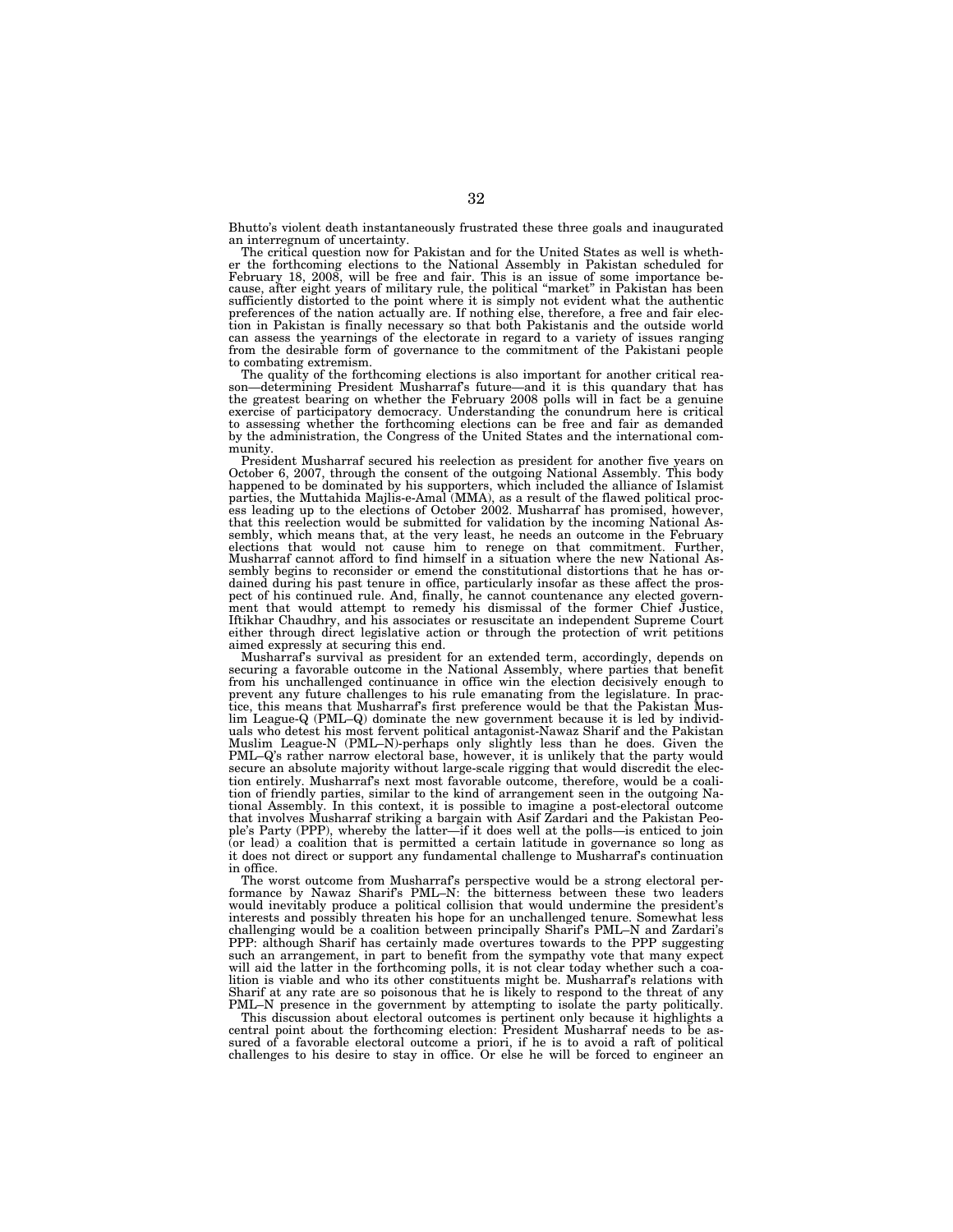Bhutto's violent death instantaneously frustrated these three goals and inaugurated an interregnum of uncertainty.

The critical question now for Pakistan and for the United States as well is whether the forthcoming elections to the National Assembly in Pakistan scheduled for February 18, 2008, will be free and fair. This is an issue of some importance because, after eight years of military rule, the political "market" in Pakistan has been sufficiently distorted to the point where it is simply not evident what the authentic preferences of the nation actually are. If nothing else, therefore, a free and fair election in Pakistan is finally necessary so that both Pakistanis and the outside world can assess the yearnings of the electorate in regard to a variety of issues ranging from the desirable form of governance to the commitment of the Pakistani people to combating extremism.

The quality of the forthcoming elections is also important for another critical reason—determining President Musharraf's future—and it is this quandary that has the greatest bearing on whether the February 2008 polls will in fact be a genuine exercise of participatory democracy. Understanding the conundrum here is critical to assessing whether the forthcoming elections can be free and fair as demanded by the administration, the Congress of the United States and the international community.

President Musharraf secured his reelection as president for another five years on October 6, 2007, through the consent of the outgoing National Assembly. This body happened to be dominated by his supporters, which included the alliance of Islamist parties, the Muttahida Majlis-e-Amal (MMA), as a result of the flawed political process leading up to the elections of October 2002. Musharraf has promised, however, that this reelection would be submitted for validation by the incoming National Assembly, which means that, at the very least, he needs an outcome in the February elections that would not cause him to renege on that commitment. Further, Musharraf cannot afford to find himself in a situation where the new National Assembly begins to reconsider or emend the constitutional distortions that he has ordained during his past tenure in office, particularly insofar as these affect the prospect of his continued rule. And, finally, he cannot countenance any elected government that would attempt to remedy his dismissal of the former Chief Justice, Iftikhar Chaudhry, and his associates or resuscitate an independent Supreme Court either through direct legislative action or through the protection of writ petitions aimed expressly at securing this end.

Musharraf's survival as president for an extended term, accordingly, depends on securing a favorable outcome in the National Assembly, where parties that benefit from his unchallenged continuance in office win the election decisively enough to prevent any future challenges to his rule emanating from the legislature. In practice, this means that Musharraf's first preference would be that the Pakistan Muslim League-Q (PML–Q) dominate the new government because it is led by individuals who detest his most fervent political antagonist-Nawaz Sharif and the Pakistan Muslim League-N (PML–N)-perhaps only slightly less than he does. Given the PML–Q's rather narrow electoral base, however, it is unlikely that the party would secure an absolute majority without large-scale rigging that would discredit the election entirely. Musharraf's next most favorable outcome, therefore, would be a coalition of friendly parties, similar to the kind of arrangement seen in the outgoing National Assembly. In this context, it is possible to imagine a post-electoral outcome that involves Musharraf striking a bargain with Asif Zardari and the Pakistan People's Party (PPP), whereby the latter—if it does well at the polls—is enticed to join (or lead) a coalition that is permitted a certain latitude in governance so long as it does not direct or support any fundamental challenge to Musharraf's continuation in office.

The worst outcome from Musharraf's perspective would be a strong electoral performance by Nawaz Sharif's PML–N: the bitterness between these two leaders would inevitably produce a political collision that would undermine the president's interests and possibly threaten his hope for an unchallenged tenure. Somewhat less challenging would be a coalition between principally Sharif's PML–N and Zardari's PPP: although Sharif has certainly made overtures towards to the PPP suggesting such an arrangement, in part to benefit from the sympathy vote that many expect will aid the latter in the forthcoming polls, it is not clear today whether such a coalition is viable and who its other constituents might be. Musharraf's relations with Sharif at any rate are so poisonous that he is likely to respond to the threat of any PML–N presence in the government by attempting to isolate the party politically.

This discussion about electoral outcomes is pertinent only because it highlights a central point about the forthcoming election: President Musharraf needs to be assured of a favorable electoral outcome a priori, if he is to avoid a raft of political challenges to his desire to stay in office. Or else he will be forced to engineer an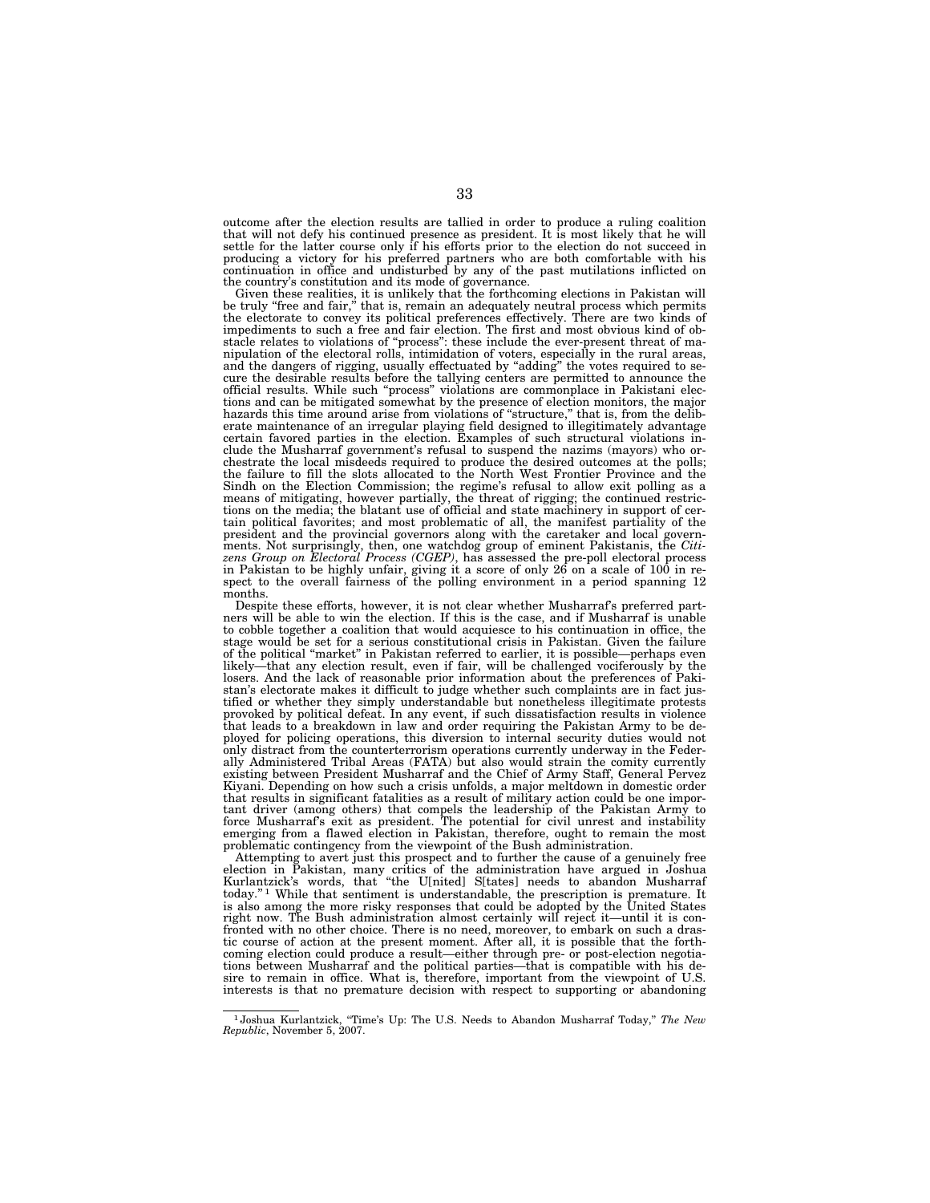outcome after the election results are tallied in order to produce a ruling coalition that will not defy his continued presence as president. It is most likely that he will settle for the latter course only if his efforts prior to the election do not succeed in producing a victory for his preferred partners who are both comfortable with his continuation in office and undisturbed by any of the past mutilations inflicted on the country's constitution and its mode of governance.

Given these realities, it is unlikely that the forthcoming elections in Pakistan will be truly "free and fair," that is, remain an adequately neutral process which permits the electorate to convey its political preferences effectively. There are two kinds of impediments to such a free and fair election. The first and most obvious kind of obstacle relates to violations of "process": these include the ever-present threat of manipulation of the electoral rolls, intimidation of voters, especially in the rural areas, and the dangers of rigging, usually effectuated by "adding" the votes required to secure the desirable results before the tallying centers are permitted to announce the official results. While such "process" violations are commonplace in Pakistani elections and can be mitigated somewhat by the presence of election monitors, the major hazards this time around arise from violations of "structure," that is, from the deliberate maintenance of an irregular playing field designed to illegitimately advantage certain favored parties in the election. Examples of such structural violations include the Musharraf government's refusal to suspend the nazims (mayors) who orchestrate the local misdeeds required to produce the desired outcomes at the polls; the failure to fill the slots allocated to the North West Frontier Province and the Sindh on the Election Commission; the regime's refusal to allow exit polling as a means of mitigating, however partially, the threat of rigging; the continued restrictions on the media; the blatant use of official and state machinery in support of certain political favorites; and most problematic of all, the manifest partiality of the president and the provincial governors along with the caretaker and local governments. Not surprisingly, then, one watchdog group of eminent Pakistanis, the *Citizens Group on Electoral Process (CGEP)*, has assessed the pre-poll electoral process in Pakistan to be highly unfair, giving it a score of only 26 on a scale of 100 in respect to the overall fairness of the polling environment in a period spanning 12 months.

Despite these efforts, however, it is not clear whether Musharraf's preferred partners will be able to win the election. If this is the case, and if Musharraf is unable to cobble together a coalition that would acquiesce to his continuation in office, the stage would be set for a serious constitutional crisis in Pakistan. Given the failure of the political "market" in Pakistan referred to earlier, it is possible—perhaps even likely—that any election result, even if fair, will be challenged vociferously by the losers. And the lack of reasonable prior information about the preferences of Pakistan's electorate makes it difficult to judge whether such complaints are in fact justified or whether they simply understandable but nonetheless illegitimate protests provoked by political defeat. In any event, if such dissatisfaction results in violence that leads to a breakdown in law and order requiring the Pakistan Army to be deployed for policing operations, this diversion to internal security duties would not only distract from the counterterrorism operations currently underway in the Federally Administered Tribal Areas (FATA) but also would strain the comity currently existing between President Musharraf and the Chief of Army Staff, General Pervez Kiyani. Depending on how such a crisis unfolds, a major meltdown in domestic order that results in significant fatalities as a result of military action could be one important driver (among others) that compels the leadership of the Pakistan Army to force Musharraf's exit as president. The potential for civil unrest and instability emerging from a flawed election in Pakistan, therefore, ought to remain the most problematic contingency from the viewpoint of the Bush administration.

Attempting to avert just this prospect and to further the cause of a genuinely free election in Pakistan, many critics of the administration have argued in Joshua Kurlantzick's words, that "the U[nited] S[tates] needs to abandon Musharraf today."[1] While that sentiment is understandable, the prescription is premature. It is also among the more risky responses that could be adopted by the United States right now. The Bush administration almost certainly will reject it—until it is confronted with no other choice. There is no need, moreover, to embark on such a drastic course of action at the present moment. After all, it is possible that the forthcoming election could produce a result—either through pre- or post-election negotiations between Musharraf and the political parties—that is compatible with his desire to remain in office. What is, therefore, important from the viewpoint of U.S. interests is that no premature decision with respect to supporting or abandoning

[1] Joshua Kurlantzick, "Time's Up: The U.S. Needs to Abandon Musharraf Today," *The New Republic*, November 5, 2007.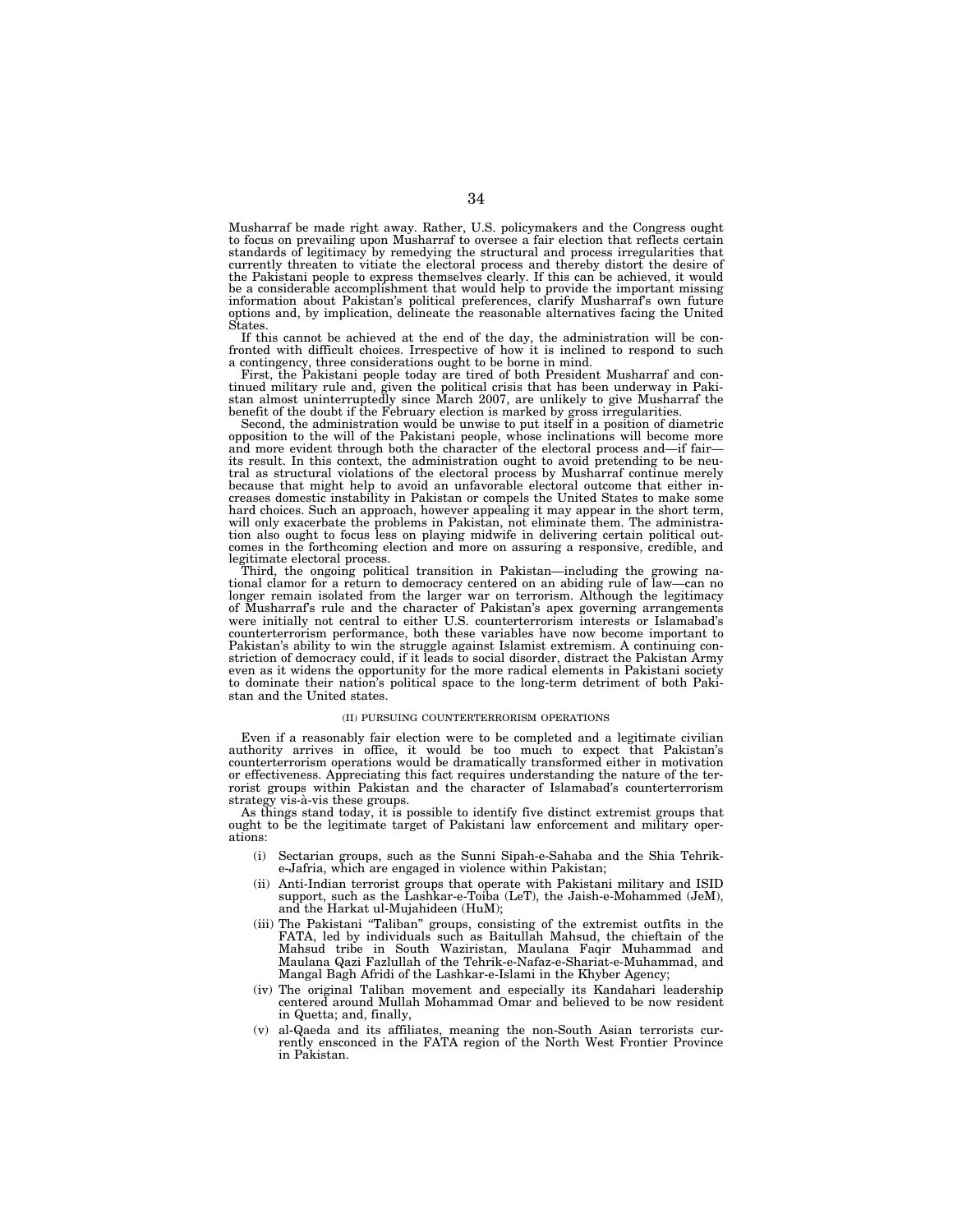Musharraf be made right away. Rather, U.S. policymakers and the Congress ought to focus on prevailing upon Musharraf to oversee a fair election that reflects certain standards of legitimacy by remedying the structural and process irregularities that currently threaten to vitiate the electoral process and thereby distort the desire of the Pakistani people to express themselves clearly. If this can be achieved, it would be a considerable accomplishment that would help to provide the important missing information about Pakistan's political preferences, clarify Musharraf's own future options and, by implication, delineate the reasonable alternatives facing the United States.

If this cannot be achieved at the end of the day, the administration will be confronted with difficult choices. Irrespective of how it is inclined to respond to such a contingency, three considerations ought to be borne in mind.

First, the Pakistani people today are tired of both President Musharraf and continued military rule and, given the political crisis that has been underway in Pakistan almost uninterruptedly since March 2007, are unlikely to give Musharraf the benefit of the doubt if the February election is marked by gross irregularities.

Second, the administration would be unwise to put itself in a position of diametric opposition to the will of the Pakistani people, whose inclinations will become more and more evident through both the character of the electoral process and—if fair—its result. In this context, the administration ought to avoid pretending to be neutral as structural violations of the electoral process by Musharraf continue merely because that might help to avoid an unfavorable electoral outcome that either increases domestic instability in Pakistan or compels the United States to make some hard choices. Such an approach, however appealing it may appear in the short term, will only exacerbate the problems in Pakistan, not eliminate them. The administration also ought to focus less on playing midwife in delivering certain political outcomes in the forthcoming election and more on assuring a responsive, credible, and legitimate electoral process.

Third, the ongoing political transition in Pakistan—including the growing national clamor for a return to democracy centered on an abiding rule of law—can no longer remain isolated from the larger war on terrorism. Although the legitimacy of Musharraf's rule and the character of Pakistan's apex governing arrangements were initially not central to either U.S. counterterrorism interests or Islamabad's counterterrorism performance, both these variables have now become important to Pakistan's ability to win the struggle against Islamist extremism. A continuing constriction of democracy could, if it leads to social disorder, distract the Pakistan Army even as it widens the opportunity for the more radical elements in Pakistani society to dominate their nation's political space to the long-term detriment of both Pakistan and the United states.

### (II) PURSUING COUNTERTERRORISM OPERATIONS

Even if a reasonably fair election were to be completed and a legitimate civilian authority arrives in office, it would be too much to expect that Pakistan's counterterrorism operations would be dramatically transformed either in motivation or effectiveness. Appreciating this fact requires understanding the nature of the terrorist groups within Pakistan and the character of Islamabad's counterterrorism strategy vis-à-vis these groups.

As things stand today, it is possible to identify five distinct extremist groups that ought to be the legitimate target of Pakistani law enforcement and military operations:

- (i) Sectarian groups, such as the Sunni Sipah-e-Sahaba and the Shia Tehrik-e-Jafria, which are engaged in violence within Pakistan;
- (ii) Anti-Indian terrorist groups that operate with Pakistani military and ISID support, such as the Lashkar-e-Toiba (LeT), the Jaish-e-Mohammed (JeM), and the Harkat ul-Mujahideen (HuM);
- (iii) The Pakistani "Taliban" groups, consisting of the extremist outfits in the FATA, led by individuals such as Baitullah Mahsud, the chieftain of the Mahsud tribe in South Waziristan, Maulana Faqir Muhammad and Maulana Qazi Fazlullah of the Tehrik-e-Nafaz-e-Shariat-e-Muhammad, and Mangal Bagh Afridi of the Lashkar-e-Islami in the Khyber Agency;
- (iv) The original Taliban movement and especially its Kandahari leadership centered around Mullah Mohammad Omar and believed to be now resident in Quetta; and, finally,
- (v) al-Qaeda and its affiliates, meaning the non-South Asian terrorists currently ensconced in the FATA region of the North West Frontier Province in Pakistan.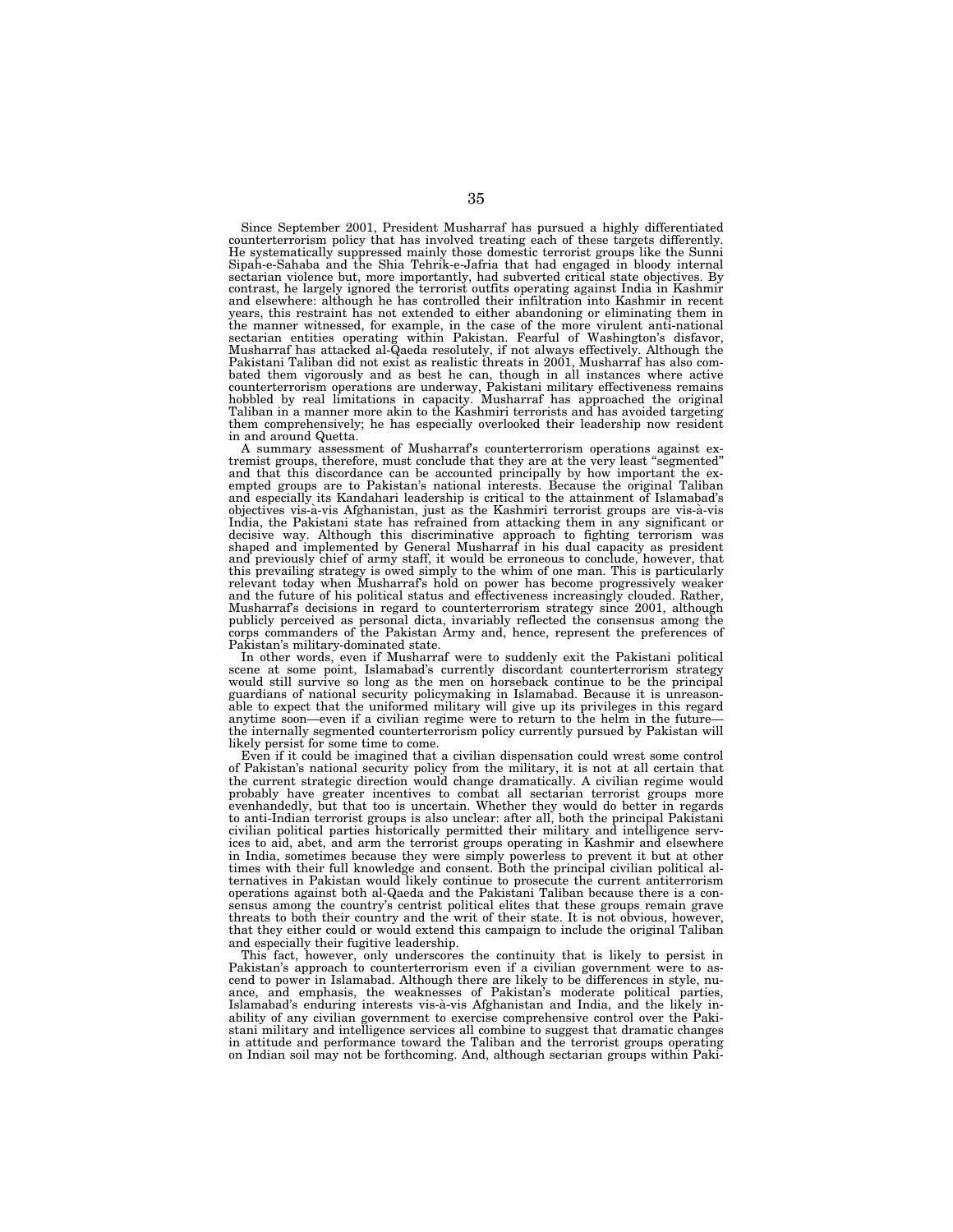Since September 2001, President Musharraf has pursued a highly differentiated counterterrorism policy that has involved treating each of these targets differently. He systematically suppressed mainly those domestic terrorist groups like the Sunni Sipah-e-Sahaba and the Shia Tehrik-e-Jafria that had engaged in bloody internal sectarian violence but, more importantly, had subverted critical state objectives. By contrast, he largely ignored the terrorist outfits operating against India in Kashmir and elsewhere: although he has controlled their infiltration into Kashmir in recent years, this restraint has not extended to either abandoning or eliminating them in the manner witnessed, for example, in the case of the more virulent anti-national sectarian entities operating within Pakistan. Fearful of Washington's disfavor, Musharraf has attacked al-Qaeda resolutely, if not always effectively. Although the Pakistani Taliban did not exist as realistic threats in 2001, Musharraf has also combated them vigorously and as best he can, though in all instances where active counterterrorism operations are underway, Pakistani military effectiveness remains hobbled by real limitations in capacity. Musharraf has approached the original Taliban in a manner more akin to the Kashmiri terrorists and has avoided targeting them comprehensively; he has especially overlooked their leadership now resident in and around Quetta.

A summary assessment of Musharraf's counterterrorism operations against extremist groups, therefore, must conclude that they are at the very least "segmented" and that this discordance can be accounted principally by how important the exempted groups are to Pakistan's national interests. Because the original Taliban and especially its Kandahari leadership is critical to the attainment of Islamabad's objectives vis-à-vis Afghanistan, just as the Kashmiri terrorist groups are vis-à-vis India, the Pakistani state has refrained from attacking them in any significant or decisive way. Although this discriminative approach to fighting terrorism was shaped and implemented by General Musharraf in his dual capacity as president and previously chief of army staff, it would be erroneous to conclude, however, that this prevailing strategy is owed simply to the whim of one man. This is particularly relevant today when Musharraf's hold on power has become progressively weaker and the future of his political status and effectiveness increasingly clouded. Rather, Musharraf's decisions in regard to counterterrorism strategy since 2001, although publicly perceived as personal dicta, invariably reflected the consensus among the corps commanders of the Pakistan Army and, hence, represent the preferences of Pakistan's military-dominated state.

In other words, even if Musharraf were to suddenly exit the Pakistani political scene at some point, Islamabad's currently discordant counterterrorism strategy would still survive so long as the men on horseback continue to be the principal guardians of national security policymaking in Islamabad. Because it is unreasonable to expect that the uniformed military will give up its privileges in this regard anytime soon—even if a civilian regime were to return to the helm in the future—the internally segmented counterterrorism policy currently pursued by Pakistan will likely persist for some time to come.

Even if it could be imagined that a civilian dispensation could wrest some control of Pakistan's national security policy from the military, it is not at all certain that the current strategic direction would change dramatically. A civilian regime would probably have greater incentives to combat all sectarian terrorist groups more evenhandedly, but that too is uncertain. Whether they would do better in regards to anti-Indian terrorist groups is also unclear: after all, both the principal Pakistani civilian political parties historically permitted their military and intelligence services to aid, abet, and arm the terrorist groups operating in Kashmir and elsewhere in India, sometimes because they were simply powerless to prevent it but at other times with their full knowledge and consent. Both the principal civilian political alternatives in Pakistan would likely continue to prosecute the current antiterrorism operations against both al-Qaeda and the Pakistani Taliban because there is a consensus among the country's centrist political elites that these groups remain grave threats to both their country and the writ of their state. It is not obvious, however, that they either could or would extend this campaign to include the original Taliban and especially their fugitive leadership.

This fact, however, only underscores the continuity that is likely to persist in Pakistan's approach to counterterrorism even if a civilian government were to ascend to power in Islamabad. Although there are likely to be differences in style, nuance, and emphasis, the weaknesses of Pakistan's moderate political parties, Islamabad's enduring interests vis-à-vis Afghanistan and India, and the likely inability of any civilian government to exercise comprehensive control over the Pakistani military and intelligence services all combine to suggest that dramatic changes in attitude and performance toward the Taliban and the terrorist groups operating on Indian soil may not be forthcoming. And, although sectarian groups within Paki-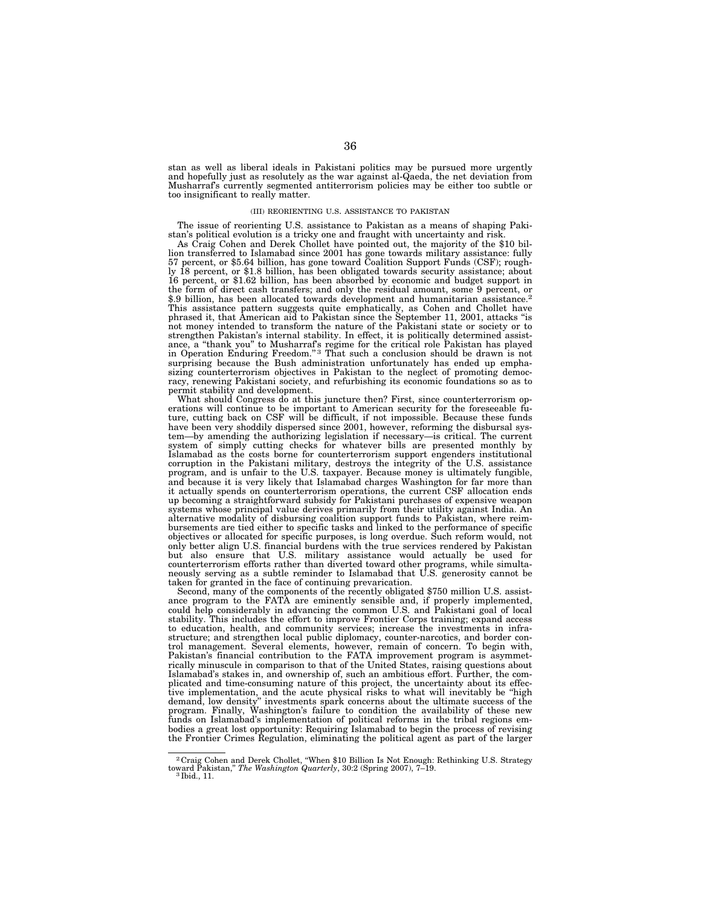stan as well as liberal ideals in Pakistani politics may be pursued more urgently and hopefully just as resolutely as the war against al-Qaeda, the net deviation from Musharraf's currently segmented antiterrorism policies may be either too subtle or too insignificant to really matter.

### (III) REORIENTING U.S. ASSISTANCE TO PAKISTAN

The issue of reorienting U.S. assistance to Pakistan as a means of shaping Pakistan's political evolution is a tricky one and fraught with uncertainty and risk.

As Craig Cohen and Derek Chollet have pointed out, the majority of the $10 billion transferred to Islamabad since 2001 has gone towards military assistance: fully 57 percent, or $5.64 billion, has gone toward Coalition Support Funds (CSF); roughly 18 percent, or $1.8 billion, has been obligated towards security assistance; about 16 percent, or $1.62 billion, has been absorbed by economic and budget support in the form of direct cash transfers; and only the residual amount, some 9 percent, or $.9 billion, has been allocated towards development and humanitarian assistance.[2] This assistance pattern suggests quite emphatically, as Cohen and Chollet have phrased it, that American aid to Pakistan since the September 11, 2001, attacks "is not money intended to transform the nature of the Pakistani state or society or to strengthen Pakistan's internal stability. In effect, it is politically determined assistance, a "thank you" to Musharraf's regime for the critical role Pakistan has played in Operation Enduring Freedom."[3] That such a conclusion should be drawn is not surprising because the Bush administration unfortunately has ended up emphasizing counterterrorism objectives in Pakistan to the neglect of promoting democracy, renewing Pakistani society, and refurbishing its economic foundations so as to permit stability and development.

What should Congress do at this juncture then? First, since counterterrorism operations will continue to be important to American security for the foreseeable future, cutting back on CSF will be difficult, if not impossible. Because these funds have been very shoddily dispersed since 2001, however, reforming the disbursal system—by amending the authorizing legislation if necessary—is critical. The current system of simply cutting checks for whatever bills are presented monthly by Islamabad as the costs borne for counterterrorism support engenders institutional corruption in the Pakistani military, destroys the integrity of the U.S. assistance program, and is unfair to the U.S. taxpayer. Because money is ultimately fungible, and because it is very likely that Islamabad charges Washington for far more than it actually spends on counterterrorism operations, the current CSF allocation ends up becoming a straightforward subsidy for Pakistani purchases of expensive weapon systems whose principal value derives primarily from their utility against India. An alternative modality of disbursing coalition support funds to Pakistan, where reimbursements are tied either to specific tasks and linked to the performance of specific objectives or allocated for specific purposes, is long overdue. Such reform would, not only better align U.S. financial burdens with the true services rendered by Pakistan but also ensure that U.S. military assistance would actually be used for counterterrorism efforts rather than diverted toward other programs, while simultaneously serving as a subtle reminder to Islamabad that U.S. generosity cannot be taken for granted in the face of continuing prevarication.

Second, many of the components of the recently obligated $750 million U.S. assistance program to the FATA are eminently sensible and, if properly implemented, could help considerably in advancing the common U.S. and Pakistani goal of local stability. This includes the effort to improve Frontier Corps training; expand access to education, health, and community services; increase the investments in infrastructure; and strengthen local public diplomacy, counter-narcotics, and border control management. Several elements, however, remain of concern. To begin with, Pakistan's financial contribution to the FATA improvement program is asymmetrically minuscule in comparison to that of the United States, raising questions about Islamabad's stakes in, and ownership of, such an ambitious effort. Further, the complicated and time-consuming nature of this project, the uncertainty about its effective implementation, and the acute physical risks to what will inevitably be "high demand, low density" investments spark concerns about the ultimate success of the program. Finally, Washington's failure to condition the availability of these new funds on Islamabad's implementation of political reforms in the tribal regions embodies a great lost opportunity: Requiring Islamabad to begin the process of revising the Frontier Crimes Regulation, eliminating the political agent as part of the larger

---

[2] Craig Cohen and Derek Chollet, "When $10 Billion Is Not Enough: Rethinking U.S. Strategy toward Pakistan," *The Washington Quarterly*, 30:2 (Spring 2007), 7–19.

[3] Ibid., 11.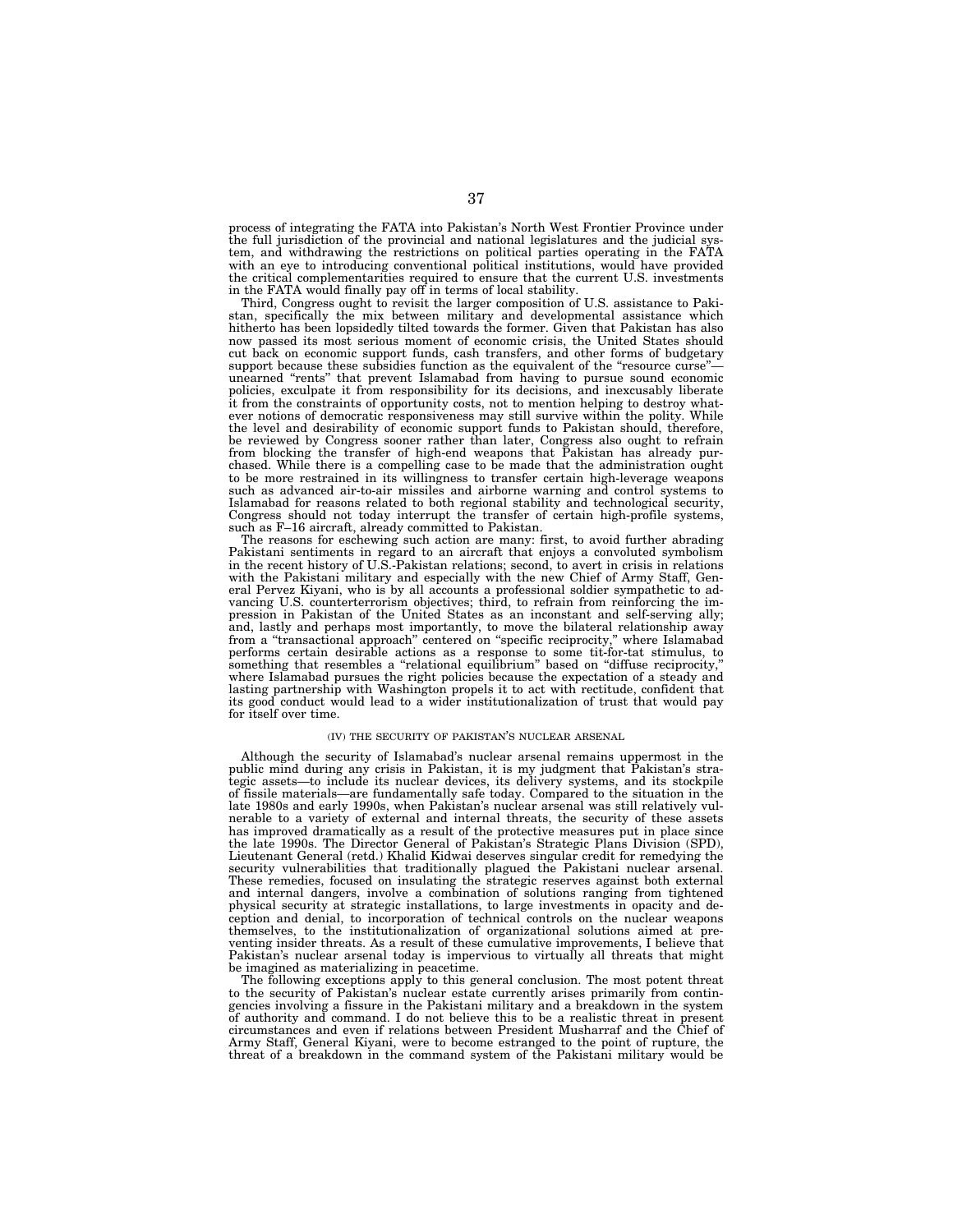process of integrating the FATA into Pakistan's North West Frontier Province under the full jurisdiction of the provincial and national legislatures and the judicial system, and withdrawing the restrictions on political parties operating in the FATA with an eye to introducing conventional political institutions, would have provided the critical complementarities required to ensure that the current U.S. investments in the FATA would finally pay off in terms of local stability.

Third, Congress ought to revisit the larger composition of U.S. assistance to Pakistan, specifically the mix between military and developmental assistance which hitherto has been lopsidedly tilted towards the former. Given that Pakistan has also now passed its most serious moment of economic crisis, the United States should cut back on economic support funds, cash transfers, and other forms of budgetary support because these subsidies function as the equivalent of the "resource curse"—unearned "rents" that prevent Islamabad from having to pursue sound economic policies, exculpate it from responsibility for its decisions, and inexcusably liberate it from the constraints of opportunity costs, not to mention helping to destroy whatever notions of democratic responsiveness may still survive within the polity. While the level and desirability of economic support funds to Pakistan should, therefore, be reviewed by Congress sooner rather than later, Congress also ought to refrain from blocking the transfer of high-end weapons that Pakistan has already purchased. While there is a compelling case to be made that the administration ought to be more restrained in its willingness to transfer certain high-leverage weapons such as advanced air-to-air missiles and airborne warning and control systems to Islamabad for reasons related to both regional stability and technological security, Congress should not today interrupt the transfer of certain high-profile systems, such as F–16 aircraft, already committed to Pakistan.

The reasons for eschewing such action are many: first, to avoid further abrading Pakistani sentiments in regard to an aircraft that enjoys a convoluted symbolism in the recent history of U.S.-Pakistan relations; second, to avert in crisis in relations with the Pakistani military and especially with the new Chief of Army Staff, General Pervez Kiyani, who is by all accounts a professional soldier sympathetic to advancing U.S. counterterrorism objectives; third, to refrain from reinforcing the impression in Pakistan of the United States as an inconstant and self-serving ally; and, lastly and perhaps most importantly, to move the bilateral relationship away from a "transactional approach" centered on "specific reciprocity," where Islamabad performs certain desirable actions as a response to some tit-for-tat stimulus, to something that resembles a "relational equilibrium" based on "diffuse reciprocity," where Islamabad pursues the right policies because the expectation of a steady and lasting partnership with Washington propels it to act with rectitude, confident that its good conduct would lead to a wider institutionalization of trust that would pay for itself over time.

### (IV) THE SECURITY OF PAKISTAN'S NUCLEAR ARSENAL

Although the security of Islamabad's nuclear arsenal remains uppermost in the public mind during any crisis in Pakistan, it is my judgment that Pakistan's strategic assets—to include its nuclear devices, its delivery systems, and its stockpile of fissile materials—are fundamentally safe today. Compared to the situation in the late 1980s and early 1990s, when Pakistan's nuclear arsenal was still relatively vulnerable to a variety of external and internal threats, the security of these assets has improved dramatically as a result of the protective measures put in place since the late 1990s. The Director General of Pakistan's Strategic Plans Division (SPD), Lieutenant General (retd.) Khalid Kidwai deserves singular credit for remedying the security vulnerabilities that traditionally plagued the Pakistani nuclear arsenal. These remedies, focused on insulating the strategic reserves against both external and internal dangers, involve a combination of solutions ranging from tightened physical security at strategic installations, to large investments in opacity and deception and denial, to incorporation of technical controls on the nuclear weapons themselves, to the institutionalization of organizational solutions aimed at preventing insider threats. As a result of these cumulative improvements, I believe that Pakistan's nuclear arsenal today is impervious to virtually all threats that might be imagined as materializing in peacetime.

The following exceptions apply to this general conclusion. The most potent threat to the security of Pakistan's nuclear estate currently arises primarily from contingencies involving a fissure in the Pakistani military and a breakdown in the system of authority and command. I do not believe this to be a realistic threat in present circumstances and even if relations between President Musharraf and the Chief of Army Staff, General Kiyani, were to become estranged to the point of rupture, the threat of a breakdown in the command system of the Pakistani military would be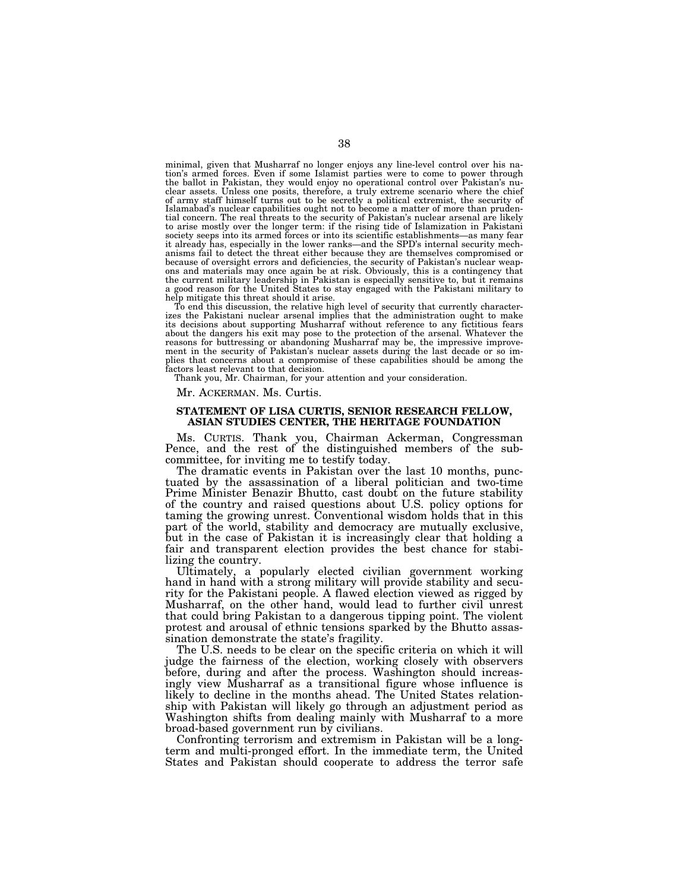minimal, given that Musharraf no longer enjoys any line-level control over his nation's armed forces. Even if some Islamist parties were to come to power through the ballot in Pakistan, they would enjoy no operational control over Pakistan's nuclear assets. Unless one posits, therefore, a truly extreme scenario where the chief of army staff himself turns out to be secretly a political extremist, the security of Islamabad's nuclear capabilities ought not to become a matter of more than prudential concern. The real threats to the security of Pakistan's nuclear arsenal are likely to arise mostly over the longer term: if the rising tide of Islamization in Pakistani society seeps into its armed forces or into its scientific establishments—as many fear it already has, especially in the lower ranks—and the SPD's internal security mechanisms fail to detect the threat either because they are themselves compromised or because of oversight errors and deficiencies, the security of Pakistan's nuclear weapons and materials may once again be at risk. Obviously, this is a contingency that the current military leadership in Pakistan is especially sensitive to, but it remains a good reason for the United States to stay engaged with the Pakistani military to help mitigate this threat should it arise.

To end this discussion, the relative high level of security that currently characterizes the Pakistani nuclear arsenal implies that the administration ought to make its decisions about supporting Musharraf without reference to any fictitious fears about the dangers his exit may pose to the protection of the arsenal. Whatever the reasons for buttressing or abandoning Musharraf may be, the impressive improvement in the security of Pakistan's nuclear assets during the last decade or so implies that concerns about a compromise of these capabilities should be among the factors least relevant to that decision.

Thank you, Mr. Chairman, for your attention and your consideration.

Mr. ACKERMAN. Ms. Curtis.

**STATEMENT OF LISA CURTIS, SENIOR RESEARCH FELLOW, ASIAN STUDIES CENTER, THE HERITAGE FOUNDATION**

Ms. CURTIS. Thank you, Chairman Ackerman, Congressman Pence, and the rest of the distinguished members of the subcommittee, for inviting me to testify today.

The dramatic events in Pakistan over the last 10 months, punctuated by the assassination of a liberal politician and two-time Prime Minister Benazir Bhutto, cast doubt on the future stability of the country and raised questions about U.S. policy options for taming the growing unrest. Conventional wisdom holds that in this part of the world, stability and democracy are mutually exclusive, but in the case of Pakistan it is increasingly clear that holding a fair and transparent election provides the best chance for stabilizing the country.

Ultimately, a popularly elected civilian government working hand in hand with a strong military will provide stability and security for the Pakistani people. A flawed election viewed as rigged by Musharraf, on the other hand, would lead to further civil unrest that could bring Pakistan to a dangerous tipping point. The violent protest and arousal of ethnic tensions sparked by the Bhutto assassination demonstrate the state's fragility.

The U.S. needs to be clear on the specific criteria on which it will judge the fairness of the election, working closely with observers before, during and after the process. Washington should increasingly view Musharraf as a transitional figure whose influence is likely to decline in the months ahead. The United States relationship with Pakistan will likely go through an adjustment period as Washington shifts from dealing mainly with Musharraf to a more broad-based government run by civilians.

Confronting terrorism and extremism in Pakistan will be a long-term and multi-pronged effort. In the immediate term, the United States and Pakistan should cooperate to address the terror safe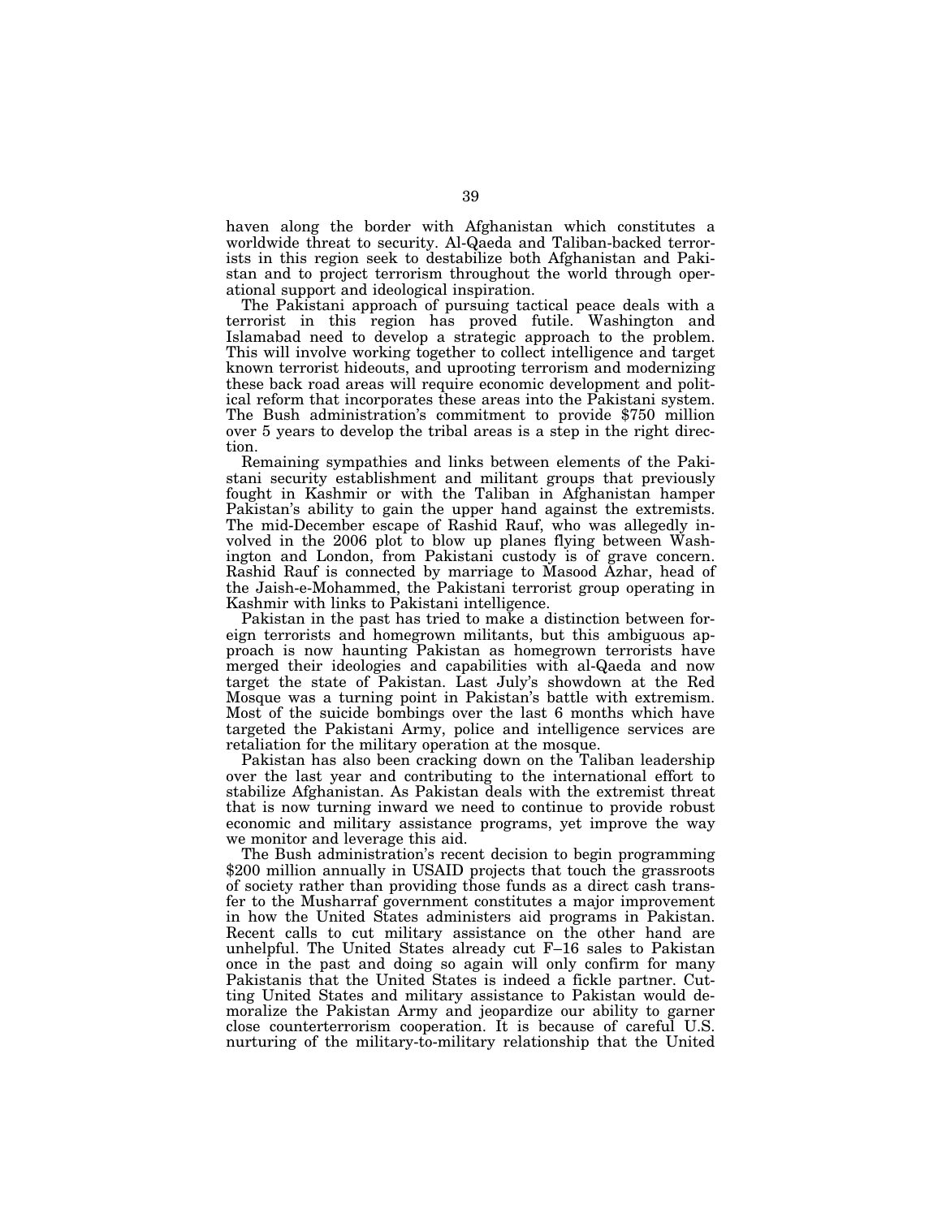haven along the border with Afghanistan which constitutes a worldwide threat to security. Al-Qaeda and Taliban-backed terrorists in this region seek to destabilize both Afghanistan and Pakistan and to project terrorism throughout the world through operational support and ideological inspiration.

The Pakistani approach of pursuing tactical peace deals with a terrorist in this region has proved futile. Washington and Islamabad need to develop a strategic approach to the problem. This will involve working together to collect intelligence and target known terrorist hideouts, and uprooting terrorism and modernizing these back road areas will require economic development and political reform that incorporates these areas into the Pakistani system. The Bush administration's commitment to provide $750 million over 5 years to develop the tribal areas is a step in the right direction.

Remaining sympathies and links between elements of the Pakistani security establishment and militant groups that previously fought in Kashmir or with the Taliban in Afghanistan hamper Pakistan's ability to gain the upper hand against the extremists. The mid-December escape of Rashid Rauf, who was allegedly involved in the 2006 plot to blow up planes flying between Washington and London, from Pakistani custody is of grave concern. Rashid Rauf is connected by marriage to Masood Azhar, head of the Jaish-e-Mohammed, the Pakistani terrorist group operating in Kashmir with links to Pakistani intelligence.

Pakistan in the past has tried to make a distinction between foreign terrorists and homegrown militants, but this ambiguous approach is now haunting Pakistan as homegrown terrorists have merged their ideologies and capabilities with al-Qaeda and now target the state of Pakistan. Last July's showdown at the Red Mosque was a turning point in Pakistan's battle with extremism. Most of the suicide bombings over the last 6 months which have targeted the Pakistani Army, police and intelligence services are retaliation for the military operation at the mosque.

Pakistan has also been cracking down on the Taliban leadership over the last year and contributing to the international effort to stabilize Afghanistan. As Pakistan deals with the extremist threat that is now turning inward we need to continue to provide robust economic and military assistance programs, yet improve the way we monitor and leverage this aid.

The Bush administration's recent decision to begin programming $200 million annually in USAID projects that touch the grassroots of society rather than providing those funds as a direct cash transfer to the Musharraf government constitutes a major improvement in how the United States administers aid programs in Pakistan. Recent calls to cut military assistance on the other hand are unhelpful. The United States already cut F–16 sales to Pakistan once in the past and doing so again will only confirm for many Pakistanis that the United States is indeed a fickle partner. Cutting United States and military assistance to Pakistan would demoralize the Pakistan Army and jeopardize our ability to garner close counterterrorism cooperation. It is because of careful U.S. nurturing of the military-to-military relationship that the United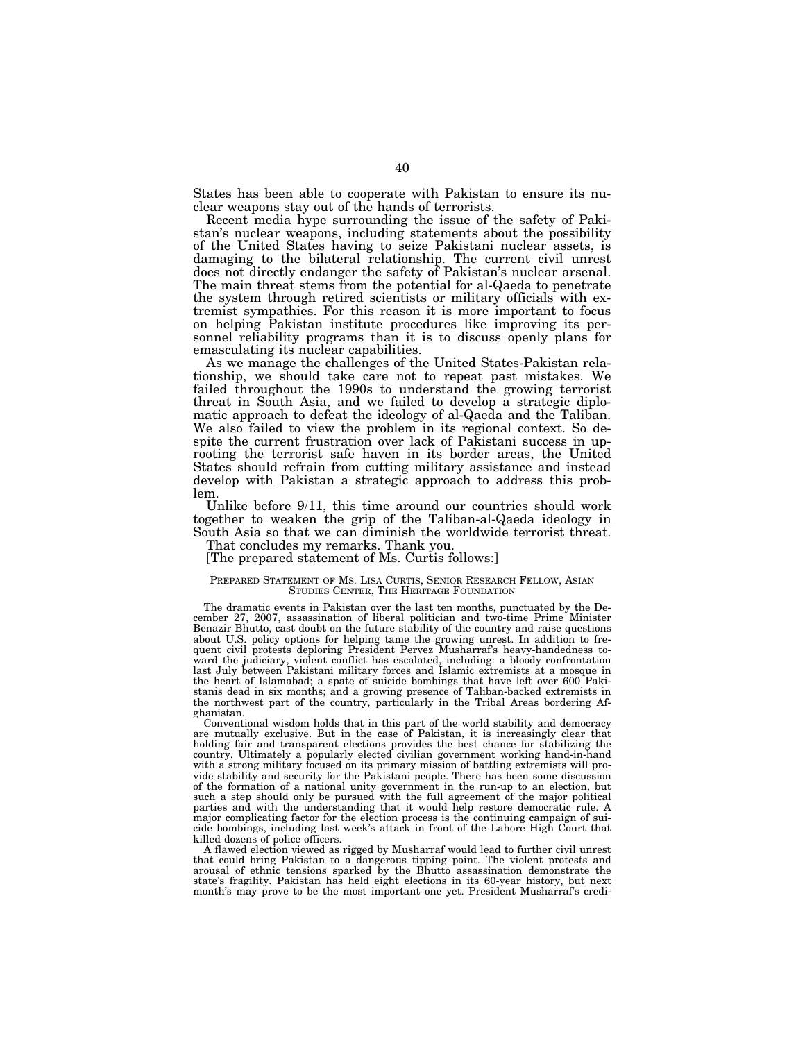States has been able to cooperate with Pakistan to ensure its nuclear weapons stay out of the hands of terrorists.

Recent media hype surrounding the issue of the safety of Pakistan's nuclear weapons, including statements about the possibility of the United States having to seize Pakistani nuclear assets, is damaging to the bilateral relationship. The current civil unrest does not directly endanger the safety of Pakistan's nuclear arsenal. The main threat stems from the potential for al-Qaeda to penetrate the system through retired scientists or military officials with extremist sympathies. For this reason it is more important to focus on helping Pakistan institute procedures like improving its personnel reliability programs than it is to discuss openly plans for emasculating its nuclear capabilities.

As we manage the challenges of the United States-Pakistan relationship, we should take care not to repeat past mistakes. We failed throughout the 1990s to understand the growing terrorist threat in South Asia, and we failed to develop a strategic diplomatic approach to defeat the ideology of al-Qaeda and the Taliban. We also failed to view the problem in its regional context. So despite the current frustration over lack of Pakistani success in uprooting the terrorist safe haven in its border areas, the United States should refrain from cutting military assistance and instead develop with Pakistan a strategic approach to address this problem.

Unlike before 9/11, this time around our countries should work together to weaken the grip of the Taliban-al-Qaeda ideology in South Asia so that we can diminish the worldwide terrorist threat.

That concludes my remarks. Thank you.

[The prepared statement of Ms. Curtis follows:]

PREPARED STATEMENT OF MS. LISA CURTIS, SENIOR RESEARCH FELLOW, ASIAN STUDIES CENTER, THE HERITAGE FOUNDATION

The dramatic events in Pakistan over the last ten months, punctuated by the December 27, 2007, assassination of liberal politician and two-time Prime Minister Benazir Bhutto, cast doubt on the future stability of the country and raise questions about U.S. policy options for helping tame the growing unrest. In addition to frequent civil protests deploring President Pervez Musharraf's heavy-handedness toward the judiciary, violent conflict has escalated, including: a bloody confrontation last July between Pakistani military forces and Islamic extremists at a mosque in the heart of Islamabad; a spate of suicide bombings that have left over 600 Pakistanis dead in six months; and a growing presence of Taliban-backed extremists in the northwest part of the country, particularly in the Tribal Areas bordering Afghanistan.

Conventional wisdom holds that in this part of the world stability and democracy are mutually exclusive. But in the case of Pakistan, it is increasingly clear that holding fair and transparent elections provides the best chance for stabilizing the country. Ultimately a popularly elected civilian government working hand-in-hand with a strong military focused on its primary mission of battling extremists will provide stability and security for the Pakistani people. There has been some discussion of the formation of a national unity government in the run-up to an election, but such a step should only be pursued with the full agreement of the major political parties and with the understanding that it would help restore democratic rule. A major complicating factor for the election process is the continuing campaign of suicide bombings, including last week's attack in front of the Lahore High Court that killed dozens of police officers.

A flawed election viewed as rigged by Musharraf would lead to further civil unrest that could bring Pakistan to a dangerous tipping point. The violent protests and arousal of ethnic tensions sparked by the Bhutto assassination demonstrate the state's fragility. Pakistan has held eight elections in its 60-year history, but next month's may prove to be the most important one yet. President Musharraf's credi-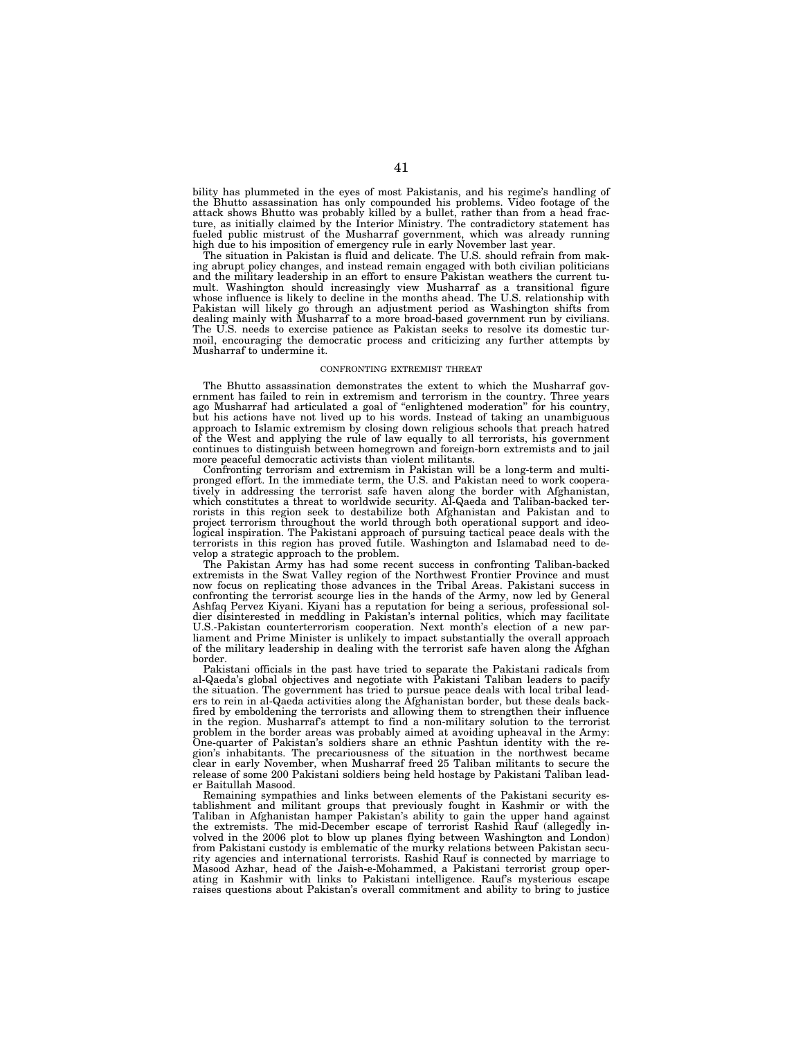bility has plummeted in the eyes of most Pakistanis, and his regime's handling of the Bhutto assassination has only compounded his problems. Video footage of the attack shows Bhutto was probably killed by a bullet, rather than from a head fracture, as initially claimed by the Interior Ministry. The contradictory statement has fueled public mistrust of the Musharraf government, which was already running high due to his imposition of emergency rule in early November last year.

The situation in Pakistan is fluid and delicate. The U.S. should refrain from making abrupt policy changes, and instead remain engaged with both civilian politicians and the military leadership in an effort to ensure Pakistan weathers the current tumult. Washington should increasingly view Musharraf as a transitional figure whose influence is likely to decline in the months ahead. The U.S. relationship with Pakistan will likely go through an adjustment period as Washington shifts from dealing mainly with Musharraf to a more broad-based government run by civilians. The U.S. needs to exercise patience as Pakistan seeks to resolve its domestic turmoil, encouraging the democratic process and criticizing any further attempts by Musharraf to undermine it.

CONFRONTING EXTREMIST THREAT

The Bhutto assassination demonstrates the extent to which the Musharraf government has failed to rein in extremism and terrorism in the country. Three years ago Musharraf had articulated a goal of "enlightened moderation" for his country, but his actions have not lived up to his words. Instead of taking an unambiguous approach to Islamic extremism by closing down religious schools that preach hatred of the West and applying the rule of law equally to all terrorists, his government continues to distinguish between homegrown and foreign-born extremists and to jail more peaceful democratic activists than violent militants.

Confronting terrorism and extremism in Pakistan will be a long-term and multi-pronged effort. In the immediate term, the U.S. and Pakistan need to work cooperatively in addressing the terrorist safe haven along the border with Afghanistan, which constitutes a threat to worldwide security. Al-Qaeda and Taliban-backed terrorists in this region seek to destabilize both Afghanistan and Pakistan and to project terrorism throughout the world through both operational support and ideological inspiration. The Pakistani approach of pursuing tactical peace deals with the terrorists in this region has proved futile. Washington and Islamabad need to develop a strategic approach to the problem.

The Pakistan Army has had some recent success in confronting Taliban-backed extremists in the Swat Valley region of the Northwest Frontier Province and must now focus on replicating those advances in the Tribal Areas. Pakistani success in confronting the terrorist scourge lies in the hands of the Army, now led by General Ashfaq Pervez Kiyani. Kiyani has a reputation for being a serious, professional soldier disinterested in meddling in Pakistan's internal politics, which may facilitate U.S.-Pakistan counterterrorism cooperation. Next month's election of a new parliament and Prime Minister is unlikely to impact substantially the overall approach of the military leadership in dealing with the terrorist safe haven along the Afghan border.

Pakistani officials in the past have tried to separate the Pakistani radicals from al-Qaeda's global objectives and negotiate with Pakistani Taliban leaders to pacify the situation. The government has tried to pursue peace deals with local tribal leaders to rein in al-Qaeda activities along the Afghanistan border, but these deals backfired by emboldening the terrorists and allowing them to strengthen their influence in the region. Musharraf's attempt to find a non-military solution to the terrorist problem in the border areas was probably aimed at avoiding upheaval in the Army: One-quarter of Pakistan's soldiers share an ethnic Pashtun identity with the region's inhabitants. The precariousness of the situation in the northwest became clear in early November, when Musharraf freed 25 Taliban militants to secure the release of some 200 Pakistani soldiers being held hostage by Pakistani Taliban leader Baitullah Masood.

Remaining sympathies and links between elements of the Pakistani security establishment and militant groups that previously fought in Kashmir or with the Taliban in Afghanistan hamper Pakistan's ability to gain the upper hand against the extremists. The mid-December escape of terrorist Rashid Rauf (allegedly involved in the 2006 plot to blow up planes flying between Washington and London) from Pakistani custody is emblematic of the murky relations between Pakistan security agencies and international terrorists. Rashid Rauf is connected by marriage to Masood Azhar, head of the Jaish-e-Mohammed, a Pakistani terrorist group operating in Kashmir with links to Pakistani intelligence. Rauf's mysterious escape raises questions about Pakistan's overall commitment and ability to bring to justice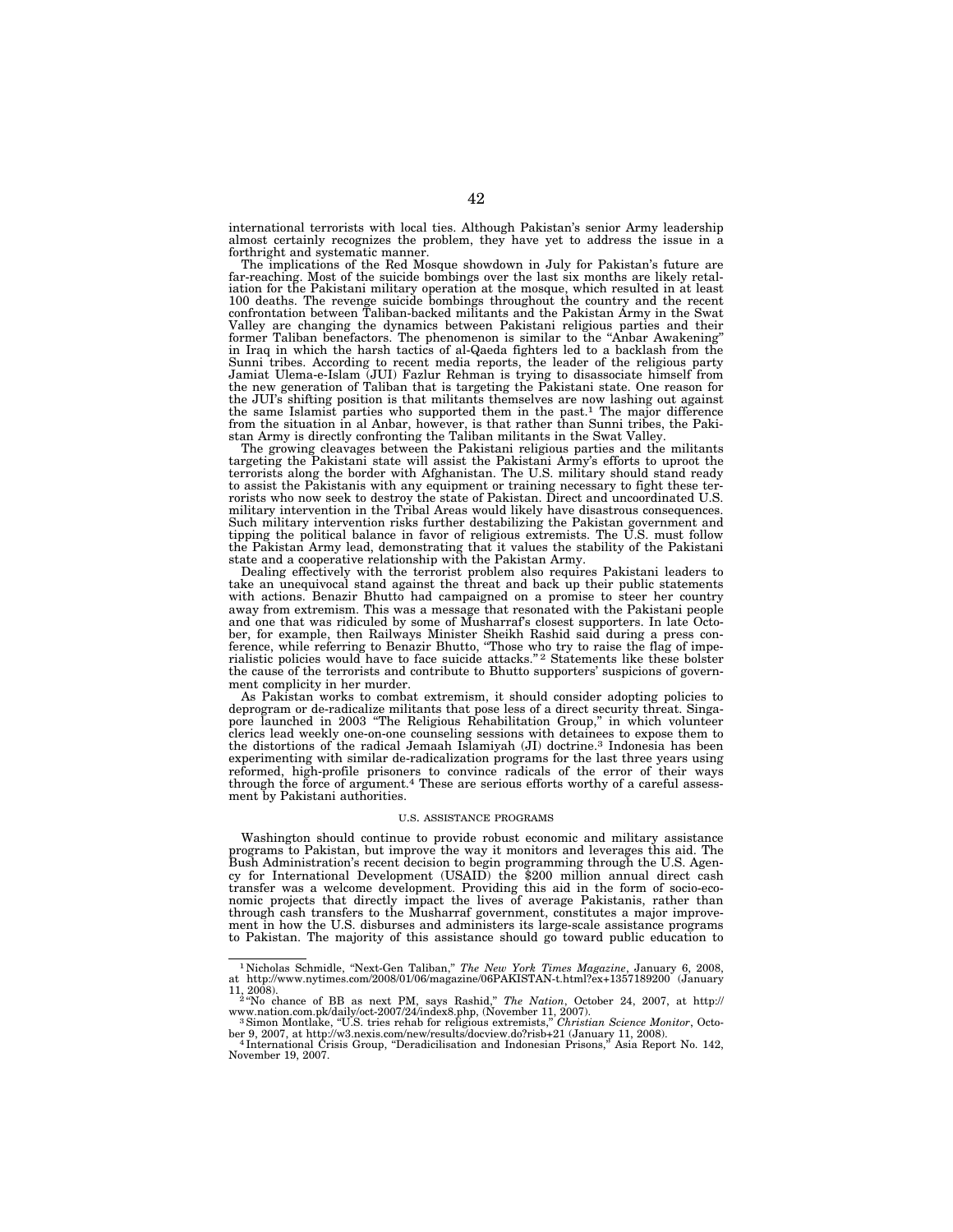international terrorists with local ties. Although Pakistan's senior Army leadership almost certainly recognizes the problem, they have yet to address the issue in a forthright and systematic manner.

The implications of the Red Mosque showdown in July for Pakistan's future are far-reaching. Most of the suicide bombings over the last six months are likely retaliation for the Pakistani military operation at the mosque, which resulted in at least 100 deaths. The revenge suicide bombings throughout the country and the recent confrontation between Taliban-backed militants and the Pakistan Army in the Swat Valley are changing the dynamics between Pakistani religious parties and their former Taliban benefactors. The phenomenon is similar to the "Anbar Awakening" in Iraq in which the harsh tactics of al-Qaeda fighters led to a backlash from the Sunni tribes. According to recent media reports, the leader of the religious party Jamiat Ulema-e-Islam (JUI) Fazlur Rehman is trying to disassociate himself from the new generation of Taliban that is targeting the Pakistani state. One reason for the JUI's shifting position is that militants themselves are now lashing out against the same Islamist parties who supported them in the past.[1] The major difference from the situation in al Anbar, however, is that rather than Sunni tribes, the Pakistan Army is directly confronting the Taliban militants in the Swat Valley.

The growing cleavages between the Pakistani religious parties and the militants targeting the Pakistani state will assist the Pakistani Army's efforts to uproot the terrorists along the border with Afghanistan. The U.S. military should stand ready to assist the Pakistanis with any equipment or training necessary to fight these terrorists who now seek to destroy the state of Pakistan. Direct and uncoordinated U.S. military intervention in the Tribal Areas would likely have disastrous consequences. Such military intervention risks further destabilizing the Pakistan government and tipping the political balance in favor of religious extremists. The U.S. must follow the Pakistan Army lead, demonstrating that it values the stability of the Pakistani state and a cooperative relationship with the Pakistan Army.

Dealing effectively with the terrorist problem also requires Pakistani leaders to take an unequivocal stand against the threat and back up their public statements with actions. Benazir Bhutto had campaigned on a promise to steer her country away from extremism. This was a message that resonated with the Pakistani people and one that was ridiculed by some of Musharraf's closest supporters. In late October, for example, then Railways Minister Sheikh Rashid said during a press conference, while referring to Benazir Bhutto, "Those who try to raise the flag of imperialistic policies would have to face suicide attacks."[2] Statements like these bolster the cause of the terrorists and contribute to Bhutto supporters' suspicions of government complicity in her murder.

As Pakistan works to combat extremism, it should consider adopting policies to deprogram or de-radicalize militants that pose less of a direct security threat. Singapore launched in 2003 "The Religious Rehabilitation Group," in which volunteer clerics lead weekly one-on-one counseling sessions with detainees to expose them to the distortions of the radical Jemaah Islamiyah (JI) doctrine.[3] Indonesia has been experimenting with similar de-radicalization programs for the last three years using reformed, high-profile prisoners to convince radicals of the error of their ways through the force of argument.[4] These are serious efforts worthy of a careful assessment by Pakistani authorities.

## U.S. ASSISTANCE PROGRAMS

Washington should continue to provide robust economic and military assistance programs to Pakistan, but improve the way it monitors and leverages this aid. The Bush Administration's recent decision to begin programming through the U.S. Agency for International Development (USAID) the $200 million annual direct cash transfer was a welcome development. Providing this aid in the form of socio-economic projects that directly impact the lives of average Pakistanis, rather than through cash transfers to the Musharraf government, constitutes a major improvement in how the U.S. disburses and administers its large-scale assistance programs to Pakistan. The majority of this assistance should go toward public education to

---

[1] Nicholas Schmidle, "Next-Gen Taliban," *The New York Times Magazine*, January 6, 2008, at http://www.nytimes.com/2008/01/06/magazine/06PAKISTAN-t.html?ex+1357189200 (January 11, 2008).

[2] "No chance of BB as next PM, says Rashid," *The Nation*, October 24, 2007, at http://www.nation.com.pk/daily/oct-2007/24/index8.php, (November 11, 2007).

[3] Simon Montlake, "U.S. tries rehab for religious extremists," *Christian Science Monitor*, October 9, 2007, at http://w3.nexis.com/new/results/docview.do?risb+21 (January 11, 2008).

[4] International Crisis Group, "Deradicilisation and Indonesian Prisons," Asia Report No. 142, November 19, 2007.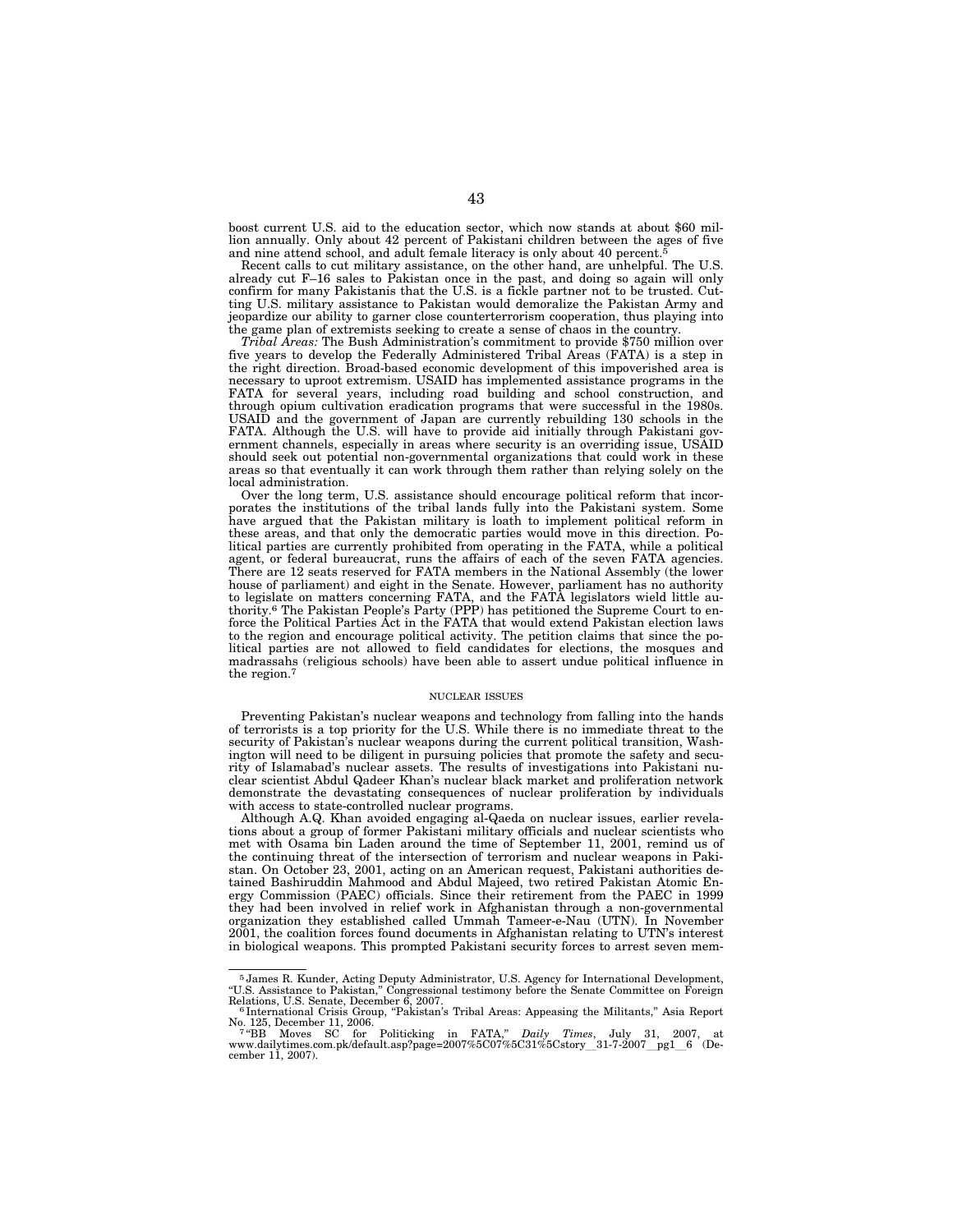boost current U.S. aid to the education sector, which now stands at about $60 million annually. Only about 42 percent of Pakistani children between the ages of five and nine attend school, and adult female literacy is only about 40 percent.[5]

Recent calls to cut military assistance, on the other hand, are unhelpful. The U.S. already cut F–16 sales to Pakistan once in the past, and doing so again will only confirm for many Pakistanis that the U.S. is a fickle partner not to be trusted. Cutting U.S. military assistance to Pakistan would demoralize the Pakistan Army and jeopardize our ability to garner close counterterrorism cooperation, thus playing into the game plan of extremists seeking to create a sense of chaos in the country.

*Tribal Areas:* The Bush Administration's commitment to provide $750 million over five years to develop the Federally Administered Tribal Areas (FATA) is a step in the right direction. Broad-based economic development of this impoverished area is necessary to uproot extremism. USAID has implemented assistance programs in the FATA for several years, including road building and school construction, and through opium cultivation eradication programs that were successful in the 1980s. USAID and the government of Japan are currently rebuilding 130 schools in the FATA. Although the U.S. will have to provide aid initially through Pakistani government channels, especially in areas where security is an overriding issue, USAID should seek out potential non-governmental organizations that could work in these areas so that eventually it can work through them rather than relying solely on the local administration.

Over the long term, U.S. assistance should encourage political reform that incorporates the institutions of the tribal lands fully into the Pakistani system. Some have argued that the Pakistan military is loath to implement political reform in these areas, and that only the democratic parties would move in this direction. Political parties are currently prohibited from operating in the FATA, while a political agent, or federal bureaucrat, runs the affairs of each of the seven FATA agencies. There are 12 seats reserved for FATA members in the National Assembly (the lower house of parliament) and eight in the Senate. However, parliament has no authority to legislate on matters concerning FATA, and the FATA legislators wield little authority.[6] The Pakistan People's Party (PPP) has petitioned the Supreme Court to enforce the Political Parties Act in the FATA that would extend Pakistan election laws to the region and encourage political activity. The petition claims that since the political parties are not allowed to field candidates for elections, the mosques and madrassahs (religious schools) have been able to assert undue political influence in the region.[7]

## NUCLEAR ISSUES

Preventing Pakistan's nuclear weapons and technology from falling into the hands of terrorists is a top priority for the U.S. While there is no immediate threat to the security of Pakistan's nuclear weapons during the current political transition, Washington will need to be diligent in pursuing policies that promote the safety and security of Islamabad's nuclear assets. The results of investigations into Pakistani nuclear scientist Abdul Qadeer Khan's nuclear black market and proliferation network demonstrate the devastating consequences of nuclear proliferation by individuals with access to state-controlled nuclear programs.

Although A.Q. Khan avoided engaging al-Qaeda on nuclear issues, earlier revelations about a group of former Pakistani military officials and nuclear scientists who met with Osama bin Laden around the time of September 11, 2001, remind us of the continuing threat of the intersection of terrorism and nuclear weapons in Pakistan. On October 23, 2001, acting on an American request, Pakistani authorities detained Bashiruddin Mahmood and Abdul Majeed, two retired Pakistan Atomic Energy Commission (PAEC) officials. Since their retirement from the PAEC in 1999 they had been involved in relief work in Afghanistan through a non-governmental organization they established called Ummah Tameer-e-Nau (UTN). In November 2001, the coalition forces found documents in Afghanistan relating to UTN's interest in biological weapons. This prompted Pakistani security forces to arrest seven mem-

---

[5] James R. Kunder, Acting Deputy Administrator, U.S. Agency for International Development, "U.S. Assistance to Pakistan," Congressional testimony before the Senate Committee on Foreign Relations, U.S. Senate, December 6, 2007.

[6] International Crisis Group, "Pakistan's Tribal Areas: Appeasing the Militants," Asia Report No. 125, December 11, 2006.

[7] "BB Moves SC for Politicking in FATA," *Daily Times*, July 31, 2007, at www.dailytimes.com.pk/default.asp?page=2007%5C07%5C31%5Cstory_31-7-2007_pg1_6 (December 11, 2007).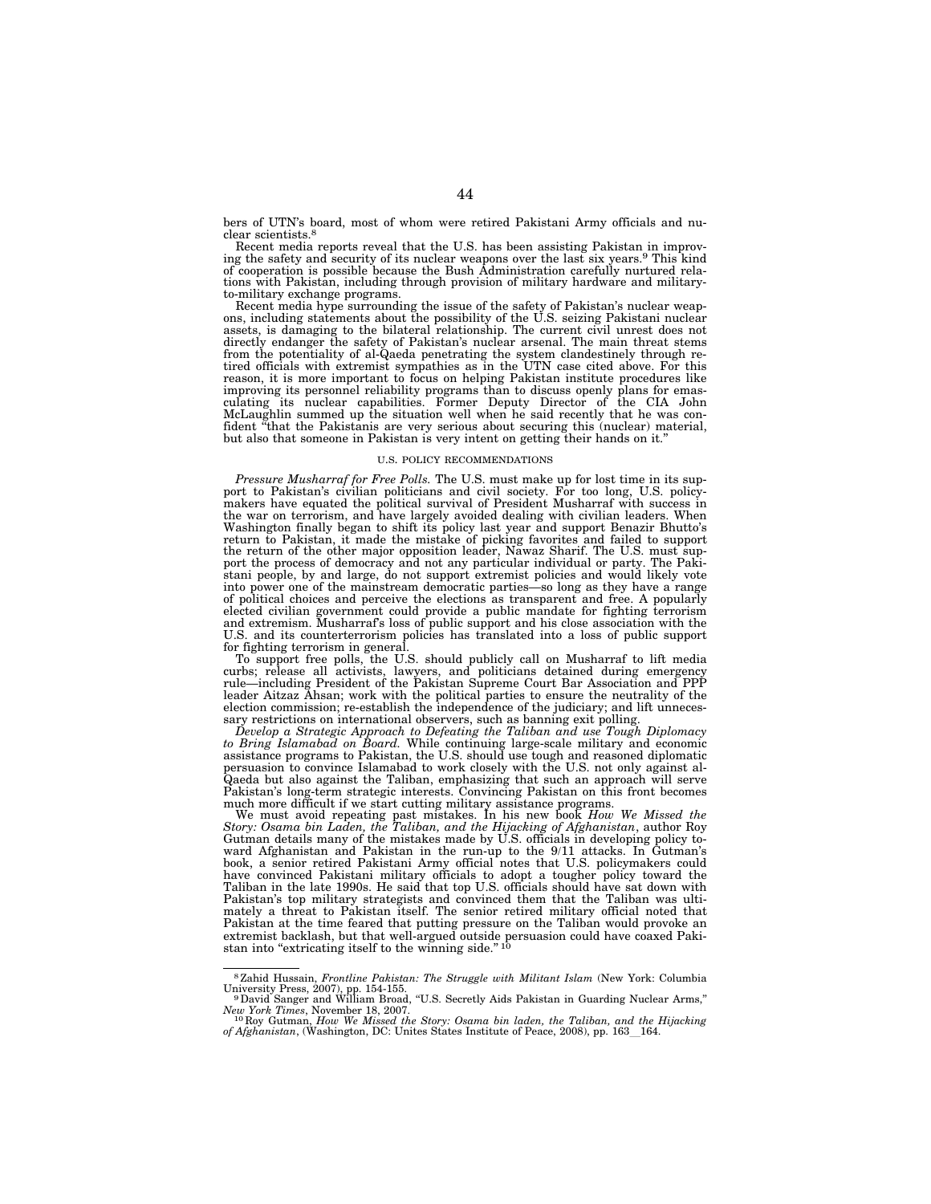bers of UTN's board, most of whom were retired Pakistani Army officials and nuclear scientists.[8]

Recent media reports reveal that the U.S. has been assisting Pakistan in improving the safety and security of its nuclear weapons over the last six years.[9] This kind of cooperation is possible because the Bush Administration carefully nurtured relations with Pakistan, including through provision of military hardware and military-to-military exchange programs.

Recent media hype surrounding the issue of the safety of Pakistan's nuclear weapons, including statements about the possibility of the U.S. seizing Pakistani nuclear assets, is damaging to the bilateral relationship. The current civil unrest does not directly endanger the safety of Pakistan's nuclear arsenal. The main threat stems from the potentiality of al-Qaeda penetrating the system clandestinely through retired officials with extremist sympathies as in the UTN case cited above. For this reason, it is more important to focus on helping Pakistan institute procedures like improving its personnel reliability programs than to discuss openly plans for emasculating its nuclear capabilities. Former Deputy Director of the CIA John McLaughlin summed up the situation well when he said recently that he was confident "that the Pakistanis are very serious about securing this (nuclear) material, but also that someone in Pakistan is very intent on getting their hands on it."

## U.S. POLICY RECOMMENDATIONS

*Pressure Musharraf for Free Polls.* The U.S. must make up for lost time in its support to Pakistan's civilian politicians and civil society. For too long, U.S. policymakers have equated the political survival of President Musharraf with success in the war on terrorism, and have largely avoided dealing with civilian leaders. When Washington finally began to shift its policy last year and support Benazir Bhutto's return to Pakistan, it made the mistake of picking favorites and failed to support the return of the other major opposition leader, Nawaz Sharif. The U.S. must support the process of democracy and not any particular individual or party. The Pakistani people, by and large, do not support extremist policies and would likely vote into power one of the mainstream democratic parties—so long as they have a range of political choices and perceive the elections as transparent and free. A popularly elected civilian government could provide a public mandate for fighting terrorism and extremism. Musharraf's loss of public support and his close association with the U.S. and its counterterrorism policies has translated into a loss of public support for fighting terrorism in general.

To support free polls, the U.S. should publicly call on Musharraf to lift media curbs; release all activists, lawyers, and politicians detained during emergency rule—including President of the Pakistan Supreme Court Bar Association and PPP leader Aitzaz Ahsan; work with the political parties to ensure the neutrality of the election commission; re-establish the independence of the judiciary; and lift unnecessary restrictions on international observers, such as banning exit polling.

*Develop a Strategic Approach to Defeating the Taliban and use Tough Diplomacy to Bring Islamabad on Board.* While continuing large-scale military and economic assistance programs to Pakistan, the U.S. should use tough and reasoned diplomatic persuasion to convince Islamabad to work closely with the U.S. not only against al-Qaeda but also against the Taliban, emphasizing that such an approach will serve Pakistan's long-term strategic interests. Convincing Pakistan on this front becomes much more difficult if we start cutting military assistance programs.

We must avoid repeating past mistakes. In his new book *How We Missed the Story: Osama bin Laden, the Taliban, and the Hijacking of Afghanistan*, author Roy Gutman details many of the mistakes made by U.S. officials in developing policy toward Afghanistan and Pakistan in the run-up to the 9/11 attacks. In Gutman's book, a senior retired Pakistani Army official notes that U.S. policymakers could have convinced Pakistani military officials to adopt a tougher policy toward the Taliban in the late 1990s. He said that top U.S. officials should have sat down with Pakistan's top military strategists and convinced them that the Taliban was ultimately a threat to Pakistan itself. The senior retired military official noted that Pakistan at the time feared that putting pressure on the Taliban would provoke an extremist backlash, but that well-argued outside persuasion could have coaxed Pakistan into "extricating itself to the winning side."[10]

---

[8] Zahid Hussain, *Frontline Pakistan: The Struggle with Militant Islam* (New York: Columbia University Press, 2007), pp. 154-155.

[9] David Sanger and William Broad, "U.S. Secretly Aids Pakistan in Guarding Nuclear Arms," *New York Times*, November 18, 2007.

[10] Roy Gutman, *How We Missed the Story: Osama bin laden, the Taliban, and the Hijacking of Afghanistan*, (Washington, DC: Unites States Institute of Peace, 2008), pp. 163__164.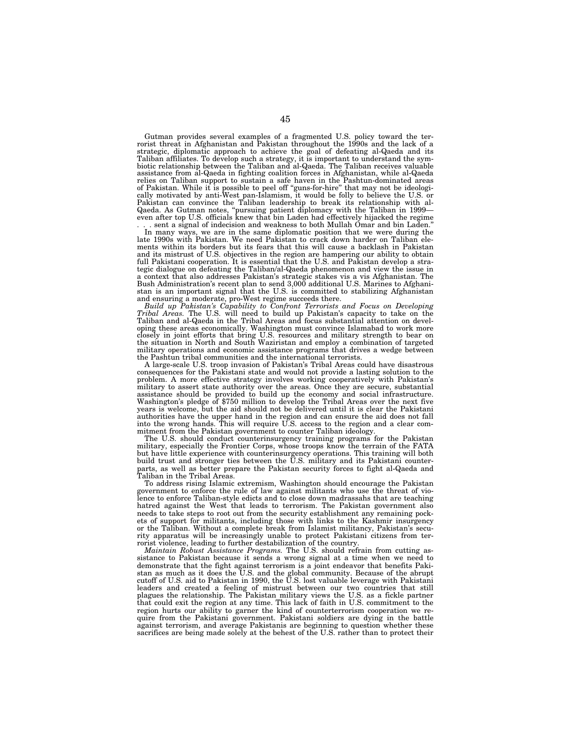Gutman provides several examples of a fragmented U.S. policy toward the terrorist threat in Afghanistan and Pakistan throughout the 1990s and the lack of a strategic, diplomatic approach to achieve the goal of defeating al-Qaeda and its Taliban affiliates. To develop such a strategy, it is important to understand the symbiotic relationship between the Taliban and al-Qaeda. The Taliban receives valuable assistance from al-Qaeda in fighting coalition forces in Afghanistan, while al-Qaeda relies on Taliban support to sustain a safe haven in the Pashtun-dominated areas of Pakistan. While it is possible to peel off "guns-for-hire" that may not be ideologically motivated by anti-West pan-Islamism, it would be folly to believe the U.S. or Pakistan can convince the Taliban leadership to break its relationship with al-Qaeda. As Gutman notes, "pursuing patient diplomacy with the Taliban in 1999—even after top U.S. officials knew that bin Laden had effectively hijacked the regime . . . sent a signal of indecision and weakness to both Mullah Omar and bin Laden."

In many ways, we are in the same diplomatic position that we were during the late 1990s with Pakistan. We need Pakistan to crack down harder on Taliban elements within its borders but its fears that this will cause a backlash in Pakistan and its mistrust of U.S. objectives in the region are hampering our ability to obtain full Pakistani cooperation. It is essential that the U.S. and Pakistan develop a strategic dialogue on defeating the Taliban/al-Qaeda phenomenon and view the issue in a context that also addresses Pakistan's strategic stakes vis a vis Afghanistan. The Bush Administration's recent plan to send 3,000 additional U.S. Marines to Afghanistan is an important signal that the U.S. is committed to stabilizing Afghanistan and ensuring a moderate, pro-West regime succeeds there.

*Build up Pakistan's Capability to Confront Terrorists and Focus on Developing Tribal Areas.* The U.S. will need to build up Pakistan's capacity to take on the Taliban and al-Qaeda in the Tribal Areas and focus substantial attention on developing these areas economically. Washington must convince Islamabad to work more closely in joint efforts that bring U.S. resources and military strength to bear on the situation in North and South Waziristan and employ a combination of targeted military operations and economic assistance programs that drives a wedge between the Pashtun tribal communities and the international terrorists.

A large-scale U.S. troop invasion of Pakistan's Tribal Areas could have disastrous consequences for the Pakistani state and would not provide a lasting solution to the problem. A more effective strategy involves working cooperatively with Pakistan's military to assert state authority over the areas. Once they are secure, substantial assistance should be provided to build up the economy and social infrastructure. Washington's pledge of $750 million to develop the Tribal Areas over the next five years is welcome, but the aid should not be delivered until it is clear the Pakistani authorities have the upper hand in the region and can ensure the aid does not fall into the wrong hands. This will require U.S. access to the region and a clear commitment from the Pakistan government to counter Taliban ideology.

The U.S. should conduct counterinsurgency training programs for the Pakistan military, especially the Frontier Corps, whose troops know the terrain of the FATA but have little experience with counterinsurgency operations. This training will both build trust and stronger ties between the U.S. military and its Pakistani counterparts, as well as better prepare the Pakistan security forces to fight al-Qaeda and Taliban in the Tribal Areas.

To address rising Islamic extremism, Washington should encourage the Pakistan government to enforce the rule of law against militants who use the threat of violence to enforce Taliban-style edicts and to close down madrassahs that are teaching hatred against the West that leads to terrorism. The Pakistan government also needs to take steps to root out from the security establishment any remaining pockets of support for militants, including those with links to the Kashmir insurgency or the Taliban. Without a complete break from Islamist militancy, Pakistan's security apparatus will be increasingly unable to protect Pakistani citizens from terrorist violence, leading to further destabilization of the country.

*Maintain Robust Assistance Programs.* The U.S. should refrain from cutting assistance to Pakistan because it sends a wrong signal at a time when we need to demonstrate that the fight against terrorism is a joint endeavor that benefits Pakistan as much as it does the U.S. and the global community. Because of the abrupt cutoff of U.S. aid to Pakistan in 1990, the U.S. lost valuable leverage with Pakistani leaders and created a feeling of mistrust between our two countries that still plagues the relationship. The Pakistan military views the U.S. as a fickle partner that could exit the region at any time. This lack of faith in U.S. commitment to the region hurts our ability to garner the kind of counterterrorism cooperation we require from the Pakistani government. Pakistani soldiers are dying in the battle against terrorism, and average Pakistanis are beginning to question whether these sacrifices are being made solely at the behest of the U.S. rather than to protect their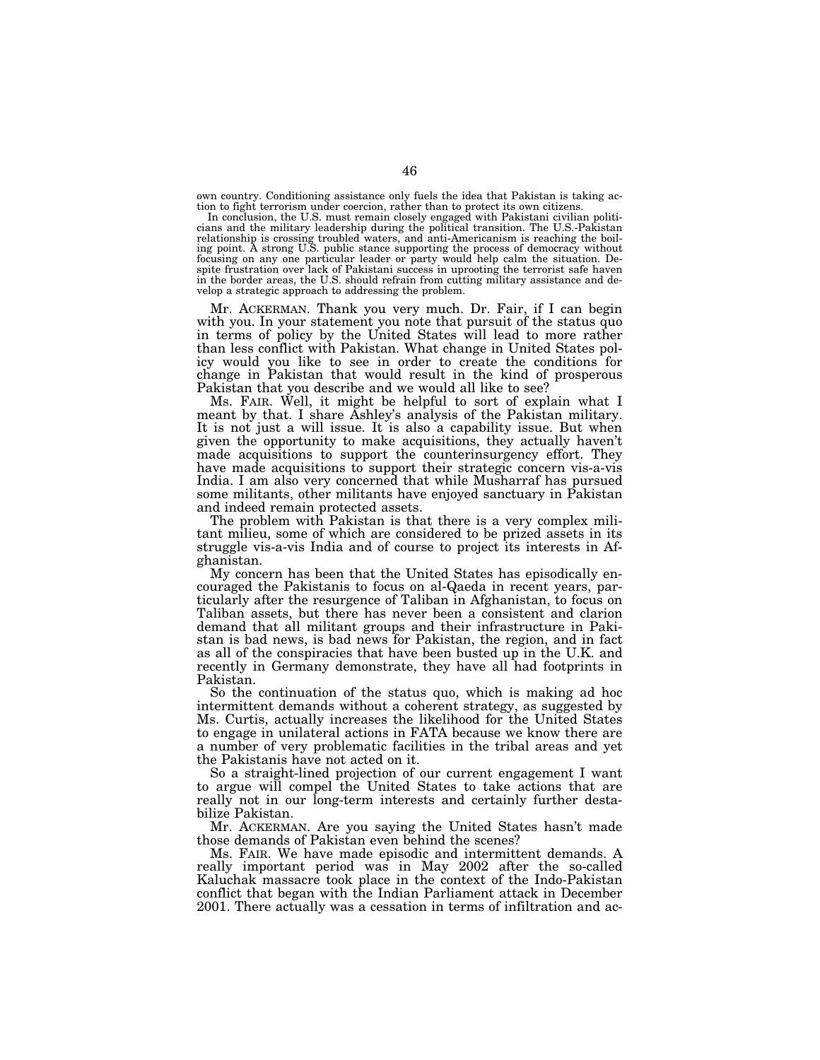own country. Conditioning assistance only fuels the idea that Pakistan is taking action to fight terrorism under coercion, rather than to protect its own citizens.

In conclusion, the U.S. must remain closely engaged with Pakistani civilian politicians and the military leadership during the political transition. The U.S.-Pakistan relationship is crossing troubled waters, and anti-Americanism is reaching the boiling point. A strong U.S. public stance supporting the process of democracy without focusing on any one particular leader or party would help calm the situation. Despite frustration over lack of Pakistani success in uprooting the terrorist safe haven in the border areas, the U.S. should refrain from cutting military assistance and develop a strategic approach to addressing the problem.

Mr. ACKERMAN. Thank you very much. Dr. Fair, if I can begin with you. In your statement you note that pursuit of the status quo in terms of policy by the United States will lead to more rather than less conflict with Pakistan. What change in United States policy would you like to see in order to create the conditions for change in Pakistan that would result in the kind of prosperous Pakistan that you describe and we would all like to see?

Ms. FAIR. Well, it might be helpful to sort of explain what I meant by that. I share Ashley's analysis of the Pakistan military. It is not just a will issue. It is also a capability issue. But when given the opportunity to make acquisitions, they actually haven't made acquisitions to support the counterinsurgency effort. They have made acquisitions to support their strategic concern vis-a-vis India. I am also very concerned that while Musharraf has pursued some militants, other militants have enjoyed sanctuary in Pakistan and indeed remain protected assets.

The problem with Pakistan is that there is a very complex militant milieu, some of which are considered to be prized assets in its struggle vis-a-vis India and of course to project its interests in Afghanistan.

My concern has been that the United States has episodically encouraged the Pakistanis to focus on al-Qaeda in recent years, particularly after the resurgence of Taliban in Afghanistan, to focus on Taliban assets, but there has never been a consistent and clarion demand that all militant groups and their infrastructure in Pakistan is bad news, is bad news for Pakistan, the region, and in fact as all of the conspiracies that have been busted up in the U.K. and recently in Germany demonstrate, they have all had footprints in Pakistan.

So the continuation of the status quo, which is making ad hoc intermittent demands without a coherent strategy, as suggested by Ms. Curtis, actually increases the likelihood for the United States to engage in unilateral actions in FATA because we know there are a number of very problematic facilities in the tribal areas and yet the Pakistanis have not acted on it.

So a straight-lined projection of our current engagement I want to argue will compel the United States to take actions that are really not in our long-term interests and certainly further destabilize Pakistan.

Mr. ACKERMAN. Are you saying the United States hasn't made those demands of Pakistan even behind the scenes?

Ms. FAIR. We have made episodic and intermittent demands. A really important period was in May 2002 after the so-called Kaluchak massacre took place in the context of the Indo-Pakistan conflict that began with the Indian Parliament attack in December 2001. There actually was a cessation in terms of infiltration and ac-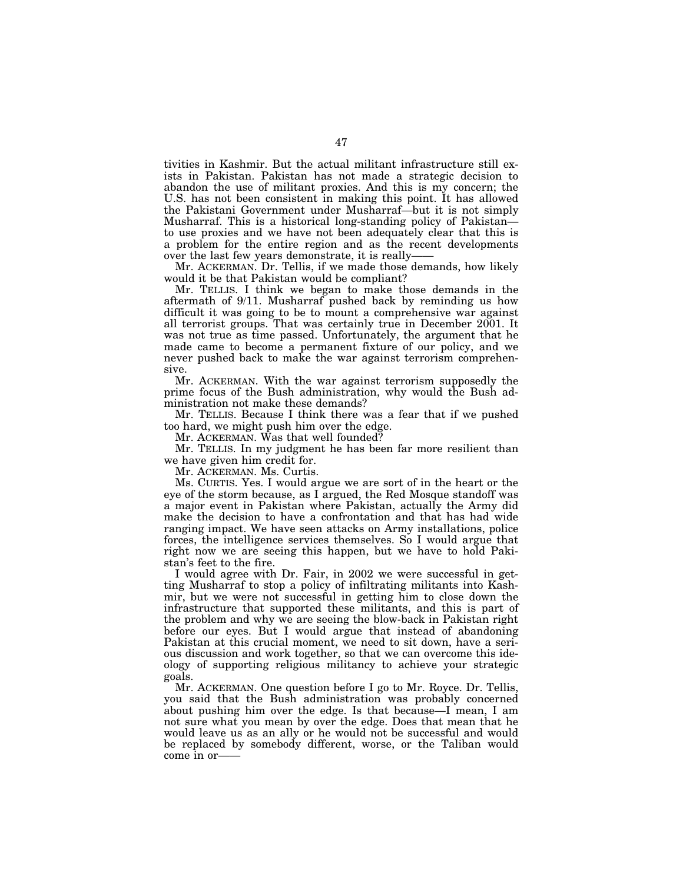tivities in Kashmir. But the actual militant infrastructure still exists in Pakistan. Pakistan has not made a strategic decision to abandon the use of militant proxies. And this is my concern; the U.S. has not been consistent in making this point. It has allowed the Pakistani Government under Musharraf—but it is not simply Musharraf. This is a historical long-standing policy of Pakistan—to use proxies and we have not been adequately clear that this is a problem for the entire region and as the recent developments over the last few years demonstrate, it is really——

Mr. ACKERMAN. Dr. Tellis, if we made those demands, how likely would it be that Pakistan would be compliant?

Mr. TELLIS. I think we began to make those demands in the aftermath of 9/11. Musharraf pushed back by reminding us how difficult it was going to be to mount a comprehensive war against all terrorist groups. That was certainly true in December 2001. It was not true as time passed. Unfortunately, the argument that he made came to become a permanent fixture of our policy, and we never pushed back to make the war against terrorism comprehensive.

Mr. ACKERMAN. With the war against terrorism supposedly the prime focus of the Bush administration, why would the Bush administration not make these demands?

Mr. TELLIS. Because I think there was a fear that if we pushed too hard, we might push him over the edge.

Mr. ACKERMAN. Was that well founded?

Mr. TELLIS. In my judgment he has been far more resilient than we have given him credit for.

Mr. ACKERMAN. Ms. Curtis.

Ms. CURTIS. Yes. I would argue we are sort of in the heart or the eye of the storm because, as I argued, the Red Mosque standoff was a major event in Pakistan where Pakistan, actually the Army did make the decision to have a confrontation and that has had wide ranging impact. We have seen attacks on Army installations, police forces, the intelligence services themselves. So I would argue that right now we are seeing this happen, but we have to hold Pakistan's feet to the fire.

I would agree with Dr. Fair, in 2002 we were successful in getting Musharraf to stop a policy of infiltrating militants into Kashmir, but we were not successful in getting him to close down the infrastructure that supported these militants, and this is part of the problem and why we are seeing the blow-back in Pakistan right before our eyes. But I would argue that instead of abandoning Pakistan at this crucial moment, we need to sit down, have a serious discussion and work together, so that we can overcome this ideology of supporting religious militancy to achieve your strategic goals.

Mr. ACKERMAN. One question before I go to Mr. Royce. Dr. Tellis, you said that the Bush administration was probably concerned about pushing him over the edge. Is that because—I mean, I am not sure what you mean by over the edge. Does that mean that he would leave us as an ally or he would not be successful and would be replaced by somebody different, worse, or the Taliban would come in or——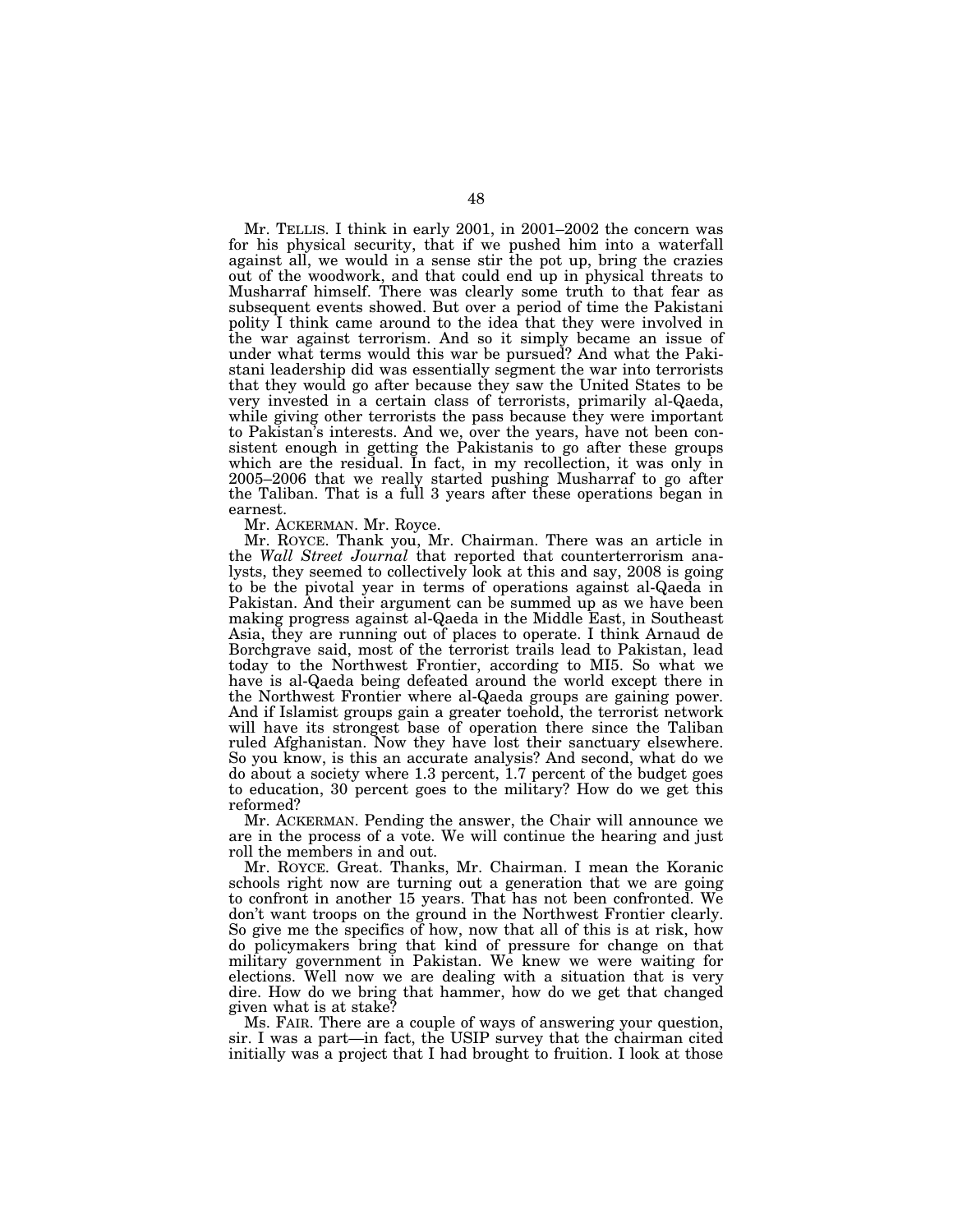Mr. TELLIS. I think in early 2001, in 2001–2002 the concern was for his physical security, that if we pushed him into a waterfall against all, we would in a sense stir the pot up, bring the crazies out of the woodwork, and that could end up in physical threats to Musharraf himself. There was clearly some truth to that fear as subsequent events showed. But over a period of time the Pakistani polity I think came around to the idea that they were involved in the war against terrorism. And so it simply became an issue of under what terms would this war be pursued? And what the Pakistani leadership did was essentially segment the war into terrorists that they would go after because they saw the United States to be very invested in a certain class of terrorists, primarily al-Qaeda, while giving other terrorists the pass because they were important to Pakistan's interests. And we, over the years, have not been consistent enough in getting the Pakistanis to go after these groups which are the residual. In fact, in my recollection, it was only in 2005–2006 that we really started pushing Musharraf to go after the Taliban. That is a full 3 years after these operations began in earnest.

Mr. ACKERMAN. Mr. Royce.

Mr. ROYCE. Thank you, Mr. Chairman. There was an article in the *Wall Street Journal* that reported that counterterrorism analysts, they seemed to collectively look at this and say, 2008 is going to be the pivotal year in terms of operations against al-Qaeda in Pakistan. And their argument can be summed up as we have been making progress against al-Qaeda in the Middle East, in Southeast Asia, they are running out of places to operate. I think Arnaud de Borchgrave said, most of the terrorist trails lead to Pakistan, lead today to the Northwest Frontier, according to MI5. So what we have is al-Qaeda being defeated around the world except there in the Northwest Frontier where al-Qaeda groups are gaining power. And if Islamist groups gain a greater toehold, the terrorist network will have its strongest base of operation there since the Taliban ruled Afghanistan. Now they have lost their sanctuary elsewhere. So you know, is this an accurate analysis? And second, what do we do about a society where 1.3 percent, 1.7 percent of the budget goes to education, 30 percent goes to the military? How do we get this reformed?

Mr. ACKERMAN. Pending the answer, the Chair will announce we are in the process of a vote. We will continue the hearing and just roll the members in and out.

Mr. ROYCE. Great. Thanks, Mr. Chairman. I mean the Koranic schools right now are turning out a generation that we are going to confront in another 15 years. That has not been confronted. We don't want troops on the ground in the Northwest Frontier clearly. So give me the specifics of how, now that all of this is at risk, how do policymakers bring that kind of pressure for change on that military government in Pakistan. We knew we were waiting for elections. Well now we are dealing with a situation that is very dire. How do we bring that hammer, how do we get that changed given what is at stake?

Ms. FAIR. There are a couple of ways of answering your question, sir. I was a part—in fact, the USIP survey that the chairman cited initially was a project that I had brought to fruition. I look at those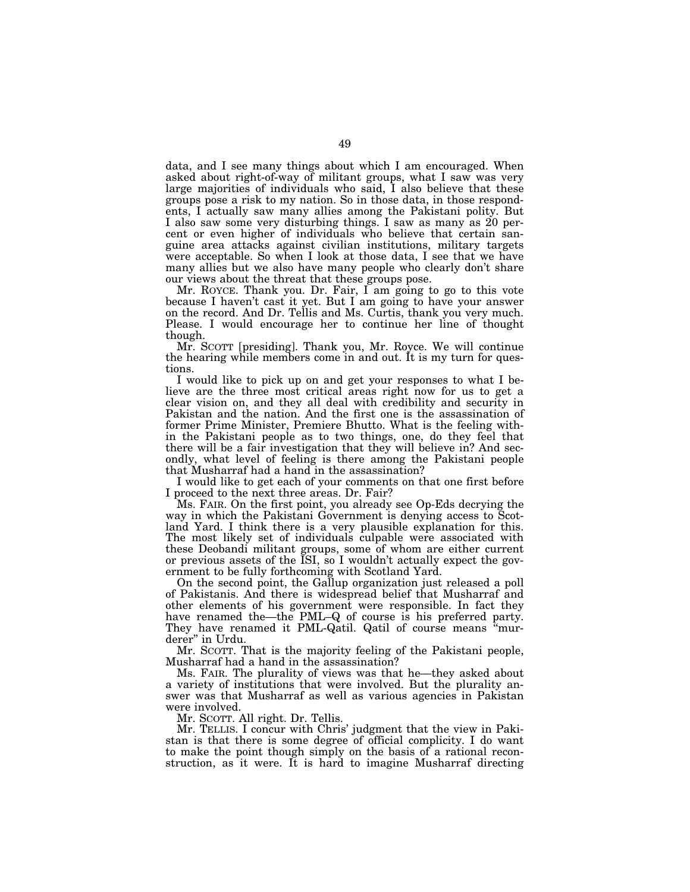data, and I see many things about which I am encouraged. When asked about right-of-way of militant groups, what I saw was very large majorities of individuals who said, I also believe that these groups pose a risk to my nation. So in those data, in those respondents, I actually saw many allies among the Pakistani polity. But I also saw some very disturbing things. I saw as many as 20 percent or even higher of individuals who believe that certain sanguine area attacks against civilian institutions, military targets were acceptable. So when I look at those data, I see that we have many allies but we also have many people who clearly don't share our views about the threat that these groups pose.

Mr. ROYCE. Thank you. Dr. Fair, I am going to go to this vote because I haven't cast it yet. But I am going to have your answer on the record. And Dr. Tellis and Ms. Curtis, thank you very much. Please. I would encourage her to continue her line of thought though.

Mr. SCOTT [presiding]. Thank you, Mr. Royce. We will continue the hearing while members come in and out. It is my turn for questions.

I would like to pick up on and get your responses to what I believe are the three most critical areas right now for us to get a clear vision on, and they all deal with credibility and security in Pakistan and the nation. And the first one is the assassination of former Prime Minister, Premiere Bhutto. What is the feeling within the Pakistani people as to two things, one, do they feel that there will be a fair investigation that they will believe in? And secondly, what level of feeling is there among the Pakistani people that Musharraf had a hand in the assassination?

I would like to get each of your comments on that one first before I proceed to the next three areas. Dr. Fair?

Ms. FAIR. On the first point, you already see Op-Eds decrying the way in which the Pakistani Government is denying access to Scotland Yard. I think there is a very plausible explanation for this. The most likely set of individuals culpable were associated with these Deobandi militant groups, some of whom are either current or previous assets of the ISI, so I wouldn't actually expect the government to be fully forthcoming with Scotland Yard.

On the second point, the Gallup organization just released a poll of Pakistanis. And there is widespread belief that Musharraf and other elements of his government were responsible. In fact they have renamed the—the PML–Q of course is his preferred party. They have renamed it PML-Qatil. Qatil of course means "murderer" in Urdu.

Mr. SCOTT. That is the majority feeling of the Pakistani people, Musharraf had a hand in the assassination?

Ms. FAIR. The plurality of views was that he—they asked about a variety of institutions that were involved. But the plurality answer was that Musharraf as well as various agencies in Pakistan were involved.

Mr. SCOTT. All right. Dr. Tellis.

Mr. TELLIS. I concur with Chris' judgment that the view in Pakistan is that there is some degree of official complicity. I do want to make the point though simply on the basis of a rational reconstruction, as it were. It is hard to imagine Musharraf directing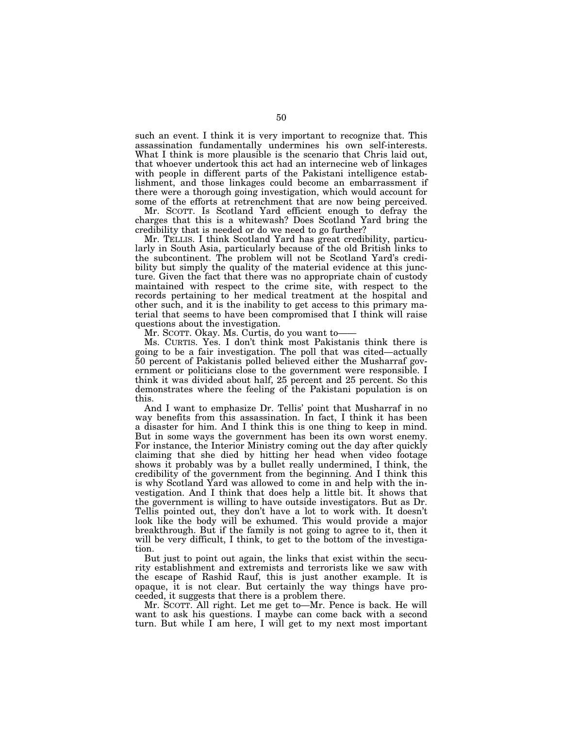such an event. I think it is very important to recognize that. This assassination fundamentally undermines his own self-interests. What I think is more plausible is the scenario that Chris laid out, that whoever undertook this act had an internecine web of linkages with people in different parts of the Pakistani intelligence establishment, and those linkages could become an embarrassment if there were a thorough going investigation, which would account for some of the efforts at retrenchment that are now being perceived.

Mr. SCOTT. Is Scotland Yard efficient enough to defray the charges that this is a whitewash? Does Scotland Yard bring the credibility that is needed or do we need to go further?

Mr. TELLIS. I think Scotland Yard has great credibility, particularly in South Asia, particularly because of the old British links to the subcontinent. The problem will not be Scotland Yard's credibility but simply the quality of the material evidence at this juncture. Given the fact that there was no appropriate chain of custody maintained with respect to the crime site, with respect to the records pertaining to her medical treatment at the hospital and other such, and it is the inability to get access to this primary material that seems to have been compromised that I think will raise questions about the investigation.

Mr. SCOTT. Okay. Ms. Curtis, do you want to——

Ms. CURTIS. Yes. I don't think most Pakistanis think there is going to be a fair investigation. The poll that was cited—actually 50 percent of Pakistanis polled believed either the Musharraf government or politicians close to the government were responsible. I think it was divided about half, 25 percent and 25 percent. So this demonstrates where the feeling of the Pakistani population is on this.

And I want to emphasize Dr. Tellis' point that Musharraf in no way benefits from this assassination. In fact, I think it has been a disaster for him. And I think this is one thing to keep in mind. But in some ways the government has been its own worst enemy. For instance, the Interior Ministry coming out the day after quickly claiming that she died by hitting her head when video footage shows it probably was by a bullet really undermined, I think, the credibility of the government from the beginning. And I think this is why Scotland Yard was allowed to come in and help with the investigation. And I think that does help a little bit. It shows that the government is willing to have outside investigators. But as Dr. Tellis pointed out, they don't have a lot to work with. It doesn't look like the body will be exhumed. This would provide a major breakthrough. But if the family is not going to agree to it, then it will be very difficult, I think, to get to the bottom of the investigation.

But just to point out again, the links that exist within the security establishment and extremists and terrorists like we saw with the escape of Rashid Rauf, this is just another example. It is opaque, it is not clear. But certainly the way things have proceeded, it suggests that there is a problem there.

Mr. SCOTT. All right. Let me get to—Mr. Pence is back. He will want to ask his questions. I maybe can come back with a second turn. But while I am here, I will get to my next most important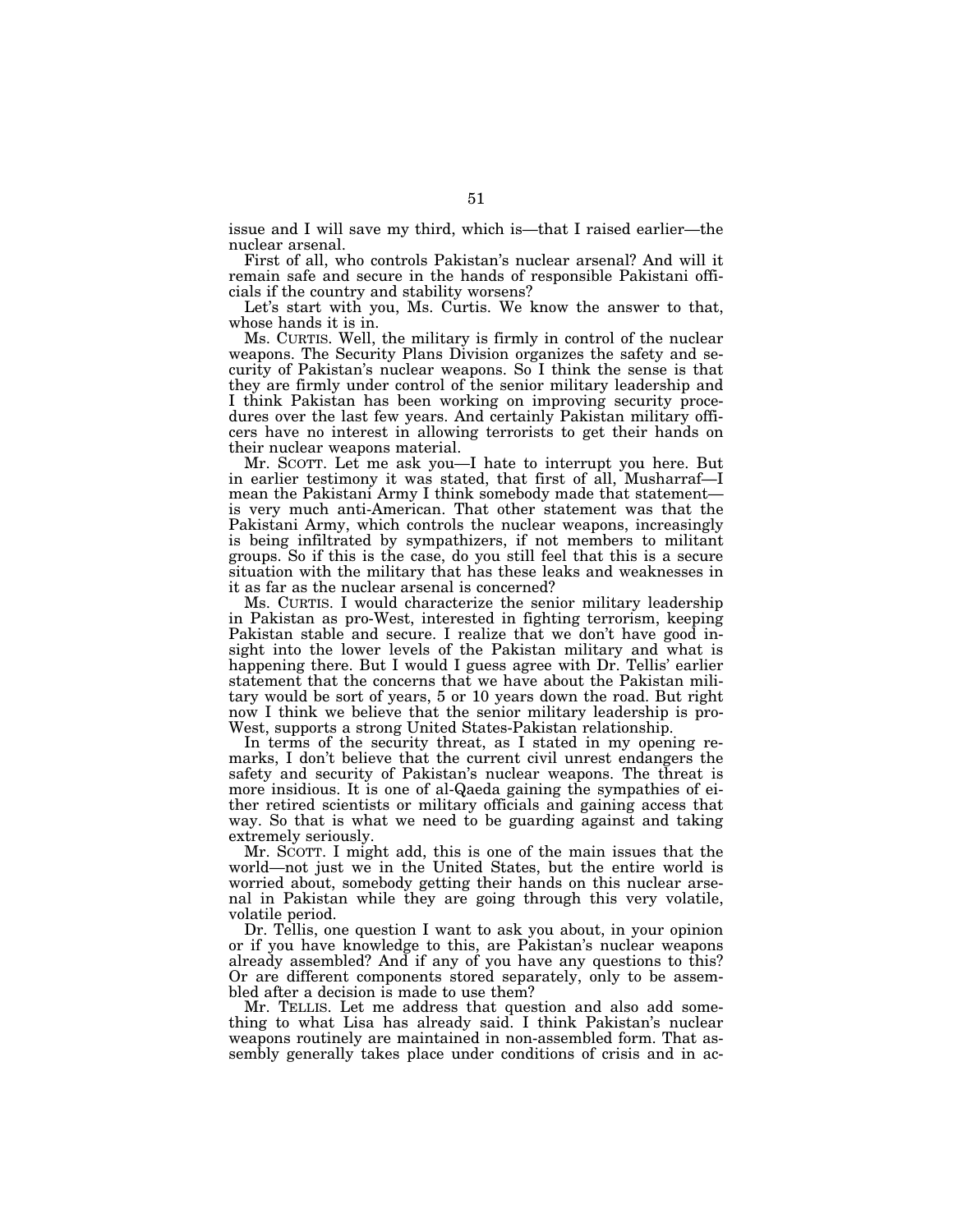issue and I will save my third, which is—that I raised earlier—the nuclear arsenal.

First of all, who controls Pakistan's nuclear arsenal? And will it remain safe and secure in the hands of responsible Pakistani officials if the country and stability worsens?

Let's start with you, Ms. Curtis. We know the answer to that, whose hands it is in.

Ms. CURTIS. Well, the military is firmly in control of the nuclear weapons. The Security Plans Division organizes the safety and security of Pakistan's nuclear weapons. So I think the sense is that they are firmly under control of the senior military leadership and I think Pakistan has been working on improving security procedures over the last few years. And certainly Pakistan military officers have no interest in allowing terrorists to get their hands on their nuclear weapons material.

Mr. SCOTT. Let me ask you—I hate to interrupt you here. But in earlier testimony it was stated, that first of all, Musharraf—I mean the Pakistani Army I think somebody made that statement—is very much anti-American. That other statement was that the Pakistani Army, which controls the nuclear weapons, increasingly is being infiltrated by sympathizers, if not members to militant groups. So if this is the case, do you still feel that this is a secure situation with the military that has these leaks and weaknesses in it as far as the nuclear arsenal is concerned?

Ms. CURTIS. I would characterize the senior military leadership in Pakistan as pro-West, interested in fighting terrorism, keeping Pakistan stable and secure. I realize that we don't have good insight into the lower levels of the Pakistan military and what is happening there. But I would I guess agree with Dr. Tellis' earlier statement that the concerns that we have about the Pakistan military would be sort of years, 5 or 10 years down the road. But right now I think we believe that the senior military leadership is pro-West, supports a strong United States-Pakistan relationship.

In terms of the security threat, as I stated in my opening remarks, I don't believe that the current civil unrest endangers the safety and security of Pakistan's nuclear weapons. The threat is more insidious. It is one of al-Qaeda gaining the sympathies of either retired scientists or military officials and gaining access that way. So that is what we need to be guarding against and taking extremely seriously.

Mr. SCOTT. I might add, this is one of the main issues that the world—not just we in the United States, but the entire world is worried about, somebody getting their hands on this nuclear arsenal in Pakistan while they are going through this very volatile, volatile period.

Dr. Tellis, one question I want to ask you about, in your opinion or if you have knowledge to this, are Pakistan's nuclear weapons already assembled? And if any of you have any questions to this? Or are different components stored separately, only to be assembled after a decision is made to use them?

Mr. TELLIS. Let me address that question and also add something to what Lisa has already said. I think Pakistan's nuclear weapons routinely are maintained in non-assembled form. That assembly generally takes place under conditions of crisis and in ac-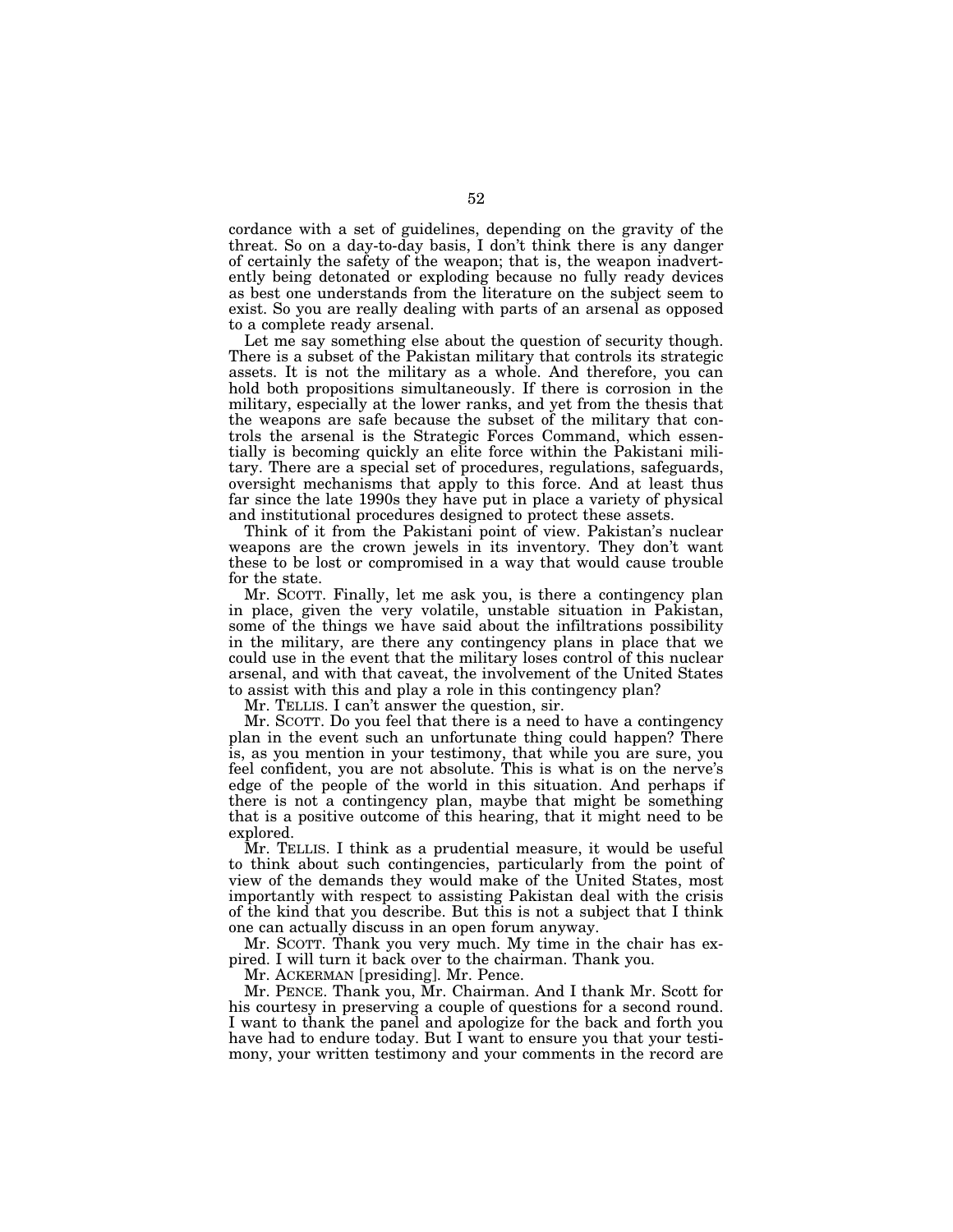cordance with a set of guidelines, depending on the gravity of the threat. So on a day-to-day basis, I don't think there is any danger of certainly the safety of the weapon; that is, the weapon inadvertently being detonated or exploding because no fully ready devices as best one understands from the literature on the subject seem to exist. So you are really dealing with parts of an arsenal as opposed to a complete ready arsenal.

Let me say something else about the question of security though. There is a subset of the Pakistan military that controls its strategic assets. It is not the military as a whole. And therefore, you can hold both propositions simultaneously. If there is corrosion in the military, especially at the lower ranks, and yet from the thesis that the weapons are safe because the subset of the military that controls the arsenal is the Strategic Forces Command, which essentially is becoming quickly an elite force within the Pakistani military. There are a special set of procedures, regulations, safeguards, oversight mechanisms that apply to this force. And at least thus far since the late 1990s they have put in place a variety of physical and institutional procedures designed to protect these assets.

Think of it from the Pakistani point of view. Pakistan's nuclear weapons are the crown jewels in its inventory. They don't want these to be lost or compromised in a way that would cause trouble for the state.

Mr. SCOTT. Finally, let me ask you, is there a contingency plan in place, given the very volatile, unstable situation in Pakistan, some of the things we have said about the infiltrations possibility in the military, are there any contingency plans in place that we could use in the event that the military loses control of this nuclear arsenal, and with that caveat, the involvement of the United States to assist with this and play a role in this contingency plan?

Mr. TELLIS. I can't answer the question, sir.

Mr. SCOTT. Do you feel that there is a need to have a contingency plan in the event such an unfortunate thing could happen? There is, as you mention in your testimony, that while you are sure, you feel confident, you are not absolute. This is what is on the nerve's edge of the people of the world in this situation. And perhaps if there is not a contingency plan, maybe that might be something that is a positive outcome of this hearing, that it might need to be explored.

Mr. TELLIS. I think as a prudential measure, it would be useful to think about such contingencies, particularly from the point of view of the demands they would make of the United States, most importantly with respect to assisting Pakistan deal with the crisis of the kind that you describe. But this is not a subject that I think one can actually discuss in an open forum anyway.

Mr. SCOTT. Thank you very much. My time in the chair has expired. I will turn it back over to the chairman. Thank you.

Mr. ACKERMAN [presiding]. Mr. Pence.

Mr. PENCE. Thank you, Mr. Chairman. And I thank Mr. Scott for his courtesy in preserving a couple of questions for a second round. I want to thank the panel and apologize for the back and forth you have had to endure today. But I want to ensure you that your testimony, your written testimony and your comments in the record are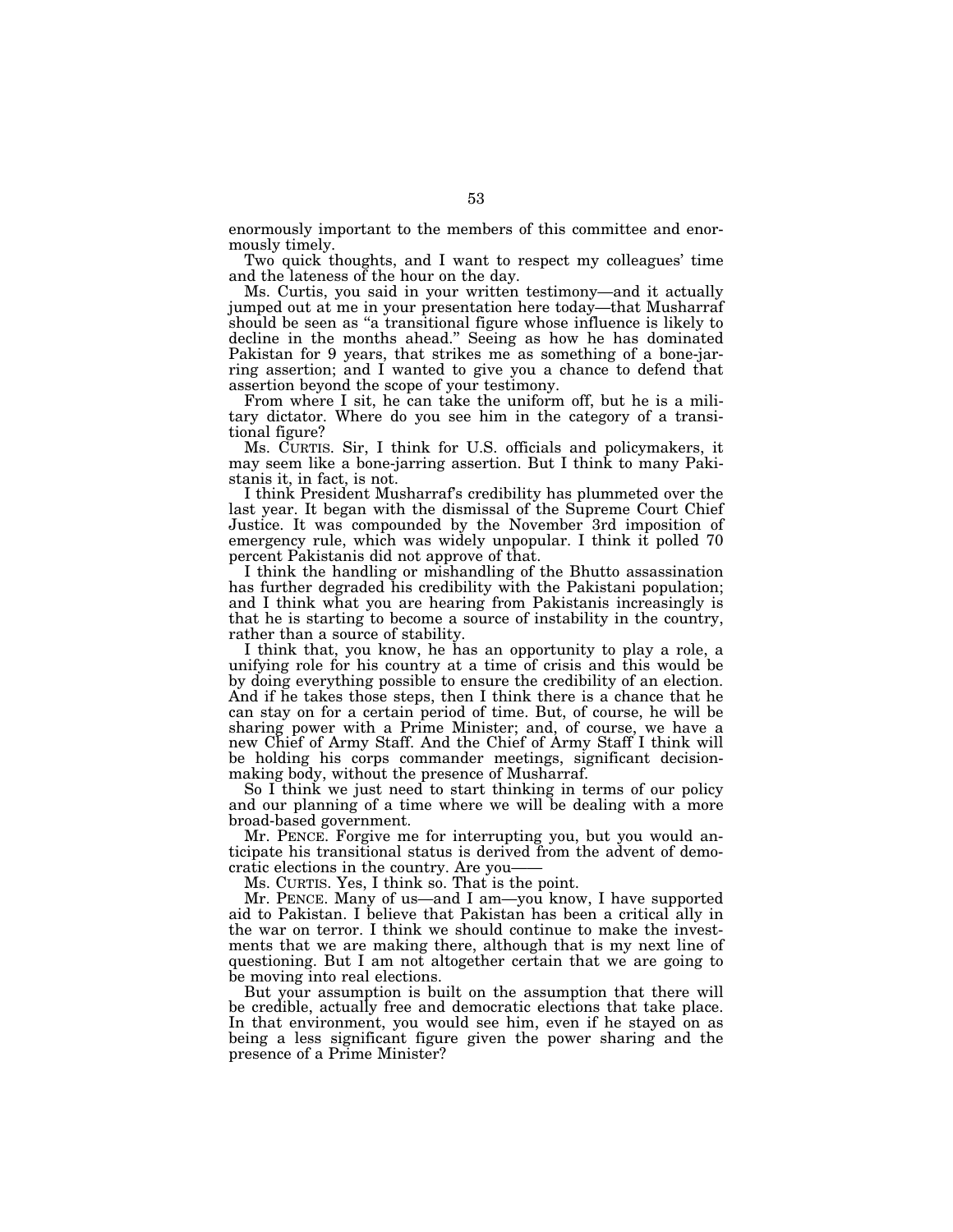enormously important to the members of this committee and enormously timely.

Two quick thoughts, and I want to respect my colleagues' time and the lateness of the hour on the day.

Ms. Curtis, you said in your written testimony—and it actually jumped out at me in your presentation here today—that Musharraf should be seen as "a transitional figure whose influence is likely to decline in the months ahead." Seeing as how he has dominated Pakistan for 9 years, that strikes me as something of a bone-jarring assertion; and I wanted to give you a chance to defend that assertion beyond the scope of your testimony.

From where I sit, he can take the uniform off, but he is a military dictator. Where do you see him in the category of a transitional figure?

Ms. CURTIS. Sir, I think for U.S. officials and policymakers, it may seem like a bone-jarring assertion. But I think to many Pakistanis it, in fact, is not.

I think President Musharraf's credibility has plummeted over the last year. It began with the dismissal of the Supreme Court Chief Justice. It was compounded by the November 3rd imposition of emergency rule, which was widely unpopular. I think it polled 70 percent Pakistanis did not approve of that.

I think the handling or mishandling of the Bhutto assassination has further degraded his credibility with the Pakistani population; and I think what you are hearing from Pakistanis increasingly is that he is starting to become a source of instability in the country, rather than a source of stability.

I think that, you know, he has an opportunity to play a role, a unifying role for his country at a time of crisis and this would be by doing everything possible to ensure the credibility of an election. And if he takes those steps, then I think there is a chance that he can stay on for a certain period of time. But, of course, he will be sharing power with a Prime Minister; and, of course, we have a new Chief of Army Staff. And the Chief of Army Staff I think will be holding his corps commander meetings, significant decision-making body, without the presence of Musharraf.

So I think we just need to start thinking in terms of our policy and our planning of a time where we will be dealing with a more broad-based government.

Mr. PENCE. Forgive me for interrupting you, but you would anticipate his transitional status is derived from the advent of democratic elections in the country. Are you——

Ms. CURTIS. Yes, I think so. That is the point.

Mr. PENCE. Many of us—and I am—you know, I have supported aid to Pakistan. I believe that Pakistan has been a critical ally in the war on terror. I think we should continue to make the investments that we are making there, although that is my next line of questioning. But I am not altogether certain that we are going to be moving into real elections.

But your assumption is built on the assumption that there will be credible, actually free and democratic elections that take place. In that environment, you would see him, even if he stayed on as being a less significant figure given the power sharing and the presence of a Prime Minister?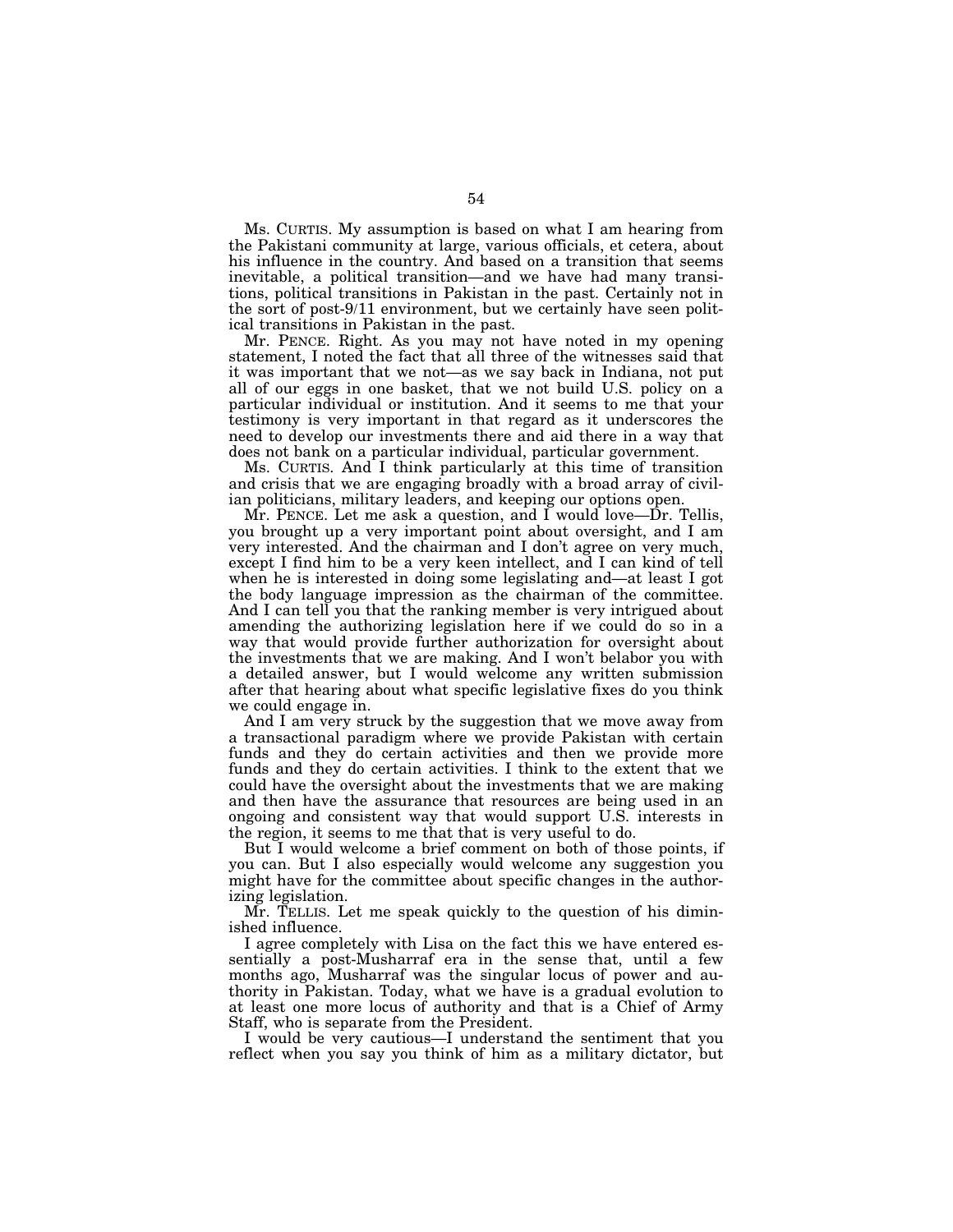Ms. CURTIS. My assumption is based on what I am hearing from the Pakistani community at large, various officials, et cetera, about his influence in the country. And based on a transition that seems inevitable, a political transition—and we have had many transitions, political transitions in Pakistan in the past. Certainly not in the sort of post-9/11 environment, but we certainly have seen political transitions in Pakistan in the past.

Mr. PENCE. Right. As you may not have noted in my opening statement, I noted the fact that all three of the witnesses said that it was important that we not—as we say back in Indiana, not put all of our eggs in one basket, that we not build U.S. policy on a particular individual or institution. And it seems to me that your testimony is very important in that regard as it underscores the need to develop our investments there and aid there in a way that does not bank on a particular individual, particular government.

Ms. CURTIS. And I think particularly at this time of transition and crisis that we are engaging broadly with a broad array of civilian politicians, military leaders, and keeping our options open.

Mr. PENCE. Let me ask a question, and I would love—Dr. Tellis, you brought up a very important point about oversight, and I am very interested. And the chairman and I don't agree on very much, except I find him to be a very keen intellect, and I can kind of tell when he is interested in doing some legislating and—at least I got the body language impression as the chairman of the committee. And I can tell you that the ranking member is very intrigued about amending the authorizing legislation here if we could do so in a way that would provide further authorization for oversight about the investments that we are making. And I won't belabor you with a detailed answer, but I would welcome any written submission after that hearing about what specific legislative fixes do you think we could engage in.

And I am very struck by the suggestion that we move away from a transactional paradigm where we provide Pakistan with certain funds and they do certain activities and then we provide more funds and they do certain activities. I think to the extent that we could have the oversight about the investments that we are making and then have the assurance that resources are being used in an ongoing and consistent way that would support U.S. interests in the region, it seems to me that that is very useful to do.

But I would welcome a brief comment on both of those points, if you can. But I also especially would welcome any suggestion you might have for the committee about specific changes in the authorizing legislation.

Mr. TELLIS. Let me speak quickly to the question of his diminished influence.

I agree completely with Lisa on the fact this we have entered essentially a post-Musharraf era in the sense that, until a few months ago, Musharraf was the singular locus of power and authority in Pakistan. Today, what we have is a gradual evolution to at least one more locus of authority and that is a Chief of Army Staff, who is separate from the President.

I would be very cautious—I understand the sentiment that you reflect when you say you think of him as a military dictator, but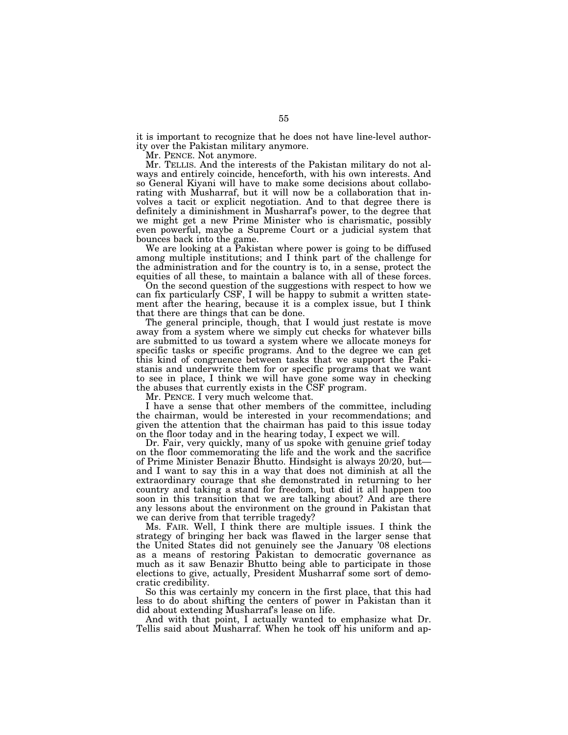it is important to recognize that he does not have line-level authority over the Pakistan military anymore.

Mr. PENCE. Not anymore.

Mr. TELLIS. And the interests of the Pakistan military do not always and entirely coincide, henceforth, with his own interests. And so General Kiyani will have to make some decisions about collaborating with Musharraf, but it will now be a collaboration that involves a tacit or explicit negotiation. And to that degree there is definitely a diminishment in Musharraf's power, to the degree that we might get a new Prime Minister who is charismatic, possibly even powerful, maybe a Supreme Court or a judicial system that bounces back into the game.

We are looking at a Pakistan where power is going to be diffused among multiple institutions; and I think part of the challenge for the administration and for the country is to, in a sense, protect the equities of all these, to maintain a balance with all of these forces.

On the second question of the suggestions with respect to how we can fix particularly CSF, I will be happy to submit a written statement after the hearing, because it is a complex issue, but I think that there are things that can be done.

The general principle, though, that I would just restate is move away from a system where we simply cut checks for whatever bills are submitted to us toward a system where we allocate moneys for specific tasks or specific programs. And to the degree we can get this kind of congruence between tasks that we support the Pakistanis and underwrite them for or specific programs that we want to see in place, I think we will have gone some way in checking the abuses that currently exists in the CSF program.

Mr. PENCE. I very much welcome that.

I have a sense that other members of the committee, including the chairman, would be interested in your recommendations; and given the attention that the chairman has paid to this issue today on the floor today and in the hearing today, I expect we will.

Dr. Fair, very quickly, many of us spoke with genuine grief today on the floor commemorating the life and the work and the sacrifice of Prime Minister Benazir Bhutto. Hindsight is always 20/20, but—and I want to say this in a way that does not diminish at all the extraordinary courage that she demonstrated in returning to her country and taking a stand for freedom, but did it all happen too soon in this transition that we are talking about? And are there any lessons about the environment on the ground in Pakistan that we can derive from that terrible tragedy?

Ms. FAIR. Well, I think there are multiple issues. I think the strategy of bringing her back was flawed in the larger sense that the United States did not genuinely see the January '08 elections as a means of restoring Pakistan to democratic governance as much as it saw Benazir Bhutto being able to participate in those elections to give, actually, President Musharraf some sort of democratic credibility.

So this was certainly my concern in the first place, that this had less to do about shifting the centers of power in Pakistan than it did about extending Musharraf's lease on life.

And with that point, I actually wanted to emphasize what Dr. Tellis said about Musharraf. When he took off his uniform and ap-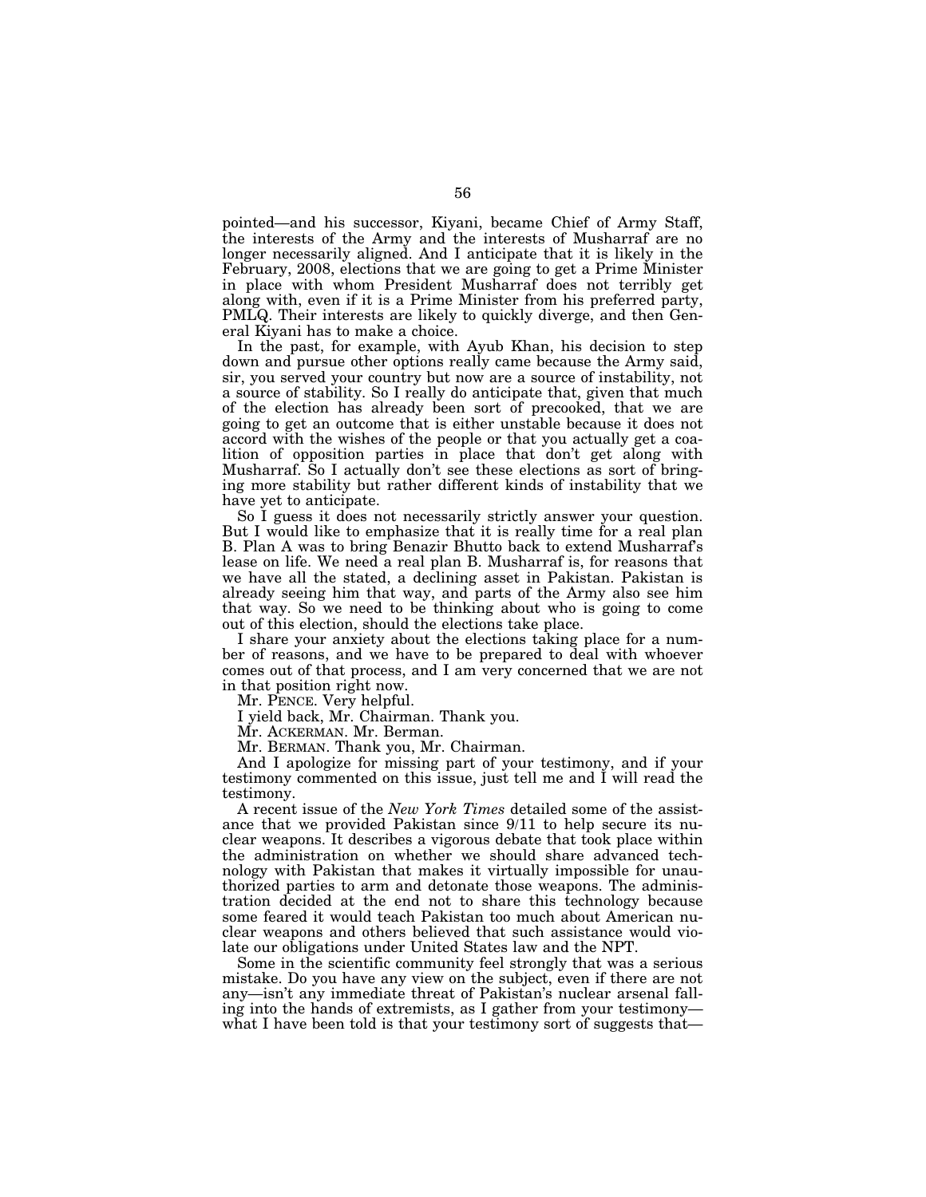pointed—and his successor, Kiyani, became Chief of Army Staff, the interests of the Army and the interests of Musharraf are no longer necessarily aligned. And I anticipate that it is likely in the February, 2008, elections that we are going to get a Prime Minister in place with whom President Musharraf does not terribly get along with, even if it is a Prime Minister from his preferred party, PMLQ. Their interests are likely to quickly diverge, and then General Kiyani has to make a choice.

In the past, for example, with Ayub Khan, his decision to step down and pursue other options really came because the Army said, sir, you served your country but now are a source of instability, not a source of stability. So I really do anticipate that, given that much of the election has already been sort of precooked, that we are going to get an outcome that is either unstable because it does not accord with the wishes of the people or that you actually get a coalition of opposition parties in place that don't get along with Musharraf. So I actually don't see these elections as sort of bringing more stability but rather different kinds of instability that we have yet to anticipate.

So I guess it does not necessarily strictly answer your question. But I would like to emphasize that it is really time for a real plan B. Plan A was to bring Benazir Bhutto back to extend Musharraf's lease on life. We need a real plan B. Musharraf is, for reasons that we have all the stated, a declining asset in Pakistan. Pakistan is already seeing him that way, and parts of the Army also see him that way. So we need to be thinking about who is going to come out of this election, should the elections take place.

I share your anxiety about the elections taking place for a number of reasons, and we have to be prepared to deal with whoever comes out of that process, and I am very concerned that we are not in that position right now.

Mr. PENCE. Very helpful.

I yield back, Mr. Chairman. Thank you.

Mr. ACKERMAN. Mr. Berman.

Mr. BERMAN. Thank you, Mr. Chairman.

And I apologize for missing part of your testimony, and if your testimony commented on this issue, just tell me and I will read the testimony.

A recent issue of the *New York Times* detailed some of the assistance that we provided Pakistan since 9/11 to help secure its nuclear weapons. It describes a vigorous debate that took place within the administration on whether we should share advanced technology with Pakistan that makes it virtually impossible for unauthorized parties to arm and detonate those weapons. The administration decided at the end not to share this technology because some feared it would teach Pakistan too much about American nuclear weapons and others believed that such assistance would violate our obligations under United States law and the NPT.

Some in the scientific community feel strongly that was a serious mistake. Do you have any view on the subject, even if there are not any—isn't any immediate threat of Pakistan's nuclear arsenal falling into the hands of extremists, as I gather from your testimony—what I have been told is that your testimony sort of suggests that—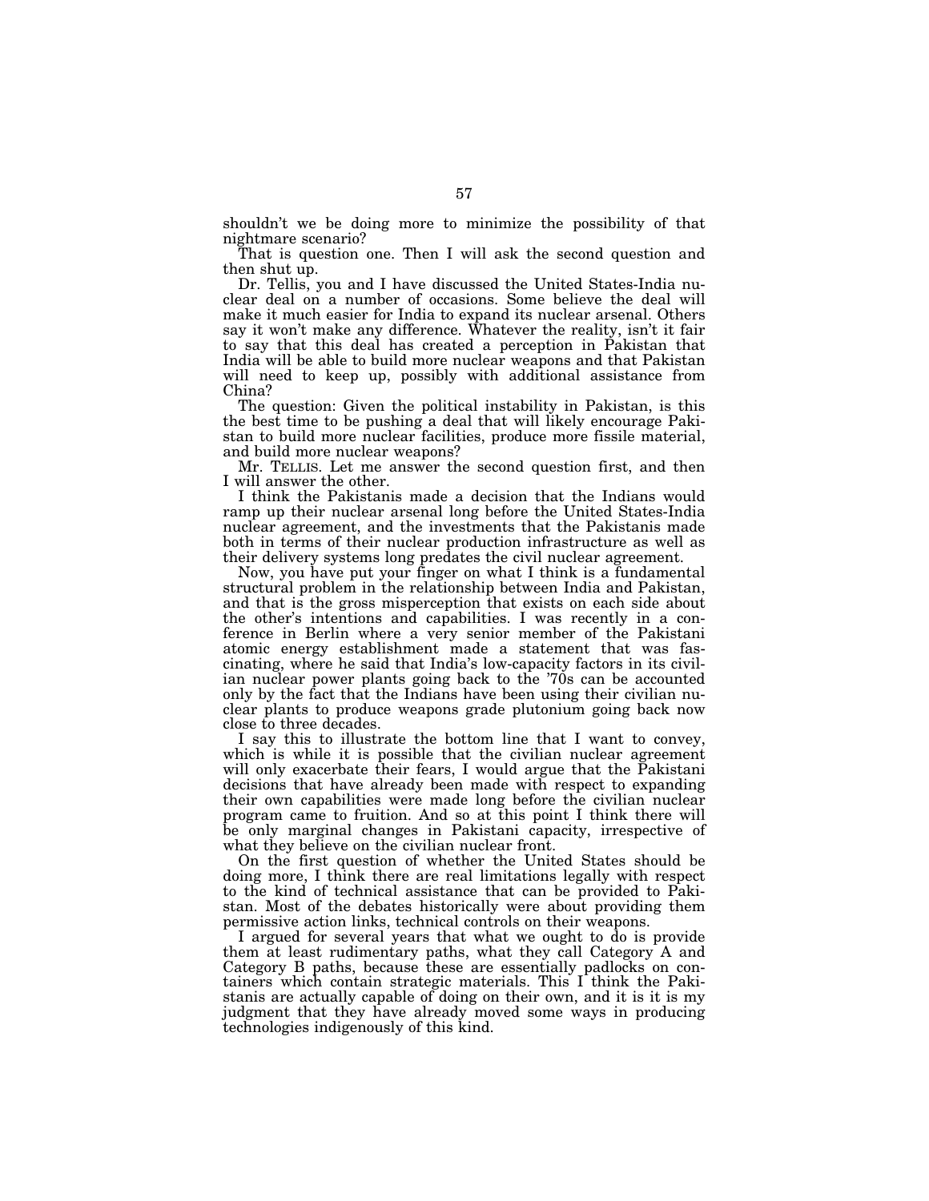shouldn't we be doing more to minimize the possibility of that nightmare scenario?

That is question one. Then I will ask the second question and then shut up.

Dr. Tellis, you and I have discussed the United States-India nuclear deal on a number of occasions. Some believe the deal will make it much easier for India to expand its nuclear arsenal. Others say it won't make any difference. Whatever the reality, isn't it fair to say that this deal has created a perception in Pakistan that India will be able to build more nuclear weapons and that Pakistan will need to keep up, possibly with additional assistance from China?

The question: Given the political instability in Pakistan, is this the best time to be pushing a deal that will likely encourage Pakistan to build more nuclear facilities, produce more fissile material, and build more nuclear weapons?

Mr. TELLIS. Let me answer the second question first, and then I will answer the other.

I think the Pakistanis made a decision that the Indians would ramp up their nuclear arsenal long before the United States-India nuclear agreement, and the investments that the Pakistanis made both in terms of their nuclear production infrastructure as well as their delivery systems long predates the civil nuclear agreement.

Now, you have put your finger on what I think is a fundamental structural problem in the relationship between India and Pakistan, and that is the gross misperception that exists on each side about the other's intentions and capabilities. I was recently in a conference in Berlin where a very senior member of the Pakistani atomic energy establishment made a statement that was fascinating, where he said that India's low-capacity factors in its civilian nuclear power plants going back to the '70s can be accounted only by the fact that the Indians have been using their civilian nuclear plants to produce weapons grade plutonium going back now close to three decades.

I say this to illustrate the bottom line that I want to convey, which is while it is possible that the civilian nuclear agreement will only exacerbate their fears, I would argue that the Pakistani decisions that have already been made with respect to expanding their own capabilities were made long before the civilian nuclear program came to fruition. And so at this point I think there will be only marginal changes in Pakistani capacity, irrespective of what they believe on the civilian nuclear front.

On the first question of whether the United States should be doing more, I think there are real limitations legally with respect to the kind of technical assistance that can be provided to Pakistan. Most of the debates historically were about providing them permissive action links, technical controls on their weapons.

I argued for several years that what we ought to do is provide them at least rudimentary paths, what they call Category A and Category B paths, because these are essentially padlocks on containers which contain strategic materials. This I think the Pakistanis are actually capable of doing on their own, and it is it is my judgment that they have already moved some ways in producing technologies indigenously of this kind.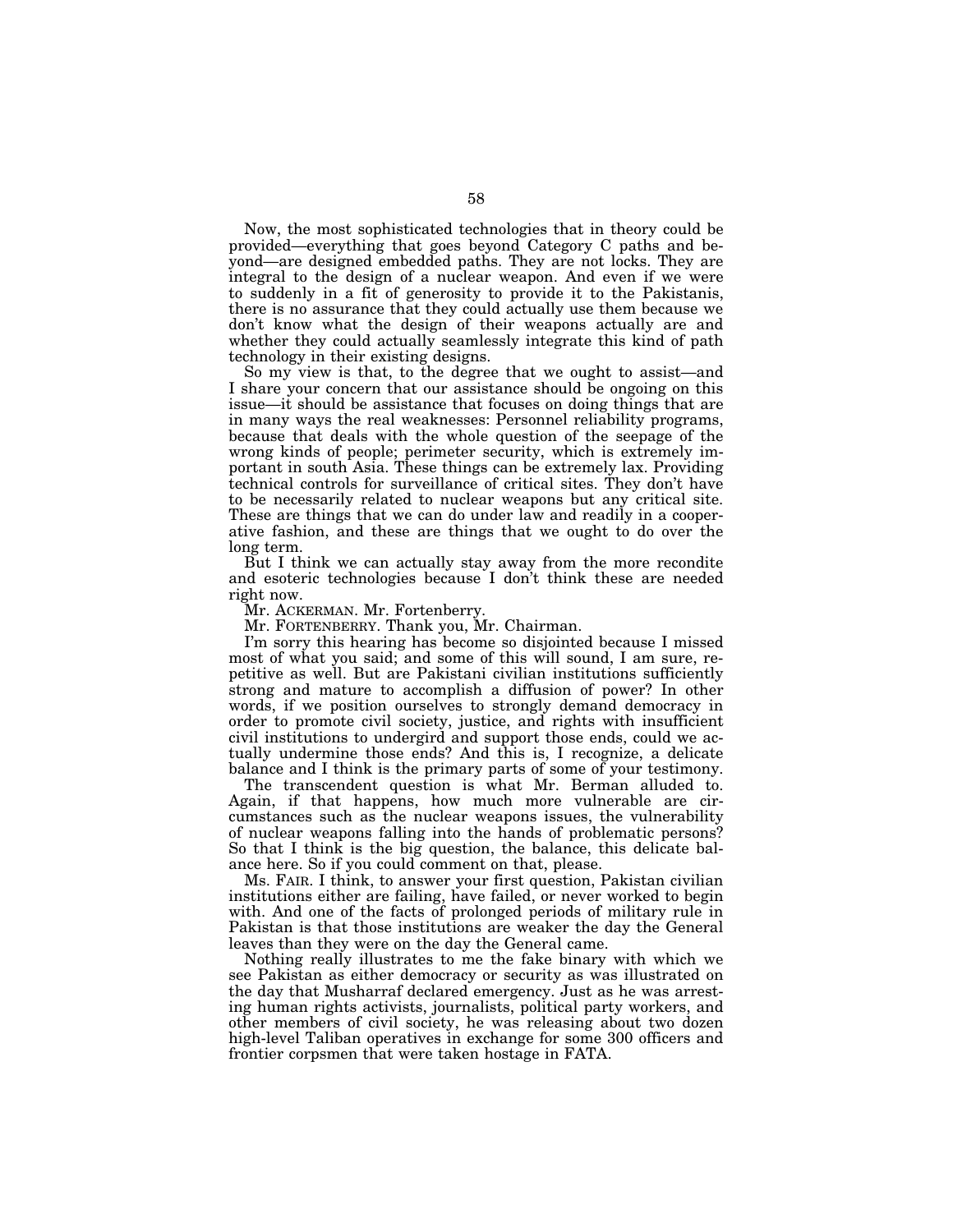Now, the most sophisticated technologies that in theory could be provided—everything that goes beyond Category C paths and beyond—are designed embedded paths. They are not locks. They are integral to the design of a nuclear weapon. And even if we were to suddenly in a fit of generosity to provide it to the Pakistanis, there is no assurance that they could actually use them because we don't know what the design of their weapons actually are and whether they could actually seamlessly integrate this kind of path technology in their existing designs.

So my view is that, to the degree that we ought to assist—and I share your concern that our assistance should be ongoing on this issue—it should be assistance that focuses on doing things that are in many ways the real weaknesses: Personnel reliability programs, because that deals with the whole question of the seepage of the wrong kinds of people; perimeter security, which is extremely important in south Asia. These things can be extremely lax. Providing technical controls for surveillance of critical sites. They don't have to be necessarily related to nuclear weapons but any critical site. These are things that we can do under law and readily in a cooperative fashion, and these are things that we ought to do over the long term.

But I think we can actually stay away from the more recondite and esoteric technologies because I don't think these are needed right now.

Mr. ACKERMAN. Mr. Fortenberry.

Mr. FORTENBERRY. Thank you, Mr. Chairman.

I'm sorry this hearing has become so disjointed because I missed most of what you said; and some of this will sound, I am sure, repetitive as well. But are Pakistani civilian institutions sufficiently strong and mature to accomplish a diffusion of power? In other words, if we position ourselves to strongly demand democracy in order to promote civil society, justice, and rights with insufficient civil institutions to undergird and support those ends, could we actually undermine those ends? And this is, I recognize, a delicate balance and I think is the primary parts of some of your testimony.

The transcendent question is what Mr. Berman alluded to. Again, if that happens, how much more vulnerable are circumstances such as the nuclear weapons issues, the vulnerability of nuclear weapons falling into the hands of problematic persons? So that I think is the big question, the balance, this delicate balance here. So if you could comment on that, please.

Ms. FAIR. I think, to answer your first question, Pakistan civilian institutions either are failing, have failed, or never worked to begin with. And one of the facts of prolonged periods of military rule in Pakistan is that those institutions are weaker the day the General leaves than they were on the day the General came.

Nothing really illustrates to me the fake binary with which we see Pakistan as either democracy or security as was illustrated on the day that Musharraf declared emergency. Just as he was arresting human rights activists, journalists, political party workers, and other members of civil society, he was releasing about two dozen high-level Taliban operatives in exchange for some 300 officers and frontier corpsmen that were taken hostage in FATA.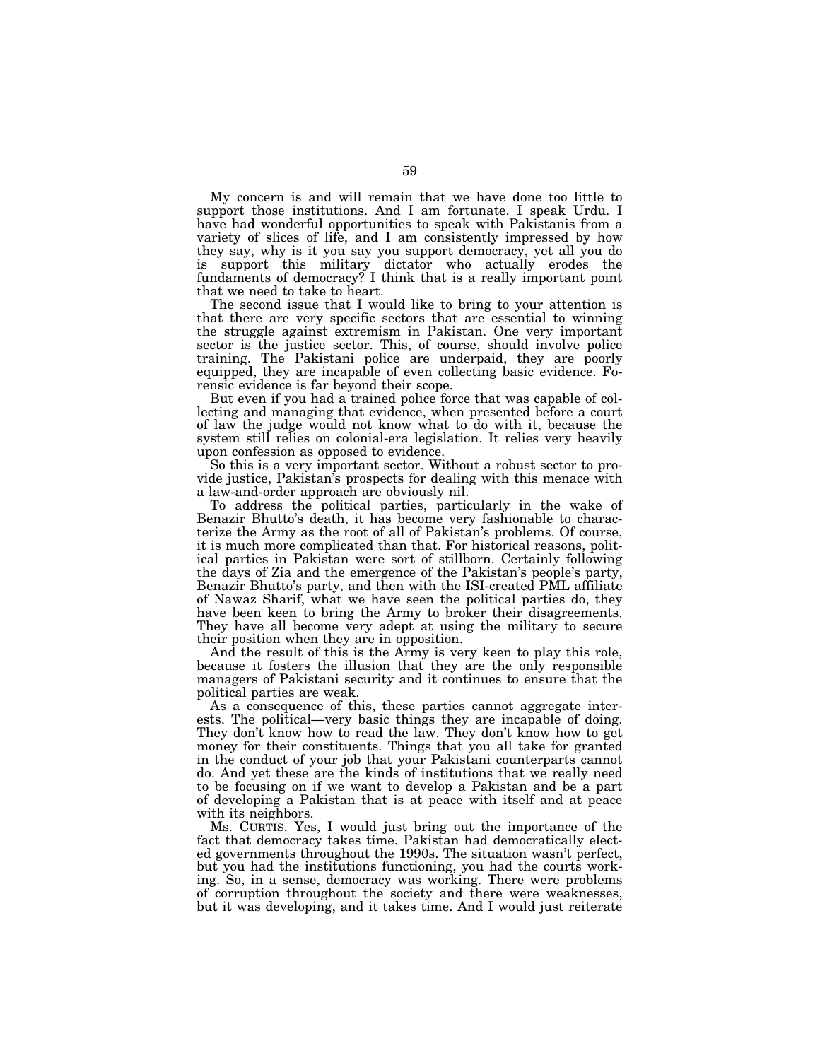My concern is and will remain that we have done too little to support those institutions. And I am fortunate. I speak Urdu. I have had wonderful opportunities to speak with Pakistanis from a variety of slices of life, and I am consistently impressed by how they say, why is it you say you support democracy, yet all you do is support this military dictator who actually erodes the fundaments of democracy? I think that is a really important point that we need to take to heart.

The second issue that I would like to bring to your attention is that there are very specific sectors that are essential to winning the struggle against extremism in Pakistan. One very important sector is the justice sector. This, of course, should involve police training. The Pakistani police are underpaid, they are poorly equipped, they are incapable of even collecting basic evidence. Forensic evidence is far beyond their scope.

But even if you had a trained police force that was capable of collecting and managing that evidence, when presented before a court of law the judge would not know what to do with it, because the system still relies on colonial-era legislation. It relies very heavily upon confession as opposed to evidence.

So this is a very important sector. Without a robust sector to provide justice, Pakistan's prospects for dealing with this menace with a law-and-order approach are obviously nil.

To address the political parties, particularly in the wake of Benazir Bhutto's death, it has become very fashionable to characterize the Army as the root of all of Pakistan's problems. Of course, it is much more complicated than that. For historical reasons, political parties in Pakistan were sort of stillborn. Certainly following the days of Zia and the emergence of the Pakistan's people's party, Benazir Bhutto's party, and then with the ISI-created PML affiliate of Nawaz Sharif, what we have seen the political parties do, they have been keen to bring the Army to broker their disagreements. They have all become very adept at using the military to secure their position when they are in opposition.

And the result of this is the Army is very keen to play this role, because it fosters the illusion that they are the only responsible managers of Pakistani security and it continues to ensure that the political parties are weak.

As a consequence of this, these parties cannot aggregate interests. The political—very basic things they are incapable of doing. They don't know how to read the law. They don't know how to get money for their constituents. Things that you all take for granted in the conduct of your job that your Pakistani counterparts cannot do. And yet these are the kinds of institutions that we really need to be focusing on if we want to develop a Pakistan and be a part of developing a Pakistan that is at peace with itself and at peace with its neighbors.

Ms. CURTIS. Yes, I would just bring out the importance of the fact that democracy takes time. Pakistan had democratically elected governments throughout the 1990s. The situation wasn't perfect, but you had the institutions functioning, you had the courts working. So, in a sense, democracy was working. There were problems of corruption throughout the society and there were weaknesses, but it was developing, and it takes time. And I would just reiterate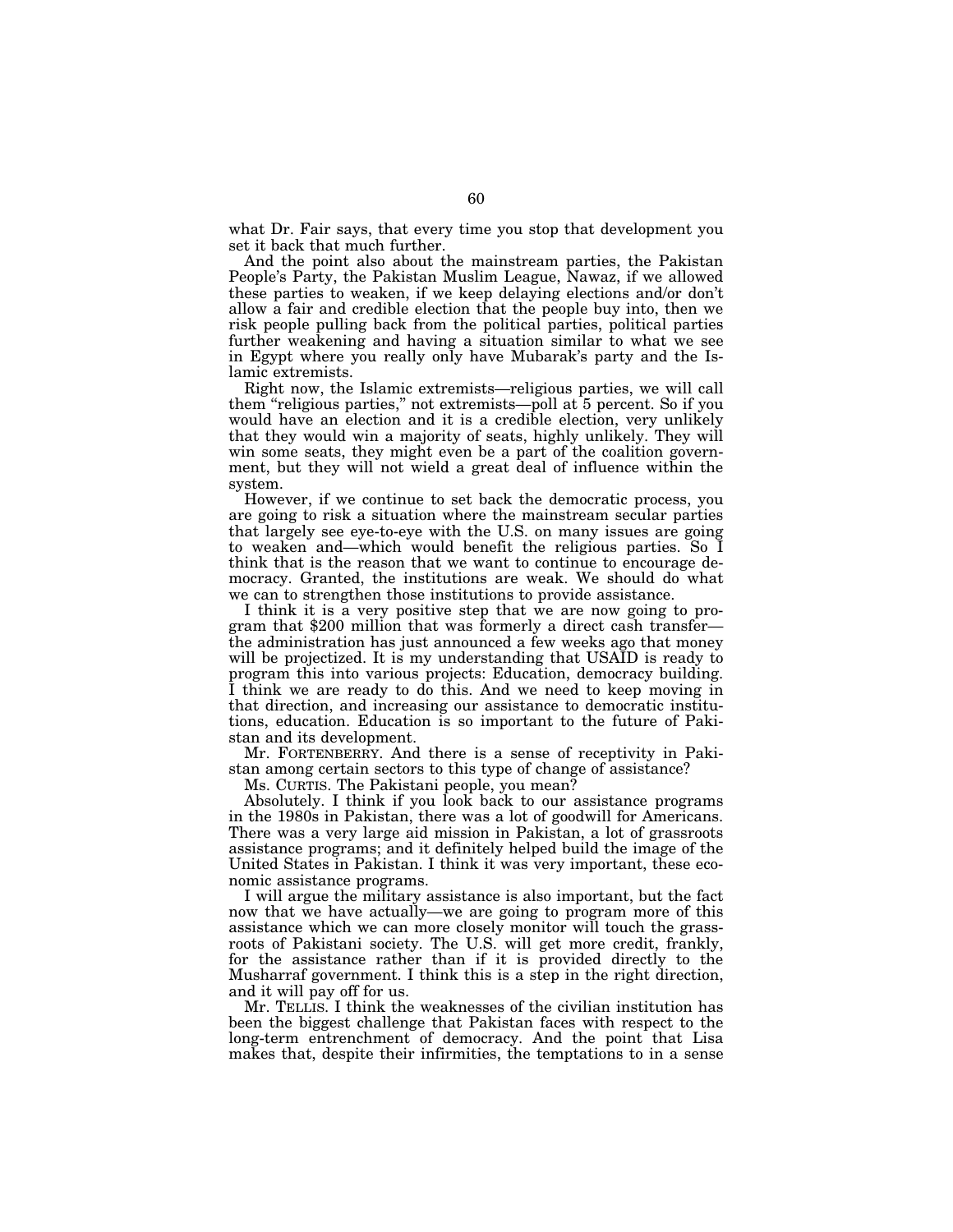what Dr. Fair says, that every time you stop that development you set it back that much further.

And the point also about the mainstream parties, the Pakistan People's Party, the Pakistan Muslim League, Nawaz, if we allowed these parties to weaken, if we keep delaying elections and/or don't allow a fair and credible election that the people buy into, then we risk people pulling back from the political parties, political parties further weakening and having a situation similar to what we see in Egypt where you really only have Mubarak's party and the Islamic extremists.

Right now, the Islamic extremists—religious parties, we will call them "religious parties," not extremists—poll at 5 percent. So if you would have an election and it is a credible election, very unlikely that they would win a majority of seats, highly unlikely. They will win some seats, they might even be a part of the coalition government, but they will not wield a great deal of influence within the system.

However, if we continue to set back the democratic process, you are going to risk a situation where the mainstream secular parties that largely see eye-to-eye with the U.S. on many issues are going to weaken and—which would benefit the religious parties. So I think that is the reason that we want to continue to encourage democracy. Granted, the institutions are weak. We should do what we can to strengthen those institutions to provide assistance.

I think it is a very positive step that we are now going to program that $200 million that was formerly a direct cash transfer—the administration has just announced a few weeks ago that money will be projectized. It is my understanding that USAID is ready to program this into various projects: Education, democracy building. I think we are ready to do this. And we need to keep moving in that direction, and increasing our assistance to democratic institutions, education. Education is so important to the future of Pakistan and its development.

Mr. FORTENBERRY. And there is a sense of receptivity in Pakistan among certain sectors to this type of change of assistance?

Ms. CURTIS. The Pakistani people, you mean?

Absolutely. I think if you look back to our assistance programs in the 1980s in Pakistan, there was a lot of goodwill for Americans. There was a very large aid mission in Pakistan, a lot of grassroots assistance programs; and it definitely helped build the image of the United States in Pakistan. I think it was very important, these economic assistance programs.

I will argue the military assistance is also important, but the fact now that we have actually—we are going to program more of this assistance which we can more closely monitor will touch the grassroots of Pakistani society. The U.S. will get more credit, frankly, for the assistance rather than if it is provided directly to the Musharraf government. I think this is a step in the right direction, and it will pay off for us.

Mr. TELLIS. I think the weaknesses of the civilian institution has been the biggest challenge that Pakistan faces with respect to the long-term entrenchment of democracy. And the point that Lisa makes that, despite their infirmities, the temptations to in a sense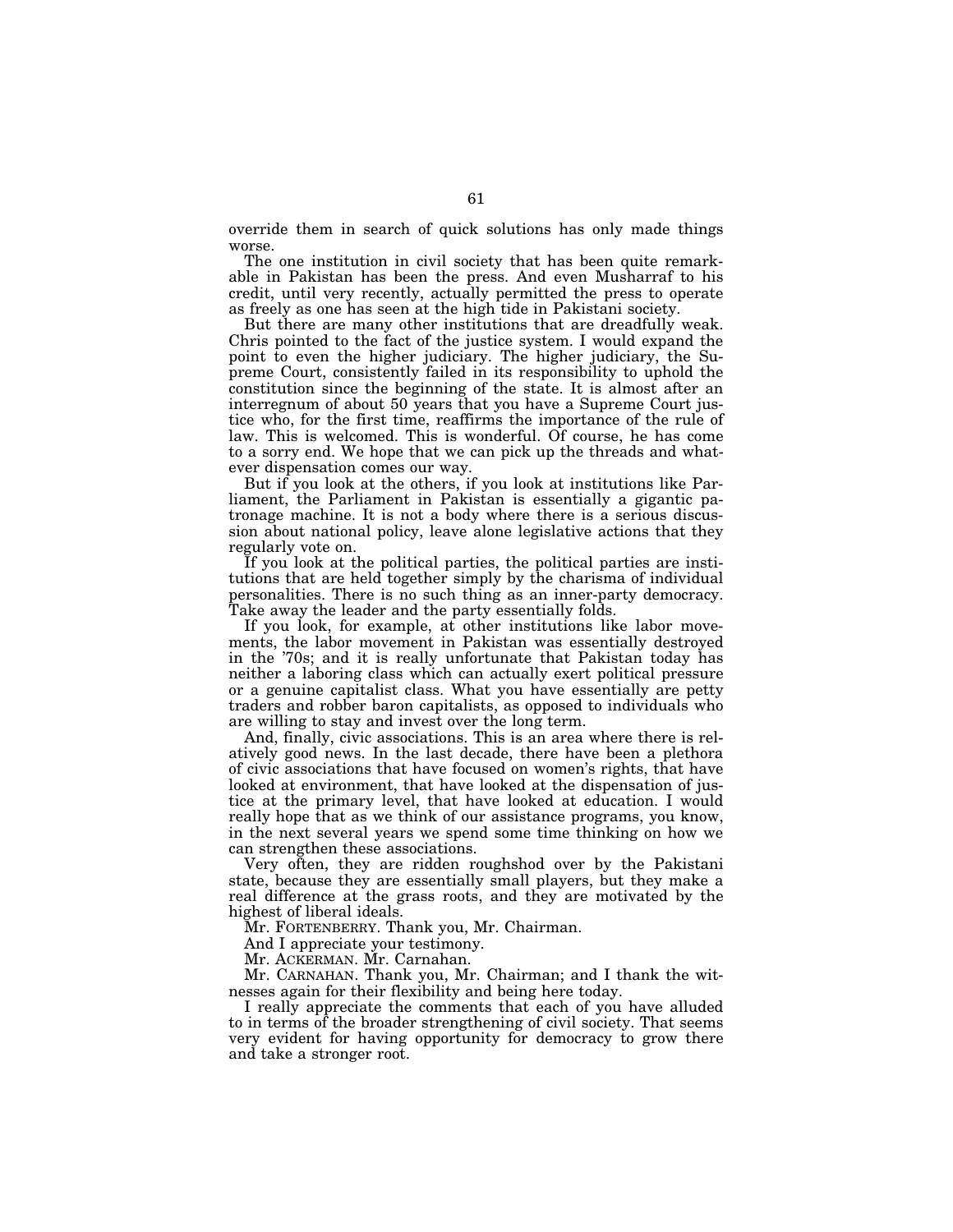override them in search of quick solutions has only made things worse.

The one institution in civil society that has been quite remarkable in Pakistan has been the press. And even Musharraf to his credit, until very recently, actually permitted the press to operate as freely as one has seen at the high tide in Pakistani society.

But there are many other institutions that are dreadfully weak. Chris pointed to the fact of the justice system. I would expand the point to even the higher judiciary. The higher judiciary, the Supreme Court, consistently failed in its responsibility to uphold the constitution since the beginning of the state. It is almost after an interregnum of about 50 years that you have a Supreme Court justice who, for the first time, reaffirms the importance of the rule of law. This is welcomed. This is wonderful. Of course, he has come to a sorry end. We hope that we can pick up the threads and whatever dispensation comes our way.

But if you look at the others, if you look at institutions like Parliament, the Parliament in Pakistan is essentially a gigantic patronage machine. It is not a body where there is a serious discussion about national policy, leave alone legislative actions that they regularly vote on.

If you look at the political parties, the political parties are institutions that are held together simply by the charisma of individual personalities. There is no such thing as an inner-party democracy. Take away the leader and the party essentially folds.

If you look, for example, at other institutions like labor movements, the labor movement in Pakistan was essentially destroyed in the '70s; and it is really unfortunate that Pakistan today has neither a laboring class which can actually exert political pressure or a genuine capitalist class. What you have essentially are petty traders and robber baron capitalists, as opposed to individuals who are willing to stay and invest over the long term.

And, finally, civic associations. This is an area where there is relatively good news. In the last decade, there have been a plethora of civic associations that have focused on women's rights, that have looked at environment, that have looked at the dispensation of justice at the primary level, that have looked at education. I would really hope that as we think of our assistance programs, you know, in the next several years we spend some time thinking on how we can strengthen these associations.

Very often, they are ridden roughshod over by the Pakistani state, because they are essentially small players, but they make a real difference at the grass roots, and they are motivated by the highest of liberal ideals.

Mr. FORTENBERRY. Thank you, Mr. Chairman.

And I appreciate your testimony.

Mr. ACKERMAN. Mr. Carnahan.

Mr. CARNAHAN. Thank you, Mr. Chairman; and I thank the witnesses again for their flexibility and being here today.

I really appreciate the comments that each of you have alluded to in terms of the broader strengthening of civil society. That seems very evident for having opportunity for democracy to grow there and take a stronger root.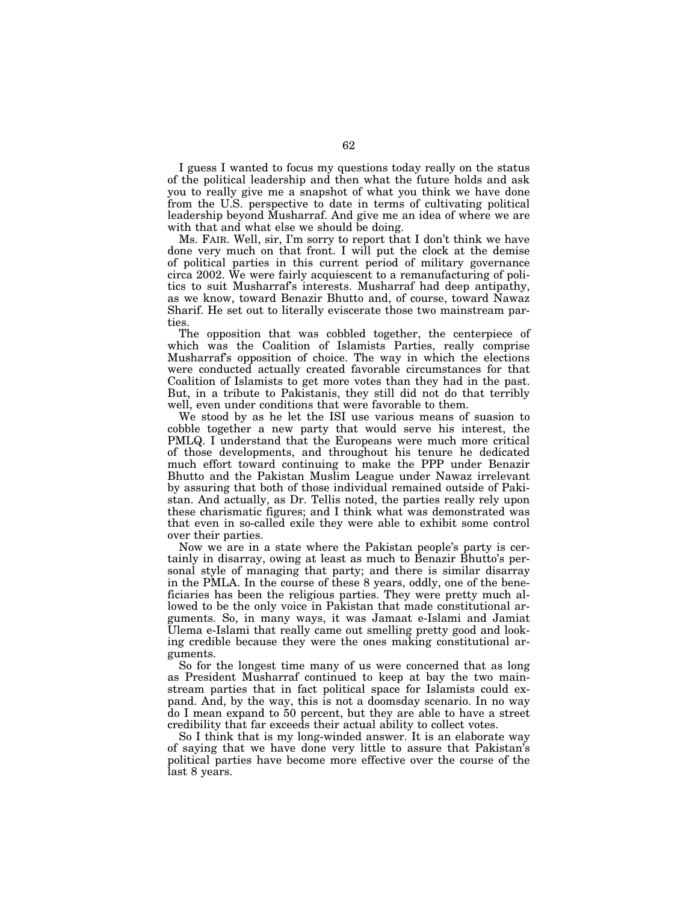I guess I wanted to focus my questions today really on the status of the political leadership and then what the future holds and ask you to really give me a snapshot of what you think we have done from the U.S. perspective to date in terms of cultivating political leadership beyond Musharraf. And give me an idea of where we are with that and what else we should be doing.

Ms. FAIR. Well, sir, I'm sorry to report that I don't think we have done very much on that front. I will put the clock at the demise of political parties in this current period of military governance circa 2002. We were fairly acquiescent to a remanufacturing of politics to suit Musharraf's interests. Musharraf had deep antipathy, as we know, toward Benazir Bhutto and, of course, toward Nawaz Sharif. He set out to literally eviscerate those two mainstream parties.

The opposition that was cobbled together, the centerpiece of which was the Coalition of Islamists Parties, really comprise Musharraf's opposition of choice. The way in which the elections were conducted actually created favorable circumstances for that Coalition of Islamists to get more votes than they had in the past. But, in a tribute to Pakistanis, they still did not do that terribly well, even under conditions that were favorable to them.

We stood by as he let the ISI use various means of suasion to cobble together a new party that would serve his interest, the PMLQ. I understand that the Europeans were much more critical of those developments, and throughout his tenure he dedicated much effort toward continuing to make the PPP under Benazir Bhutto and the Pakistan Muslim League under Nawaz irrelevant by assuring that both of those individual remained outside of Pakistan. And actually, as Dr. Tellis noted, the parties really rely upon these charismatic figures; and I think what was demonstrated was that even in so-called exile they were able to exhibit some control over their parties.

Now we are in a state where the Pakistan people's party is certainly in disarray, owing at least as much to Benazir Bhutto's personal style of managing that party; and there is similar disarray in the PMLA. In the course of these 8 years, oddly, one of the beneficiaries has been the religious parties. They were pretty much allowed to be the only voice in Pakistan that made constitutional arguments. So, in many ways, it was Jamaat e-Islami and Jamiat Ulema e-Islami that really came out smelling pretty good and looking credible because they were the ones making constitutional arguments.

So for the longest time many of us were concerned that as long as President Musharraf continued to keep at bay the two mainstream parties that in fact political space for Islamists could expand. And, by the way, this is not a doomsday scenario. In no way do I mean expand to 50 percent, but they are able to have a street credibility that far exceeds their actual ability to collect votes.

So I think that is my long-winded answer. It is an elaborate way of saying that we have done very little to assure that Pakistan's political parties have become more effective over the course of the last 8 years.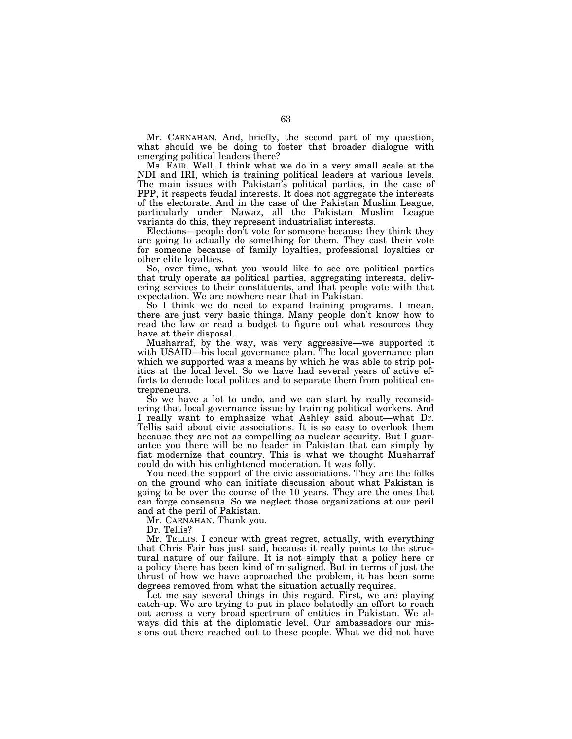Mr. CARNAHAN. And, briefly, the second part of my question, what should we be doing to foster that broader dialogue with emerging political leaders there?

Ms. FAIR. Well, I think what we do in a very small scale at the NDI and IRI, which is training political leaders at various levels. The main issues with Pakistan's political parties, in the case of PPP, it respects feudal interests. It does not aggregate the interests of the electorate. And in the case of the Pakistan Muslim League, particularly under Nawaz, all the Pakistan Muslim League variants do this, they represent industrialist interests.

Elections—people don't vote for someone because they think they are going to actually do something for them. They cast their vote for someone because of family loyalties, professional loyalties or other elite loyalties.

So, over time, what you would like to see are political parties that truly operate as political parties, aggregating interests, delivering services to their constituents, and that people vote with that expectation. We are nowhere near that in Pakistan.

So I think we do need to expand training programs. I mean, there are just very basic things. Many people don't know how to read the law or read a budget to figure out what resources they have at their disposal.

Musharraf, by the way, was very aggressive—we supported it with USAID—his local governance plan. The local governance plan which we supported was a means by which he was able to strip politics at the local level. So we have had several years of active efforts to denude local politics and to separate them from political entrepreneurs.

So we have a lot to undo, and we can start by really reconsidering that local governance issue by training political workers. And I really want to emphasize what Ashley said about—what Dr. Tellis said about civic associations. It is so easy to overlook them because they are not as compelling as nuclear security. But I guarantee you there will be no leader in Pakistan that can simply by fiat modernize that country. This is what we thought Musharraf could do with his enlightened moderation. It was folly.

You need the support of the civic associations. They are the folks on the ground who can initiate discussion about what Pakistan is going to be over the course of the 10 years. They are the ones that can forge consensus. So we neglect those organizations at our peril and at the peril of Pakistan.

Mr. CARNAHAN. Thank you.

Dr. Tellis?

Mr. TELLIS. I concur with great regret, actually, with everything that Chris Fair has just said, because it really points to the structural nature of our failure. It is not simply that a policy here or a policy there has been kind of misaligned. But in terms of just the thrust of how we have approached the problem, it has been some degrees removed from what the situation actually requires.

Let me say several things in this regard. First, we are playing catch-up. We are trying to put in place belatedly an effort to reach out across a very broad spectrum of entities in Pakistan. We always did this at the diplomatic level. Our ambassadors our missions out there reached out to these people. What we did not have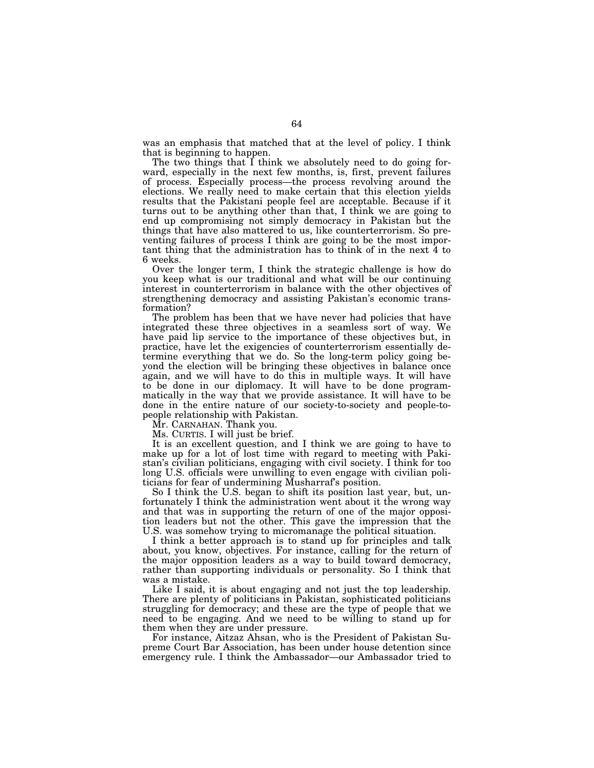was an emphasis that matched that at the level of policy. I think that is beginning to happen.

The two things that I think we absolutely need to do going forward, especially in the next few months, is, first, prevent failures of process. Especially process—the process revolving around the elections. We really need to make certain that this election yields results that the Pakistani people feel are acceptable. Because if it turns out to be anything other than that, I think we are going to end up compromising not simply democracy in Pakistan but the things that have also mattered to us, like counterterrorism. So preventing failures of process I think are going to be the most important thing that the administration has to think of in the next 4 to 6 weeks.

Over the longer term, I think the strategic challenge is how do you keep what is our traditional and what will be our continuing interest in counterterrorism in balance with the other objectives of strengthening democracy and assisting Pakistan's economic transformation?

The problem has been that we have never had policies that have integrated these three objectives in a seamless sort of way. We have paid lip service to the importance of these objectives but, in practice, have let the exigencies of counterterrorism essentially determine everything that we do. So the long-term policy going beyond the election will be bringing these objectives in balance once again, and we will have to do this in multiple ways. It will have to be done in our diplomacy. It will have to be done programmatically in the way that we provide assistance. It will have to be done in the entire nature of our society-to-society and people-to-people relationship with Pakistan.

Mr. CARNAHAN. Thank you.

Ms. CURTIS. I will just be brief.

It is an excellent question, and I think we are going to have to make up for a lot of lost time with regard to meeting with Pakistan's civilian politicians, engaging with civil society. I think for too long U.S. officials were unwilling to even engage with civilian politicians for fear of undermining Musharraf's position.

So I think the U.S. began to shift its position last year, but, unfortunately I think the administration went about it the wrong way and that was in supporting the return of one of the major opposition leaders but not the other. This gave the impression that the U.S. was somehow trying to micromanage the political situation.

I think a better approach is to stand up for principles and talk about, you know, objectives. For instance, calling for the return of the major opposition leaders as a way to build toward democracy, rather than supporting individuals or personality. So I think that was a mistake.

Like I said, it is about engaging and not just the top leadership. There are plenty of politicians in Pakistan, sophisticated politicians struggling for democracy; and these are the type of people that we need to be engaging. And we need to be willing to stand up for them when they are under pressure.

For instance, Aitzaz Ahsan, who is the President of Pakistan Supreme Court Bar Association, has been under house detention since emergency rule. I think the Ambassador—our Ambassador tried to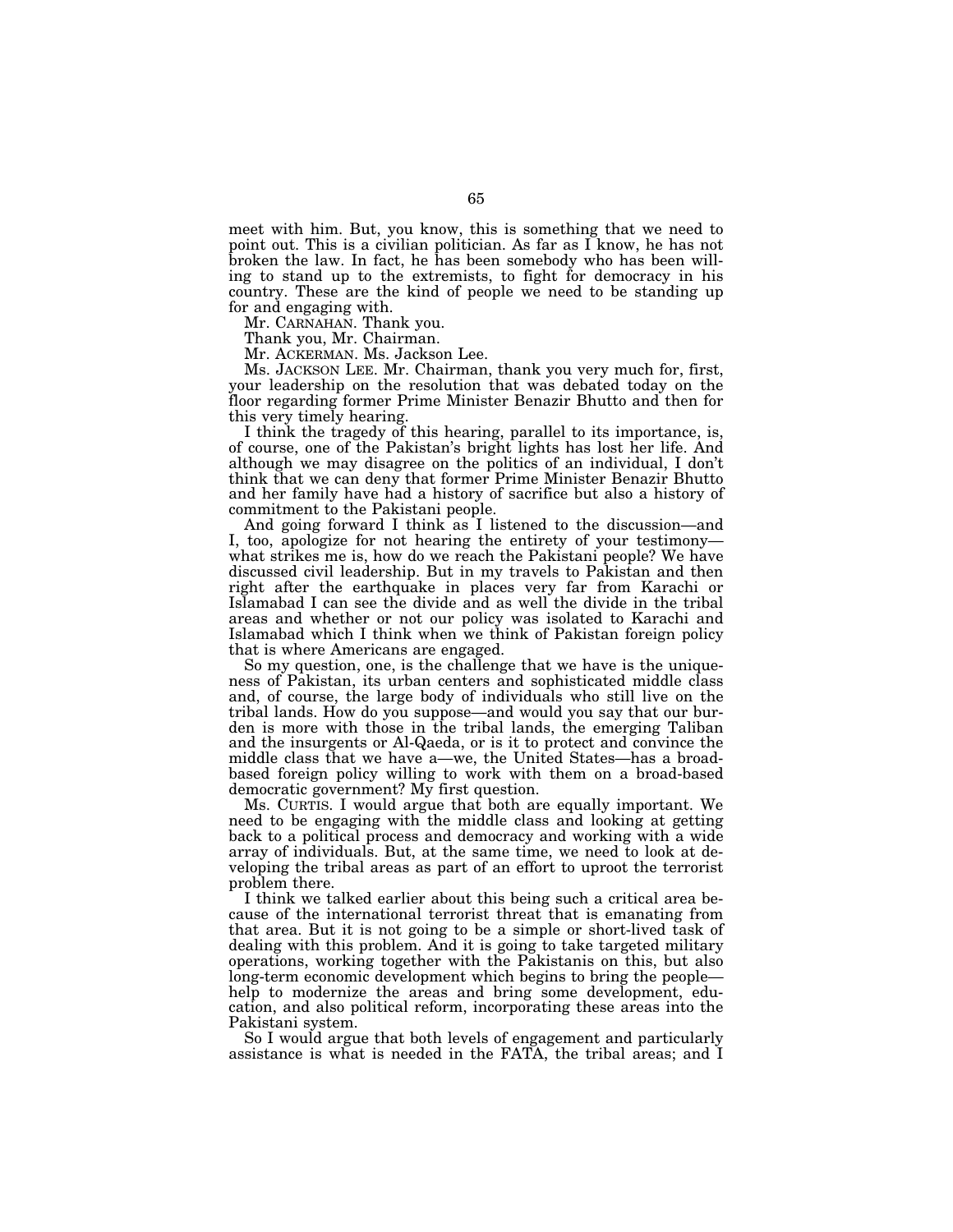meet with him. But, you know, this is something that we need to point out. This is a civilian politician. As far as I know, he has not broken the law. In fact, he has been somebody who has been willing to stand up to the extremists, to fight for democracy in his country. These are the kind of people we need to be standing up for and engaging with.

Mr. CARNAHAN. Thank you.

Thank you, Mr. Chairman.

Mr. ACKERMAN. Ms. Jackson Lee.

Ms. JACKSON LEE. Mr. Chairman, thank you very much for, first, your leadership on the resolution that was debated today on the floor regarding former Prime Minister Benazir Bhutto and then for this very timely hearing.

I think the tragedy of this hearing, parallel to its importance, is, of course, one of the Pakistan's bright lights has lost her life. And although we may disagree on the politics of an individual, I don't think that we can deny that former Prime Minister Benazir Bhutto and her family have had a history of sacrifice but also a history of commitment to the Pakistani people.

And going forward I think as I listened to the discussion—and I, too, apologize for not hearing the entirety of your testimony—what strikes me is, how do we reach the Pakistani people? We have discussed civil leadership. But in my travels to Pakistan and then right after the earthquake in places very far from Karachi or Islamabad I can see the divide and as well the divide in the tribal areas and whether or not our policy was isolated to Karachi and Islamabad which I think when we think of Pakistan foreign policy that is where Americans are engaged.

So my question, one, is the challenge that we have is the uniqueness of Pakistan, its urban centers and sophisticated middle class and, of course, the large body of individuals who still live on the tribal lands. How do you suppose—and would you say that our burden is more with those in the tribal lands, the emerging Taliban and the insurgents or Al-Qaeda, or is it to protect and convince the middle class that we have a—we, the United States—has a broad-based foreign policy willing to work with them on a broad-based democratic government? My first question.

Ms. CURTIS. I would argue that both are equally important. We need to be engaging with the middle class and looking at getting back to a political process and democracy and working with a wide array of individuals. But, at the same time, we need to look at developing the tribal areas as part of an effort to uproot the terrorist problem there.

I think we talked earlier about this being such a critical area because of the international terrorist threat that is emanating from that area. But it is not going to be a simple or short-lived task of dealing with this problem. And it is going to take targeted military operations, working together with the Pakistanis on this, but also long-term economic development which begins to bring the people—help to modernize the areas and bring some development, education, and also political reform, incorporating these areas into the Pakistani system.

So I would argue that both levels of engagement and particularly assistance is what is needed in the FATA, the tribal areas; and I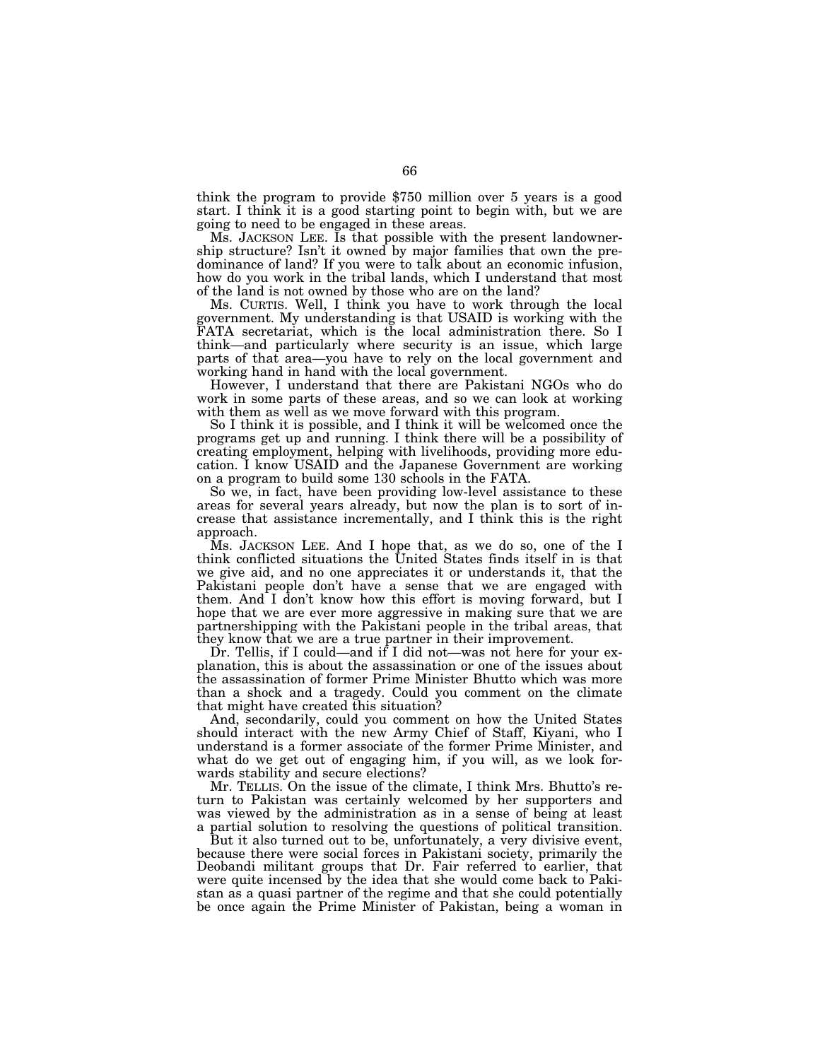think the program to provide $750 million over 5 years is a good start. I think it is a good starting point to begin with, but we are going to need to be engaged in these areas.

Ms. JACKSON LEE. Is that possible with the present landownership structure? Isn't it owned by major families that own the predominance of land? If you were to talk about an economic infusion, how do you work in the tribal lands, which I understand that most of the land is not owned by those who are on the land?

Ms. CURTIS. Well, I think you have to work through the local government. My understanding is that USAID is working with the FATA secretariat, which is the local administration there. So I think—and particularly where security is an issue, which large parts of that area—you have to rely on the local government and working hand in hand with the local government.

However, I understand that there are Pakistani NGOs who do work in some parts of these areas, and so we can look at working with them as well as we move forward with this program.

So I think it is possible, and I think it will be welcomed once the programs get up and running. I think there will be a possibility of creating employment, helping with livelihoods, providing more education. I know USAID and the Japanese Government are working on a program to build some 130 schools in the FATA.

So we, in fact, have been providing low-level assistance to these areas for several years already, but now the plan is to sort of increase that assistance incrementally, and I think this is the right approach.

Ms. JACKSON LEE. And I hope that, as we do so, one of the I think conflicted situations the United States finds itself in is that we give aid, and no one appreciates it or understands it, that the Pakistani people don't have a sense that we are engaged with them. And I don't know how this effort is moving forward, but I hope that we are ever more aggressive in making sure that we are partnershipping with the Pakistani people in the tribal areas, that they know that we are a true partner in their improvement.

Dr. Tellis, if I could—and if I did not—was not here for your explanation, this is about the assassination or one of the issues about the assassination of former Prime Minister Bhutto which was more than a shock and a tragedy. Could you comment on the climate that might have created this situation?

And, secondarily, could you comment on how the United States should interact with the new Army Chief of Staff, Kiyani, who I understand is a former associate of the former Prime Minister, and what do we get out of engaging him, if you will, as we look forwards stability and secure elections?

Mr. TELLIS. On the issue of the climate, I think Mrs. Bhutto's return to Pakistan was certainly welcomed by her supporters and was viewed by the administration as in a sense of being at least a partial solution to resolving the questions of political transition.

But it also turned out to be, unfortunately, a very divisive event, because there were social forces in Pakistani society, primarily the Deobandi militant groups that Dr. Fair referred to earlier, that were quite incensed by the idea that she would come back to Pakistan as a quasi partner of the regime and that she could potentially be once again the Prime Minister of Pakistan, being a woman in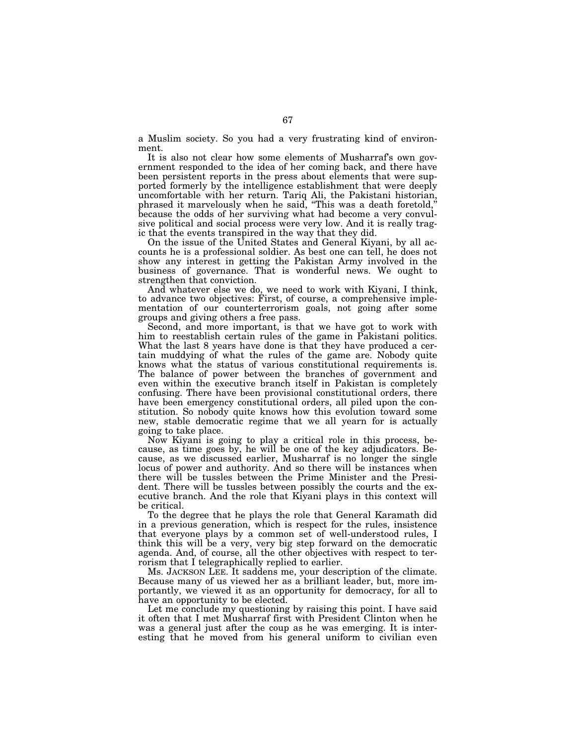a Muslim society. So you had a very frustrating kind of environment.

It is also not clear how some elements of Musharraf's own government responded to the idea of her coming back, and there have been persistent reports in the press about elements that were supported formerly by the intelligence establishment that were deeply uncomfortable with her return. Tariq Ali, the Pakistani historian, phrased it marvelously when he said, "This was a death foretold," because the odds of her surviving what had become a very convulsive political and social process were very low. And it is really tragic that the events transpired in the way that they did.

On the issue of the United States and General Kiyani, by all accounts he is a professional soldier. As best one can tell, he does not show any interest in getting the Pakistan Army involved in the business of governance. That is wonderful news. We ought to strengthen that conviction.

And whatever else we do, we need to work with Kiyani, I think, to advance two objectives: First, of course, a comprehensive implementation of our counterterrorism goals, not going after some groups and giving others a free pass.

Second, and more important, is that we have got to work with him to reestablish certain rules of the game in Pakistani politics. What the last 8 years have done is that they have produced a certain muddying of what the rules of the game are. Nobody quite knows what the status of various constitutional requirements is. The balance of power between the branches of government and even within the executive branch itself in Pakistan is completely confusing. There have been provisional constitutional orders, there have been emergency constitutional orders, all piled upon the constitution. So nobody quite knows how this evolution toward some new, stable democratic regime that we all yearn for is actually going to take place.

Now Kiyani is going to play a critical role in this process, because, as time goes by, he will be one of the key adjudicators. Because, as we discussed earlier, Musharraf is no longer the single locus of power and authority. And so there will be instances when there will be tussles between the Prime Minister and the President. There will be tussles between possibly the courts and the executive branch. And the role that Kiyani plays in this context will be critical.

To the degree that he plays the role that General Karamath did in a previous generation, which is respect for the rules, insistence that everyone plays by a common set of well-understood rules, I think this will be a very, very big step forward on the democratic agenda. And, of course, all the other objectives with respect to terrorism that I telegraphically replied to earlier.

Ms. JACKSON LEE. It saddens me, your description of the climate. Because many of us viewed her as a brilliant leader, but, more importantly, we viewed it as an opportunity for democracy, for all to have an opportunity to be elected.

Let me conclude my questioning by raising this point. I have said it often that I met Musharraf first with President Clinton when he was a general just after the coup as he was emerging. It is interesting that he moved from his general uniform to civilian even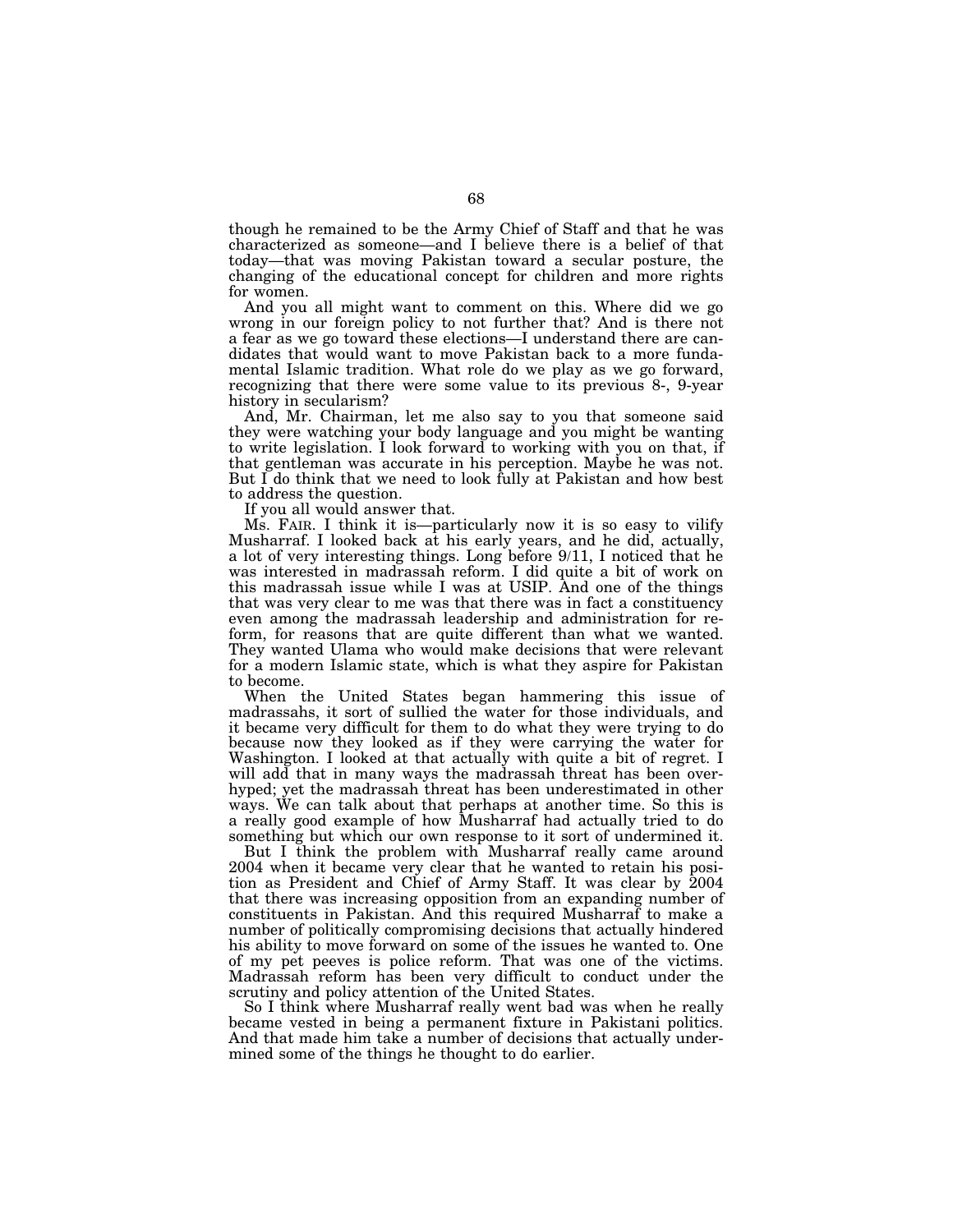though he remained to be the Army Chief of Staff and that he was characterized as someone—and I believe there is a belief of that today—that was moving Pakistan toward a secular posture, the changing of the educational concept for children and more rights for women.

And you all might want to comment on this. Where did we go wrong in our foreign policy to not further that? And is there not a fear as we go toward these elections—I understand there are candidates that would want to move Pakistan back to a more fundamental Islamic tradition. What role do we play as we go forward, recognizing that there were some value to its previous 8-, 9-year history in secularism?

And, Mr. Chairman, let me also say to you that someone said they were watching your body language and you might be wanting to write legislation. I look forward to working with you on that, if that gentleman was accurate in his perception. Maybe he was not. But I do think that we need to look fully at Pakistan and how best to address the question.

If you all would answer that.

Ms. FAIR. I think it is—particularly now it is so easy to vilify Musharraf. I looked back at his early years, and he did, actually, a lot of very interesting things. Long before 9/11, I noticed that he was interested in madrassah reform. I did quite a bit of work on this madrassah issue while I was at USIP. And one of the things that was very clear to me was that there was in fact a constituency even among the madrassah leadership and administration for reform, for reasons that are quite different than what we wanted. They wanted Ulama who would make decisions that were relevant for a modern Islamic state, which is what they aspire for Pakistan to become.

When the United States began hammering this issue of madrassahs, it sort of sullied the water for those individuals, and it became very difficult for them to do what they were trying to do because now they looked as if they were carrying the water for Washington. I looked at that actually with quite a bit of regret. I will add that in many ways the madrassah threat has been overhyped; yet the madrassah threat has been underestimated in other ways. We can talk about that perhaps at another time. So this is a really good example of how Musharraf had actually tried to do something but which our own response to it sort of undermined it.

But I think the problem with Musharraf really came around 2004 when it became very clear that he wanted to retain his position as President and Chief of Army Staff. It was clear by 2004 that there was increasing opposition from an expanding number of constituents in Pakistan. And this required Musharraf to make a number of politically compromising decisions that actually hindered his ability to move forward on some of the issues he wanted to. One of my pet peeves is police reform. That was one of the victims. Madrassah reform has been very difficult to conduct under the scrutiny and policy attention of the United States.

So I think where Musharraf really went bad was when he really became vested in being a permanent fixture in Pakistani politics. And that made him take a number of decisions that actually undermined some of the things he thought to do earlier.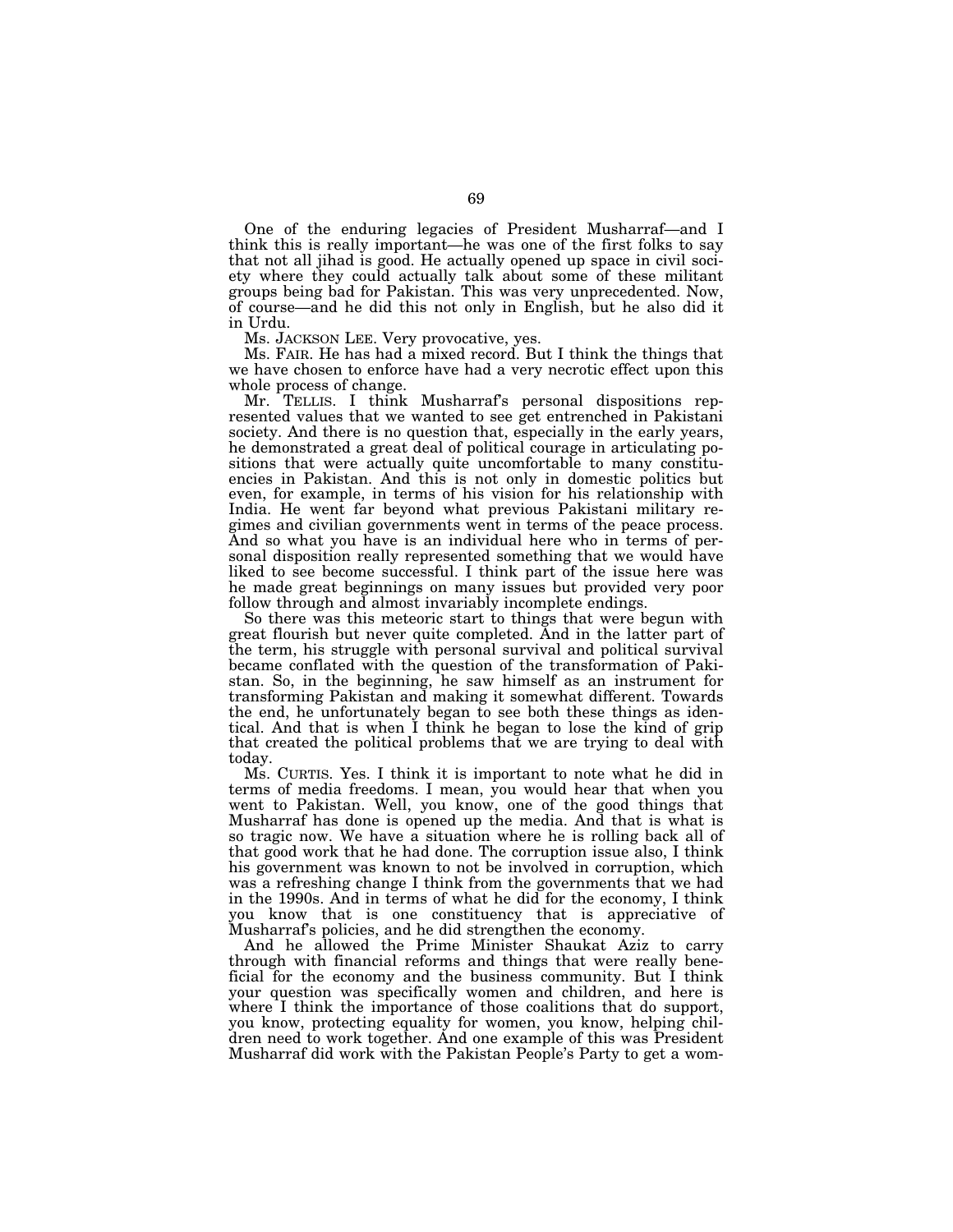One of the enduring legacies of President Musharraf—and I think this is really important—he was one of the first folks to say that not all jihad is good. He actually opened up space in civil society where they could actually talk about some of these militant groups being bad for Pakistan. This was very unprecedented. Now, of course—and he did this not only in English, but he also did it in Urdu.

Ms. JACKSON LEE. Very provocative, yes.

Ms. FAIR. He has had a mixed record. But I think the things that we have chosen to enforce have had a very necrotic effect upon this whole process of change.

Mr. TELLIS. I think Musharraf's personal dispositions represented values that we wanted to see get entrenched in Pakistani society. And there is no question that, especially in the early years, he demonstrated a great deal of political courage in articulating positions that were actually quite uncomfortable to many constituencies in Pakistan. And this is not only in domestic politics but even, for example, in terms of his vision for his relationship with India. He went far beyond what previous Pakistani military regimes and civilian governments went in terms of the peace process. And so what you have is an individual here who in terms of personal disposition really represented something that we would have liked to see become successful. I think part of the issue here was he made great beginnings on many issues but provided very poor follow through and almost invariably incomplete endings.

So there was this meteoric start to things that were begun with great flourish but never quite completed. And in the latter part of the term, his struggle with personal survival and political survival became conflated with the question of the transformation of Pakistan. So, in the beginning, he saw himself as an instrument for transforming Pakistan and making it somewhat different. Towards the end, he unfortunately began to see both these things as identical. And that is when I think he began to lose the kind of grip that created the political problems that we are trying to deal with today.

Ms. CURTIS. Yes. I think it is important to note what he did in terms of media freedoms. I mean, you would hear that when you went to Pakistan. Well, you know, one of the good things that Musharraf has done is opened up the media. And that is what is so tragic now. We have a situation where he is rolling back all of that good work that he had done. The corruption issue also, I think his government was known to not be involved in corruption, which was a refreshing change I think from the governments that we had in the 1990s. And in terms of what he did for the economy, I think you know that is one constituency that is appreciative of Musharraf's policies, and he did strengthen the economy.

And he allowed the Prime Minister Shaukat Aziz to carry through with financial reforms and things that were really beneficial for the economy and the business community. But I think your question was specifically women and children, and here is where I think the importance of those coalitions that do support, you know, protecting equality for women, you know, helping children need to work together. And one example of this was President Musharraf did work with the Pakistan People's Party to get a wom-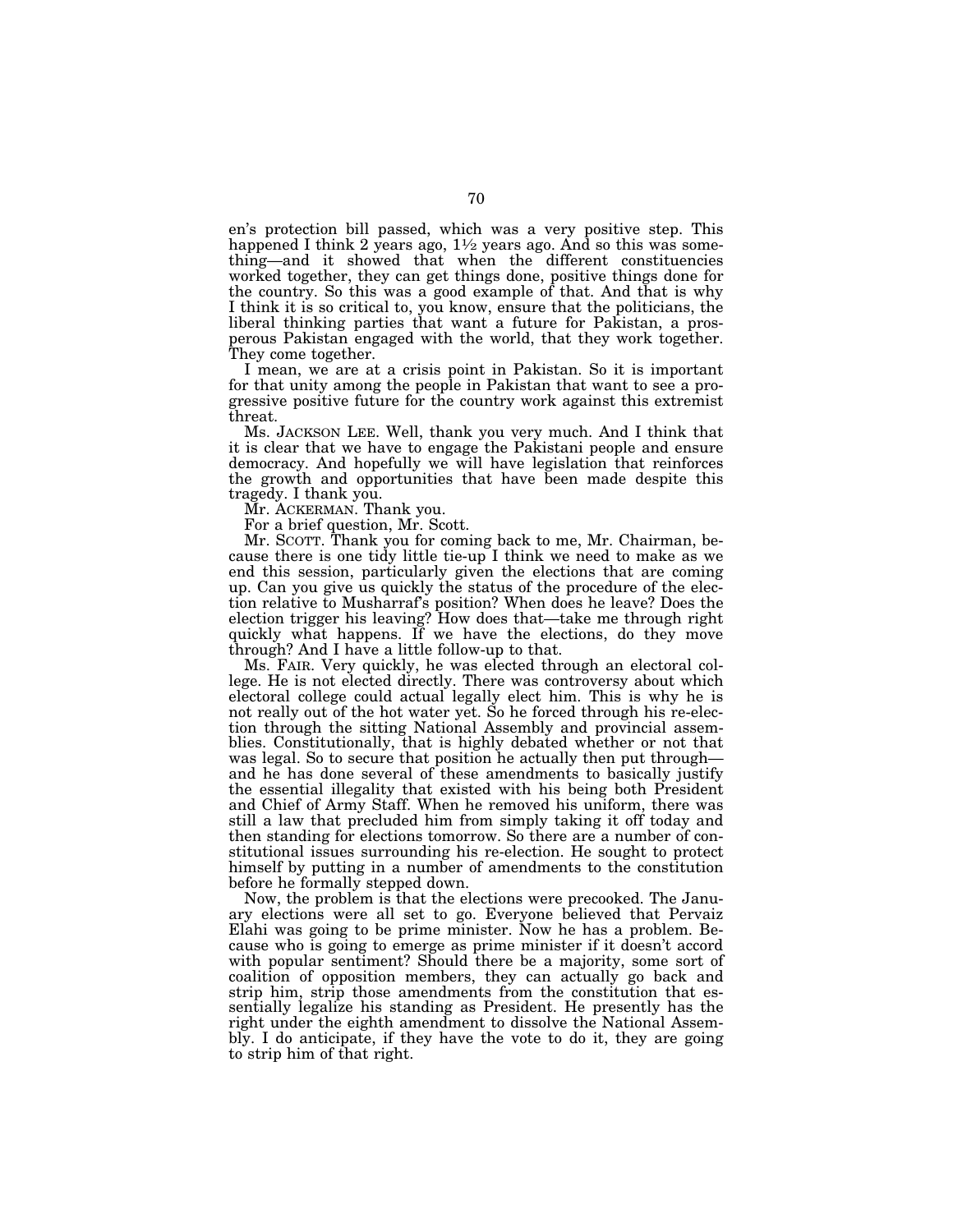en's protection bill passed, which was a very positive step. This happened I think 2 years ago, 1½ years ago. And so this was something—and it showed that when the different constituencies worked together, they can get things done, positive things done for the country. So this was a good example of that. And that is why I think it is so critical to, you know, ensure that the politicians, the liberal thinking parties that want a future for Pakistan, a prosperous Pakistan engaged with the world, that they work together. They come together.

I mean, we are at a crisis point in Pakistan. So it is important for that unity among the people in Pakistan that want to see a progressive positive future for the country work against this extremist threat.

Ms. JACKSON LEE. Well, thank you very much. And I think that it is clear that we have to engage the Pakistani people and ensure democracy. And hopefully we will have legislation that reinforces the growth and opportunities that have been made despite this tragedy. I thank you.

Mr. ACKERMAN. Thank you.

For a brief question, Mr. Scott.

Mr. SCOTT. Thank you for coming back to me, Mr. Chairman, because there is one tidy little tie-up I think we need to make as we end this session, particularly given the elections that are coming up. Can you give us quickly the status of the procedure of the election relative to Musharraf's position? When does he leave? Does the election trigger his leaving? How does that—take me through right quickly what happens. If we have the elections, do they move through? And I have a little follow-up to that.

Ms. FAIR. Very quickly, he was elected through an electoral college. He is not elected directly. There was controversy about which electoral college could actual legally elect him. This is why he is not really out of the hot water yet. So he forced through his re-election through the sitting National Assembly and provincial assemblies. Constitutionally, that is highly debated whether or not that was legal. So to secure that position he actually then put through—and he has done several of these amendments to basically justify the essential illegality that existed with his being both President and Chief of Army Staff. When he removed his uniform, there was still a law that precluded him from simply taking it off today and then standing for elections tomorrow. So there are a number of constitutional issues surrounding his re-election. He sought to protect himself by putting in a number of amendments to the constitution before he formally stepped down.

Now, the problem is that the elections were precooked. The January elections were all set to go. Everyone believed that Pervaiz Elahi was going to be prime minister. Now he has a problem. Because who is going to emerge as prime minister if it doesn't accord with popular sentiment? Should there be a majority, some sort of coalition of opposition members, they can actually go back and strip him, strip those amendments from the constitution that essentially legalize his standing as President. He presently has the right under the eighth amendment to dissolve the National Assembly. I do anticipate, if they have the vote to do it, they are going to strip him of that right.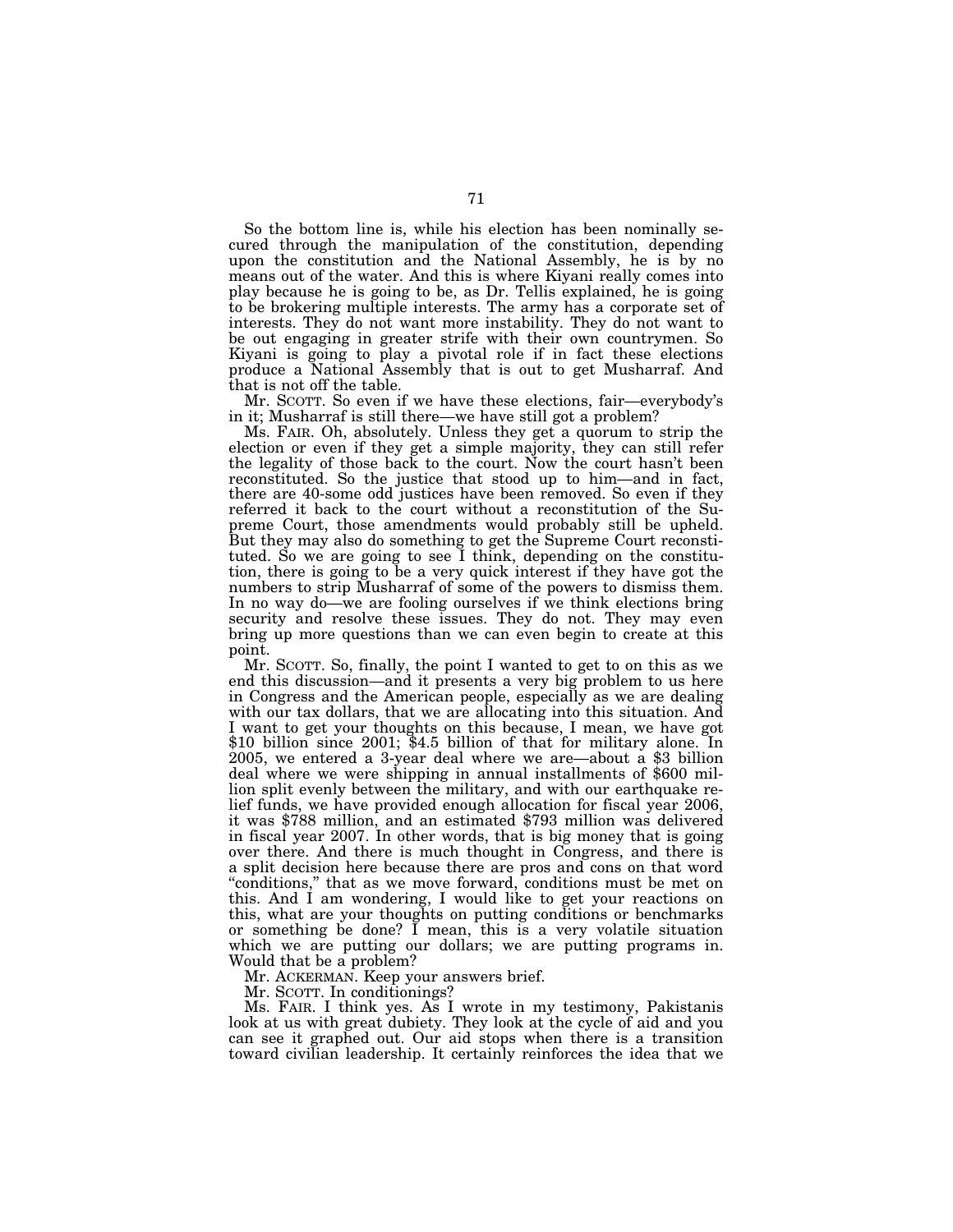So the bottom line is, while his election has been nominally secured through the manipulation of the constitution, depending upon the constitution and the National Assembly, he is by no means out of the water. And this is where Kiyani really comes into play because he is going to be, as Dr. Tellis explained, he is going to be brokering multiple interests. The army has a corporate set of interests. They do not want more instability. They do not want to be out engaging in greater strife with their own countrymen. So Kiyani is going to play a pivotal role if in fact these elections produce a National Assembly that is out to get Musharraf. And that is not off the table.

Mr. SCOTT. So even if we have these elections, fair—everybody's in it; Musharraf is still there—we have still got a problem?

Ms. FAIR. Oh, absolutely. Unless they get a quorum to strip the election or even if they get a simple majority, they can still refer the legality of those back to the court. Now the court hasn't been reconstituted. So the justice that stood up to him—and in fact, there are 40-some odd justices have been removed. So even if they referred it back to the court without a reconstitution of the Supreme Court, those amendments would probably still be upheld. But they may also do something to get the Supreme Court reconstituted. So we are going to see I think, depending on the constitution, there is going to be a very quick interest if they have got the numbers to strip Musharraf of some of the powers to dismiss them. In no way do—we are fooling ourselves if we think elections bring security and resolve these issues. They do not. They may even bring up more questions than we can even begin to create at this point.

Mr. SCOTT. So, finally, the point I wanted to get to on this as we end this discussion—and it presents a very big problem to us here in Congress and the American people, especially as we are dealing with our tax dollars, that we are allocating into this situation. And I want to get your thoughts on this because, I mean, we have got $10 billion since 2001; $4.5 billion of that for military alone. In 2005, we entered a 3-year deal where we are—about a $3 billion deal where we were shipping in annual installments of $600 million split evenly between the military, and with our earthquake relief funds, we have provided enough allocation for fiscal year 2006, it was $788 million, and an estimated $793 million was delivered in fiscal year 2007. In other words, that is big money that is going over there. And there is much thought in Congress, and there is a split decision here because there are pros and cons on that word "conditions," that as we move forward, conditions must be met on this. And I am wondering, I would like to get your reactions on this, what are your thoughts on putting conditions or benchmarks or something be done? I mean, this is a very volatile situation which we are putting our dollars; we are putting programs in. Would that be a problem?

Mr. ACKERMAN. Keep your answers brief.

Mr. SCOTT. In conditionings?

Ms. FAIR. I think yes. As I wrote in my testimony, Pakistanis look at us with great dubiety. They look at the cycle of aid and you can see it graphed out. Our aid stops when there is a transition toward civilian leadership. It certainly reinforces the idea that we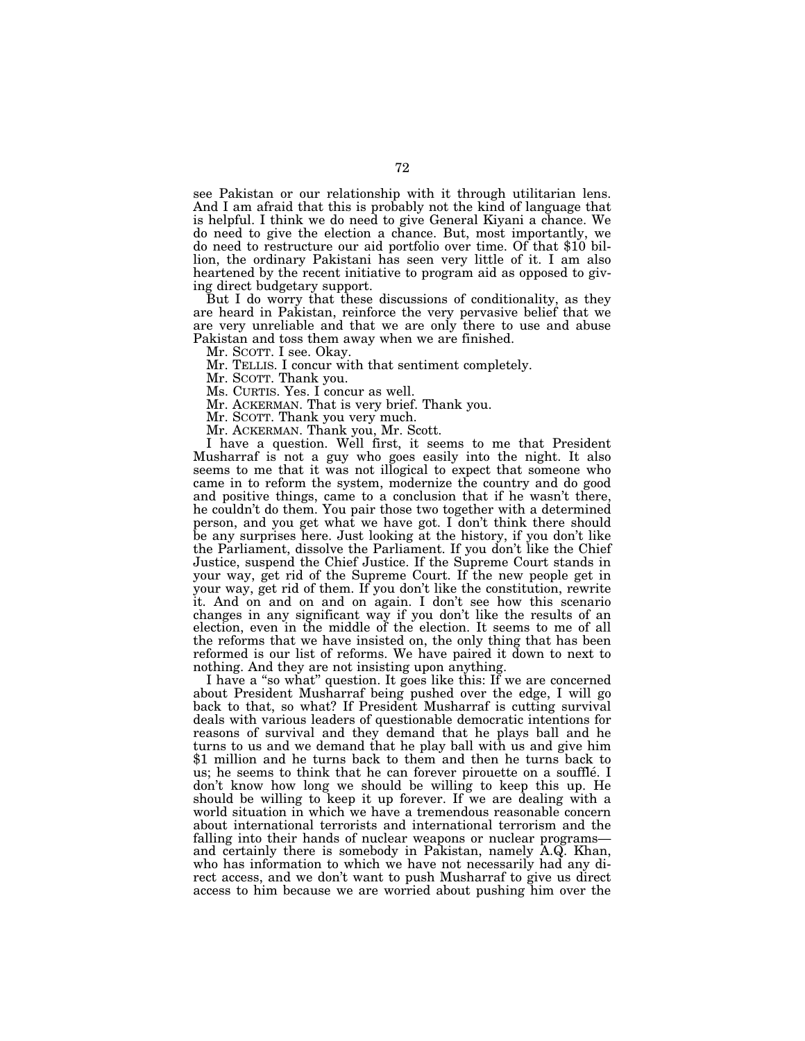see Pakistan or our relationship with it through utilitarian lens. And I am afraid that this is probably not the kind of language that is helpful. I think we do need to give General Kiyani a chance. We do need to give the election a chance. But, most importantly, we do need to restructure our aid portfolio over time. Of that $10 billion, the ordinary Pakistani has seen very little of it. I am also heartened by the recent initiative to program aid as opposed to giving direct budgetary support.

But I do worry that these discussions of conditionality, as they are heard in Pakistan, reinforce the very pervasive belief that we are very unreliable and that we are only there to use and abuse Pakistan and toss them away when we are finished.

Mr. SCOTT. I see. Okay.

Mr. TELLIS. I concur with that sentiment completely.

Mr. SCOTT. Thank you.

Ms. CURTIS. Yes. I concur as well.

Mr. ACKERMAN. That is very brief. Thank you.

Mr. SCOTT. Thank you very much.

Mr. ACKERMAN. Thank you, Mr. Scott.

I have a question. Well first, it seems to me that President Musharraf is not a guy who goes easily into the night. It also seems to me that it was not illogical to expect that someone who came in to reform the system, modernize the country and do good and positive things, came to a conclusion that if he wasn't there, he couldn't do them. You pair those two together with a determined person, and you get what we have got. I don't think there should be any surprises here. Just looking at the history, if you don't like the Parliament, dissolve the Parliament. If you don't like the Chief Justice, suspend the Chief Justice. If the Supreme Court stands in your way, get rid of the Supreme Court. If the new people get in your way, get rid of them. If you don't like the constitution, rewrite it. And on and on and on again. I don't see how this scenario changes in any significant way if you don't like the results of an election, even in the middle of the election. It seems to me of all the reforms that we have insisted on, the only thing that has been reformed is our list of reforms. We have paired it down to next to nothing. And they are not insisting upon anything.

I have a "so what" question. It goes like this: If we are concerned about President Musharraf being pushed over the edge, I will go back to that, so what? If President Musharraf is cutting survival deals with various leaders of questionable democratic intentions for reasons of survival and they demand that he plays ball and he turns to us and we demand that he play ball with us and give him $1 million and he turns back to them and then he turns back to us; he seems to think that he can forever pirouette on a soufflé. I don't know how long we should be willing to keep this up. He should be willing to keep it up forever. If we are dealing with a world situation in which we have a tremendous reasonable concern about international terrorists and international terrorism and the falling into their hands of nuclear weapons or nuclear programs— and certainly there is somebody in Pakistan, namely A.Q. Khan, who has information to which we have not necessarily had any direct access, and we don't want to push Musharraf to give us direct access to him because we are worried about pushing him over the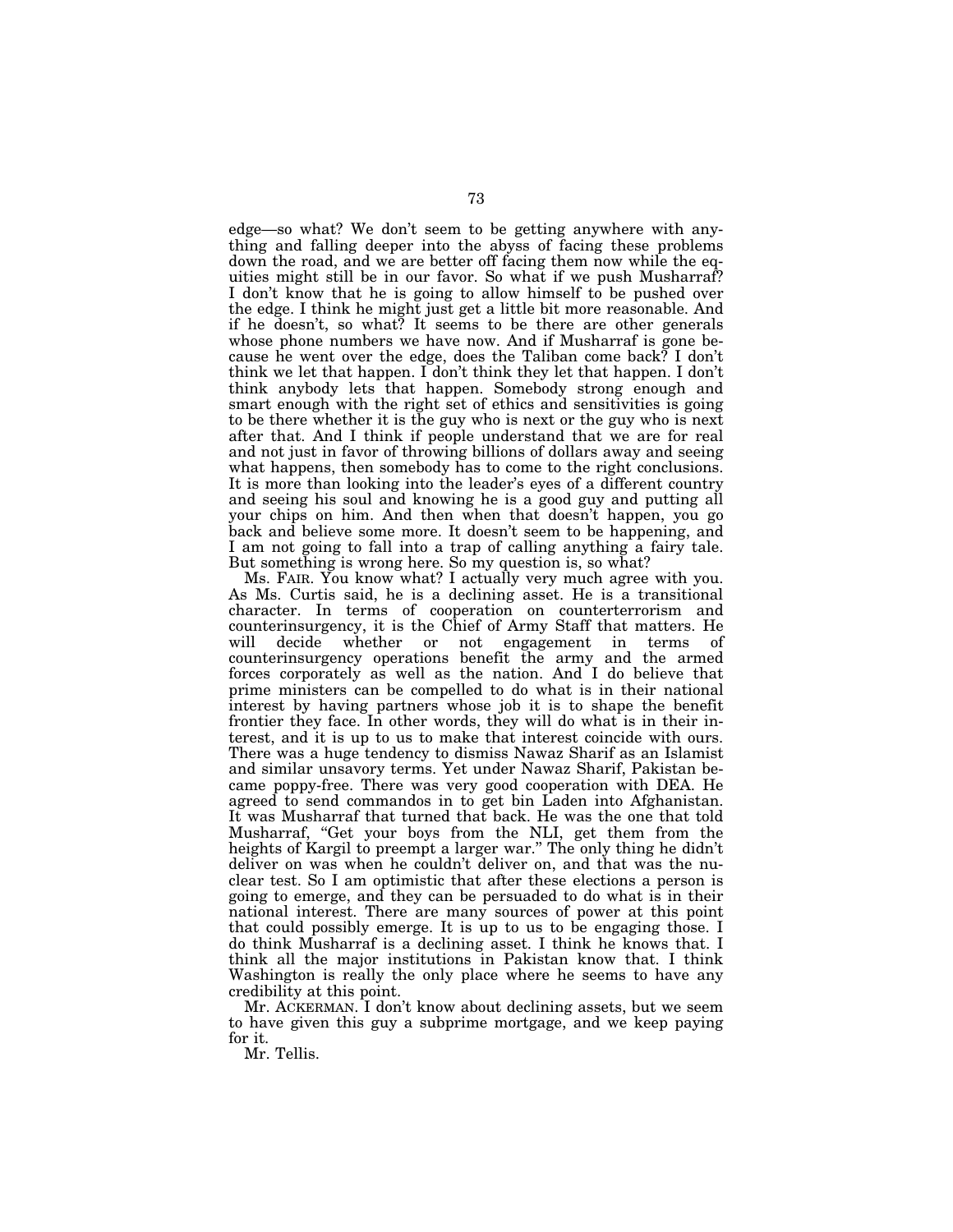edge—so what? We don't seem to be getting anywhere with anything and falling deeper into the abyss of facing these problems down the road, and we are better off facing them now while the equities might still be in our favor. So what if we push Musharraf? I don't know that he is going to allow himself to be pushed over the edge. I think he might just get a little bit more reasonable. And if he doesn't, so what? It seems to be there are other generals whose phone numbers we have now. And if Musharraf is gone because he went over the edge, does the Taliban come back? I don't think we let that happen. I don't think they let that happen. I don't think anybody lets that happen. Somebody strong enough and smart enough with the right set of ethics and sensitivities is going to be there whether it is the guy who is next or the guy who is next after that. And I think if people understand that we are for real and not just in favor of throwing billions of dollars away and seeing what happens, then somebody has to come to the right conclusions. It is more than looking into the leader's eyes of a different country and seeing his soul and knowing he is a good guy and putting all your chips on him. And then when that doesn't happen, you go back and believe some more. It doesn't seem to be happening, and I am not going to fall into a trap of calling anything a fairy tale. But something is wrong here. So my question is, so what?

Ms. FAIR. You know what? I actually very much agree with you. As Ms. Curtis said, he is a declining asset. He is a transitional character. In terms of cooperation on counterterrorism and counterinsurgency, it is the Chief of Army Staff that matters. He will decide whether or not engagement in terms of counterinsurgency operations benefit the army and the armed forces corporately as well as the nation. And I do believe that prime ministers can be compelled to do what is in their national interest by having partners whose job it is to shape the benefit frontier they face. In other words, they will do what is in their interest, and it is up to us to make that interest coincide with ours. There was a huge tendency to dismiss Nawaz Sharif as an Islamist and similar unsavory terms. Yet under Nawaz Sharif, Pakistan became poppy-free. There was very good cooperation with DEA. He agreed to send commandos in to get bin Laden into Afghanistan. It was Musharraf that turned that back. He was the one that told Musharraf, "Get your boys from the NLI, get them from the heights of Kargil to preempt a larger war." The only thing he didn't deliver on was when he couldn't deliver on, and that was the nuclear test. So I am optimistic that after these elections a person is going to emerge, and they can be persuaded to do what is in their national interest. There are many sources of power at this point that could possibly emerge. It is up to us to be engaging those. I do think Musharraf is a declining asset. I think he knows that. I think all the major institutions in Pakistan know that. I think Washington is really the only place where he seems to have any credibility at this point.

Mr. ACKERMAN. I don't know about declining assets, but we seem to have given this guy a subprime mortgage, and we keep paying for it.

Mr. Tellis.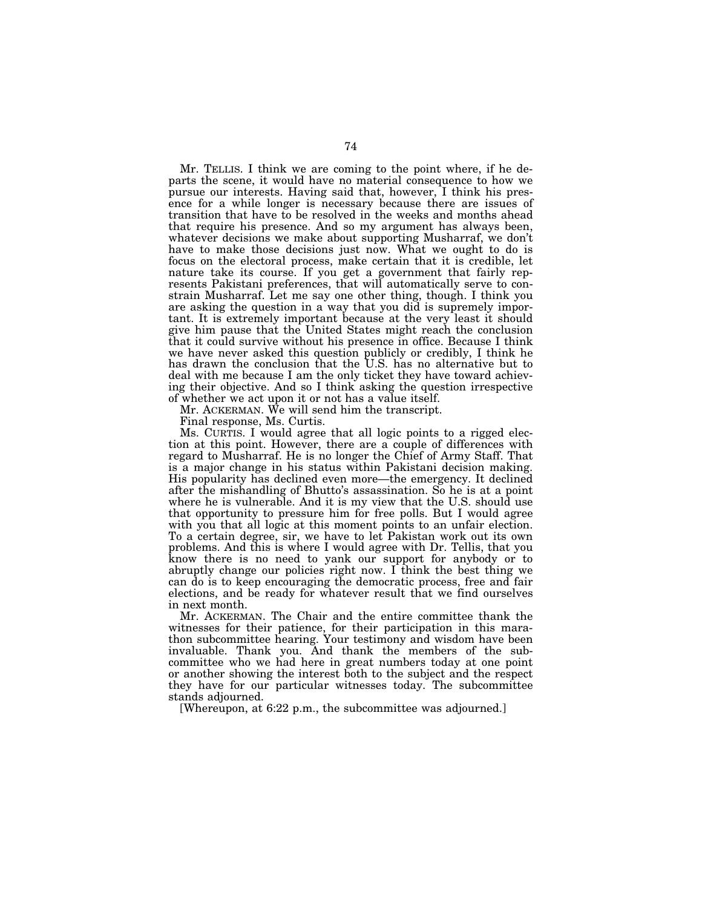Mr. TELLIS. I think we are coming to the point where, if he departs the scene, it would have no material consequence to how we pursue our interests. Having said that, however, I think his presence for a while longer is necessary because there are issues of transition that have to be resolved in the weeks and months ahead that require his presence. And so my argument has always been, whatever decisions we make about supporting Musharraf, we don't have to make those decisions just now. What we ought to do is focus on the electoral process, make certain that it is credible, let nature take its course. If you get a government that fairly represents Pakistani preferences, that will automatically serve to constrain Musharraf. Let me say one other thing, though. I think you are asking the question in a way that you did is supremely important. It is extremely important because at the very least it should give him pause that the United States might reach the conclusion that it could survive without his presence in office. Because I think we have never asked this question publicly or credibly, I think he has drawn the conclusion that the U.S. has no alternative but to deal with me because I am the only ticket they have toward achieving their objective. And so I think asking the question irrespective of whether we act upon it or not has a value itself.

Mr. ACKERMAN. We will send him the transcript.

Final response, Ms. Curtis.

Ms. CURTIS. I would agree that all logic points to a rigged election at this point. However, there are a couple of differences with regard to Musharraf. He is no longer the Chief of Army Staff. That is a major change in his status within Pakistani decision making. His popularity has declined even more—the emergency. It declined after the mishandling of Bhutto's assassination. So he is at a point where he is vulnerable. And it is my view that the U.S. should use that opportunity to pressure him for free polls. But I would agree with you that all logic at this moment points to an unfair election. To a certain degree, sir, we have to let Pakistan work out its own problems. And this is where I would agree with Dr. Tellis, that you know there is no need to yank our support for anybody or to abruptly change our policies right now. I think the best thing we can do is to keep encouraging the democratic process, free and fair elections, and be ready for whatever result that we find ourselves in next month.

Mr. ACKERMAN. The Chair and the entire committee thank the witnesses for their patience, for their participation in this marathon subcommittee hearing. Your testimony and wisdom have been invaluable. Thank you. And thank the members of the subcommittee who we had here in great numbers today at one point or another showing the interest both to the subject and the respect they have for our particular witnesses today. The subcommittee stands adjourned.

[Whereupon, at 6:22 p.m., the subcommittee was adjourned.]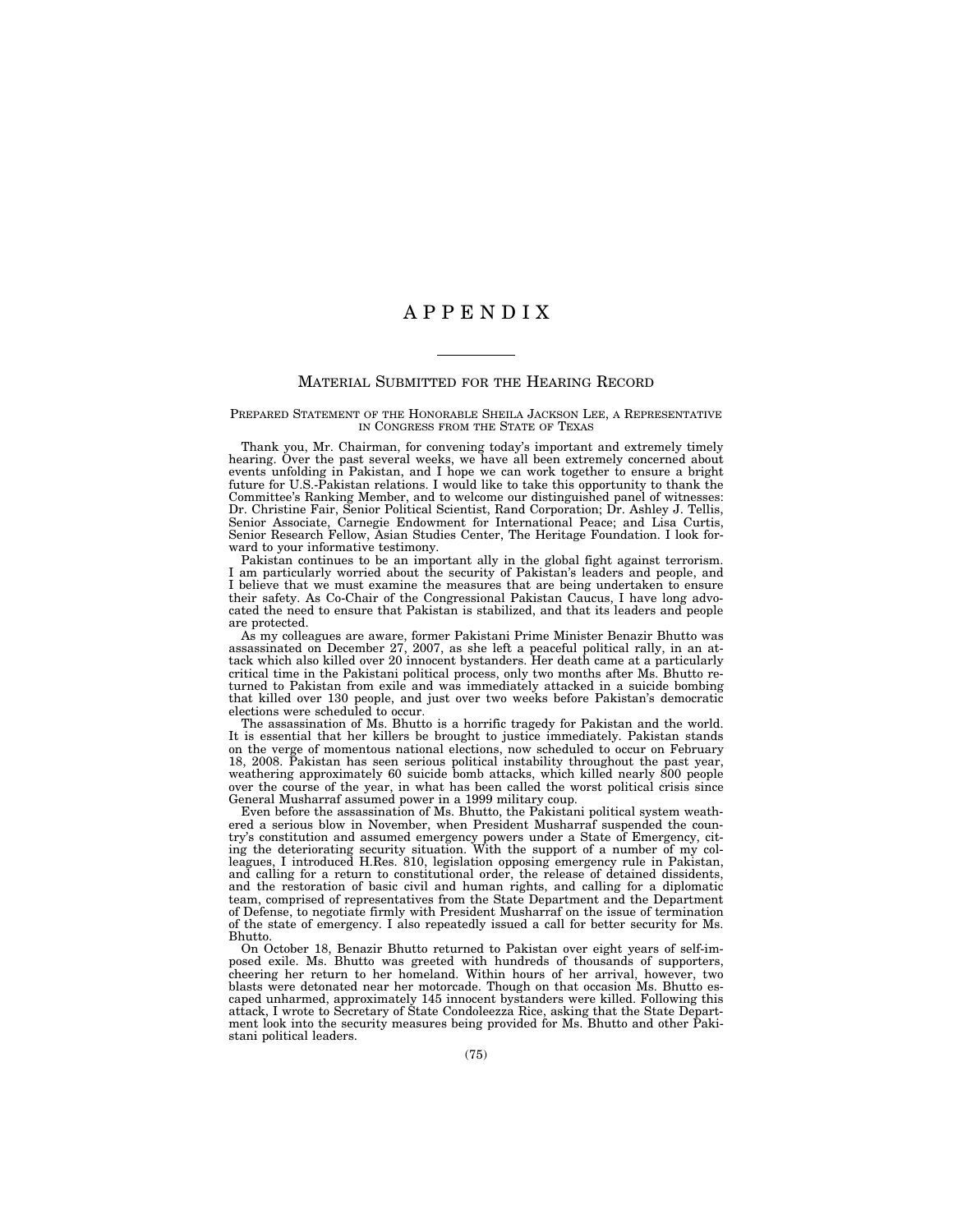# APPENDIX

## MATERIAL SUBMITTED FOR THE HEARING RECORD

### PREPARED STATEMENT OF THE HONORABLE SHEILA JACKSON LEE, A REPRESENTATIVE IN CONGRESS FROM THE STATE OF TEXAS

Thank you, Mr. Chairman, for convening today's important and extremely timely hearing. Over the past several weeks, we have all been extremely concerned about events unfolding in Pakistan, and I hope we can work together to ensure a bright future for U.S.-Pakistan relations. I would like to take this opportunity to thank the Committee's Ranking Member, and to welcome our distinguished panel of witnesses: Dr. Christine Fair, Senior Political Scientist, Rand Corporation; Dr. Ashley J. Tellis, Senior Associate, Carnegie Endowment for International Peace; and Lisa Curtis, Senior Research Fellow, Asian Studies Center, The Heritage Foundation. I look forward to your informative testimony.

Pakistan continues to be an important ally in the global fight against terrorism. I am particularly worried about the security of Pakistan's leaders and people, and I believe that we must examine the measures that are being undertaken to ensure their safety. As Co-Chair of the Congressional Pakistan Caucus, I have long advocated the need to ensure that Pakistan is stabilized, and that its leaders and people are protected.

As my colleagues are aware, former Pakistani Prime Minister Benazir Bhutto was assassinated on December 27, 2007, as she left a peaceful political rally, in an attack which also killed over 20 innocent bystanders. Her death came at a particularly critical time in the Pakistani political process, only two months after Ms. Bhutto returned to Pakistan from exile and was immediately attacked in a suicide bombing that killed over 130 people, and just over two weeks before Pakistan's democratic elections were scheduled to occur.

The assassination of Ms. Bhutto is a horrific tragedy for Pakistan and the world. It is essential that her killers be brought to justice immediately. Pakistan stands on the verge of momentous national elections, now scheduled to occur on February 18, 2008. Pakistan has seen serious political instability throughout the past year, weathering approximately 60 suicide bomb attacks, which killed nearly 800 people over the course of the year, in what has been called the worst political crisis since General Musharraf assumed power in a 1999 military coup.

Even before the assassination of Ms. Bhutto, the Pakistani political system weathered a serious blow in November, when President Musharraf suspended the country's constitution and assumed emergency powers under a State of Emergency, citing the deteriorating security situation. With the support of a number of my colleagues, I introduced H.Res. 810, legislation opposing emergency rule in Pakistan, and calling for a return to constitutional order, the release of detained dissidents, and the restoration of basic civil and human rights, and calling for a diplomatic team, comprised of representatives from the State Department and the Department of Defense, to negotiate firmly with President Musharraf on the issue of termination of the state of emergency. I also repeatedly issued a call for better security for Ms. Bhutto.

On October 18, Benazir Bhutto returned to Pakistan over eight years of self-imposed exile. Ms. Bhutto was greeted with hundreds of thousands of supporters, cheering her return to her homeland. Within hours of her arrival, however, two blasts were detonated near her motorcade. Though on that occasion Ms. Bhutto escaped unharmed, approximately 145 innocent bystanders were killed. Following this attack, I wrote to Secretary of State Condoleezza Rice, asking that the State Department look into the security measures being provided for Ms. Bhutto and other Pakistani political leaders.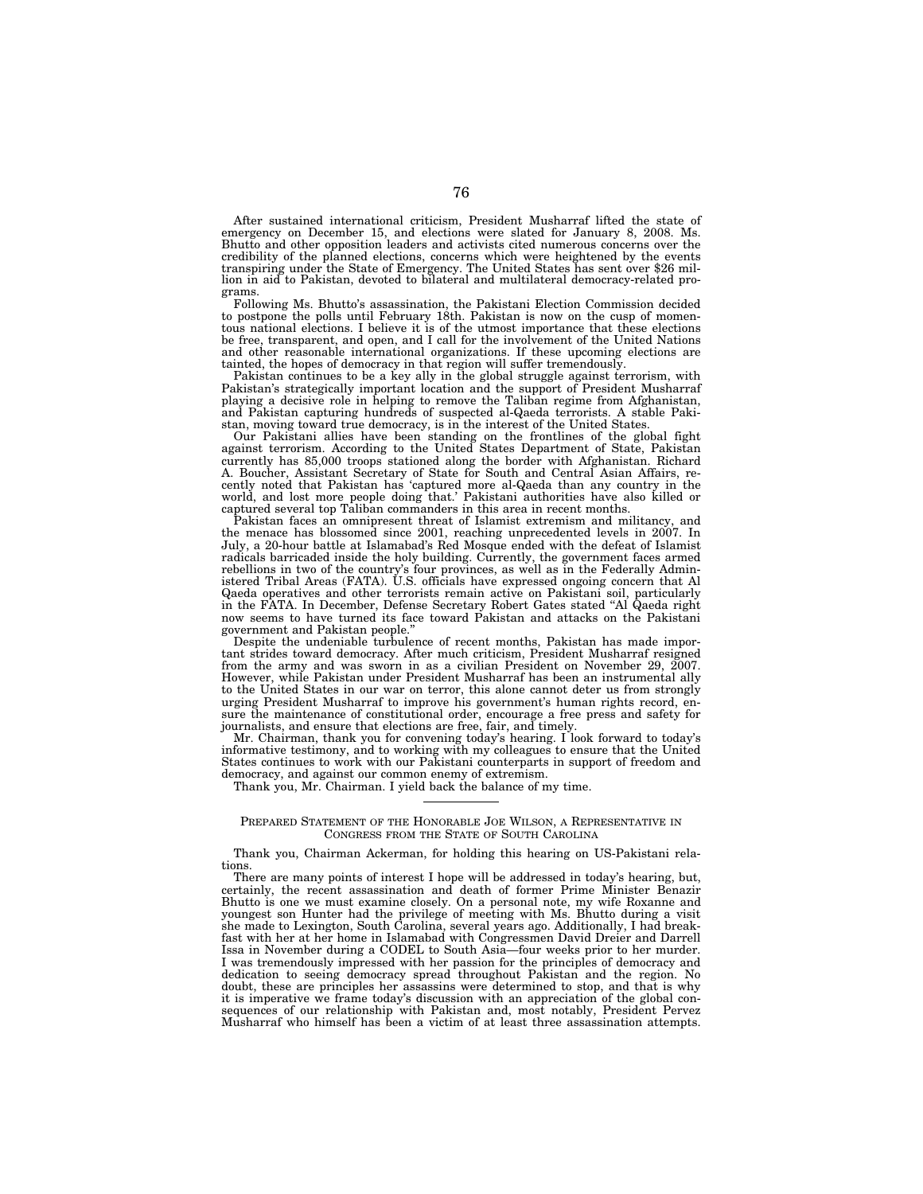After sustained international criticism, President Musharraf lifted the state of emergency on December 15, and elections were slated for January 8, 2008. Ms. Bhutto and other opposition leaders and activists cited numerous concerns over the credibility of the planned elections, concerns which were heightened by the events transpiring under the State of Emergency. The United States has sent over $26 million in aid to Pakistan, devoted to bilateral and multilateral democracy-related programs.

Following Ms. Bhutto's assassination, the Pakistani Election Commission decided to postpone the polls until February 18th. Pakistan is now on the cusp of momentous national elections. I believe it is of the utmost importance that these elections be free, transparent, and open, and I call for the involvement of the United Nations and other reasonable international organizations. If these upcoming elections are tainted, the hopes of democracy in that region will suffer tremendously.

Pakistan continues to be a key ally in the global struggle against terrorism, with Pakistan's strategically important location and the support of President Musharraf playing a decisive role in helping to remove the Taliban regime from Afghanistan, and Pakistan capturing hundreds of suspected al-Qaeda terrorists. A stable Pakistan, moving toward true democracy, is in the interest of the United States.

Our Pakistani allies have been standing on the frontlines of the global fight against terrorism. According to the United States Department of State, Pakistan currently has 85,000 troops stationed along the border with Afghanistan. Richard A. Boucher, Assistant Secretary of State for South and Central Asian Affairs, recently noted that Pakistan has 'captured more al-Qaeda than any country in the world, and lost more people doing that.' Pakistani authorities have also killed or captured several top Taliban commanders in this area in recent months.

Pakistan faces an omnipresent threat of Islamist extremism and militancy, and the menace has blossomed since 2001, reaching unprecedented levels in 2007. In July, a 20-hour battle at Islamabad's Red Mosque ended with the defeat of Islamist radicals barricaded inside the holy building. Currently, the government faces armed rebellions in two of the country's four provinces, as well as in the Federally Administered Tribal Areas (FATA). U.S. officials have expressed ongoing concern that Al Qaeda operatives and other terrorists remain active on Pakistani soil, particularly in the FATA. In December, Defense Secretary Robert Gates stated "Al Qaeda right now seems to have turned its face toward Pakistan and attacks on the Pakistani government and Pakistan people."

Despite the undeniable turbulence of recent months, Pakistan has made important strides toward democracy. After much criticism, President Musharraf resigned from the army and was sworn in as a civilian President on November 29, 2007. However, while Pakistan under President Musharraf has been an instrumental ally to the United States in our war on terror, this alone cannot deter us from strongly urging President Musharraf to improve his government's human rights record, ensure the maintenance of constitutional order, encourage a free press and safety for journalists, and ensure that elections are free, fair, and timely.

Mr. Chairman, thank you for convening today's hearing. I look forward to today's informative testimony, and to working with my colleagues to ensure that the United States continues to work with our Pakistani counterparts in support of freedom and democracy, and against our common enemy of extremism.

Thank you, Mr. Chairman. I yield back the balance of my time.

---

PREPARED STATEMENT OF THE HONORABLE JOE WILSON, A REPRESENTATIVE IN CONGRESS FROM THE STATE OF SOUTH CAROLINA

Thank you, Chairman Ackerman, for holding this hearing on US-Pakistani relations.

There are many points of interest I hope will be addressed in today's hearing, but, certainly, the recent assassination and death of former Prime Minister Benazir Bhutto is one we must examine closely. On a personal note, my wife Roxanne and youngest son Hunter had the privilege of meeting with Ms. Bhutto during a visit she made to Lexington, South Carolina, several years ago. Additionally, I had breakfast with her at her home in Islamabad with Congressmen David Dreier and Darrell Issa in November during a CODEL to South Asia—four weeks prior to her murder. I was tremendously impressed with her passion for the principles of democracy and dedication to seeing democracy spread throughout Pakistan and the region. No doubt, these are principles her assassins were determined to stop, and that is why it is imperative we frame today's discussion with an appreciation of the global consequences of our relationship with Pakistan and, most notably, President Pervez Musharraf who himself has been a victim of at least three assassination attempts.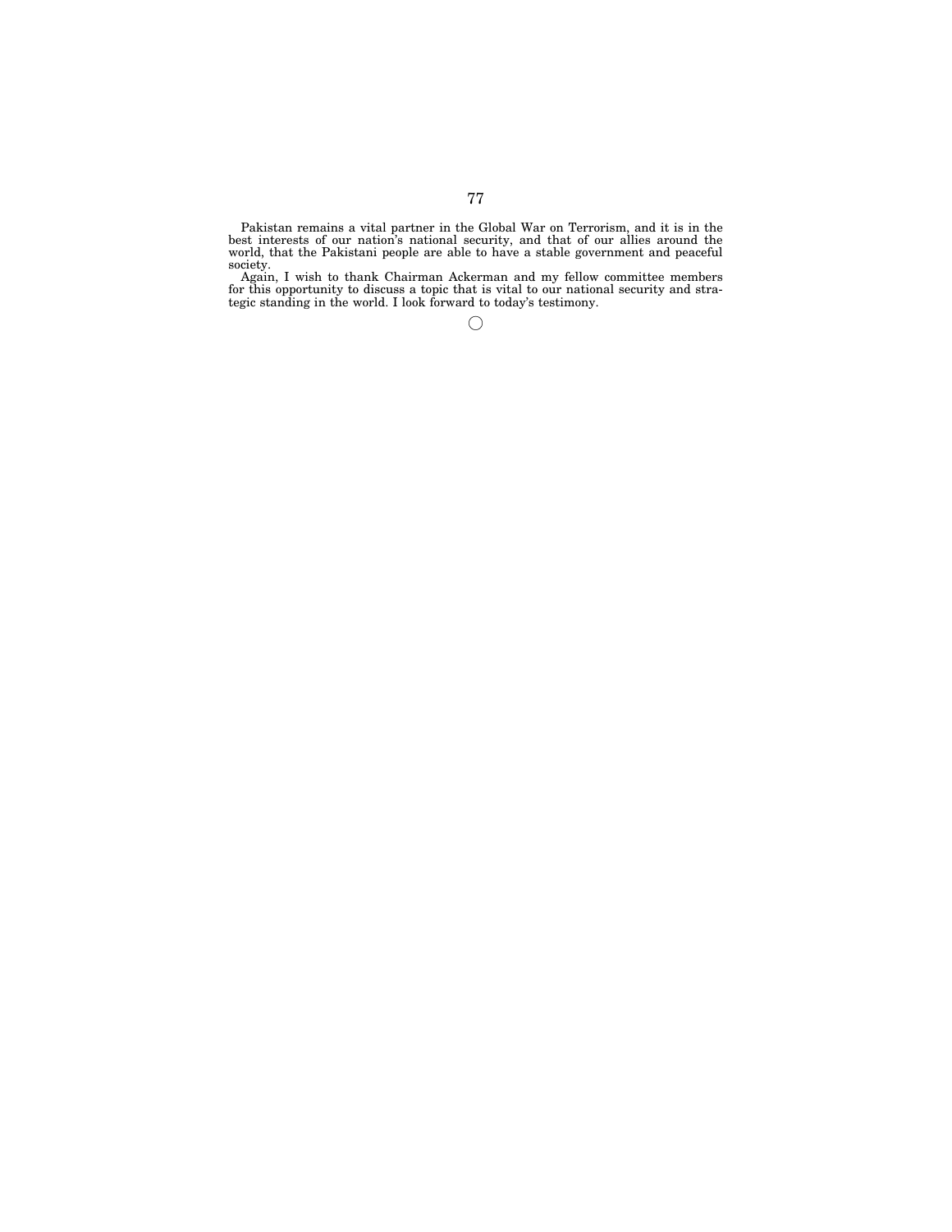Pakistan remains a vital partner in the Global War on Terrorism, and it is in the best interests of our nation's national security, and that of our allies around the world, that the Pakistani people are able to have a stable government and peaceful society.

Again, I wish to thank Chairman Ackerman and my fellow committee members for this opportunity to discuss a topic that is vital to our national security and strategic standing in the world. I look forward to today's testimony.